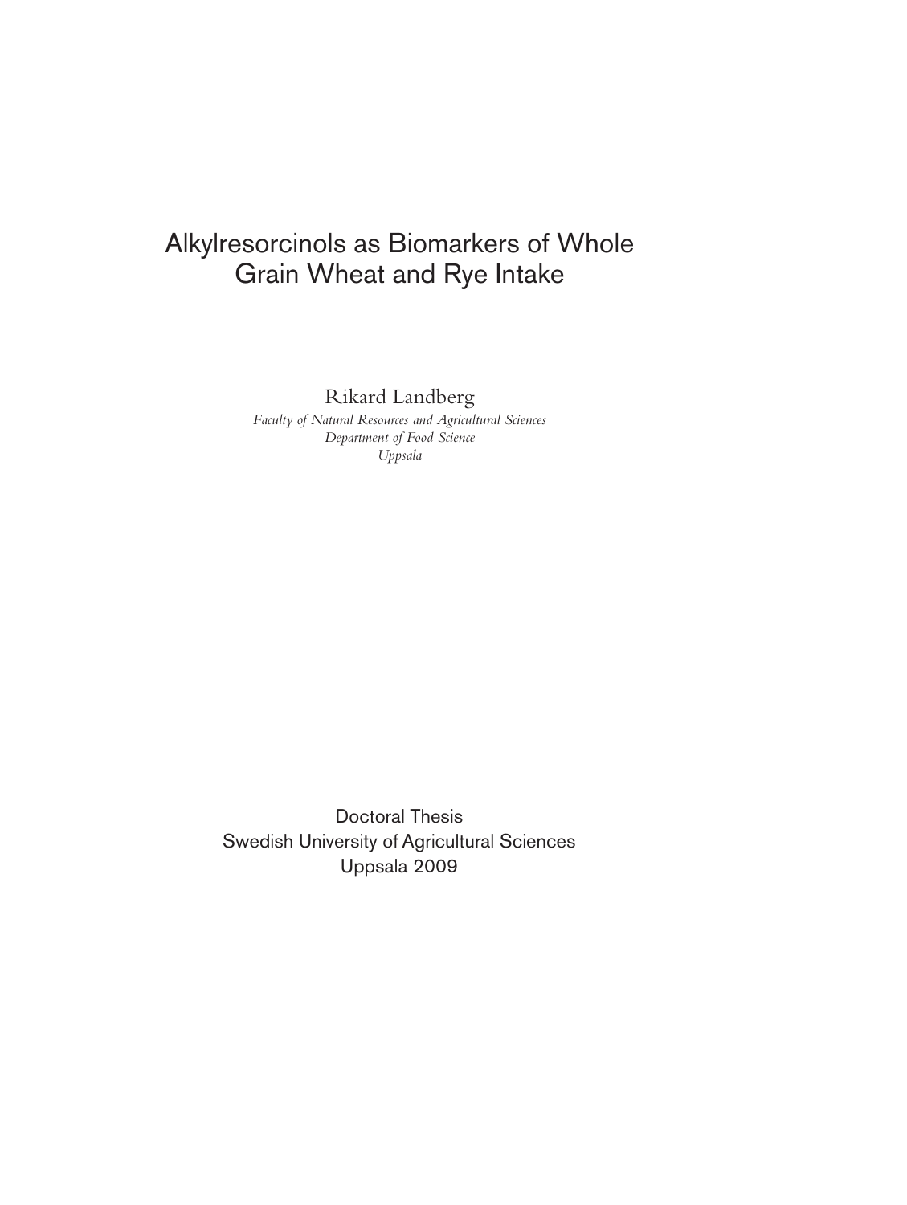# Alkylresorcinols as Biomarkers of Whole Grain Wheat and Rye Intake

Rikard Landberg

*Faculty of Natural Resources and Agricultural Sciences*
*Department of Food Science*
*Uppsala*

Doctoral Thesis
Swedish University of Agricultural Sciences
Uppsala 2009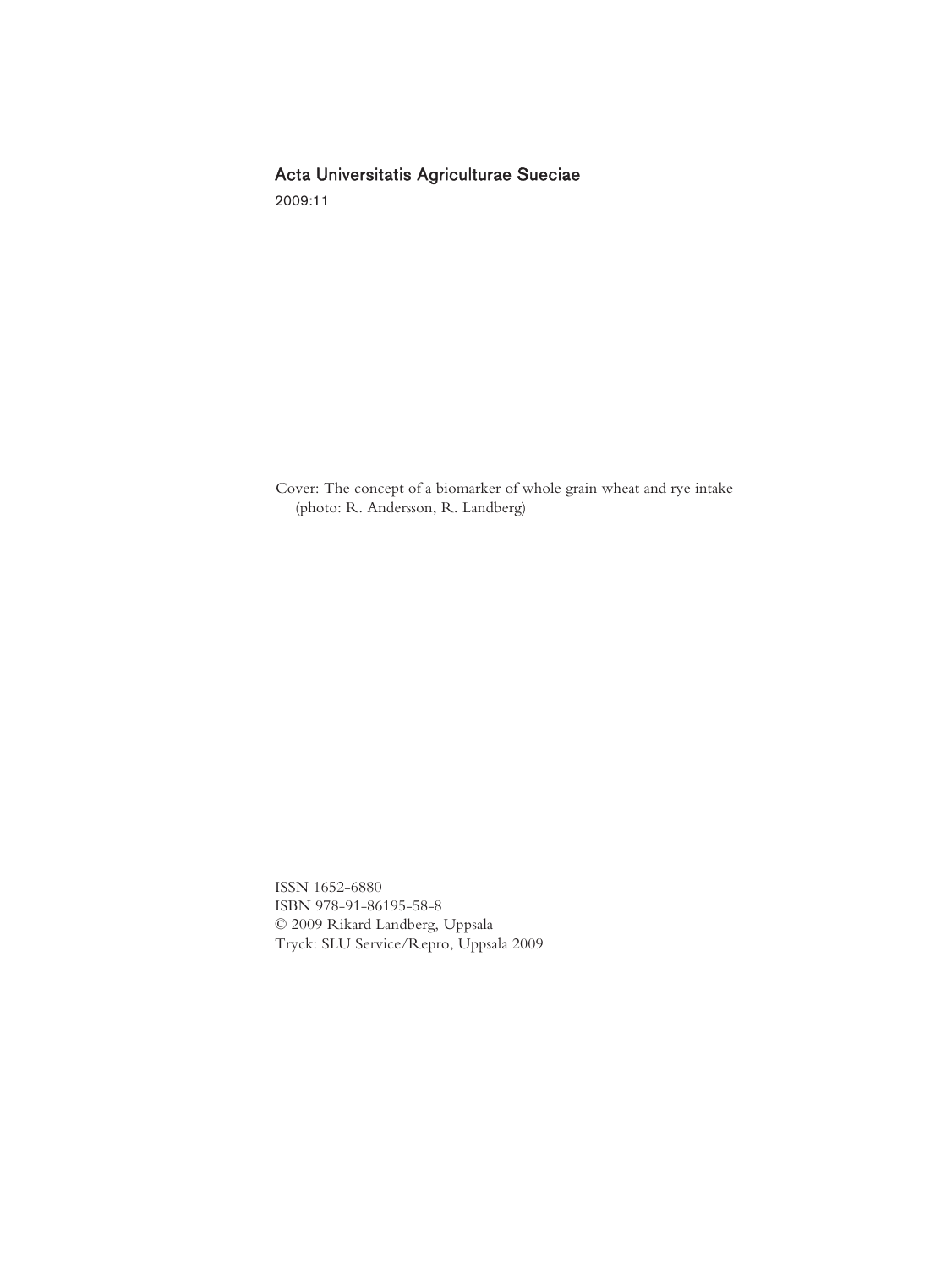Acta Universitatis Agriculturae Sueciae

2009:11

Cover: The concept of a biomarker of whole grain wheat and rye intake
(photo: R. Andersson, R. Landberg)

ISSN 1652-6880
ISBN 978-91-86195-58-8
© 2009 Rikard Landberg, Uppsala
Tryck: SLU Service/Repro, Uppsala 2009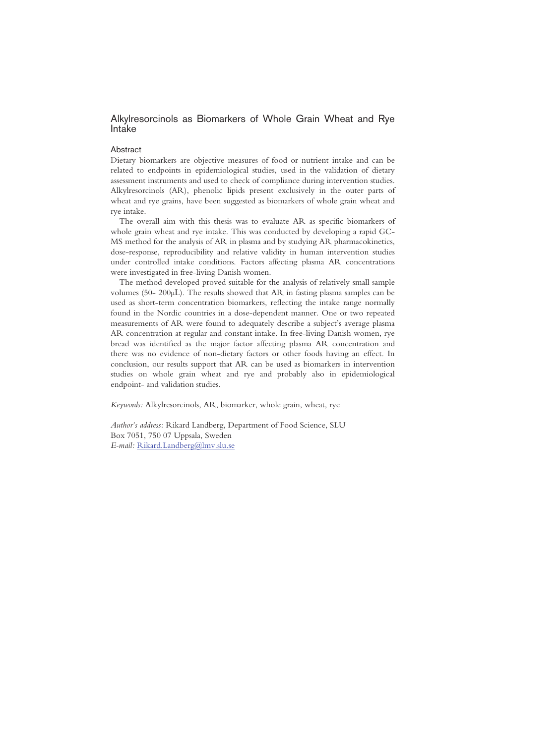# Alkylresorcinols as Biomarkers of Whole Grain Wheat and Rye Intake

## Abstract

Dietary biomarkers are objective measures of food or nutrient intake and can be related to endpoints in epidemiological studies, used in the validation of dietary assessment instruments and used to check of compliance during intervention studies. Alkylresorcinols (AR), phenolic lipids present exclusively in the outer parts of wheat and rye grains, have been suggested as biomarkers of whole grain wheat and rye intake.

The overall aim with this thesis was to evaluate AR as specific biomarkers of whole grain wheat and rye intake. This was conducted by developing a rapid GC-MS method for the analysis of AR in plasma and by studying AR pharmacokinetics, dose-response, reproducibility and relative validity in human intervention studies under controlled intake conditions. Factors affecting plasma AR concentrations were investigated in free-living Danish women.

The method developed proved suitable for the analysis of relatively small sample volumes (50- 200μL). The results showed that AR in fasting plasma samples can be used as short-term concentration biomarkers, reflecting the intake range normally found in the Nordic countries in a dose-dependent manner. One or two repeated measurements of AR were found to adequately describe a subject's average plasma AR concentration at regular and constant intake. In free-living Danish women, rye bread was identified as the major factor affecting plasma AR concentration and there was no evidence of non-dietary factors or other foods having an effect. In conclusion, our results support that AR can be used as biomarkers in intervention studies on whole grain wheat and rye and probably also in epidemiological endpoint- and validation studies.

*Keywords:* Alkylresorcinols, AR, biomarker, whole grain, wheat, rye

*Author's address:* Rikard Landberg, Department of Food Science, SLU
Box 7051, 750 07 Uppsala, Sweden
*E-mail:* Rikard.Landberg@lmv.slu.se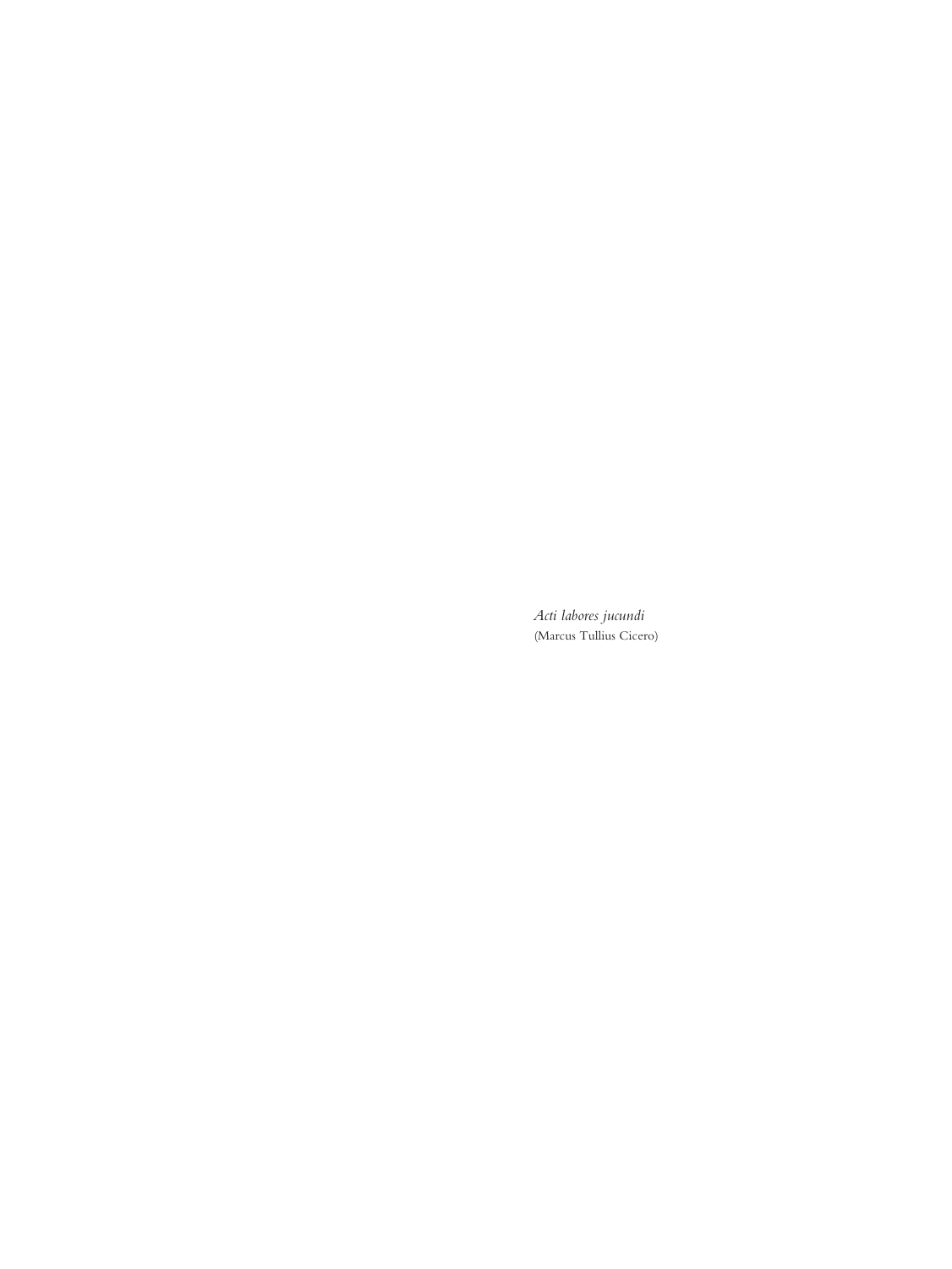*Acti labores jucundi*
(Marcus Tullius Cicero)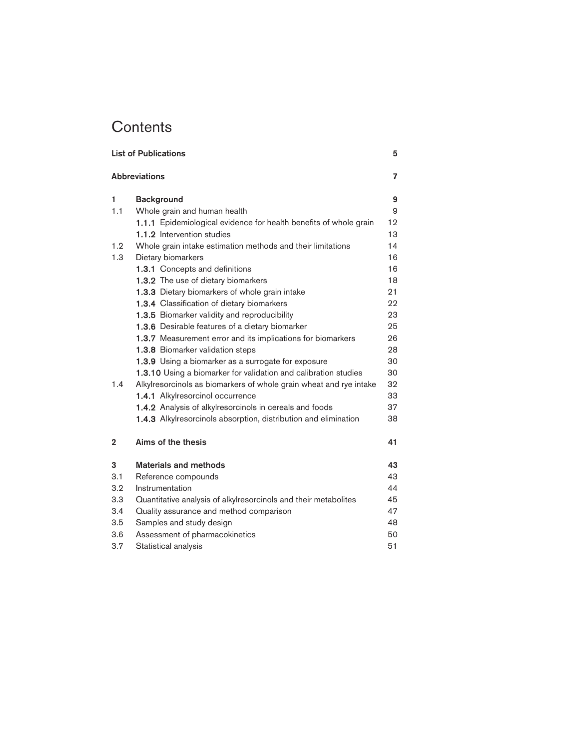# Contents

| | | |
|---|---|---|
| **List of Publications** | | **5** |
| **Abbreviations** | | **7** |
| **1** | **Background** | **9** |
| 1.1 | Whole grain and human health | 9 |
| | **1.1.1** Epidemiological evidence for health benefits of whole grain | 12 |
| | **1.1.2** Intervention studies | 13 |
| 1.2 | Whole grain intake estimation methods and their limitations | 14 |
| 1.3 | Dietary biomarkers | 16 |
| | **1.3.1** Concepts and definitions | 16 |
| | **1.3.2** The use of dietary biomarkers | 18 |
| | **1.3.3** Dietary biomarkers of whole grain intake | 21 |
| | **1.3.4** Classification of dietary biomarkers | 22 |
| | **1.3.5** Biomarker validity and reproducibility | 23 |
| | **1.3.6** Desirable features of a dietary biomarker | 25 |
| | **1.3.7** Measurement error and its implications for biomarkers | 26 |
| | **1.3.8** Biomarker validation steps | 28 |
| | **1.3.9** Using a biomarker as a surrogate for exposure | 30 |
| | **1.3.10** Using a biomarker for validation and calibration studies | 30 |
| 1.4 | Alkylresorcinols as biomarkers of whole grain wheat and rye intake | 32 |
| | **1.4.1** Alkylresorcinol occurrence | 33 |
| | **1.4.2** Analysis of alkylresorcinols in cereals and foods | 37 |
| | **1.4.3** Alkylresorcinols absorption, distribution and elimination | 38 |
| **2** | **Aims of the thesis** | **41** |
| **3** | **Materials and methods** | **43** |
| 3.1 | Reference compounds | 43 |
| 3.2 | Instrumentation | 44 |
| 3.3 | Quantitative analysis of alkylresorcinols and their metabolites | 45 |
| 3.4 | Quality assurance and method comparison | 47 |
| 3.5 | Samples and study design | 48 |
| 3.6 | Assessment of pharmacokinetics | 50 |
| 3.7 | Statistical analysis | 51 |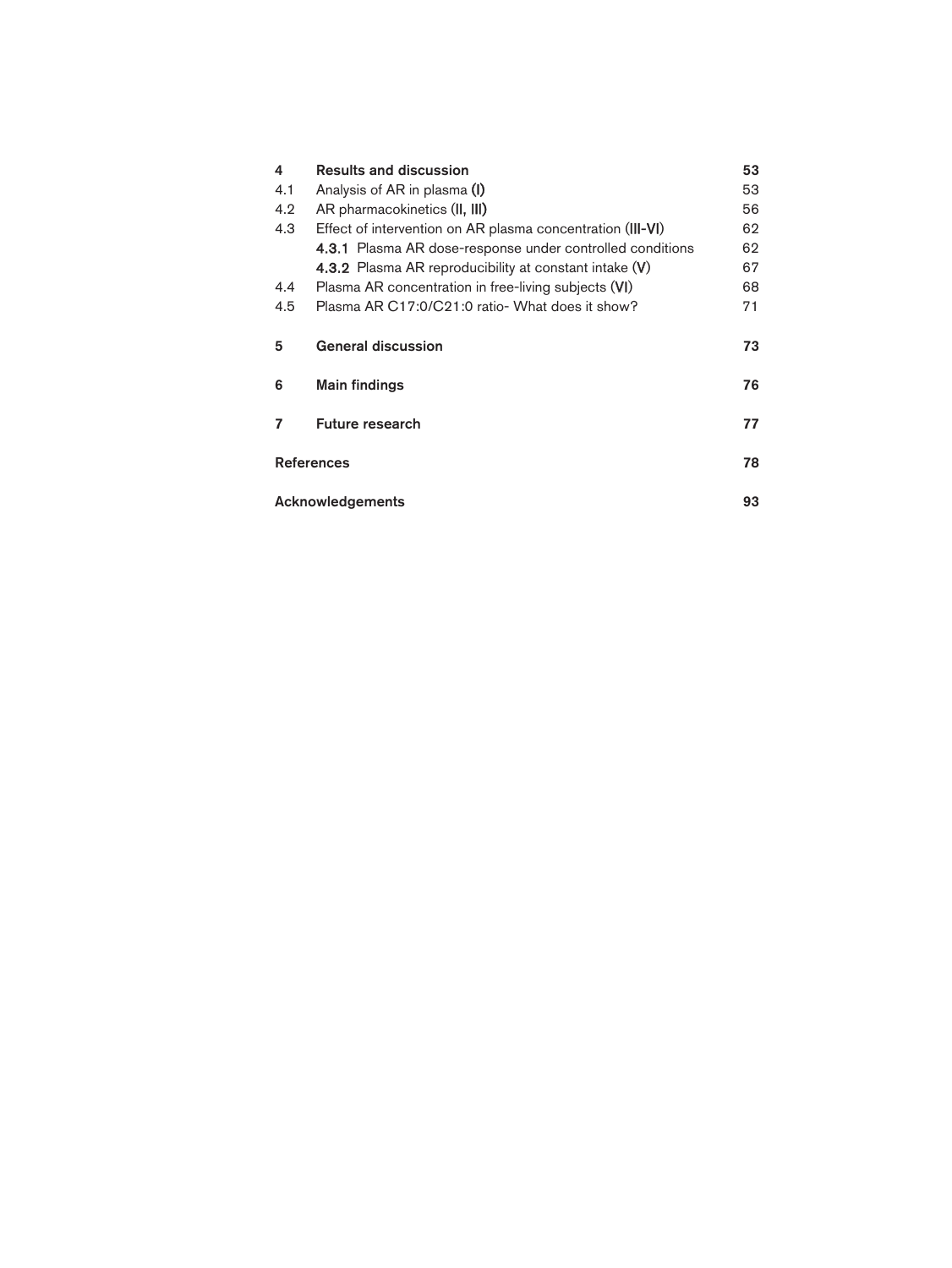| | | |
|---|---|---|
| **4** | **Results and discussion** | **53** |
| 4.1 | Analysis of AR in plasma (**I**) | 53 |
| 4.2 | AR pharmacokinetics (**II, III**) | 56 |
| 4.3 | Effect of intervention on AR plasma concentration (**III-VI**) | 62 |
| | **4.3.1** Plasma AR dose-response under controlled conditions | 62 |
| | **4.3.2** Plasma AR reproducibility at constant intake (**V**) | 67 |
| 4.4 | Plasma AR concentration in free-living subjects (**VI**) | 68 |
| 4.5 | Plasma AR C17:0/C21:0 ratio- What does it show? | 71 |
| **5** | **General discussion** | **73** |
| **6** | **Main findings** | **76** |
| **7** | **Future research** | **77** |
| **References** | | **78** |
| **Acknowledgements** | | **93** |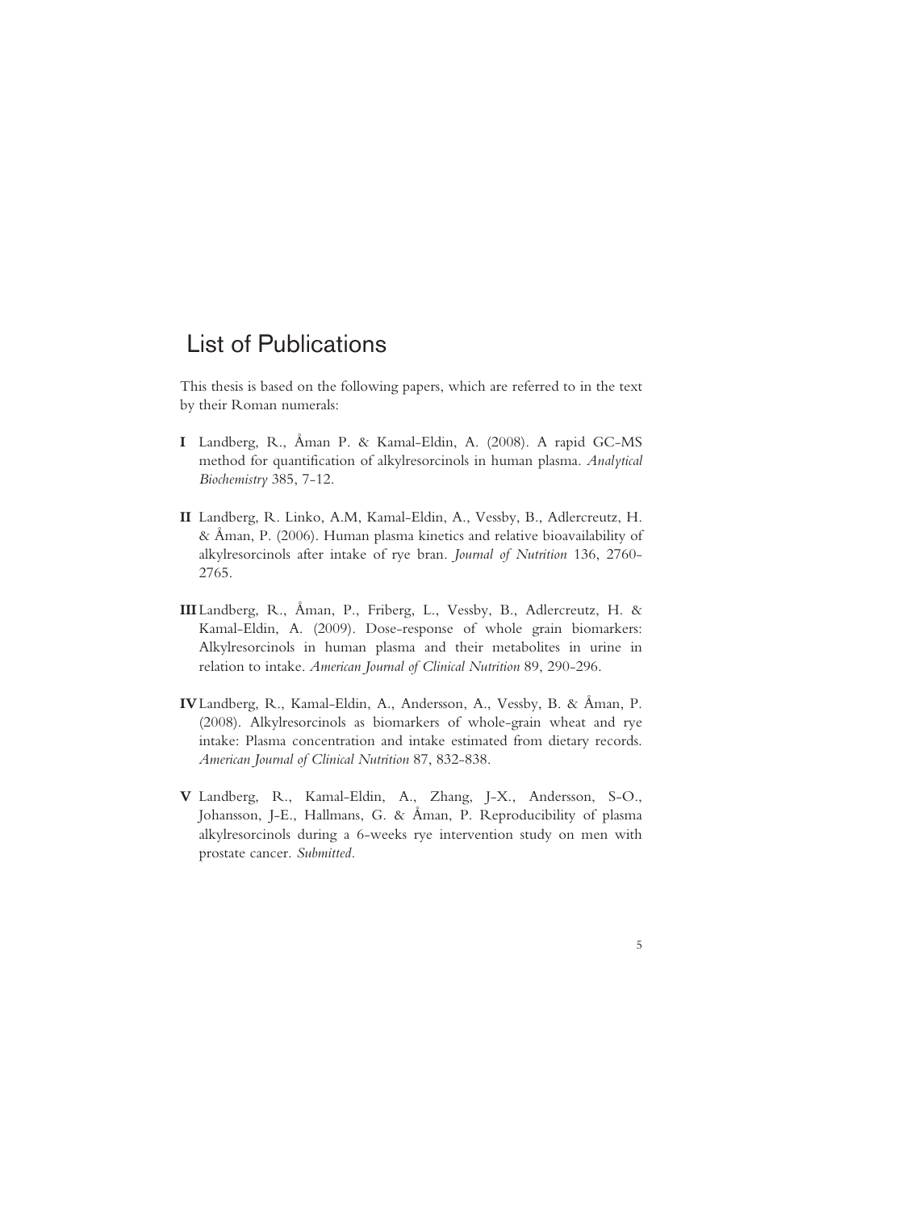# List of Publications

This thesis is based on the following papers, which are referred to in the text by their Roman numerals:

**I** Landberg, R., Åman P. & Kamal-Eldin, A. (2008). A rapid GC-MS method for quantification of alkylresorcinols in human plasma. *Analytical Biochemistry* 385, 7-12.

**II** Landberg, R. Linko, A.M, Kamal-Eldin, A., Vessby, B., Adlercreutz, H. & Åman, P. (2006). Human plasma kinetics and relative bioavailability of alkylresorcinols after intake of rye bran. *Journal of Nutrition* 136, 2760-2765.

**III** Landberg, R., Åman, P., Friberg, L., Vessby, B., Adlercreutz, H. & Kamal-Eldin, A. (2009). Dose-response of whole grain biomarkers: Alkylresorcinols in human plasma and their metabolites in urine in relation to intake. *American Journal of Clinical Nutrition* 89, 290-296.

**IV** Landberg, R., Kamal-Eldin, A., Andersson, A., Vessby, B. & Åman, P. (2008). Alkylresorcinols as biomarkers of whole-grain wheat and rye intake: Plasma concentration and intake estimated from dietary records. *American Journal of Clinical Nutrition* 87, 832-838.

**V** Landberg, R., Kamal-Eldin, A., Zhang, J-X., Andersson, S-O., Johansson, J-E., Hallmans, G. & Åman, P. Reproducibility of plasma alkylresorcinols during a 6-weeks rye intervention study on men with prostate cancer. *Submitted.*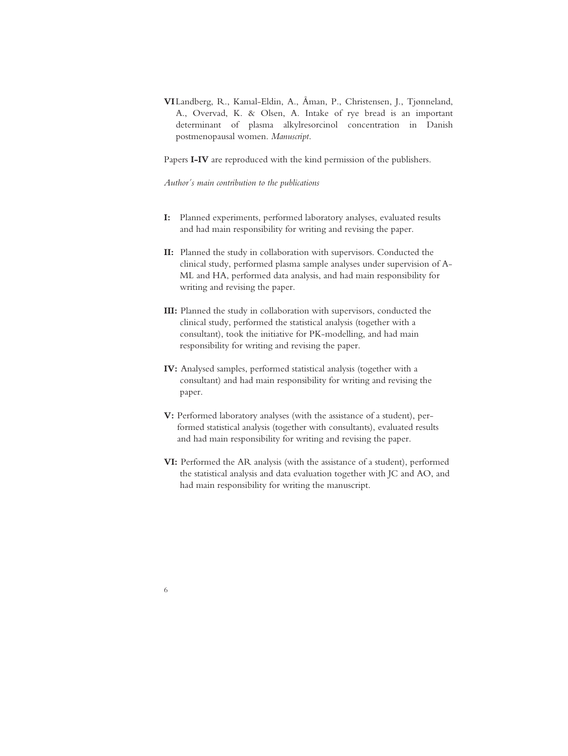**VI** Landberg, R., Kamal-Eldin, A., Åman, P., Christensen, J., Tjønneland, A., Overvad, K. & Olsen, A. Intake of rye bread is an important determinant of plasma alkylresorcinol concentration in Danish postmenopausal women. *Manuscript*.

Papers **I-IV** are reproduced with the kind permission of the publishers.

*Author's main contribution to the publications*

**I:** Planned experiments, performed laboratory analyses, evaluated results and had main responsibility for writing and revising the paper.

**II:** Planned the study in collaboration with supervisors. Conducted the clinical study, performed plasma sample analyses under supervision of A-ML and HA, performed data analysis, and had main responsibility for writing and revising the paper.

**III:** Planned the study in collaboration with supervisors, conducted the clinical study, performed the statistical analysis (together with a consultant), took the initiative for PK-modelling, and had main responsibility for writing and revising the paper.

**IV:** Analysed samples, performed statistical analysis (together with a consultant) and had main responsibility for writing and revising the paper.

**V:** Performed laboratory analyses (with the assistance of a student), performed statistical analysis (together with consultants), evaluated results and had main responsibility for writing and revising the paper.

**VI:** Performed the AR analysis (with the assistance of a student), performed the statistical analysis and data evaluation together with JC and AO, and had main responsibility for writing the manuscript.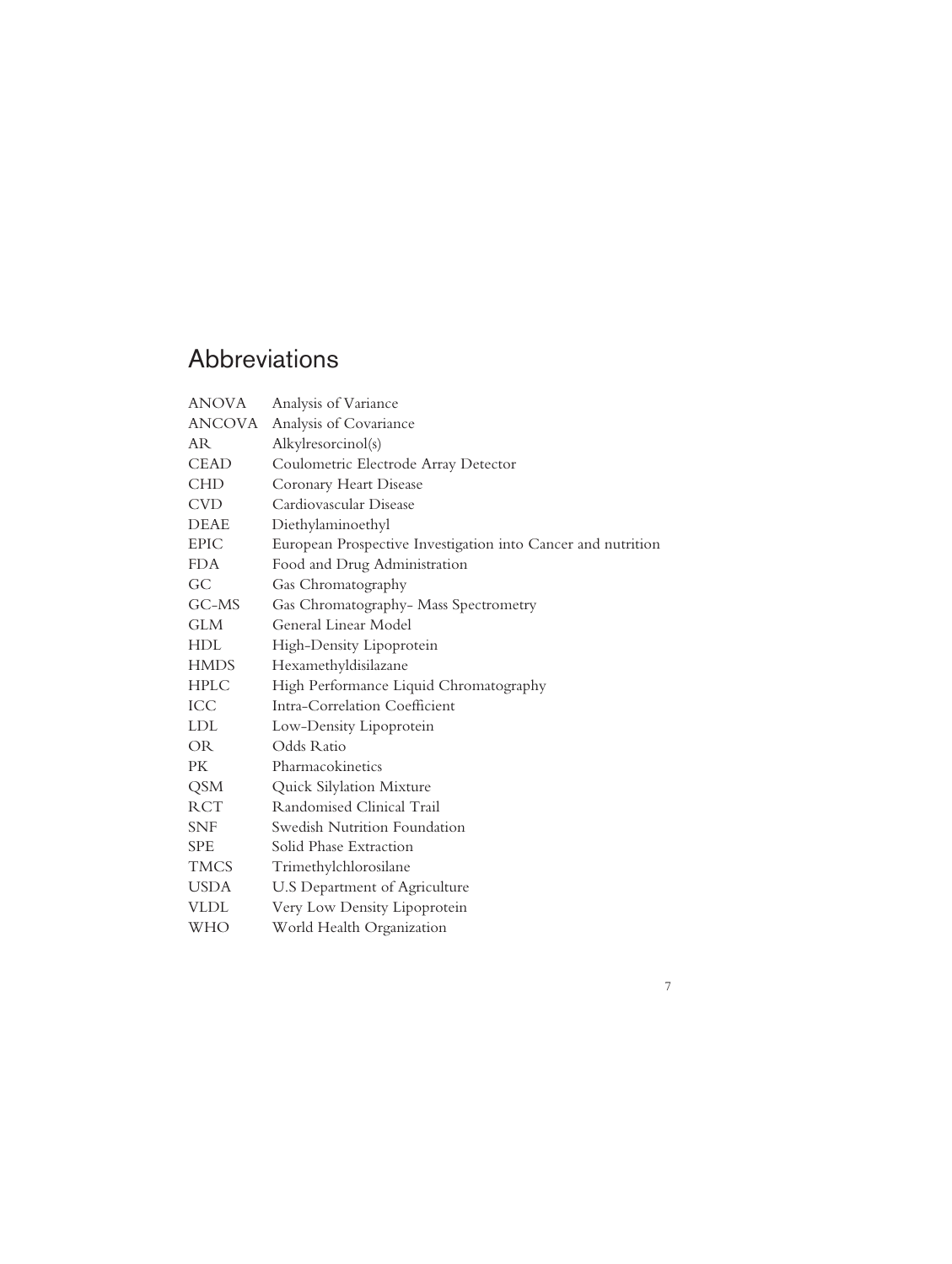# Abbreviations

| | |
|---|---|
| ANOVA | Analysis of Variance |
| ANCOVA | Analysis of Covariance |
| AR | Alkylresorcinol(s) |
| CEAD | Coulometric Electrode Array Detector |
| CHD | Coronary Heart Disease |
| CVD | Cardiovascular Disease |
| DEAE | Diethylaminoethyl |
| EPIC | European Prospective Investigation into Cancer and nutrition |
| FDA | Food and Drug Administration |
| GC | Gas Chromatography |
| GC-MS | Gas Chromatography- Mass Spectrometry |
| GLM | General Linear Model |
| HDL | High-Density Lipoprotein |
| HMDS | Hexamethyldisilazane |
| HPLC | High Performance Liquid Chromatography |
| ICC | Intra-Correlation Coefficient |
| LDL | Low-Density Lipoprotein |
| OR | Odds Ratio |
| PK | Pharmacokinetics |
| QSM | Quick Silylation Mixture |
| RCT | Randomised Clinical Trail |
| SNF | Swedish Nutrition Foundation |
| SPE | Solid Phase Extraction |
| TMCS | Trimethylchlorosilane |
| USDA | U.S Department of Agriculture |
| VLDL | Very Low Density Lipoprotein |
| WHO | World Health Organization |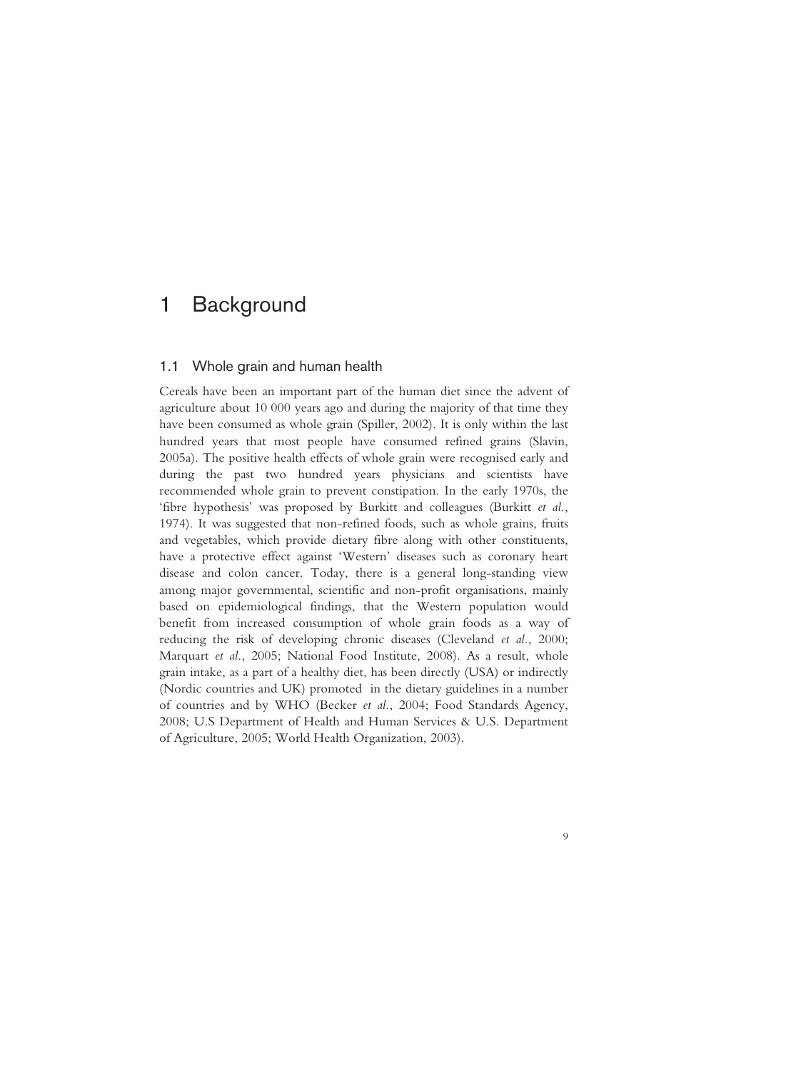# 1 Background

## 1.1 Whole grain and human health

Cereals have been an important part of the human diet since the advent of agriculture about 10 000 years ago and during the majority of that time they have been consumed as whole grain (Spiller, 2002). It is only within the last hundred years that most people have consumed refined grains (Slavin, 2005a). The positive health effects of whole grain were recognised early and during the past two hundred years physicians and scientists have recommended whole grain to prevent constipation. In the early 1970s, the 'fibre hypothesis' was proposed by Burkitt and colleagues (Burkitt *et al.*, 1974). It was suggested that non-refined foods, such as whole grains, fruits and vegetables, which provide dietary fibre along with other constituents, have a protective effect against 'Western' diseases such as coronary heart disease and colon cancer. Today, there is a general long-standing view among major governmental, scientific and non-profit organisations, mainly based on epidemiological findings, that the Western population would benefit from increased consumption of whole grain foods as a way of reducing the risk of developing chronic diseases (Cleveland *et al.*, 2000; Marquart *et al.*, 2005; National Food Institute, 2008). As a result, whole grain intake, as a part of a healthy diet, has been directly (USA) or indirectly (Nordic countries and UK) promoted in the dietary guidelines in a number of countries and by WHO (Becker *et al.*, 2004; Food Standards Agency, 2008; U.S Department of Health and Human Services & U.S. Department of Agriculture, 2005; World Health Organization, 2003).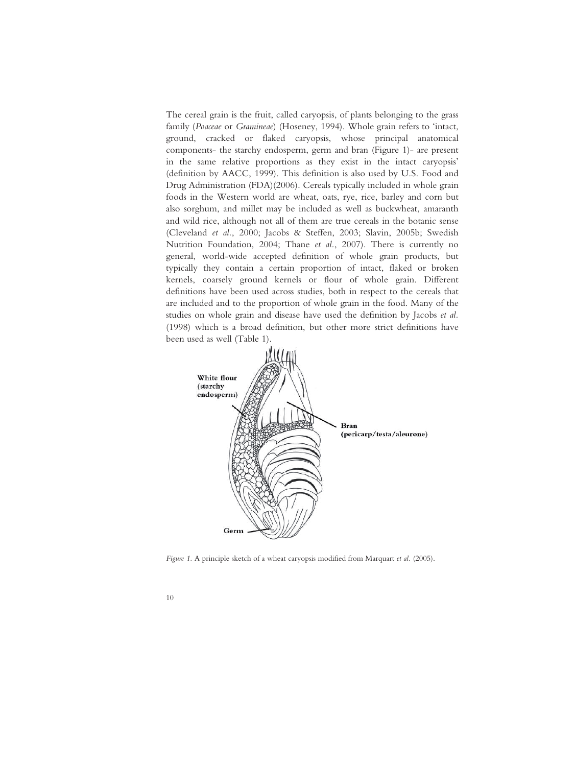The cereal grain is the fruit, called caryopsis, of plants belonging to the grass family (*Poaceae* or *Gramineae*) (Hoseney, 1994). Whole grain refers to 'intact, ground, cracked or flaked caryopsis, whose principal anatomical components- the starchy endosperm, germ and bran (Figure 1)- are present in the same relative proportions as they exist in the intact caryopsis' (definition by AACC, 1999). This definition is also used by U.S. Food and Drug Administration (FDA)(2006). Cereals typically included in whole grain foods in the Western world are wheat, oats, rye, rice, barley and corn but also sorghum, and millet may be included as well as buckwheat, amaranth and wild rice, although not all of them are true cereals in the botanic sense (Cleveland *et al.*, 2000; Jacobs & Steffen, 2003; Slavin, 2005b; Swedish Nutrition Foundation, 2004; Thane *et al.*, 2007). There is currently no general, world-wide accepted definition of whole grain products, but typically they contain a certain proportion of intact, flaked or broken kernels, coarsely ground kernels or flour of whole grain. Different definitions have been used across studies, both in respect to the cereals that are included and to the proportion of whole grain in the food. Many of the studies on whole grain and disease have used the definition by Jacobs *et al.* (1998) which is a broad definition, but other more strict definitions have been used as well (Table 1).

White flour (starchy endosperm)

Bran (pericarp/testa/aleurone)

Germ

*Figure 1.* A principle sketch of a wheat caryopsis modified from Marquart *et al.* (2005).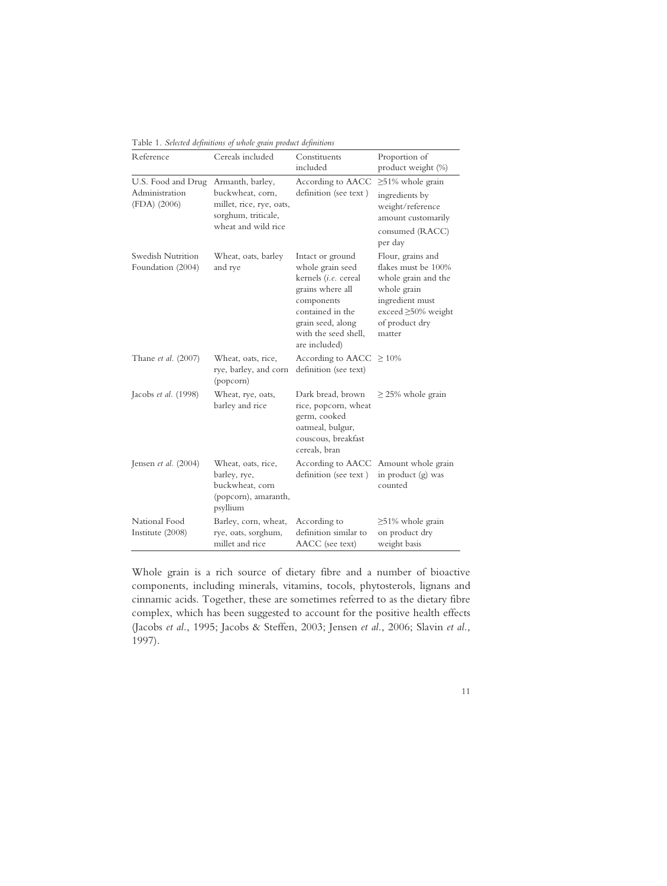Table 1. *Selected definitions of whole grain product definitions*

| Reference | Cereals included | Constituents included | Proportion of product weight (%) |
|---|---|---|---|
| U.S. Food and Drug Administration (FDA) (2006) | Armanth, barley, buckwheat, corn, millet, rice, rye, oats, sorghum, triticale, wheat and wild rice | According to AACC definition (see text ) | ≥51% whole grain ingredients by weight/reference amount customarily consumed (RACC) per day |
| Swedish Nutrition Foundation (2004) | Wheat, oats, barley and rye | Intact or ground whole grain seed kernels (*i.e.* cereal grains where all components contained in the grain seed, along with the seed shell, are included) | Flour, grains and flakes must be 100% whole grain and the whole grain ingredient must exceed ≥50% weight of product dry matter |
| Thane *et al.* (2007) | Wheat, oats, rice, rye, barley, and corn (popcorn) | According to AACC definition (see text) | ≥ 10% |
| Jacobs *et al.* (1998) | Wheat, rye, oats, barley and rice | Dark bread, brown rice, popcorn, wheat germ, cooked oatmeal, bulgur, couscous, breakfast cereals, bran | ≥ 25% whole grain |
| Jensen *et al.* (2004) | Wheat, oats, rice, barley, rye, buckwheat, corn (popcorn), amaranth, psyllium | According to AACC definition (see text ) | Amount whole grain in product (g) was counted |
| National Food Institute (2008) | Barley, corn, wheat, rye, oats, sorghum, millet and rice | According to definition similar to AACC (see text) | ≥51% whole grain on product dry weight basis |

Whole grain is a rich source of dietary fibre and a number of bioactive components, including minerals, vitamins, tocols, phytosterols, lignans and cinnamic acids. Together, these are sometimes referred to as the dietary fibre complex, which has been suggested to account for the positive health effects (Jacobs *et al.*, 1995; Jacobs & Steffen, 2003; Jensen *et al.*, 2006; Slavin *et al.*, 1997).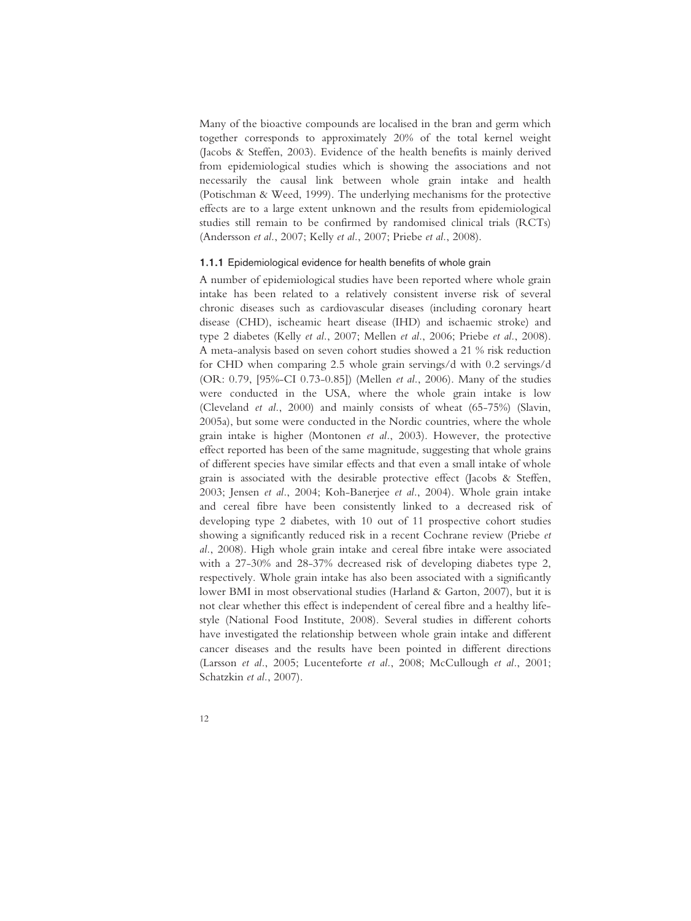Many of the bioactive compounds are localised in the bran and germ which together corresponds to approximately 20% of the total kernel weight (Jacobs & Steffen, 2003). Evidence of the health benefits is mainly derived from epidemiological studies which is showing the associations and not necessarily the causal link between whole grain intake and health (Potischman & Weed, 1999). The underlying mechanisms for the protective effects are to a large extent unknown and the results from epidemiological studies still remain to be confirmed by randomised clinical trials (RCTs) (Andersson *et al.*, 2007; Kelly *et al.*, 2007; Priebe *et al.*, 2008).

### 1.1.1 Epidemiological evidence for health benefits of whole grain

A number of epidemiological studies have been reported where whole grain intake has been related to a relatively consistent inverse risk of several chronic diseases such as cardiovascular diseases (including coronary heart disease (CHD), ischeamic heart disease (IHD) and ischaemic stroke) and type 2 diabetes (Kelly *et al.*, 2007; Mellen *et al.*, 2006; Priebe *et al.*, 2008). A meta-analysis based on seven cohort studies showed a 21 % risk reduction for CHD when comparing 2.5 whole grain servings/d with 0.2 servings/d (OR: 0.79, [95%-CI 0.73-0.85]) (Mellen *et al.*, 2006). Many of the studies were conducted in the USA, where the whole grain intake is low (Cleveland *et al.*, 2000) and mainly consists of wheat (65-75%) (Slavin, 2005a), but some were conducted in the Nordic countries, where the whole grain intake is higher (Montonen *et al.*, 2003). However, the protective effect reported has been of the same magnitude, suggesting that whole grains of different species have similar effects and that even a small intake of whole grain is associated with the desirable protective effect (Jacobs & Steffen, 2003; Jensen *et al.*, 2004; Koh-Banerjee *et al.*, 2004). Whole grain intake and cereal fibre have been consistently linked to a decreased risk of developing type 2 diabetes, with 10 out of 11 prospective cohort studies showing a significantly reduced risk in a recent Cochrane review (Priebe *et al.*, 2008). High whole grain intake and cereal fibre intake were associated with a 27-30% and 28-37% decreased risk of developing diabetes type 2, respectively. Whole grain intake has also been associated with a significantly lower BMI in most observational studies (Harland & Garton, 2007), but it is not clear whether this effect is independent of cereal fibre and a healthy life-style (National Food Institute, 2008). Several studies in different cohorts have investigated the relationship between whole grain intake and different cancer diseases and the results have been pointed in different directions (Larsson *et al.*, 2005; Lucenteforte *et al.*, 2008; McCullough *et al.*, 2001; Schatzkin *et al.*, 2007).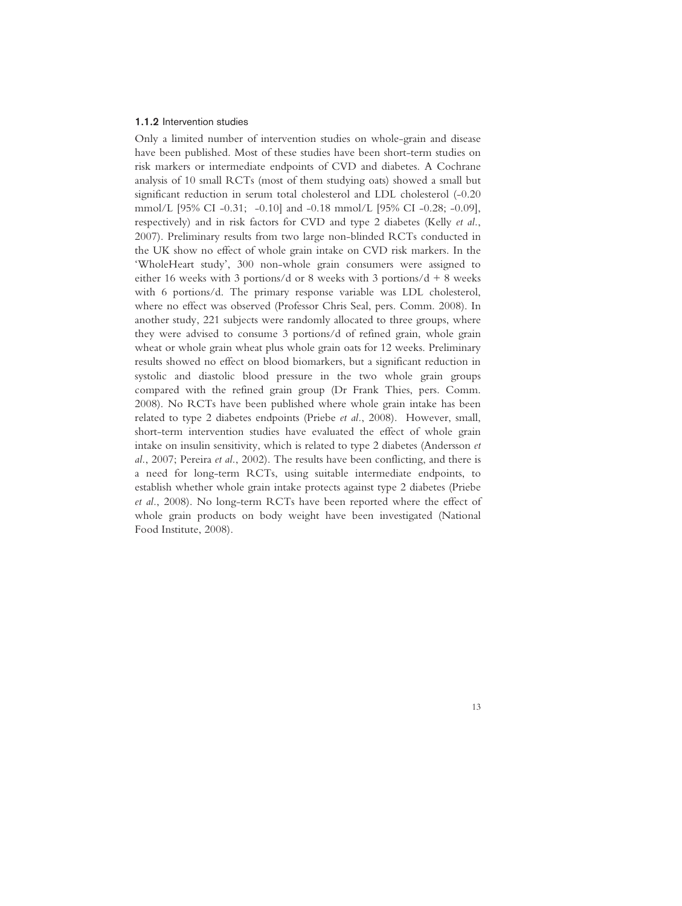### 1.1.2 Intervention studies

Only a limited number of intervention studies on whole-grain and disease have been published. Most of these studies have been short-term studies on risk markers or intermediate endpoints of CVD and diabetes. A Cochrane analysis of 10 small RCTs (most of them studying oats) showed a small but significant reduction in serum total cholesterol and LDL cholesterol (-0.20 mmol/L [95% CI -0.31; -0.10] and -0.18 mmol/L [95% CI -0.28; -0.09], respectively) and in risk factors for CVD and type 2 diabetes (Kelly *et al.*, 2007). Preliminary results from two large non-blinded RCTs conducted in the UK show no effect of whole grain intake on CVD risk markers. In the 'WholeHeart study', 300 non-whole grain consumers were assigned to either 16 weeks with 3 portions/d or 8 weeks with 3 portions/d + 8 weeks with 6 portions/d. The primary response variable was LDL cholesterol, where no effect was observed (Professor Chris Seal, pers. Comm. 2008). In another study, 221 subjects were randomly allocated to three groups, where they were advised to consume 3 portions/d of refined grain, whole grain wheat or whole grain wheat plus whole grain oats for 12 weeks. Preliminary results showed no effect on blood biomarkers, but a significant reduction in systolic and diastolic blood pressure in the two whole grain groups compared with the refined grain group (Dr Frank Thies, pers. Comm. 2008). No RCTs have been published where whole grain intake has been related to type 2 diabetes endpoints (Priebe *et al.*, 2008). However, small, short-term intervention studies have evaluated the effect of whole grain intake on insulin sensitivity, which is related to type 2 diabetes (Andersson *et al.*, 2007; Pereira *et al.*, 2002). The results have been conflicting, and there is a need for long-term RCTs, using suitable intermediate endpoints, to establish whether whole grain intake protects against type 2 diabetes (Priebe *et al.*, 2008). No long-term RCTs have been reported where the effect of whole grain products on body weight have been investigated (National Food Institute, 2008).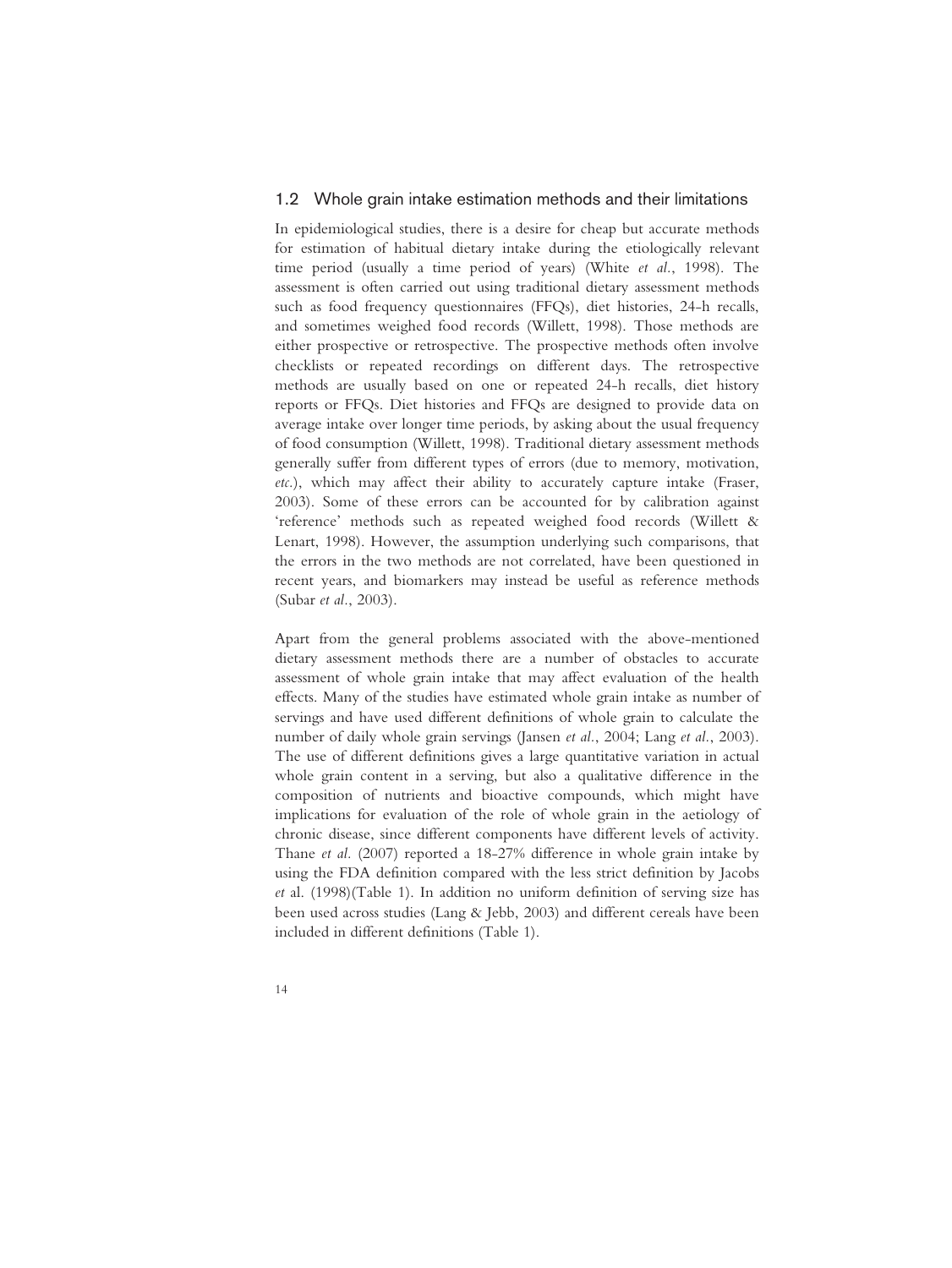## 1.2 Whole grain intake estimation methods and their limitations

In epidemiological studies, there is a desire for cheap but accurate methods for estimation of habitual dietary intake during the etiologically relevant time period (usually a time period of years) (White *et al.*, 1998). The assessment is often carried out using traditional dietary assessment methods such as food frequency questionnaires (FFQs), diet histories, 24-h recalls, and sometimes weighed food records (Willett, 1998). Those methods are either prospective or retrospective. The prospective methods often involve checklists or repeated recordings on different days. The retrospective methods are usually based on one or repeated 24-h recalls, diet history reports or FFQs. Diet histories and FFQs are designed to provide data on average intake over longer time periods, by asking about the usual frequency of food consumption (Willett, 1998). Traditional dietary assessment methods generally suffer from different types of errors (due to memory, motivation, *etc.*), which may affect their ability to accurately capture intake (Fraser, 2003). Some of these errors can be accounted for by calibration against 'reference' methods such as repeated weighed food records (Willett & Lenart, 1998). However, the assumption underlying such comparisons, that the errors in the two methods are not correlated, have been questioned in recent years, and biomarkers may instead be useful as reference methods (Subar *et al.*, 2003).

Apart from the general problems associated with the above-mentioned dietary assessment methods there are a number of obstacles to accurate assessment of whole grain intake that may affect evaluation of the health effects. Many of the studies have estimated whole grain intake as number of servings and have used different definitions of whole grain to calculate the number of daily whole grain servings (Jansen *et al.*, 2004; Lang *et al.*, 2003). The use of different definitions gives a large quantitative variation in actual whole grain content in a serving, but also a qualitative difference in the composition of nutrients and bioactive compounds, which might have implications for evaluation of the role of whole grain in the aetiology of chronic disease, since different components have different levels of activity. Thane *et al.* (2007) reported a 18-27% difference in whole grain intake by using the FDA definition compared with the less strict definition by Jacobs *et* al. (1998)(Table 1). In addition no uniform definition of serving size has been used across studies (Lang & Jebb, 2003) and different cereals have been included in different definitions (Table 1).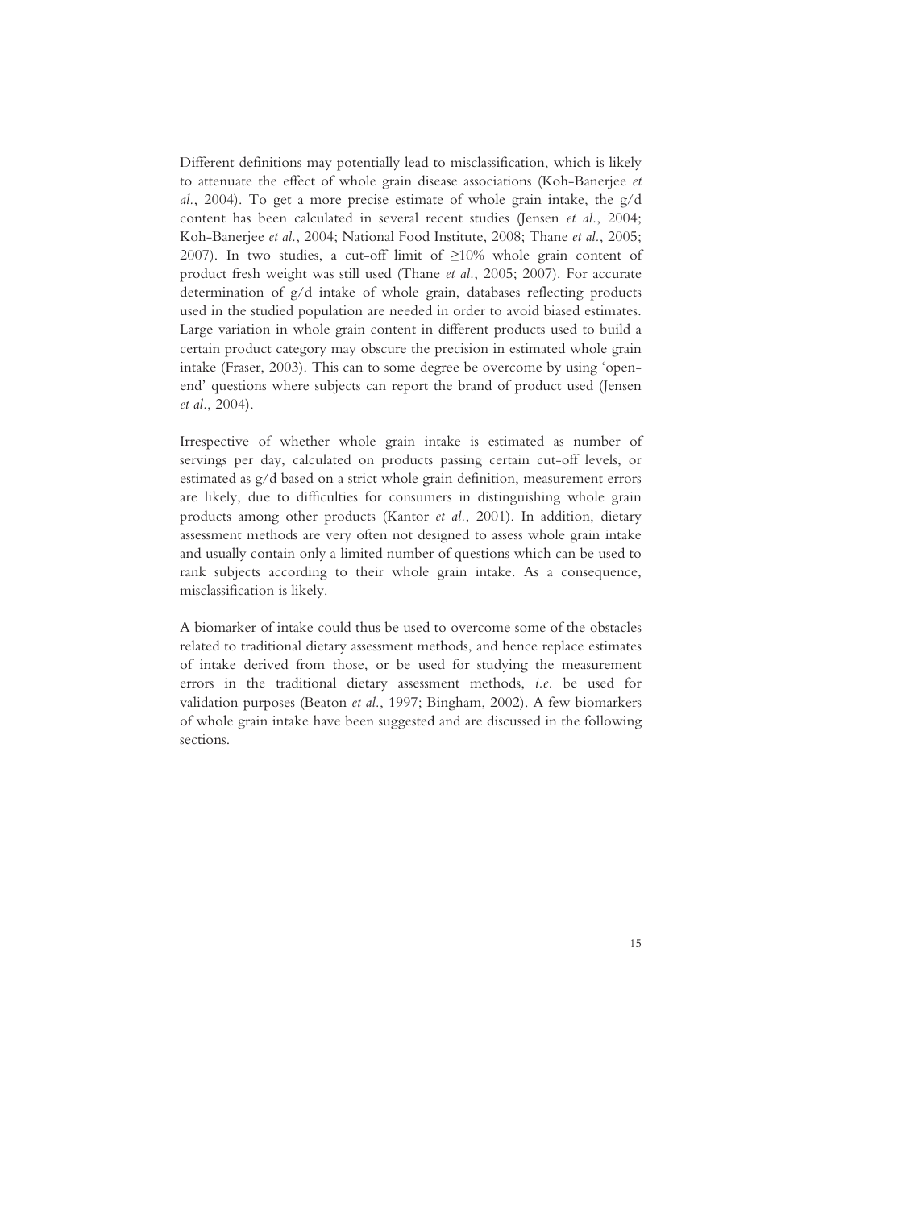Different definitions may potentially lead to misclassification, which is likely to attenuate the effect of whole grain disease associations (Koh-Banerjee *et al.*, 2004). To get a more precise estimate of whole grain intake, the g/d content has been calculated in several recent studies (Jensen *et al.*, 2004; Koh-Banerjee *et al.*, 2004; National Food Institute, 2008; Thane *et al.*, 2005; 2007). In two studies, a cut-off limit of ≥10% whole grain content of product fresh weight was still used (Thane *et al.*, 2005; 2007). For accurate determination of g/d intake of whole grain, databases reflecting products used in the studied population are needed in order to avoid biased estimates. Large variation in whole grain content in different products used to build a certain product category may obscure the precision in estimated whole grain intake (Fraser, 2003). This can to some degree be overcome by using 'open-end' questions where subjects can report the brand of product used (Jensen *et al.*, 2004).

Irrespective of whether whole grain intake is estimated as number of servings per day, calculated on products passing certain cut-off levels, or estimated as g/d based on a strict whole grain definition, measurement errors are likely, due to difficulties for consumers in distinguishing whole grain products among other products (Kantor *et al.*, 2001). In addition, dietary assessment methods are very often not designed to assess whole grain intake and usually contain only a limited number of questions which can be used to rank subjects according to their whole grain intake. As a consequence, misclassification is likely.

A biomarker of intake could thus be used to overcome some of the obstacles related to traditional dietary assessment methods, and hence replace estimates of intake derived from those, or be used for studying the measurement errors in the traditional dietary assessment methods, *i.e.* be used for validation purposes (Beaton *et al.*, 1997; Bingham, 2002). A few biomarkers of whole grain intake have been suggested and are discussed in the following sections.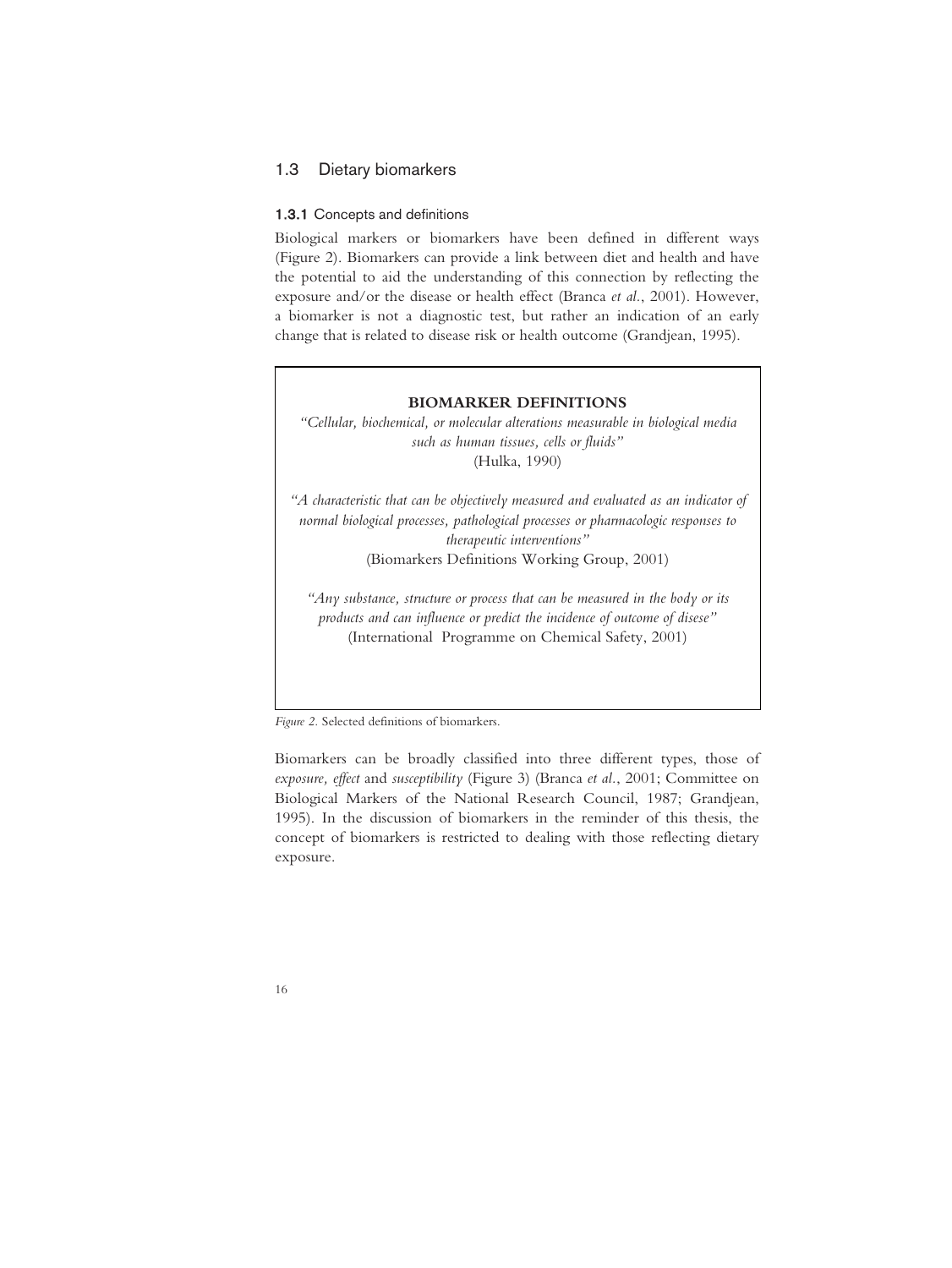## 1.3 Dietary biomarkers

### 1.3.1 Concepts and definitions

Biological markers or biomarkers have been defined in different ways (Figure 2). Biomarkers can provide a link between diet and health and have the potential to aid the understanding of this connection by reflecting the exposure and/or the disease or health effect (Branca *et al.*, 2001). However, a biomarker is not a diagnostic test, but rather an indication of an early change that is related to disease risk or health outcome (Grandjean, 1995).

**BIOMARKER DEFINITIONS**

*"Cellular, biochemical, or molecular alterations measurable in biological media such as human tissues, cells or fluids"*
(Hulka, 1990)

*"A characteristic that can be objectively measured and evaluated as an indicator of normal biological processes, pathological processes or pharmacologic responses to therapeutic interventions"*
(Biomarkers Definitions Working Group, 2001)

*"Any substance, structure or process that can be measured in the body or its products and can influence or predict the incidence of outcome of disese"*
(International Programme on Chemical Safety, 2001)

*Figure 2.* Selected definitions of biomarkers.

Biomarkers can be broadly classified into three different types, those of *exposure, effect* and *susceptibility* (Figure 3) (Branca *et al.*, 2001; Committee on Biological Markers of the National Research Council, 1987; Grandjean, 1995). In the discussion of biomarkers in the reminder of this thesis, the concept of biomarkers is restricted to dealing with those reflecting dietary exposure.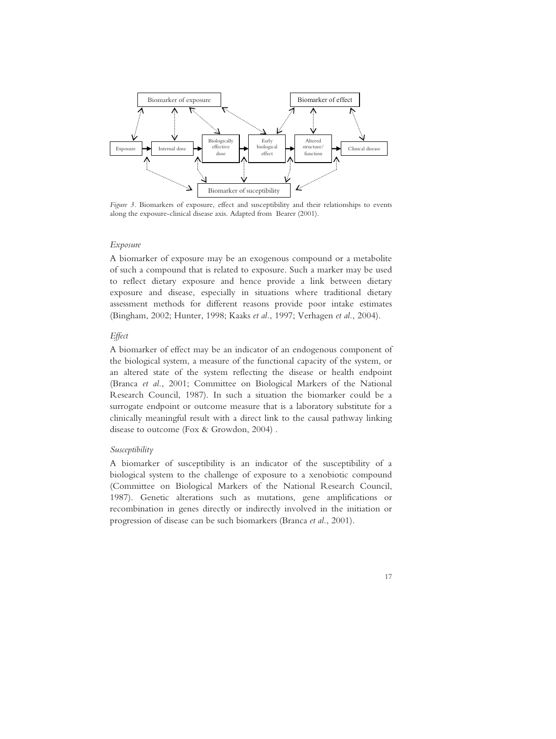*Figure 3.* Biomarkers of exposure, effect and susceptibility and their relationships to events along the exposure-clinical disease axis. Adapted from Bearer (2001).

*Exposure*

A biomarker of exposure may be an exogenous compound or a metabolite of such a compound that is related to exposure. Such a marker may be used to reflect dietary exposure and hence provide a link between dietary exposure and disease, especially in situations where traditional dietary assessment methods for different reasons provide poor intake estimates (Bingham, 2002; Hunter, 1998; Kaaks *et al.*, 1997; Verhagen *et al.*, 2004).

*Effect*

A biomarker of effect may be an indicator of an endogenous component of the biological system, a measure of the functional capacity of the system, or an altered state of the system reflecting the disease or health endpoint (Branca *et al.*, 2001; Committee on Biological Markers of the National Research Council, 1987). In such a situation the biomarker could be a surrogate endpoint or outcome measure that is a laboratory substitute for a clinically meaningful result with a direct link to the causal pathway linking disease to outcome (Fox & Growdon, 2004) .

*Susceptibility*

A biomarker of susceptibility is an indicator of the susceptibility of a biological system to the challenge of exposure to a xenobiotic compound (Committee on Biological Markers of the National Research Council, 1987). Genetic alterations such as mutations, gene amplifications or recombination in genes directly or indirectly involved in the initiation or progression of disease can be such biomarkers (Branca *et al.*, 2001).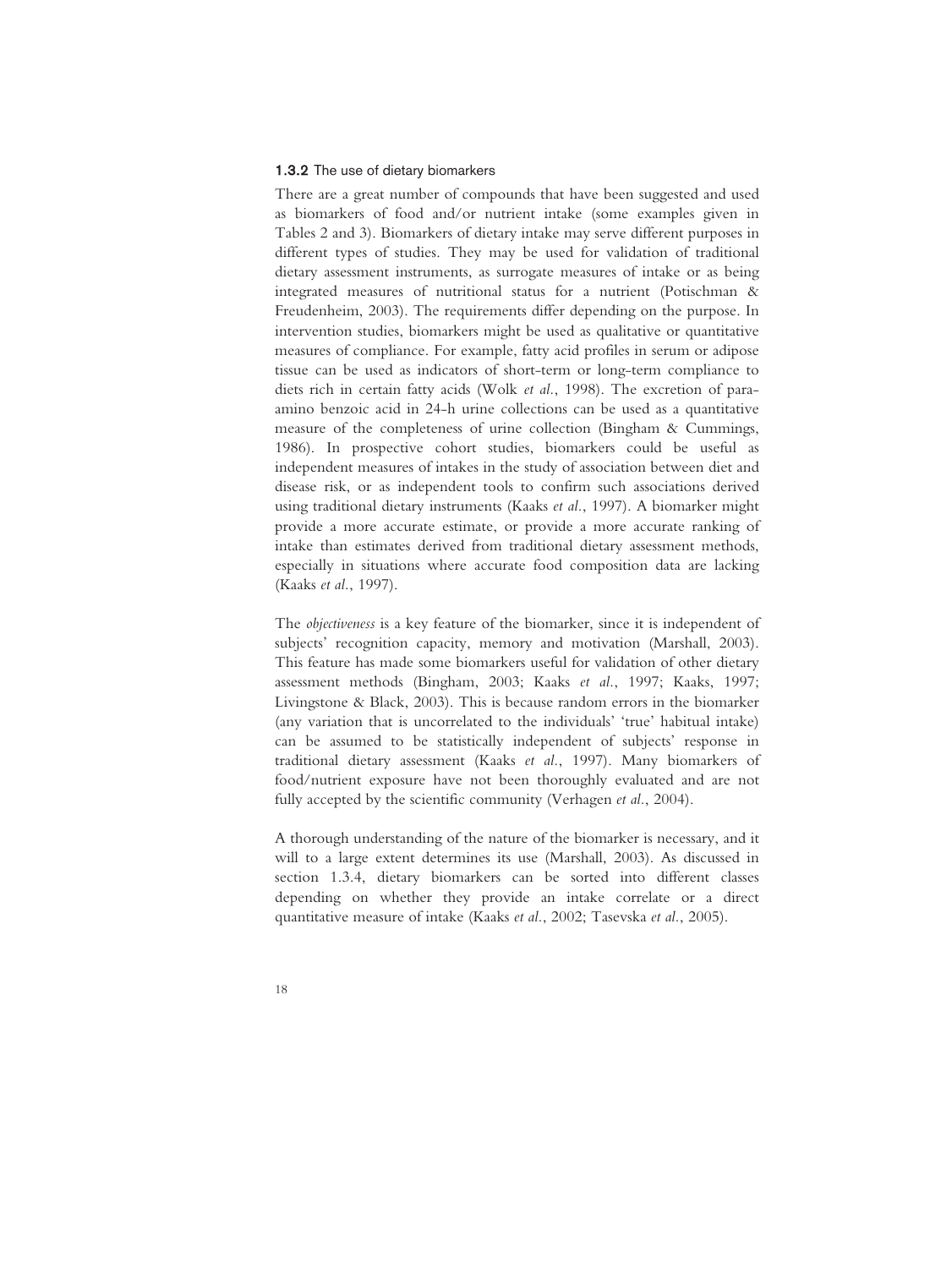### 1.3.2 The use of dietary biomarkers

There are a great number of compounds that have been suggested and used as biomarkers of food and/or nutrient intake (some examples given in Tables 2 and 3). Biomarkers of dietary intake may serve different purposes in different types of studies. They may be used for validation of traditional dietary assessment instruments, as surrogate measures of intake or as being integrated measures of nutritional status for a nutrient (Potischman & Freudenheim, 2003). The requirements differ depending on the purpose. In intervention studies, biomarkers might be used as qualitative or quantitative measures of compliance. For example, fatty acid profiles in serum or adipose tissue can be used as indicators of short-term or long-term compliance to diets rich in certain fatty acids (Wolk *et al.*, 1998). The excretion of para-amino benzoic acid in 24-h urine collections can be used as a quantitative measure of the completeness of urine collection (Bingham & Cummings, 1986). In prospective cohort studies, biomarkers could be useful as independent measures of intakes in the study of association between diet and disease risk, or as independent tools to confirm such associations derived using traditional dietary instruments (Kaaks *et al.*, 1997). A biomarker might provide a more accurate estimate, or provide a more accurate ranking of intake than estimates derived from traditional dietary assessment methods, especially in situations where accurate food composition data are lacking (Kaaks *et al.*, 1997).

The *objectiveness* is a key feature of the biomarker, since it is independent of subjects' recognition capacity, memory and motivation (Marshall, 2003). This feature has made some biomarkers useful for validation of other dietary assessment methods (Bingham, 2003; Kaaks *et al.*, 1997; Kaaks, 1997; Livingstone & Black, 2003). This is because random errors in the biomarker (any variation that is uncorrelated to the individuals' 'true' habitual intake) can be assumed to be statistically independent of subjects' response in traditional dietary assessment (Kaaks *et al.*, 1997). Many biomarkers of food/nutrient exposure have not been thoroughly evaluated and are not fully accepted by the scientific community (Verhagen *et al.*, 2004).

A thorough understanding of the nature of the biomarker is necessary, and it will to a large extent determines its use (Marshall, 2003). As discussed in section 1.3.4, dietary biomarkers can be sorted into different classes depending on whether they provide an intake correlate or a direct quantitative measure of intake (Kaaks *et al.*, 2002; Tasevska *et al.*, 2005).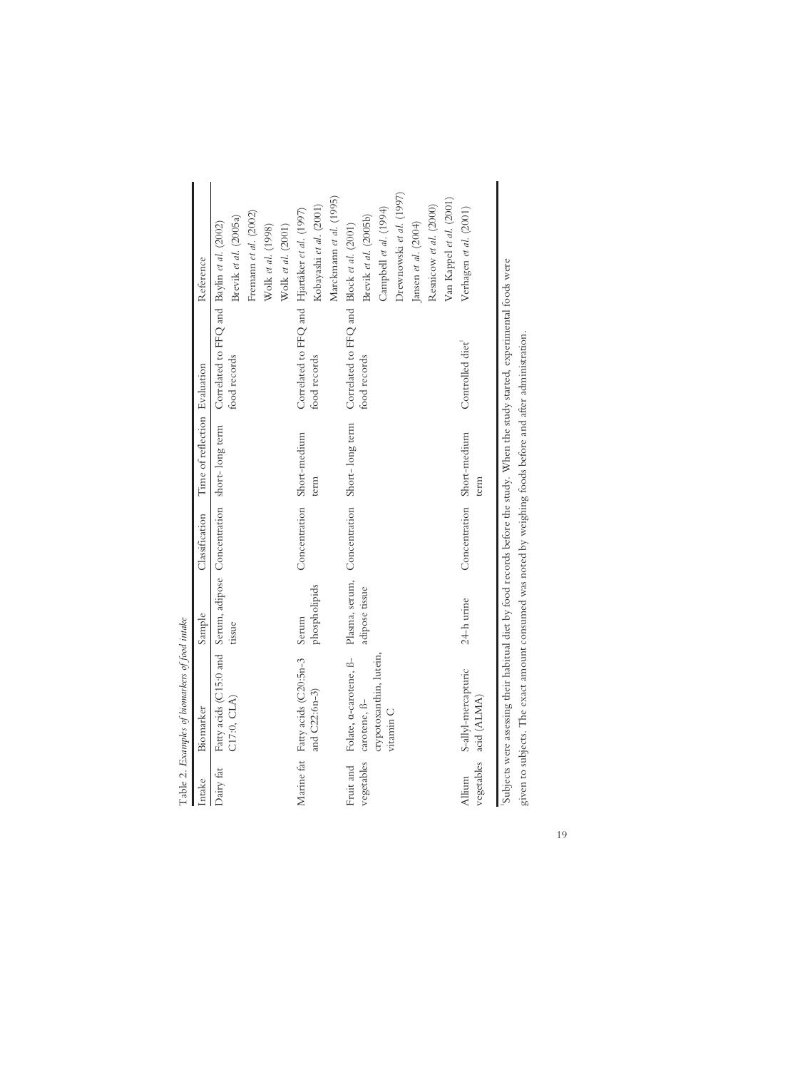Table 2. *Examples of biomarkers of food intake*

| Intake | Biomarker | Sample | Classification | Time of reflection | Evaluation | Reference |
|---|---|---|---|---|---|---|
| Dairy fat | Fatty acids (C15:0 and C17:0, CLA) | Serum, adipose tissue | Concentration | short- long term | Correlated to FFQ and food records | Baylin *et al.* (2002)<br>Brevik *et al.* (2005a)<br>Fremann *et al.* (2002)<br>Wolk *et al.* (1998)<br>Wolk *et al.* (2001) |
| Marine fat | Fatty acids (C20:5n-3 and C22:6n-3) | Serum phospholipids | Concentration | Short-medium term | Correlated to FFQ and food records | Hjartåker *et al.* (1997)<br>Kobayashi *et al.* (2001)<br>Marckmann *et al.* (1995) |
| Fruit and vegetables | Folate, α-carotene, β-carotene, β-crypotoxanthin, lutein, vitamin C | Plasma, serum, adipose tissue | Concentration | Short- long term | Correlated to FFQ and food records | Block *et al.* (2001)<br>Brevik *et al.* (2005b)<br>Campbell *et al.* (1994)<br>Drewnowski *et al.* (1997)<br>Jansen *et al.* (2004)<br>Resnicow *et al.* (2000)<br>Van Kappel *et al.* (2001) |
| Allium vegetables | S-allyl-mercapturic acid (ALMA) | 24-h urine | Concentration | Short-medium term | Controlled diet[1] | Verhagen *et al.* (2001) |

[1]Subjects were assessing their habitual diet by food records before the study. When the study started, experimental foods were given to subjects. The exact amount consumed was noted by weighing foods before and after administration.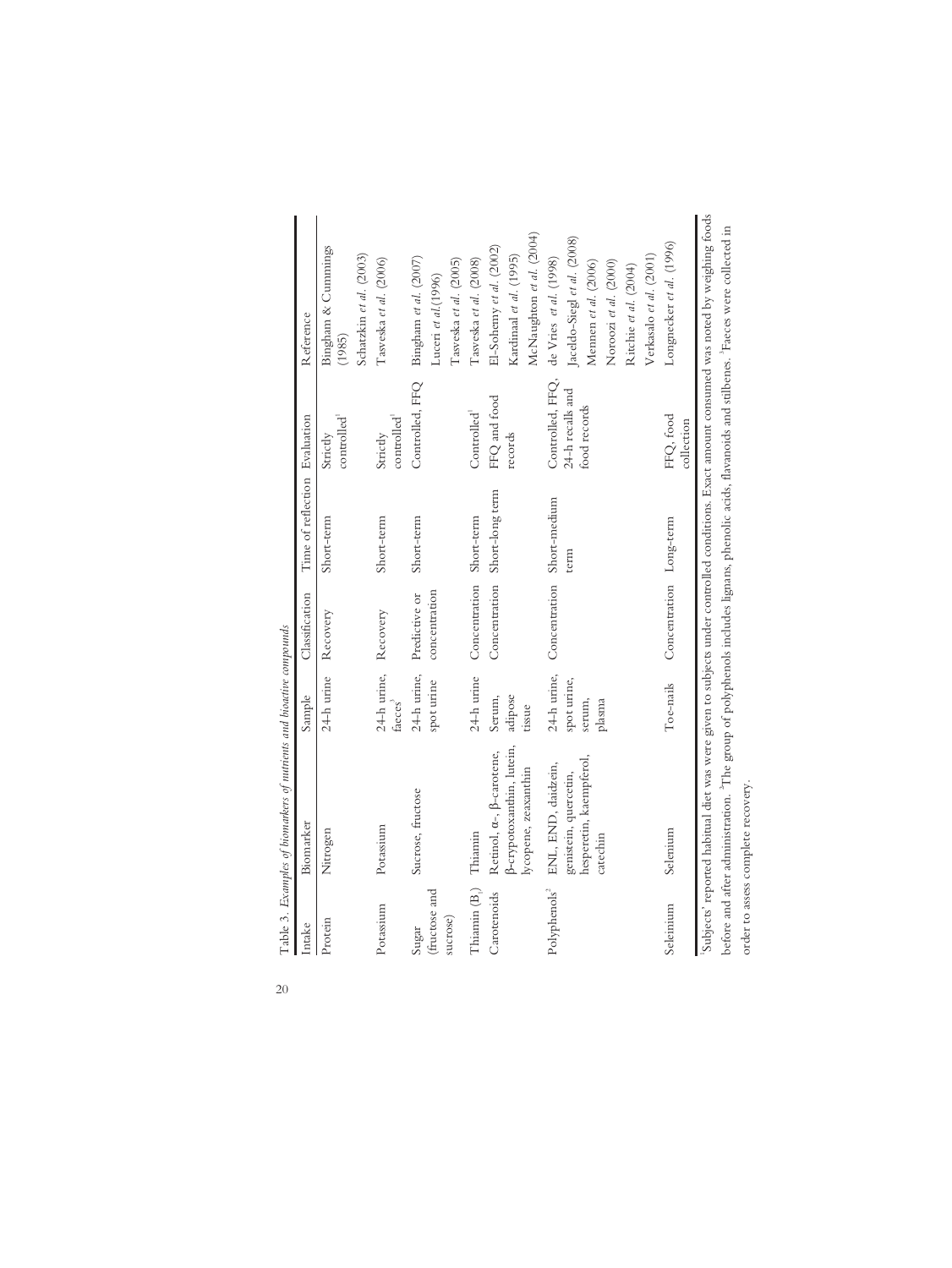Table 3. *Examples of biomarkers of nutrients and bioactive compounds*

| Intake | Biomarker | Sample | Classification | Time of reflection | Evaluation | Reference |
|---|---|---|---|---|---|---|
| Protein | Nitrogen | 24-h urine | Recovery | Short-term | Strictly controlled[1] | Bingham & Cummings (1985)<br>Schatzkin *et al.* (2003) |
| Potassium | Potassium | 24-h urine, faeces[3] | Recovery | Short-term | Strictly controlled[1] | Tasveska *et al.* (2006) |
| Sugar (fructose and sucrose) | Sucrose, fructose | 24-h urine, spot urine | Predictive or concentration | Short-term | Controlled, FFQ | Bingham *et al.* (2007)<br>Luceri *et al.*(1996)<br>Tasveska *et al.* (2005) |
| Thiamin ($B_1$) | Thiamin | 24-h urine | Concentration | Short-term | Controlled[1] | Tasveska *et al.* (2008) |
| Carotenoids | Retinol, α-, β-carotene, β-crypotoxanthin, lutein, lycopene, zeaxanthin | Serum, adipose tissue | Concentration | Short-long term | FFQ and food records | El-Sohemy *et al.* (2002)<br>Kardinaal *et al.* (1995)<br>McNaughton *et al.* (2004) |
| Polyphenols[2] | ENL, END, daidzein, genistein, quercetin, hesperetin, kaempferol, catechin | 24-h urine, spot urine, serum, plasma | Concentration | Short-medium term | Controlled, FFQ, 24-h recalls and food records | de Vries *et al.* (1998)<br>Jaceldo-Siegl *et al.* (2008)<br>Mennen *et al.* (2006)<br>Noroozi *et al.* (2000)<br>Ritchie *et al.* (2004)<br>Verkasalo *et al.* (2001) |
| Seleimum | Selenium | Toe-nails | Concentration | Long-term | FFQ, food collection | Longnecker *et al.* (1996) |

[1]Subjects' reported habitual diet was were given to subjects under controlled conditions. Exact amount consumed was noted by weighing foods before and after administration. [2]The group of polyphenols includes lignans, phenolic acids, flavanoids and stilbenes. [3]Faeces were collected in order to assess complete recovery.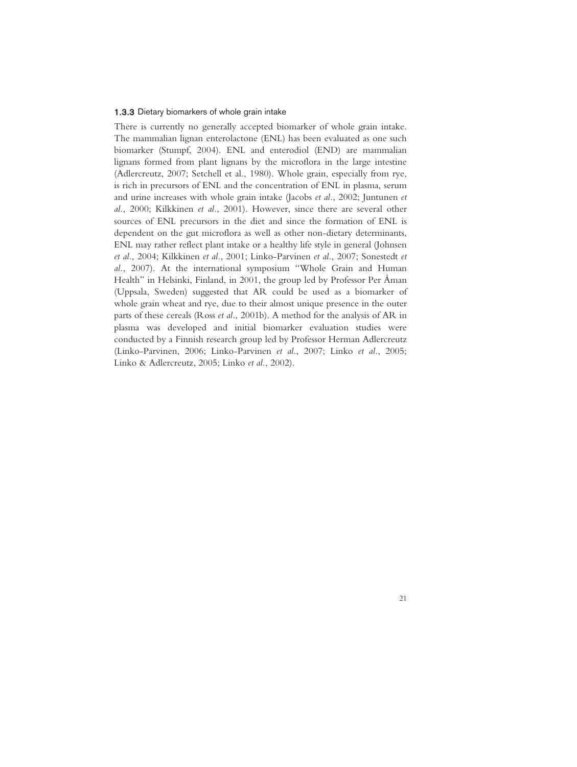### 1.3.3 Dietary biomarkers of whole grain intake

There is currently no generally accepted biomarker of whole grain intake. The mammalian lignan enterolactone (ENL) has been evaluated as one such biomarker (Stumpf, 2004). ENL and enterodiol (END) are mammalian lignans formed from plant lignans by the microflora in the large intestine (Adlercreutz, 2007; Setchell et al., 1980). Whole grain, especially from rye, is rich in precursors of ENL and the concentration of ENL in plasma, serum and urine increases with whole grain intake (Jacobs *et al.*, 2002; Juntunen *et al.*, 2000; Kilkkinen *et al.*, 2001). However, since there are several other sources of ENL precursors in the diet and since the formation of ENL is dependent on the gut microflora as well as other non-dietary determinants, ENL may rather reflect plant intake or a healthy life style in general (Johnsen *et al.*, 2004; Kilkkinen *et al.*, 2001; Linko-Parvinen *et al.*, 2007; Sonestedt *et al.*, 2007). At the international symposium "Whole Grain and Human Health" in Helsinki, Finland, in 2001, the group led by Professor Per Åman (Uppsala, Sweden) suggested that AR could be used as a biomarker of whole grain wheat and rye, due to their almost unique presence in the outer parts of these cereals (Ross *et al.*, 2001b). A method for the analysis of AR in plasma was developed and initial biomarker evaluation studies were conducted by a Finnish research group led by Professor Herman Adlercreutz (Linko-Parvinen, 2006; Linko-Parvinen *et al.*, 2007; Linko *et al.*, 2005; Linko & Adlercreutz, 2005; Linko *et al.*, 2002).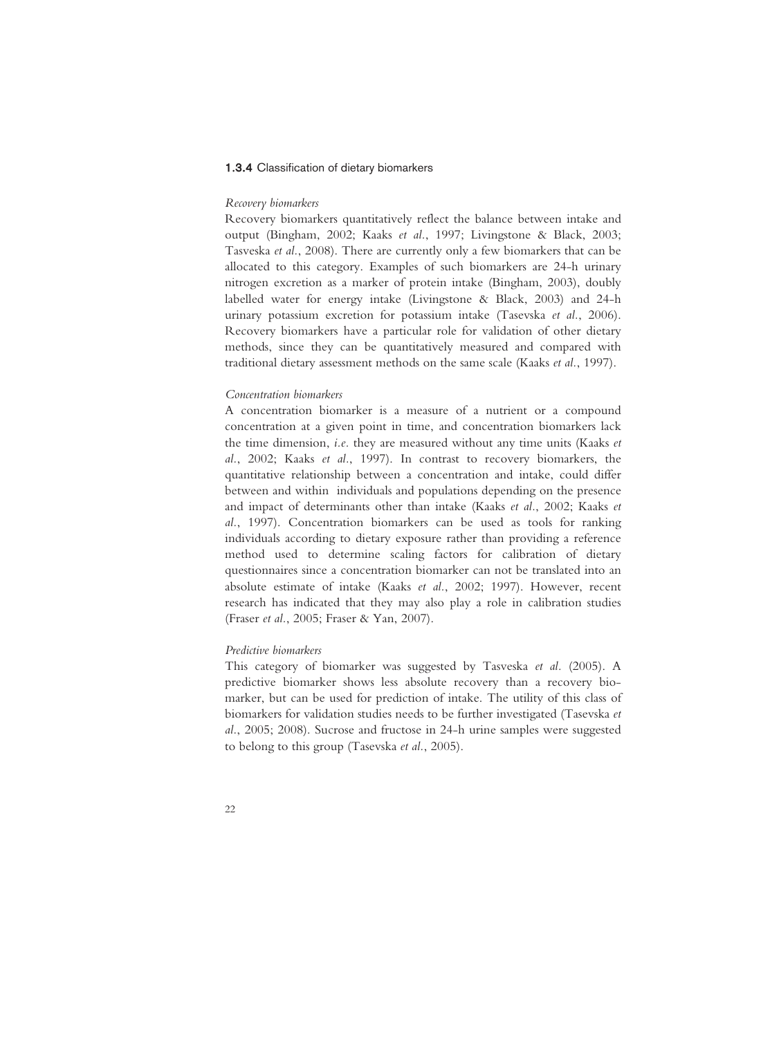### 1.3.4 Classification of dietary biomarkers

*Recovery biomarkers*

Recovery biomarkers quantitatively reflect the balance between intake and output (Bingham, 2002; Kaaks *et al.*, 1997; Livingstone & Black, 2003; Tasveska *et al.*, 2008). There are currently only a few biomarkers that can be allocated to this category. Examples of such biomarkers are 24-h urinary nitrogen excretion as a marker of protein intake (Bingham, 2003), doubly labelled water for energy intake (Livingstone & Black, 2003) and 24-h urinary potassium excretion for potassium intake (Tasevska *et al.*, 2006). Recovery biomarkers have a particular role for validation of other dietary methods, since they can be quantitatively measured and compared with traditional dietary assessment methods on the same scale (Kaaks *et al.*, 1997).

*Concentration biomarkers*

A concentration biomarker is a measure of a nutrient or a compound concentration at a given point in time, and concentration biomarkers lack the time dimension, *i.e.* they are measured without any time units (Kaaks *et al.*, 2002; Kaaks *et al.*, 1997). In contrast to recovery biomarkers, the quantitative relationship between a concentration and intake, could differ between and within individuals and populations depending on the presence and impact of determinants other than intake (Kaaks *et al.*, 2002; Kaaks *et al.*, 1997). Concentration biomarkers can be used as tools for ranking individuals according to dietary exposure rather than providing a reference method used to determine scaling factors for calibration of dietary questionnaires since a concentration biomarker can not be translated into an absolute estimate of intake (Kaaks *et al.*, 2002; 1997). However, recent research has indicated that they may also play a role in calibration studies (Fraser *et al.*, 2005; Fraser & Yan, 2007).

*Predictive biomarkers*

This category of biomarker was suggested by Tasveska *et al.* (2005). A predictive biomarker shows less absolute recovery than a recovery biomarker, but can be used for prediction of intake. The utility of this class of biomarkers for validation studies needs to be further investigated (Tasevska *et al.*, 2005; 2008). Sucrose and fructose in 24-h urine samples were suggested to belong to this group (Tasevska *et al.*, 2005).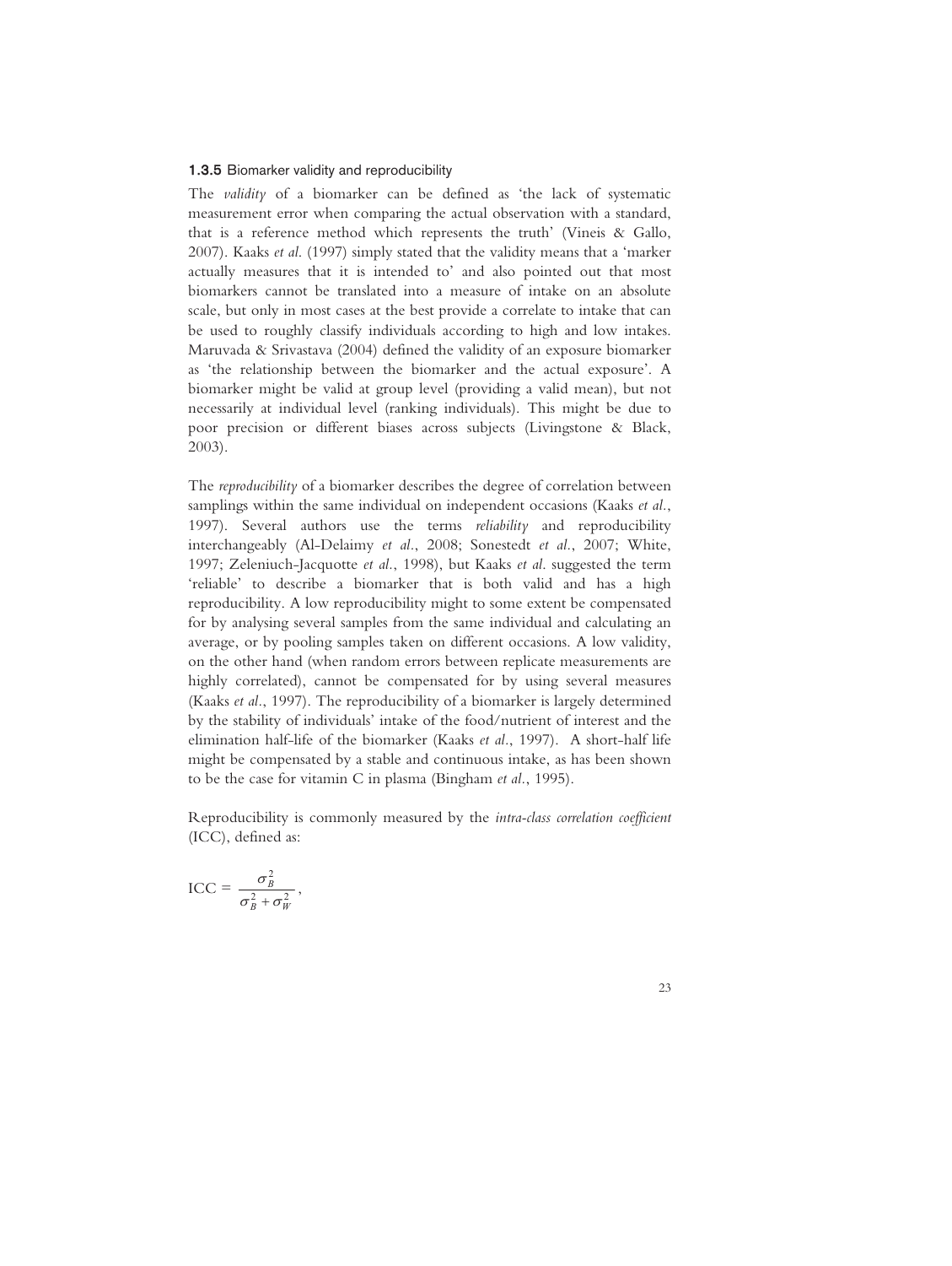### 1.3.5 Biomarker validity and reproducibility

The *validity* of a biomarker can be defined as 'the lack of systematic measurement error when comparing the actual observation with a standard, that is a reference method which represents the truth' (Vineis & Gallo, 2007). Kaaks *et al.* (1997) simply stated that the validity means that a 'marker actually measures that it is intended to' and also pointed out that most biomarkers cannot be translated into a measure of intake on an absolute scale, but only in most cases at the best provide a correlate to intake that can be used to roughly classify individuals according to high and low intakes. Maruvada & Srivastava (2004) defined the validity of an exposure biomarker as 'the relationship between the biomarker and the actual exposure'. A biomarker might be valid at group level (providing a valid mean), but not necessarily at individual level (ranking individuals). This might be due to poor precision or different biases across subjects (Livingstone & Black, 2003).

The *reproducibility* of a biomarker describes the degree of correlation between samplings within the same individual on independent occasions (Kaaks *et al.*, 1997). Several authors use the terms *reliability* and reproducibility interchangeably (Al-Delaimy *et al.*, 2008; Sonestedt *et al.*, 2007; White, 1997; Zeleniuch-Jacquotte *et al.*, 1998), but Kaaks *et al.* suggested the term 'reliable' to describe a biomarker that is both valid and has a high reproducibility. A low reproducibility might to some extent be compensated for by analysing several samples from the same individual and calculating an average, or by pooling samples taken on different occasions. A low validity, on the other hand (when random errors between replicate measurements are highly correlated), cannot be compensated for by using several measures (Kaaks *et al.*, 1997). The reproducibility of a biomarker is largely determined by the stability of individuals' intake of the food/nutrient of interest and the elimination half-life of the biomarker (Kaaks *et al.*, 1997). A short-half life might be compensated by a stable and continuous intake, as has been shown to be the case for vitamin C in plasma (Bingham *et al.*, 1995).

Reproducibility is commonly measured by the *intra-class correlation coefficient* (ICC), defined as:

$$\text{ICC} = \frac{\sigma_B^2}{\sigma_B^2 + \sigma_W^2},$$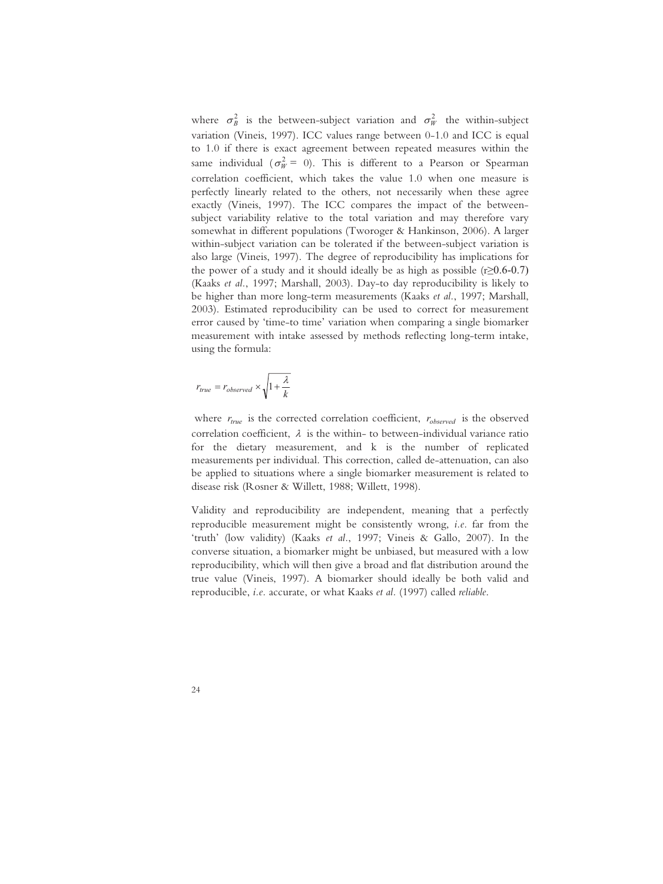where $\sigma_B^2$ is the between-subject variation and $\sigma_W^2$ the within-subject variation (Vineis, 1997). ICC values range between 0-1.0 and ICC is equal to 1.0 if there is exact agreement between repeated measures within the same individual ($\sigma_W^2 = 0$). This is different to a Pearson or Spearman correlation coefficient, which takes the value 1.0 when one measure is perfectly linearly related to the others, not necessarily when these agree exactly (Vineis, 1997). The ICC compares the impact of the between-subject variability relative to the total variation and may therefore vary somewhat in different populations (Tworoger & Hankinson, 2006). A larger within-subject variation can be tolerated if the between-subject variation is also large (Vineis, 1997). The degree of reproducibility has implications for the power of a study and it should ideally be as high as possible ($r \geq 0.6$-$0.7$) (Kaaks *et al.*, 1997; Marshall, 2003). Day-to day reproducibility is likely to be higher than more long-term measurements (Kaaks *et al.*, 1997; Marshall, 2003). Estimated reproducibility can be used to correct for measurement error caused by 'time-to time' variation when comparing a single biomarker measurement with intake assessed by methods reflecting long-term intake, using the formula:

$$r_{true} = r_{observed} \times \sqrt{1 + \frac{\lambda}{k}}$$

where $r_{true}$ is the corrected correlation coefficient, $r_{observed}$ is the observed correlation coefficient, $\lambda$ is the within- to between-individual variance ratio for the dietary measurement, and k is the number of replicated measurements per individual. This correction, called de-attenuation, can also be applied to situations where a single biomarker measurement is related to disease risk (Rosner & Willett, 1988; Willett, 1998).

Validity and reproducibility are independent, meaning that a perfectly reproducible measurement might be consistently wrong, *i.e.* far from the 'truth' (low validity) (Kaaks *et al.*, 1997; Vineis & Gallo, 2007). In the converse situation, a biomarker might be unbiased, but measured with a low reproducibility, which will then give a broad and flat distribution around the true value (Vineis, 1997). A biomarker should ideally be both valid and reproducible, *i.e.* accurate, or what Kaaks *et al.* (1997) called *reliable*.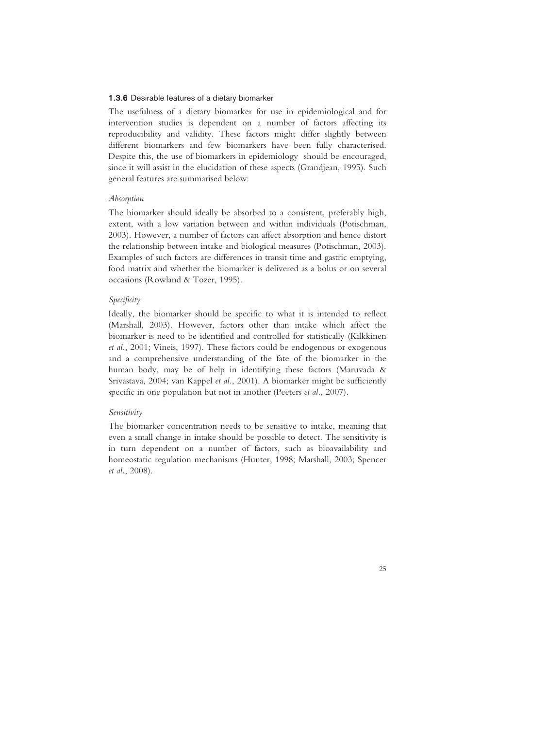### 1.3.6 Desirable features of a dietary biomarker

The usefulness of a dietary biomarker for use in epidemiological and for intervention studies is dependent on a number of factors affecting its reproducibility and validity. These factors might differ slightly between different biomarkers and few biomarkers have been fully characterised. Despite this, the use of biomarkers in epidemiology should be encouraged, since it will assist in the elucidation of these aspects (Grandjean, 1995). Such general features are summarised below:

*Absorption*

The biomarker should ideally be absorbed to a consistent, preferably high, extent, with a low variation between and within individuals (Potischman, 2003). However, a number of factors can affect absorption and hence distort the relationship between intake and biological measures (Potischman, 2003). Examples of such factors are differences in transit time and gastric emptying, food matrix and whether the biomarker is delivered as a bolus or on several occasions (Rowland & Tozer, 1995).

*Specificity*

Ideally, the biomarker should be specific to what it is intended to reflect (Marshall, 2003). However, factors other than intake which affect the biomarker is need to be identified and controlled for statistically (Kilkkinen *et al.*, 2001; Vineis, 1997). These factors could be endogenous or exogenous and a comprehensive understanding of the fate of the biomarker in the human body, may be of help in identifying these factors (Maruvada & Srivastava, 2004; van Kappel *et al.*, 2001). A biomarker might be sufficiently specific in one population but not in another (Peeters *et al.*, 2007).

*Sensitivity*

The biomarker concentration needs to be sensitive to intake, meaning that even a small change in intake should be possible to detect. The sensitivity is in turn dependent on a number of factors, such as bioavailability and homeostatic regulation mechanisms (Hunter, 1998; Marshall, 2003; Spencer *et al.*, 2008).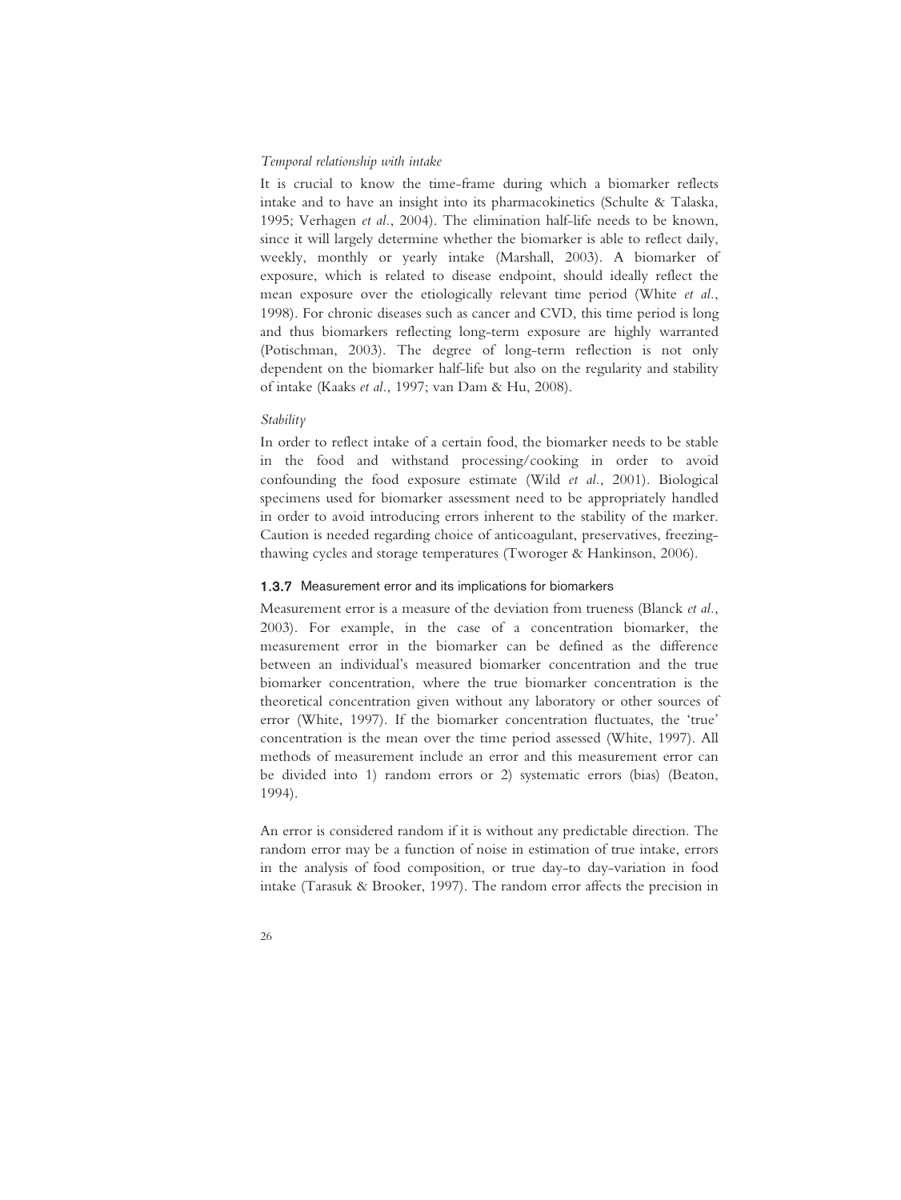*Temporal relationship with intake*

It is crucial to know the time-frame during which a biomarker reflects intake and to have an insight into its pharmacokinetics (Schulte & Talaska, 1995; Verhagen *et al.*, 2004). The elimination half-life needs to be known, since it will largely determine whether the biomarker is able to reflect daily, weekly, monthly or yearly intake (Marshall, 2003). A biomarker of exposure, which is related to disease endpoint, should ideally reflect the mean exposure over the etiologically relevant time period (White *et al.*, 1998). For chronic diseases such as cancer and CVD, this time period is long and thus biomarkers reflecting long-term exposure are highly warranted (Potischman, 2003). The degree of long-term reflection is not only dependent on the biomarker half-life but also on the regularity and stability of intake (Kaaks *et al.*, 1997; van Dam & Hu, 2008).

*Stability*

In order to reflect intake of a certain food, the biomarker needs to be stable in the food and withstand processing/cooking in order to avoid confounding the food exposure estimate (Wild *et al.*, 2001). Biological specimens used for biomarker assessment need to be appropriately handled in order to avoid introducing errors inherent to the stability of the marker. Caution is needed regarding choice of anticoagulant, preservatives, freezing-thawing cycles and storage temperatures (Tworoger & Hankinson, 2006).

### 1.3.7 Measurement error and its implications for biomarkers

Measurement error is a measure of the deviation from trueness (Blanck *et al.*, 2003). For example, in the case of a concentration biomarker, the measurement error in the biomarker can be defined as the difference between an individual's measured biomarker concentration and the true biomarker concentration, where the true biomarker concentration is the theoretical concentration given without any laboratory or other sources of error (White, 1997). If the biomarker concentration fluctuates, the 'true' concentration is the mean over the time period assessed (White, 1997). All methods of measurement include an error and this measurement error can be divided into 1) random errors or 2) systematic errors (bias) (Beaton, 1994).

An error is considered random if it is without any predictable direction. The random error may be a function of noise in estimation of true intake, errors in the analysis of food composition, or true day-to day-variation in food intake (Tarasuk & Brooker, 1997). The random error affects the precision in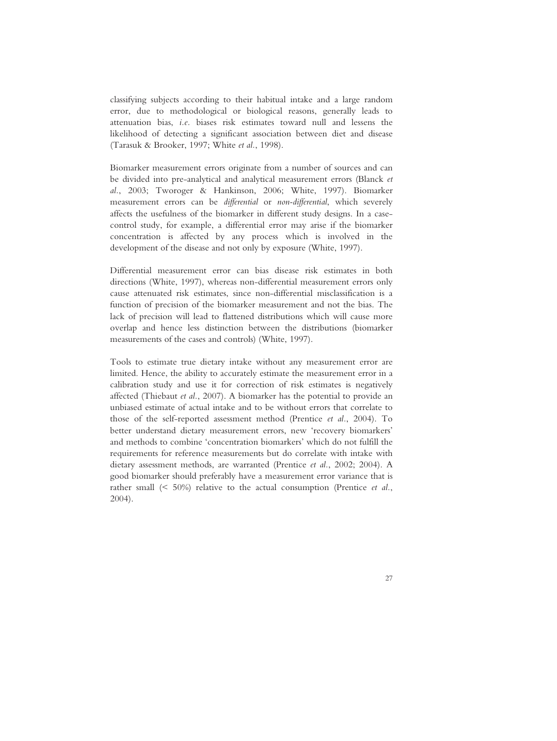classifying subjects according to their habitual intake and a large random error, due to methodological or biological reasons, generally leads to attenuation bias, *i.e.* biases risk estimates toward null and lessens the likelihood of detecting a significant association between diet and disease (Tarasuk & Brooker, 1997; White *et al.*, 1998).

Biomarker measurement errors originate from a number of sources and can be divided into pre-analytical and analytical measurement errors (Blanck *et al.*, 2003; Tworoger & Hankinson, 2006; White, 1997). Biomarker measurement errors can be *differential* or *non-differential*, which severely affects the usefulness of the biomarker in different study designs. In a case-control study, for example, a differential error may arise if the biomarker concentration is affected by any process which is involved in the development of the disease and not only by exposure (White, 1997).

Differential measurement error can bias disease risk estimates in both directions (White, 1997), whereas non-differential measurement errors only cause attenuated risk estimates, since non-differential misclassification is a function of precision of the biomarker measurement and not the bias. The lack of precision will lead to flattened distributions which will cause more overlap and hence less distinction between the distributions (biomarker measurements of the cases and controls) (White, 1997).

Tools to estimate true dietary intake without any measurement error are limited. Hence, the ability to accurately estimate the measurement error in a calibration study and use it for correction of risk estimates is negatively affected (Thiebaut *et al.*, 2007). A biomarker has the potential to provide an unbiased estimate of actual intake and to be without errors that correlate to those of the self-reported assessment method (Prentice *et al.*, 2004). To better understand dietary measurement errors, new 'recovery biomarkers' and methods to combine 'concentration biomarkers' which do not fulfill the requirements for reference measurements but do correlate with intake with dietary assessment methods, are warranted (Prentice *et al.*, 2002; 2004). A good biomarker should preferably have a measurement error variance that is rather small (< 50%) relative to the actual consumption (Prentice *et al.*, 2004).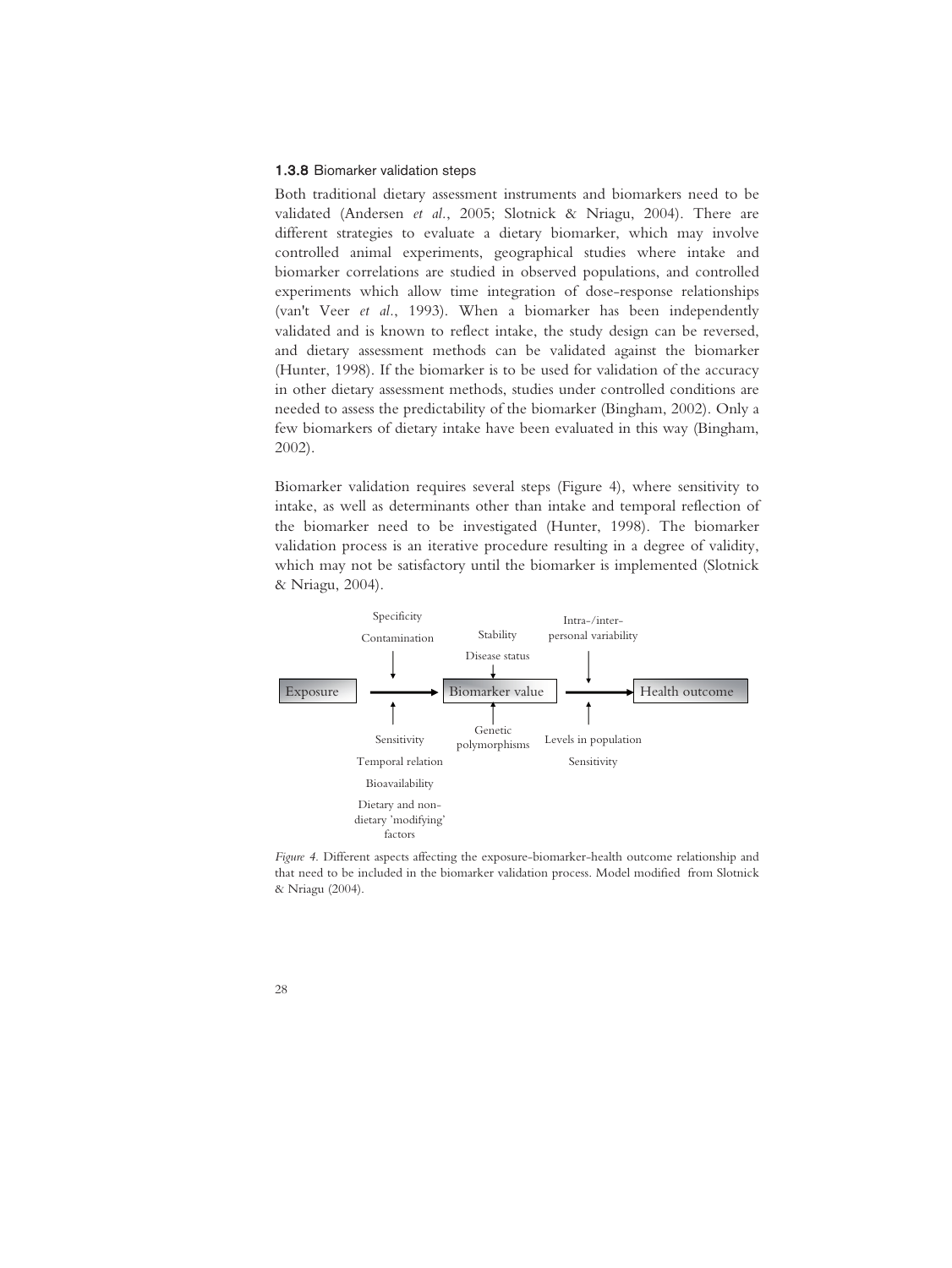### 1.3.8 Biomarker validation steps

Both traditional dietary assessment instruments and biomarkers need to be validated (Andersen *et al.*, 2005; Slotnick & Nriagu, 2004). There are different strategies to evaluate a dietary biomarker, which may involve controlled animal experiments, geographical studies where intake and biomarker correlations are studied in observed populations, and controlled experiments which allow time integration of dose-response relationships (van't Veer *et al.*, 1993). When a biomarker has been independently validated and is known to reflect intake, the study design can be reversed, and dietary assessment methods can be validated against the biomarker (Hunter, 1998). If the biomarker is to be used for validation of the accuracy in other dietary assessment methods, studies under controlled conditions are needed to assess the predictability of the biomarker (Bingham, 2002). Only a few biomarkers of dietary intake have been evaluated in this way (Bingham, 2002).

Biomarker validation requires several steps (Figure 4), where sensitivity to intake, as well as determinants other than intake and temporal reflection of the biomarker need to be investigated (Hunter, 1998). The biomarker validation process is an iterative procedure resulting in a degree of validity, which may not be satisfactory until the biomarker is implemented (Slotnick & Nriagu, 2004).

*Figure 4.* Different aspects affecting the exposure-biomarker-health outcome relationship and that need to be included in the biomarker validation process. Model modified from Slotnick & Nriagu (2004).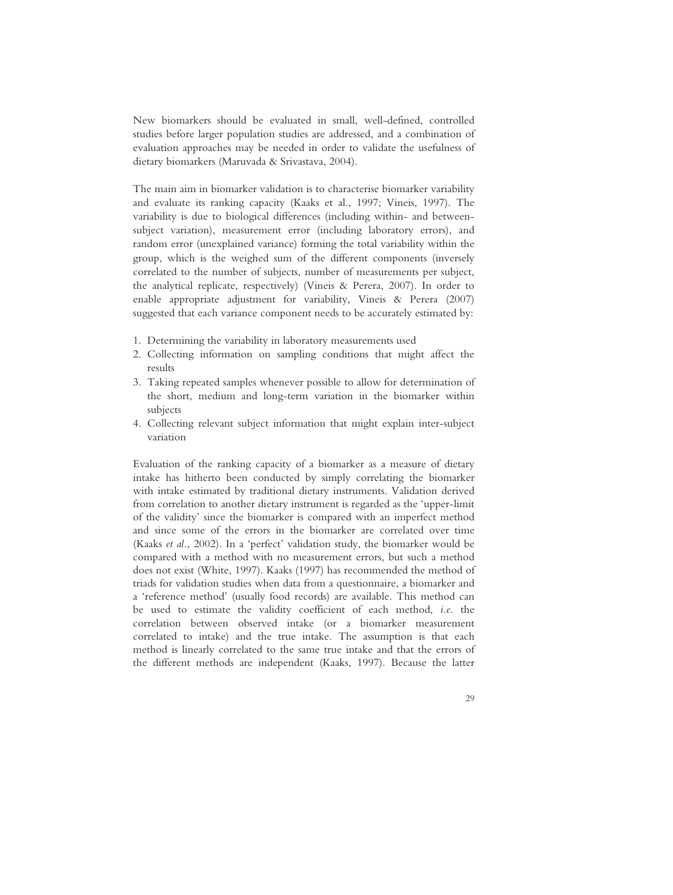New biomarkers should be evaluated in small, well-defined, controlled studies before larger population studies are addressed, and a combination of evaluation approaches may be needed in order to validate the usefulness of dietary biomarkers (Maruvada & Srivastava, 2004).

The main aim in biomarker validation is to characterise biomarker variability and evaluate its ranking capacity (Kaaks et al., 1997; Vineis, 1997). The variability is due to biological differences (including within- and between-subject variation), measurement error (including laboratory errors), and random error (unexplained variance) forming the total variability within the group, which is the weighed sum of the different components (inversely correlated to the number of subjects, number of measurements per subject, the analytical replicate, respectively) (Vineis & Perera, 2007). In order to enable appropriate adjustment for variability, Vineis & Perera (2007) suggested that each variance component needs to be accurately estimated by:

1. Determining the variability in laboratory measurements used
2. Collecting information on sampling conditions that might affect the results
3. Taking repeated samples whenever possible to allow for determination of the short, medium and long-term variation in the biomarker within subjects
4. Collecting relevant subject information that might explain inter-subject variation

Evaluation of the ranking capacity of a biomarker as a measure of dietary intake has hitherto been conducted by simply correlating the biomarker with intake estimated by traditional dietary instruments. Validation derived from correlation to another dietary instrument is regarded as the 'upper-limit of the validity' since the biomarker is compared with an imperfect method and since some of the errors in the biomarker are correlated over time (Kaaks *et al.*, 2002). In a 'perfect' validation study, the biomarker would be compared with a method with no measurement errors, but such a method does not exist (White, 1997). Kaaks (1997) has recommended the method of triads for validation studies when data from a questionnaire, a biomarker and a 'reference method' (usually food records) are available. This method can be used to estimate the validity coefficient of each method, *i.e.* the correlation between observed intake (or a biomarker measurement correlated to intake) and the true intake. The assumption is that each method is linearly correlated to the same true intake and that the errors of the different methods are independent (Kaaks, 1997). Because the latter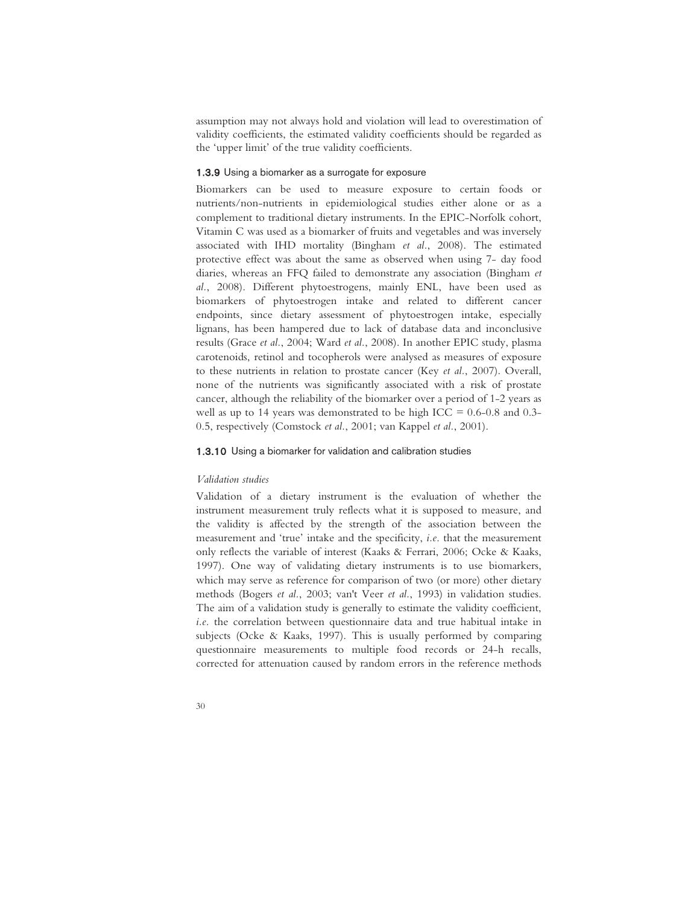assumption may not always hold and violation will lead to overestimation of validity coefficients, the estimated validity coefficients should be regarded as the 'upper limit' of the true validity coefficients.

### 1.3.9 Using a biomarker as a surrogate for exposure

Biomarkers can be used to measure exposure to certain foods or nutrients/non-nutrients in epidemiological studies either alone or as a complement to traditional dietary instruments. In the EPIC-Norfolk cohort, Vitamin C was used as a biomarker of fruits and vegetables and was inversely associated with IHD mortality (Bingham *et al.*, 2008). The estimated protective effect was about the same as observed when using 7- day food diaries, whereas an FFQ failed to demonstrate any association (Bingham *et al.*, 2008). Different phytoestrogens, mainly ENL, have been used as biomarkers of phytoestrogen intake and related to different cancer endpoints, since dietary assessment of phytoestrogen intake, especially lignans, has been hampered due to lack of database data and inconclusive results (Grace *et al.*, 2004; Ward *et al.*, 2008). In another EPIC study, plasma carotenoids, retinol and tocopherols were analysed as measures of exposure to these nutrients in relation to prostate cancer (Key *et al.*, 2007). Overall, none of the nutrients was significantly associated with a risk of prostate cancer, although the reliability of the biomarker over a period of 1-2 years as well as up to 14 years was demonstrated to be high ICC = 0.6-0.8 and 0.3-0.5, respectively (Comstock *et al.*, 2001; van Kappel *et al.*, 2001).

### 1.3.10 Using a biomarker for validation and calibration studies

*Validation studies*

Validation of a dietary instrument is the evaluation of whether the instrument measurement truly reflects what it is supposed to measure, and the validity is affected by the strength of the association between the measurement and 'true' intake and the specificity, *i.e.* that the measurement only reflects the variable of interest (Kaaks & Ferrari, 2006; Ocke & Kaaks, 1997). One way of validating dietary instruments is to use biomarkers, which may serve as reference for comparison of two (or more) other dietary methods (Bogers *et al.*, 2003; van't Veer *et al.*, 1993) in validation studies. The aim of a validation study is generally to estimate the validity coefficient, *i.e.* the correlation between questionnaire data and true habitual intake in subjects (Ocke & Kaaks, 1997). This is usually performed by comparing questionnaire measurements to multiple food records or 24-h recalls, corrected for attenuation caused by random errors in the reference methods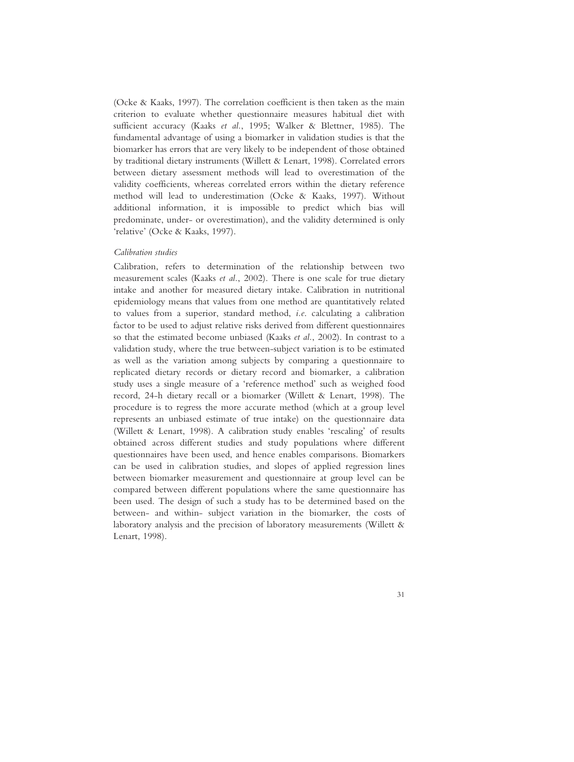(Ocke & Kaaks, 1997). The correlation coefficient is then taken as the main criterion to evaluate whether questionnaire measures habitual diet with sufficient accuracy (Kaaks *et al.*, 1995; Walker & Blettner, 1985). The fundamental advantage of using a biomarker in validation studies is that the biomarker has errors that are very likely to be independent of those obtained by traditional dietary instruments (Willett & Lenart, 1998). Correlated errors between dietary assessment methods will lead to overestimation of the validity coefficients, whereas correlated errors within the dietary reference method will lead to underestimation (Ocke & Kaaks, 1997). Without additional information, it is impossible to predict which bias will predominate, under- or overestimation), and the validity determined is only 'relative' (Ocke & Kaaks, 1997).

*Calibration studies*

Calibration, refers to determination of the relationship between two measurement scales (Kaaks *et al.*, 2002). There is one scale for true dietary intake and another for measured dietary intake. Calibration in nutritional epidemiology means that values from one method are quantitatively related to values from a superior, standard method, *i.e.* calculating a calibration factor to be used to adjust relative risks derived from different questionnaires so that the estimated become unbiased (Kaaks *et al.*, 2002). In contrast to a validation study, where the true between-subject variation is to be estimated as well as the variation among subjects by comparing a questionnaire to replicated dietary records or dietary record and biomarker, a calibration study uses a single measure of a 'reference method' such as weighed food record, 24-h dietary recall or a biomarker (Willett & Lenart, 1998). The procedure is to regress the more accurate method (which at a group level represents an unbiased estimate of true intake) on the questionnaire data (Willett & Lenart, 1998). A calibration study enables 'rescaling' of results obtained across different studies and study populations where different questionnaires have been used, and hence enables comparisons. Biomarkers can be used in calibration studies, and slopes of applied regression lines between biomarker measurement and questionnaire at group level can be compared between different populations where the same questionnaire has been used. The design of such a study has to be determined based on the between- and within- subject variation in the biomarker, the costs of laboratory analysis and the precision of laboratory measurements (Willett & Lenart, 1998).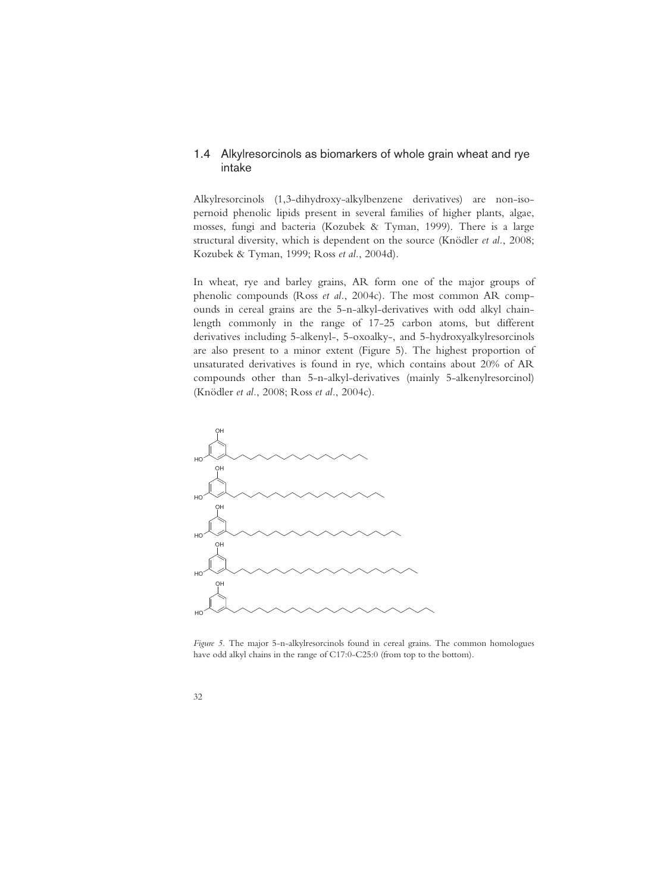## 1.4 Alkylresorcinols as biomarkers of whole grain wheat and rye intake

Alkylresorcinols (1,3-dihydroxy-alkylbenzene derivatives) are non-isopernoid phenolic lipids present in several families of higher plants, algae, mosses, fungi and bacteria (Kozubek & Tyman, 1999). There is a large structural diversity, which is dependent on the source (Knödler *et al*., 2008; Kozubek & Tyman, 1999; Ross *et al*., 2004d).

In wheat, rye and barley grains, AR form one of the major groups of phenolic compounds (Ross *et al*., 2004c). The most common AR compounds in cereal grains are the 5-n-alkyl-derivatives with odd alkyl chain-length commonly in the range of 17-25 carbon atoms, but different derivatives including 5-alkenyl-, 5-oxoalky-, and 5-hydroxyalkylresorcinols are also present to a minor extent (Figure 5). The highest proportion of unsaturated derivatives is found in rye, which contains about 20% of AR compounds other than 5-n-alkyl-derivatives (mainly 5-alkenylresorcinol) (Knödler *et al*., 2008; Ross *et al*., 2004c).

*Figure 5*. The major 5-n-alkylresorcinols found in cereal grains. The common homologues have odd alkyl chains in the range of C17:0-C25:0 (from top to the bottom).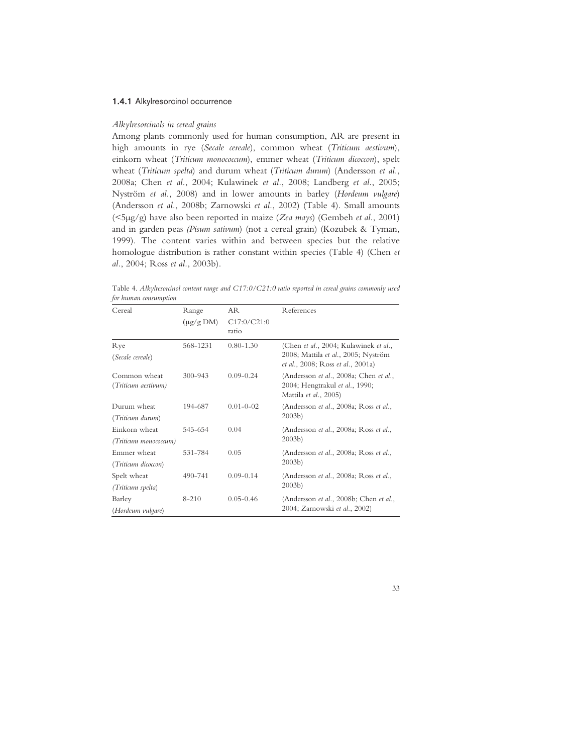### 1.4.1 Alkylresorcinol occurrence

*Alkylresorcinols in cereal grains*

Among plants commonly used for human consumption, AR are present in high amounts in rye (*Secale cereale*), common wheat (*Triticum aestivum*), einkorn wheat (*Triticum monococcum*), emmer wheat (*Triticum dicoccon*), spelt wheat (*Triticum spelta*) and durum wheat (*Triticum durum*) (Andersson *et al.*, 2008a; Chen *et al.*, 2004; Kulawinek *et al.*, 2008; Landberg *et al.*, 2005; Nyström *et al.*, 2008) and in lower amounts in barley (*Hordeum vulgare*) (Andersson *et al.*, 2008b; Zarnowski *et al.*, 2002) (Table 4). Small amounts (<5μg/g) have also been reported in maize (*Zea mays*) (Gembeh *et al.*, 2001) and in garden peas *(Pisum sativum*) (not a cereal grain) (Kozubek & Tyman, 1999). The content varies within and between species but the relative homologue distribution is rather constant within species (Table 4) (Chen *et al.*, 2004; Ross *et al.*, 2003b).

Table 4. *Alkylresorcinol content range and C17:0/C21:0 ratio reported in cereal grains commonly used for human consumption*

| Cereal | Range (μg/g DM) | AR C17:0/C21:0 ratio | References |
|---|---|---|---|
| Rye (*Secale cereale*) | 568-1231 | 0.80-1.30 | (Chen *et al.*, 2004; Kulawinek *et al.*, 2008; Mattila *et al.*, 2005; Nyström *et al.*, 2008; Ross *et al.*, 2001a) |
| Common wheat (*Triticum aestivum*) | 300-943 | 0.09-0.24 | (Andersson *et al.*, 2008a; Chen *et al.*, 2004; Hengtrakul *et al.*, 1990; Mattila *et al.*, 2005) |
| Durum wheat (*Triticum durum*) | 194-687 | 0.01-0-02 | (Andersson *et al.*, 2008a; Ross *et al.*, 2003b) |
| Einkorn wheat (*Triticum monococcum*) | 545-654 | 0.04 | (Andersson *et al.*, 2008a; Ross *et al.*, 2003b) |
| Emmer wheat (*Triticum dicoccon*) | 531-784 | 0.05 | (Andersson *et al.*, 2008a; Ross *et al.*, 2003b) |
| Spelt wheat (*Triticum spelta*) | 490-741 | 0.09-0.14 | (Andersson *et al.*, 2008a; Ross *et al.*, 2003b) |
| Barley (*Hordeum vulgare*) | 8-210 | 0.05-0.46 | (Andersson *et al.*, 2008b; Chen *et al.*, 2004; Zarnowski *et al.*, 2002) |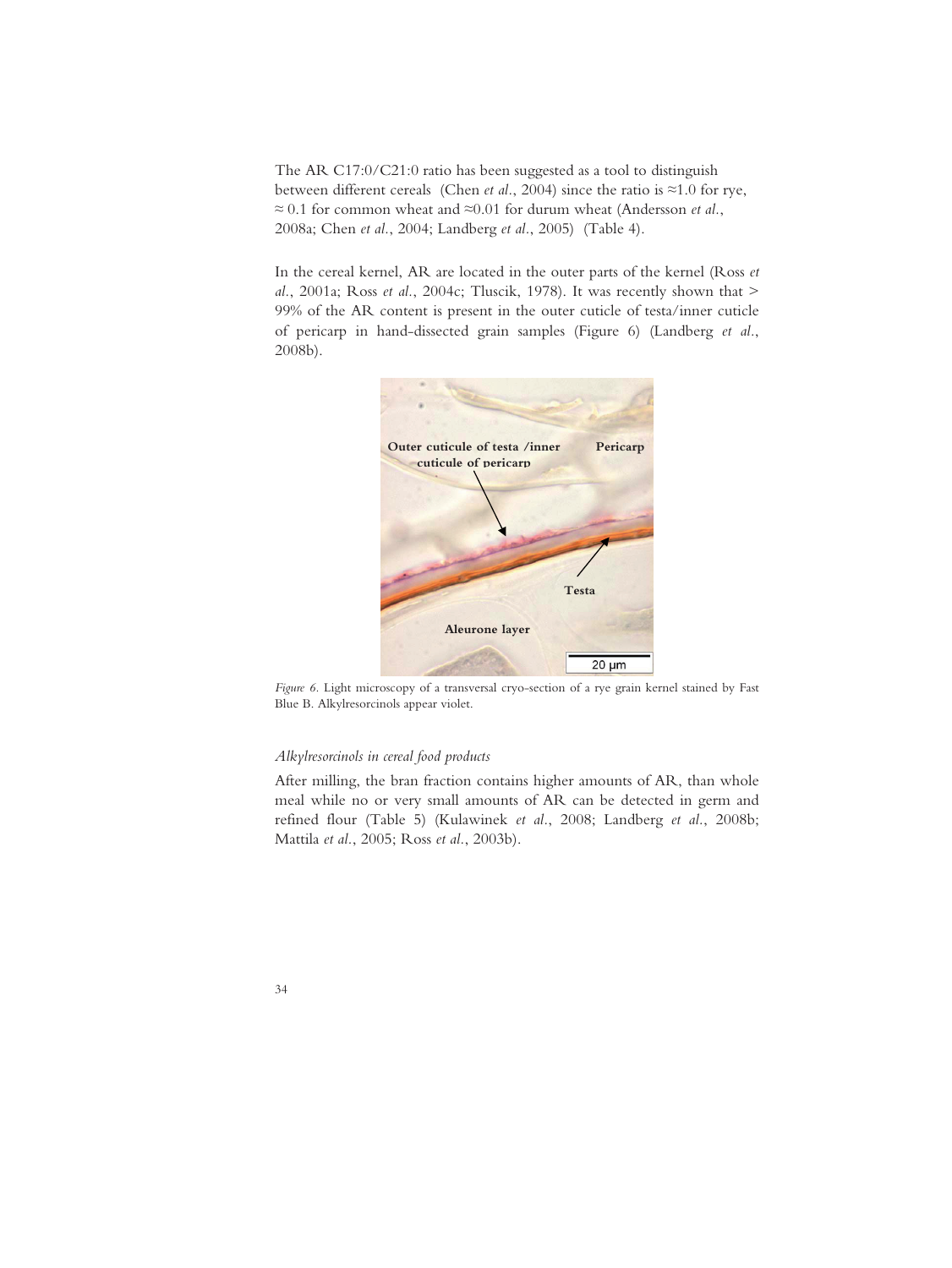The AR C17:0/C21:0 ratio has been suggested as a tool to distinguish between different cereals (Chen *et al*., 2004) since the ratio is ≈1.0 for rye, ≈ 0.1 for common wheat and ≈0.01 for durum wheat (Andersson *et al*., 2008a; Chen *et al*., 2004; Landberg *et al*., 2005) (Table 4).

In the cereal kernel, AR are located in the outer parts of the kernel (Ross *et al*., 2001a; Ross *et al*., 2004c; Tluscik, 1978). It was recently shown that > 99% of the AR content is present in the outer cuticle of testa/inner cuticle of pericarp in hand-dissected grain samples (Figure 6) (Landberg *et al*., 2008b).

*Figure 6.* Light microscopy of a transversal cryo-section of a rye grain kernel stained by Fast Blue B. Alkylresorcinols appear violet.

### *Alkylresorcinols in cereal food products*

After milling, the bran fraction contains higher amounts of AR, than whole meal while no or very small amounts of AR can be detected in germ and refined flour (Table 5) (Kulawinek *et al*., 2008; Landberg *et al*., 2008b; Mattila *et al*., 2005; Ross *et al*., 2003b).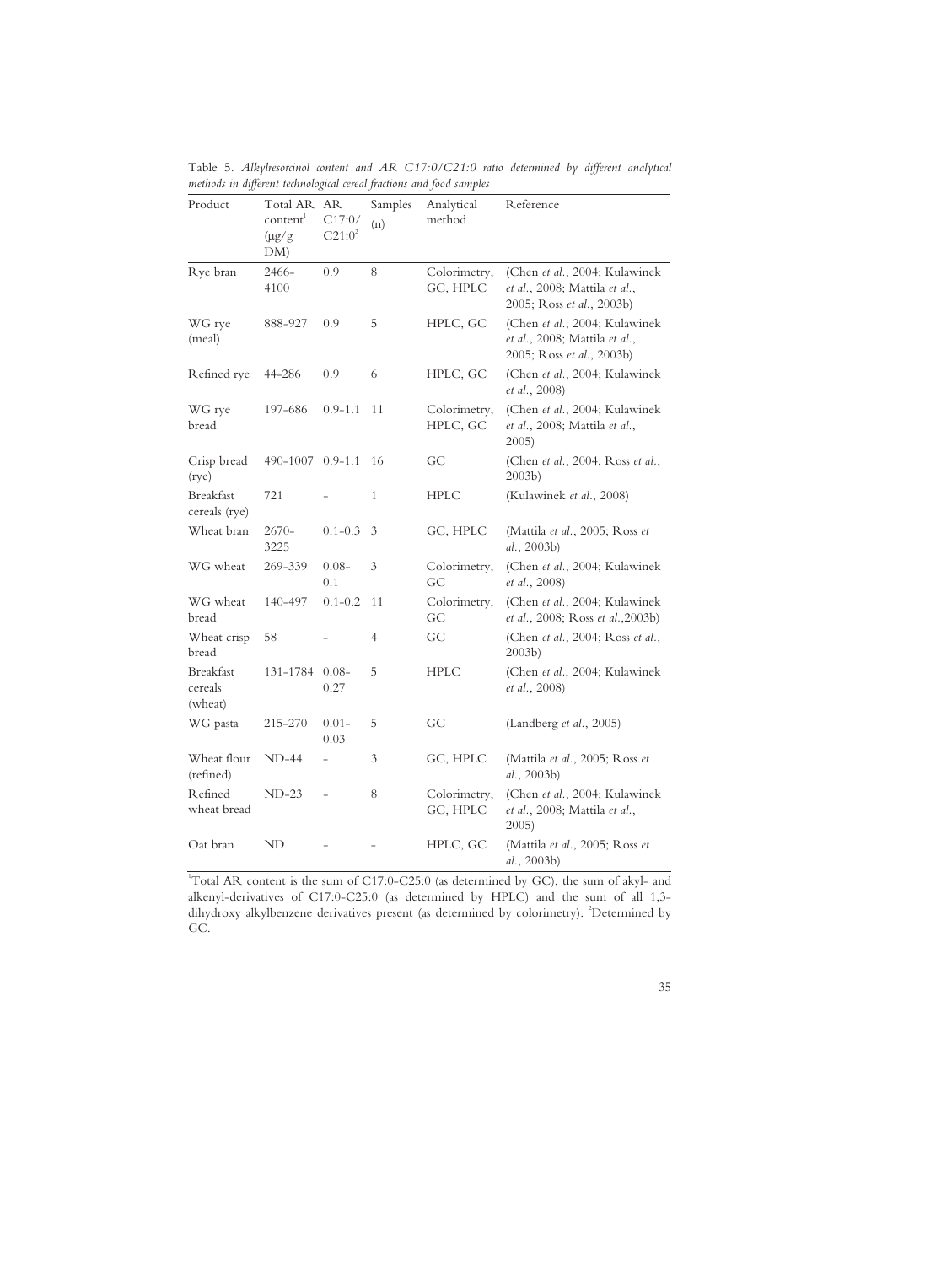Table 5. *Alkylresorcinol content and AR C17:0/C21:0 ratio determined by different analytical methods in different technological cereal fractions and food samples*

| Product | Total AR content[1] (µg/g DM) | AR C17:0/ C21:0[2] | Samples (n) | Analytical method | Reference |
|---|---|---|---|---|---|
| Rye bran | 2466-4100 | 0.9 | 8 | Colorimetry, GC, HPLC | (Chen *et al.*, 2004; Kulawinek *et al.*, 2008; Mattila *et al.*, 2005; Ross *et al.*, 2003b) |
| WG rye (meal) | 888-927 | 0.9 | 5 | HPLC, GC | (Chen *et al.*, 2004; Kulawinek *et al.*, 2008; Mattila *et al.*, 2005; Ross *et al.*, 2003b) |
| Refined rye | 44-286 | 0.9 | 6 | HPLC, GC | (Chen *et al.*, 2004; Kulawinek *et al.*, 2008) |
| WG rye bread | 197-686 | 0.9-1.1 | 11 | Colorimetry, HPLC, GC | (Chen *et al.*, 2004; Kulawinek *et al.*, 2008; Mattila *et al.*, 2005) |
| Crisp bread (rye) | 490-1007 | 0.9-1.1 | 16 | GC | (Chen *et al.*, 2004; Ross *et al.*, 2003b) |
| Breakfast cereals (rye) | 721 | – | 1 | HPLC | (Kulawinek *et al.*, 2008) |
| Wheat bran | 2670-3225 | 0.1-0.3 | 3 | GC, HPLC | (Mattila *et al.*, 2005; Ross *et al.*, 2003b) |
| WG wheat | 269-339 | 0.08-0.1 | 3 | Colorimetry, GC | (Chen *et al.*, 2004; Kulawinek *et al.*, 2008) |
| WG wheat bread | 140-497 | 0.1-0.2 | 11 | Colorimetry, GC | (Chen *et al.*, 2004; Kulawinek *et al.*, 2008; Ross *et al.*,2003b) |
| Wheat crisp bread | 58 | – | 4 | GC | (Chen *et al.*, 2004; Ross *et al.*, 2003b) |
| Breakfast cereals (wheat) | 131-1784 | 0.08-0.27 | 5 | HPLC | (Chen *et al.*, 2004; Kulawinek *et al.*, 2008) |
| WG pasta | 215-270 | 0.01-0.03 | 5 | GC | (Landberg *et al.*, 2005) |
| Wheat flour (refined) | ND-44 | – | 3 | GC, HPLC | (Mattila *et al.*, 2005; Ross *et al.*, 2003b) |
| Refined wheat bread | ND-23 | – | 8 | Colorimetry, GC, HPLC | (Chen *et al.*, 2004; Kulawinek *et al.*, 2008; Mattila *et al.*, 2005) |
| Oat bran | ND | – | – | HPLC, GC | (Mattila *et al.*, 2005; Ross *et al.*, 2003b) |

[1]Total AR content is the sum of C17:0-C25:0 (as determined by GC), the sum of akyl- and alkenyl-derivatives of C17:0-C25:0 (as determined by HPLC) and the sum of all 1,3-dihydroxy alkylbenzene derivatives present (as determined by colorimetry). [2]Determined by GC.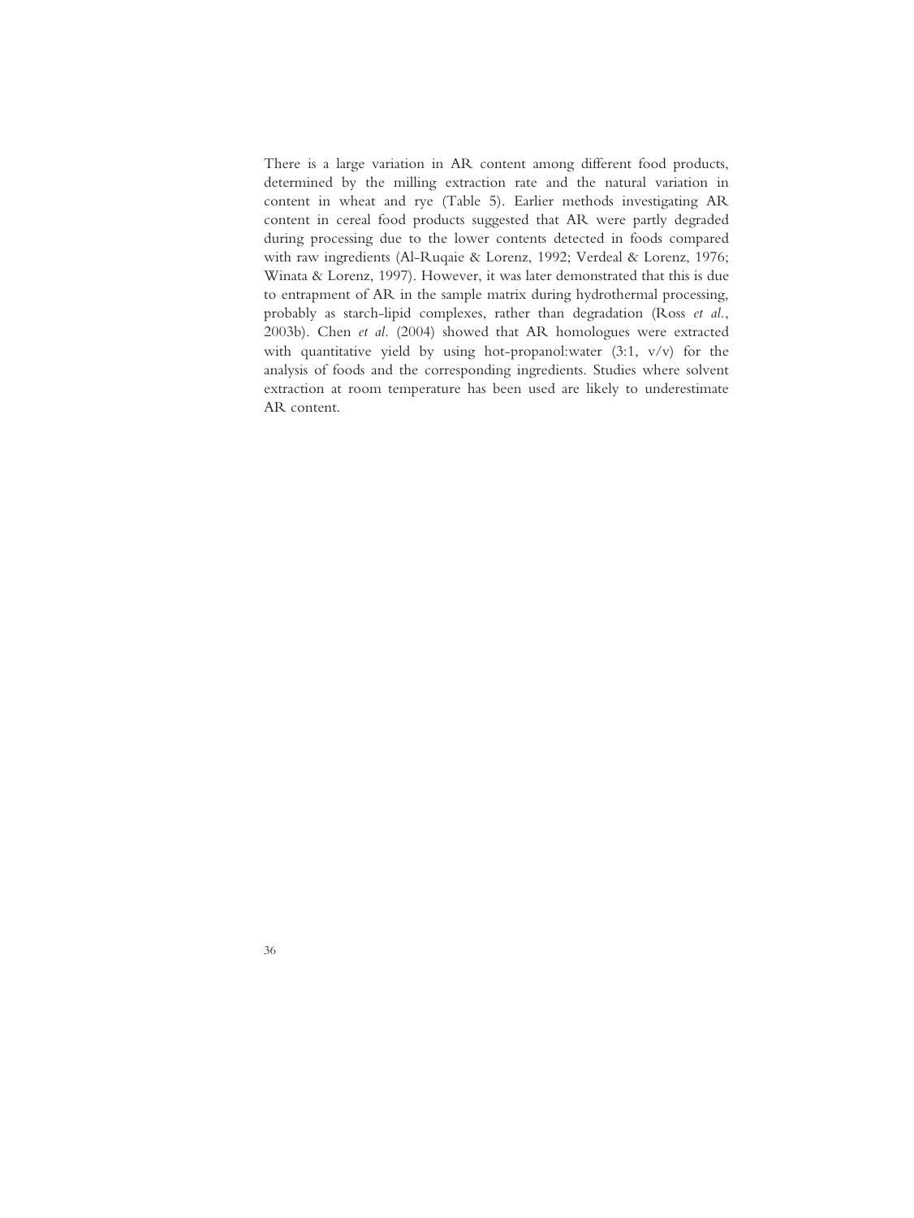There is a large variation in AR content among different food products, determined by the milling extraction rate and the natural variation in content in wheat and rye (Table 5). Earlier methods investigating AR content in cereal food products suggested that AR were partly degraded during processing due to the lower contents detected in foods compared with raw ingredients (Al-Ruqaie & Lorenz, 1992; Verdeal & Lorenz, 1976; Winata & Lorenz, 1997). However, it was later demonstrated that this is due to entrapment of AR in the sample matrix during hydrothermal processing, probably as starch-lipid complexes, rather than degradation (Ross *et al.*, 2003b). Chen *et al.* (2004) showed that AR homologues were extracted with quantitative yield by using hot-propanol:water (3:1, v/v) for the analysis of foods and the corresponding ingredients. Studies where solvent extraction at room temperature has been used are likely to underestimate AR content.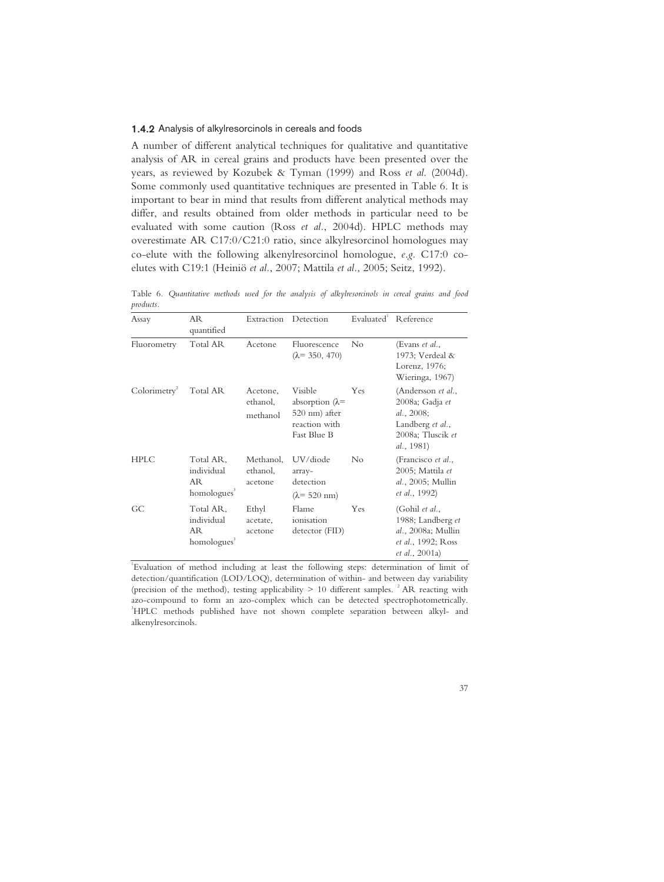### 1.4.2 Analysis of alkylresorcinols in cereals and foods

A number of different analytical techniques for qualitative and quantitative analysis of AR in cereal grains and products have been presented over the years, as reviewed by Kozubek & Tyman (1999) and Ross *et al.* (2004d). Some commonly used quantitative techniques are presented in Table 6. It is important to bear in mind that results from different analytical methods may differ, and results obtained from older methods in particular need to be evaluated with some caution (Ross *et al.*, 2004d). HPLC methods may overestimate AR C17:0/C21:0 ratio, since alkylresorcinol homologues may co-elute with the following alkenylresorcinol homologue, *e.g.* C17:0 co-elutes with C19:1 (Heiniö *et al.*, 2007; Mattila *et al.*, 2005; Seitz, 1992).

Table 6. *Quantitative methods used for the analysis of alkylresorcinols in cereal grains and food products.*

| Assay | AR quantified | Extraction | Detection | Evaluated[1] | Reference |
|---|---|---|---|---|---|
| Fluorometry | Total AR | Acetone | Fluorescence ($\lambda$= 350, 470) | No | (Evans *et al.*, 1973; Verdeal & Lorenz, 1976; Wieringa, 1967) |
| Colorimetry[2] | Total AR | Acetone, ethanol, methanol | Visible absorption ($\lambda$= 520 nm) after reaction with Fast Blue B | Yes | (Andersson *et al.*, 2008a; Gadja *et al.*, 2008; Landberg *et al.*, 2008a; Tluscik *et al.*, 1981) |
| HPLC | Total AR, individual AR homologues[3] | Methanol, ethanol, acetone | UV/diode array-detection ($\lambda$= 520 nm) | No | (Francisco *et al.*, 2005; Mattila *et al.*, 2005; Mullin *et al.*, 1992) |
| GC | Total AR, individual AR homologues[3] | Ethyl acetate, acetone | Flame ionisation detector (FID) | Yes | (Gohil *et al.*, 1988; Landberg *et al.*, 2008a; Mullin *et al.*, 1992; Ross *et al.*, 2001a) |

[1]Evaluation of method including at least the following steps: determination of limit of detection/quantification (LOD/LOQ), determination of within- and between day variability (precision of the method), testing applicability > 10 different samples. [2] AR reacting with azo-compound to form an azo-complex which can be detected spectrophotometrically. [3]HPLC methods published have not shown complete separation between alkyl- and alkenylresorcinols.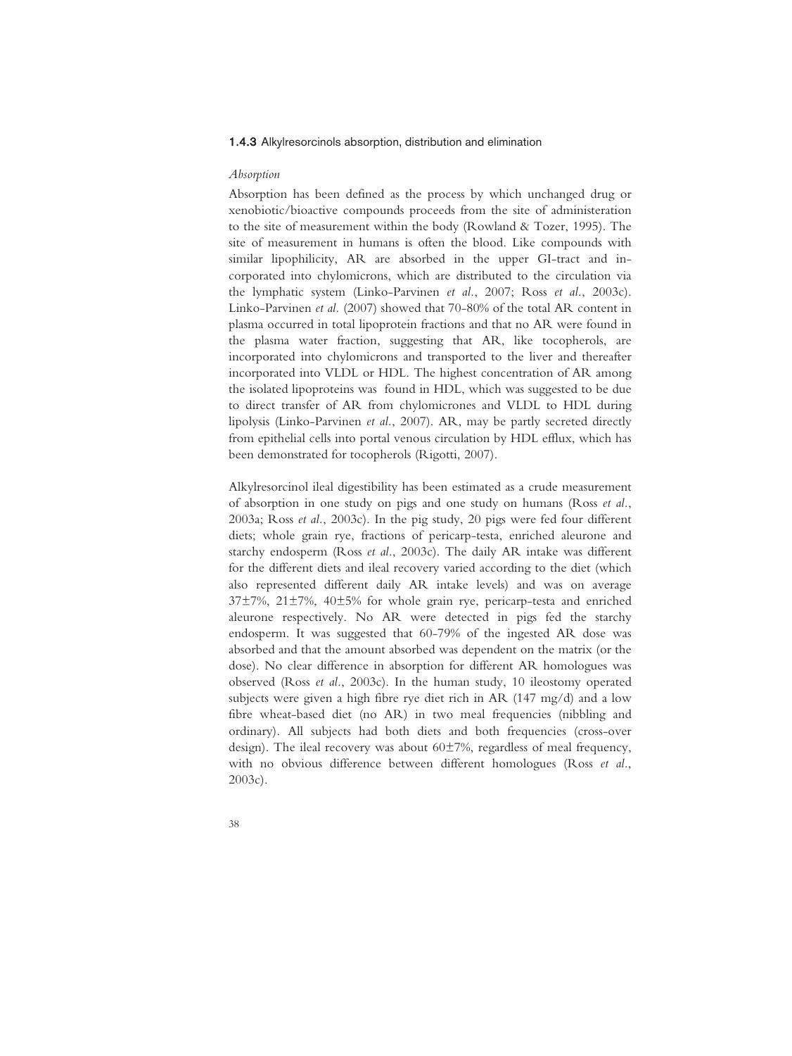### 1.4.3 Alkylresorcinols absorption, distribution and elimination

*Absorption*

Absorption has been defined as the process by which unchanged drug or xenobiotic/bioactive compounds proceeds from the site of administeration to the site of measurement within the body (Rowland & Tozer, 1995). The site of measurement in humans is often the blood. Like compounds with similar lipophilicity, AR are absorbed in the upper GI-tract and incorporated into chylomicrons, which are distributed to the circulation via the lymphatic system (Linko-Parvinen *et al.*, 2007; Ross *et al.*, 2003c). Linko-Parvinen *et al.* (2007) showed that 70-80% of the total AR content in plasma occurred in total lipoprotein fractions and that no AR were found in the plasma water fraction, suggesting that AR, like tocopherols, are incorporated into chylomicrons and transported to the liver and thereafter incorporated into VLDL or HDL. The highest concentration of AR among the isolated lipoproteins was found in HDL, which was suggested to be due to direct transfer of AR from chylomicrones and VLDL to HDL during lipolysis (Linko-Parvinen *et al.*, 2007). AR, may be partly secreted directly from epithelial cells into portal venous circulation by HDL efflux, which has been demonstrated for tocopherols (Rigotti, 2007).

Alkylresorcinol ileal digestibility has been estimated as a crude measurement of absorption in one study on pigs and one study on humans (Ross *et al.*, 2003a; Ross *et al.*, 2003c). In the pig study, 20 pigs were fed four different diets; whole grain rye, fractions of pericarp-testa, enriched aleurone and starchy endosperm (Ross *et al.*, 2003c). The daily AR intake was different for the different diets and ileal recovery varied according to the diet (which also represented different daily AR intake levels) and was on average 37±7%, 21±7%, 40±5% for whole grain rye, pericarp-testa and enriched aleurone respectively. No AR were detected in pigs fed the starchy endosperm. It was suggested that 60-79% of the ingested AR dose was absorbed and that the amount absorbed was dependent on the matrix (or the dose). No clear difference in absorption for different AR homologues was observed (Ross *et al.*, 2003c). In the human study, 10 ileostomy operated subjects were given a high fibre rye diet rich in AR (147 mg/d) and a low fibre wheat-based diet (no AR) in two meal frequencies (nibbling and ordinary). All subjects had both diets and both frequencies (cross-over design). The ileal recovery was about 60±7%, regardless of meal frequency, with no obvious difference between different homologues (Ross *et al.*, 2003c).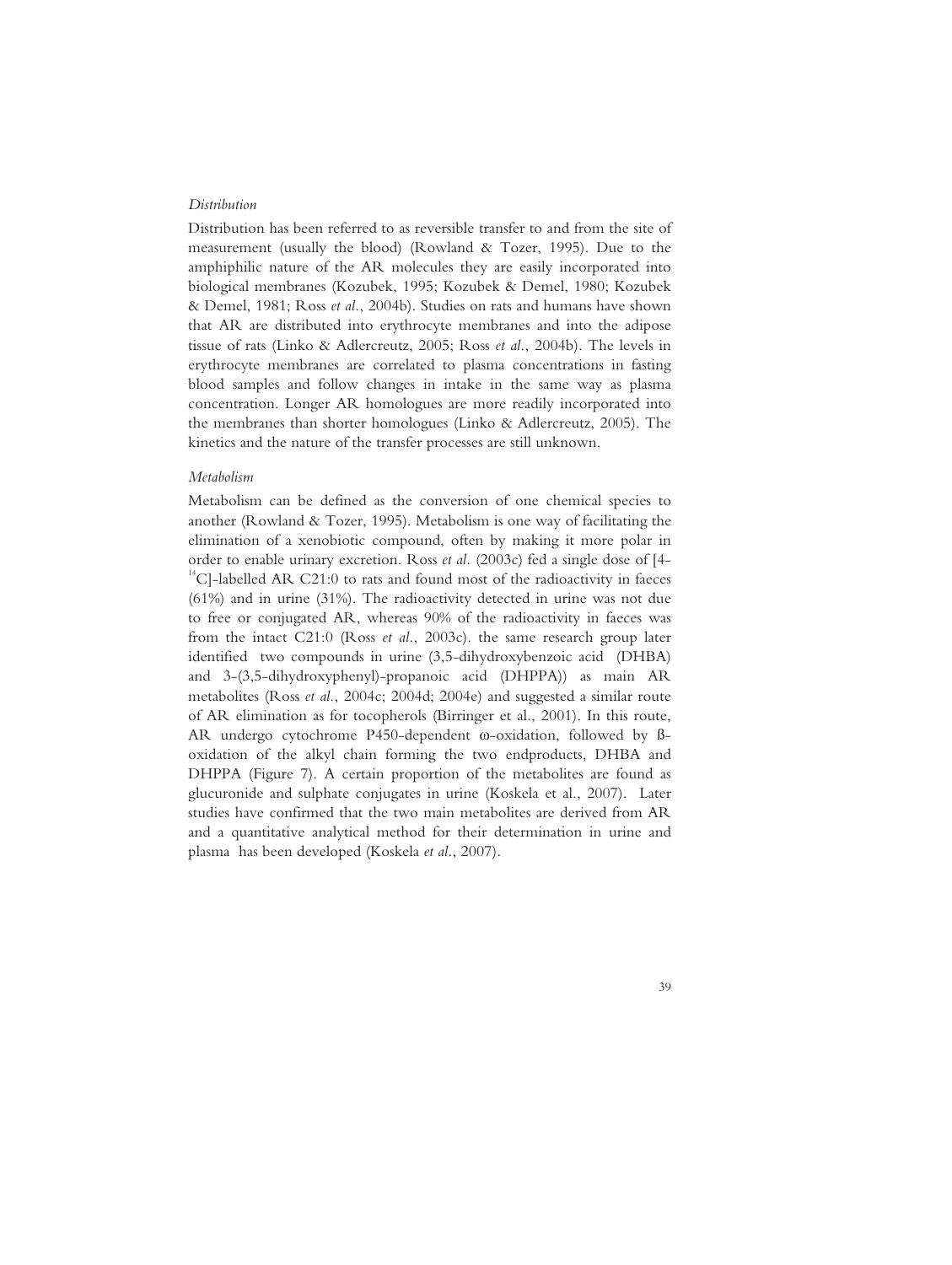*Distribution*

Distribution has been referred to as reversible transfer to and from the site of measurement (usually the blood) (Rowland & Tozer, 1995). Due to the amphiphilic nature of the AR molecules they are easily incorporated into biological membranes (Kozubek, 1995; Kozubek & Demel, 1980; Kozubek & Demel, 1981; Ross *et al.*, 2004b). Studies on rats and humans have shown that AR are distributed into erythrocyte membranes and into the adipose tissue of rats (Linko & Adlercreutz, 2005; Ross *et al.*, 2004b). The levels in erythrocyte membranes are correlated to plasma concentrations in fasting blood samples and follow changes in intake in the same way as plasma concentration. Longer AR homologues are more readily incorporated into the membranes than shorter homologues (Linko & Adlercreutz, 2005). The kinetics and the nature of the transfer processes are still unknown.

*Metabolism*

Metabolism can be defined as the conversion of one chemical species to another (Rowland & Tozer, 1995). Metabolism is one way of facilitating the elimination of a xenobiotic compound, often by making it more polar in order to enable urinary excretion. Ross *et al.* (2003c) fed a single dose of [4-$^{14}$C]-labelled AR C21:0 to rats and found most of the radioactivity in faeces (61%) and in urine (31%). The radioactivity detected in urine was not due to free or conjugated AR, whereas 90% of the radioactivity in faeces was from the intact C21:0 (Ross *et al.*, 2003c). the same research group later identified two compounds in urine (3,5-dihydroxybenzoic acid (DHBA) and 3-(3,5-dihydroxyphenyl)-propanoic acid (DHPPA)) as main AR metabolites (Ross *et al.*, 2004c; 2004d; 2004e) and suggested a similar route of AR elimination as for tocopherols (Birringer et al., 2001). In this route, AR undergo cytochrome P450-dependent ω-oxidation, followed by ß-oxidation of the alkyl chain forming the two endproducts, DHBA and DHPPA (Figure 7). A certain proportion of the metabolites are found as glucuronide and sulphate conjugates in urine (Koskela et al., 2007). Later studies have confirmed that the two main metabolites are derived from AR and a quantitative analytical method for their determination in urine and plasma has been developed (Koskela *et al.*, 2007).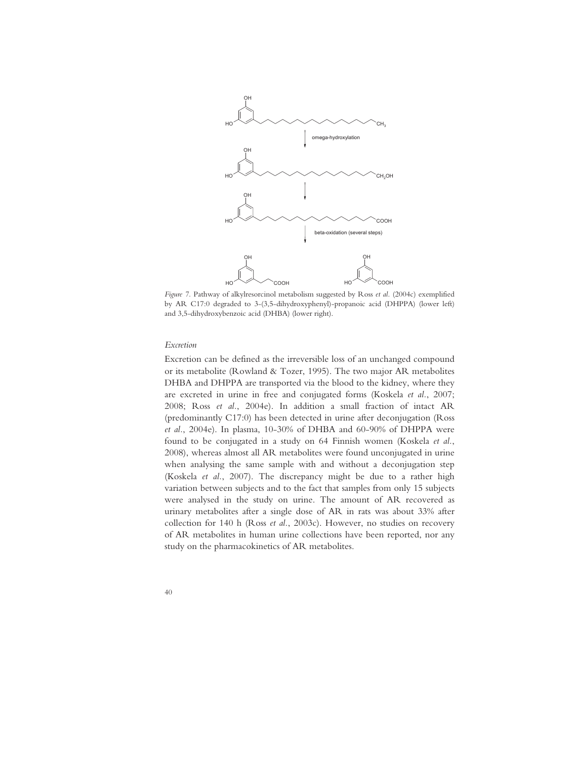*Figure 7.* Pathway of alkylresorcinol metabolism suggested by Ross *et al.* (2004c) exemplified by AR C17:0 degraded to 3-(3,5-dihydroxyphenyl)-propanoic acid (DHPPA) (lower left) and 3,5-dihydroxybenzoic acid (DHBA) (lower right).

### *Excretion*

Excretion can be defined as the irreversible loss of an unchanged compound or its metabolite (Rowland & Tozer, 1995). The two major AR metabolites DHBA and DHPPA are transported via the blood to the kidney, where they are excreted in urine in free and conjugated forms (Koskela *et al.*, 2007; 2008; Ross *et al.*, 2004e). In addition a small fraction of intact AR (predominantly C17:0) has been detected in urine after deconjugation (Ross *et al.*, 2004e). In plasma, 10-30% of DHBA and 60-90% of DHPPA were found to be conjugated in a study on 64 Finnish women (Koskela *et al.*, 2008), whereas almost all AR metabolites were found unconjugated in urine when analysing the same sample with and without a deconjugation step (Koskela *et al.*, 2007). The discrepancy might be due to a rather high variation between subjects and to the fact that samples from only 15 subjects were analysed in the study on urine. The amount of AR recovered as urinary metabolites after a single dose of AR in rats was about 33% after collection for 140 h (Ross *et al.*, 2003c). However, no studies on recovery of AR metabolites in human urine collections have been reported, nor any study on the pharmacokinetics of AR metabolites.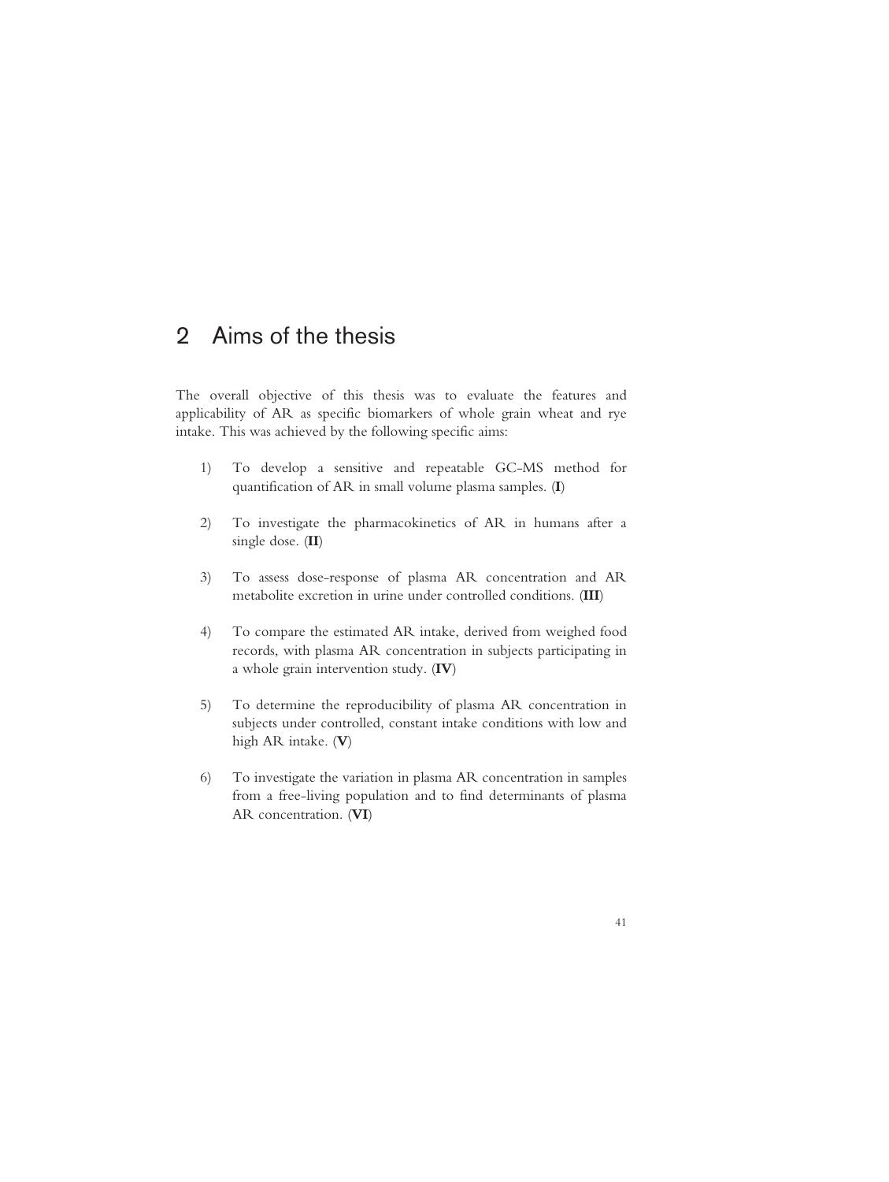# 2 Aims of the thesis

The overall objective of this thesis was to evaluate the features and applicability of AR as specific biomarkers of whole grain wheat and rye intake. This was achieved by the following specific aims:

1) To develop a sensitive and repeatable GC-MS method for quantification of AR in small volume plasma samples. (**I**)

2) To investigate the pharmacokinetics of AR in humans after a single dose. (**II**)

3) To assess dose-response of plasma AR concentration and AR metabolite excretion in urine under controlled conditions. (**III**)

4) To compare the estimated AR intake, derived from weighed food records, with plasma AR concentration in subjects participating in a whole grain intervention study. (**IV**)

5) To determine the reproducibility of plasma AR concentration in subjects under controlled, constant intake conditions with low and high AR intake. (**V**)

6) To investigate the variation in plasma AR concentration in samples from a free-living population and to find determinants of plasma AR concentration. (**VI**)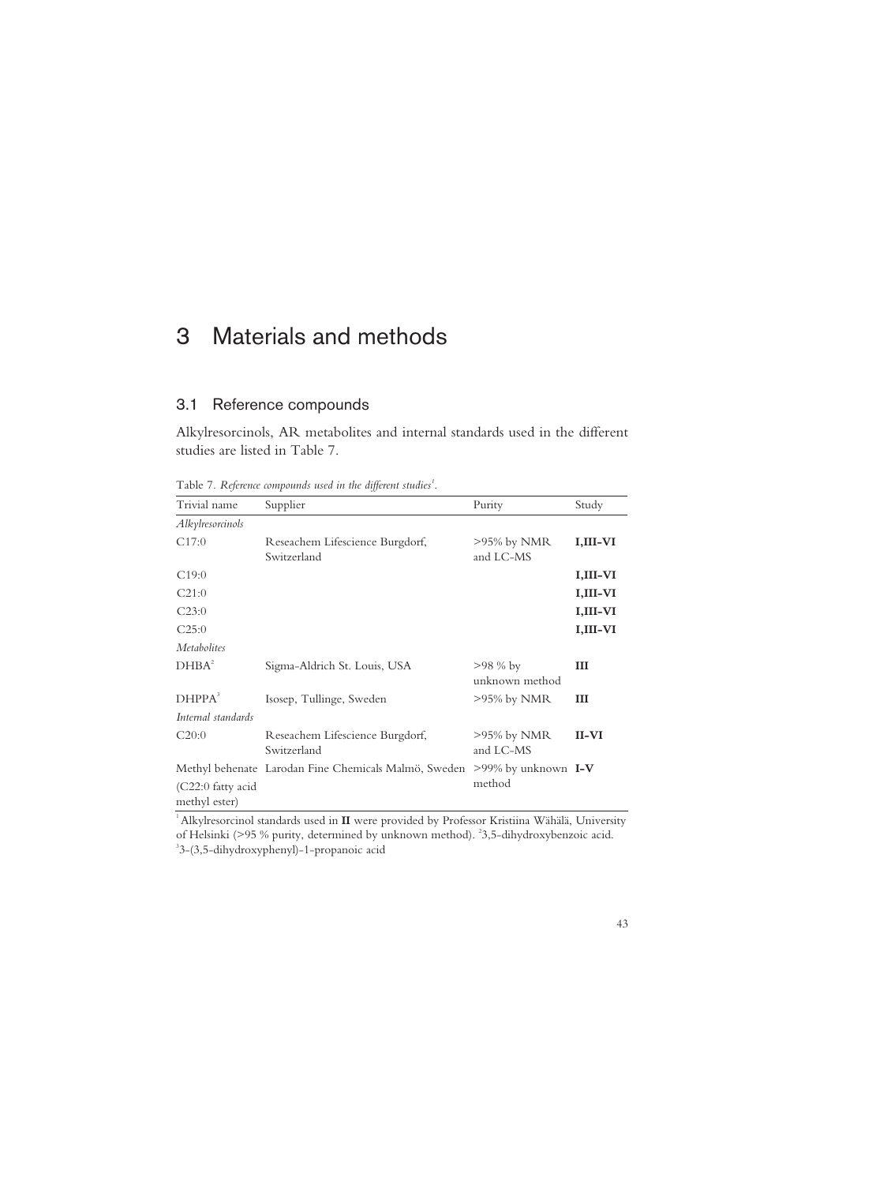# 3 Materials and methods

## 3.1 Reference compounds

Alkylresorcinols, AR metabolites and internal standards used in the different studies are listed in Table 7.

Table 7. *Reference compounds used in the different studies*[1].

| Trivial name | Supplier | Purity | Study |
|---|---|---|---|
| *Alkylresorcinols* | | | |
| C17:0 | Reseachem Lifescience Burgdorf, Switzerland | >95% by NMR and LC-MS | **I,III-VI** |
| C19:0 | | | **I,III-VI** |
| C21:0 | | | **I,III-VI** |
| C23:0 | | | **I,III-VI** |
| C25:0 | | | **I,III-VI** |
| *Metabolites* | | | |
| DHBA[2] | Sigma-Aldrich St. Louis, USA | >98 % by unknown method | **III** |
| DHPPA[3] | Isosep, Tullinge, Sweden | >95% by NMR | **III** |
| *Internal standards* | | | |
| C20:0 | Reseachem Lifescience Burgdorf, Switzerland | >95% by NMR and LC-MS | **II-VI** |
| Methyl behenate (C22:0 fatty acid methyl ester) | Larodan Fine Chemicals Malmö, Sweden | >99% by unknown method | **I-V** |

[1] Alkylresorcinol standards used in **II** were provided by Professor Kristiina Wähälä, University of Helsinki (>95 % purity, determined by unknown method). [2] 3,5-dihydroxybenzoic acid. [3] 3-(3,5-dihydroxyphenyl)-1-propanoic acid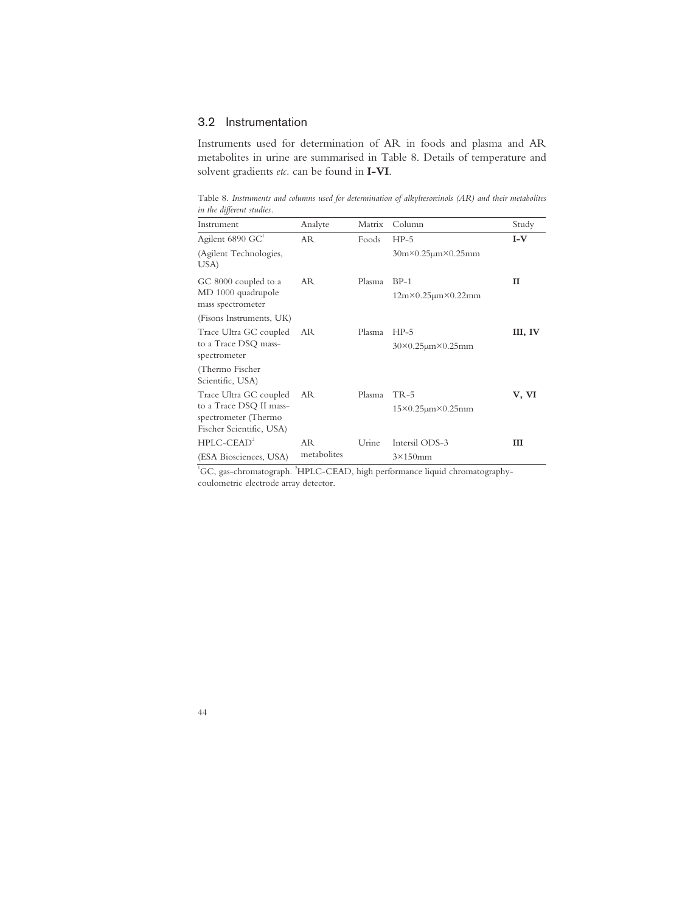## 3.2 Instrumentation

Instruments used for determination of AR in foods and plasma and AR metabolites in urine are summarised in Table 8. Details of temperature and solvent gradients *etc.* can be found in **I-VI**.

Table 8. *Instruments and columns used for determination of alkylresorcinols (AR) and their metabolites in the different studies.*

| Instrument | Analyte | Matrix | Column | Study |
|---|---|---|---|---|
| Agilent 6890 GC[1] (Agilent Technologies, USA) | AR | Foods | HP-5 30m×0.25μm×0.25mm | **I-V** |
| GC 8000 coupled to a MD 1000 quadrupole mass spectrometer (Fisons Instruments, UK) | AR | Plasma | BP-1 12m×0.25μm×0.22mm | **II** |
| Trace Ultra GC coupled to a Trace DSQ mass-spectrometer (Thermo Fischer Scientific, USA) | AR | Plasma | HP-5 30×0.25μm×0.25mm | **III, IV** |
| Trace Ultra GC coupled to a Trace DSQ II mass-spectrometer (Thermo Fischer Scientific, USA) | AR | Plasma | TR-5 15×0.25μm×0.25mm | **V, VI** |
| HPLC-CEAD[2] (ESA Biosciences, USA) | AR metabolites | Urine | Intersil ODS-3 3×150mm | **III** |

[1]GC, gas-chromatograph. [2]HPLC-CEAD, high performance liquid chromatography-coulometric electrode array detector.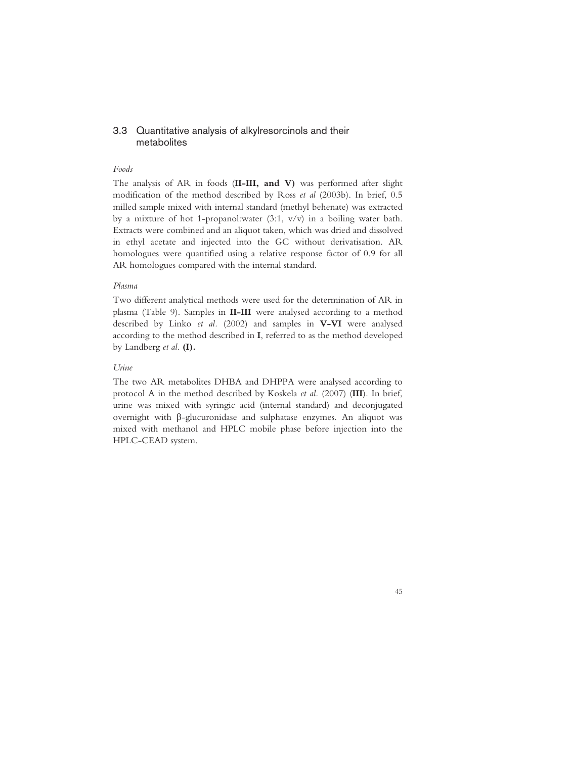## 3.3 Quantitative analysis of alkylresorcinols and their metabolites

*Foods*

The analysis of AR in foods (**II-III, and V)** was performed after slight modification of the method described by Ross *et al* (2003b). In brief, 0.5 milled sample mixed with internal standard (methyl behenate) was extracted by a mixture of hot 1-propanol:water (3:1, v/v) in a boiling water bath. Extracts were combined and an aliquot taken, which was dried and dissolved in ethyl acetate and injected into the GC without derivatisation. AR homologues were quantified using a relative response factor of 0.9 for all AR homologues compared with the internal standard.

*Plasma*

Two different analytical methods were used for the determination of AR in plasma (Table 9). Samples in **II-III** were analysed according to a method described by Linko *et al*. (2002) and samples in **V-VI** were analysed according to the method described in **I**, referred to as the method developed by Landberg *et al*. **(I).**

*Urine*

The two AR metabolites DHBA and DHPPA were analysed according to protocol A in the method described by Koskela *et al*. (2007) (**III**). In brief, urine was mixed with syringic acid (internal standard) and deconjugated overnight with β-glucuronidase and sulphatase enzymes. An aliquot was mixed with methanol and HPLC mobile phase before injection into the HPLC-CEAD system.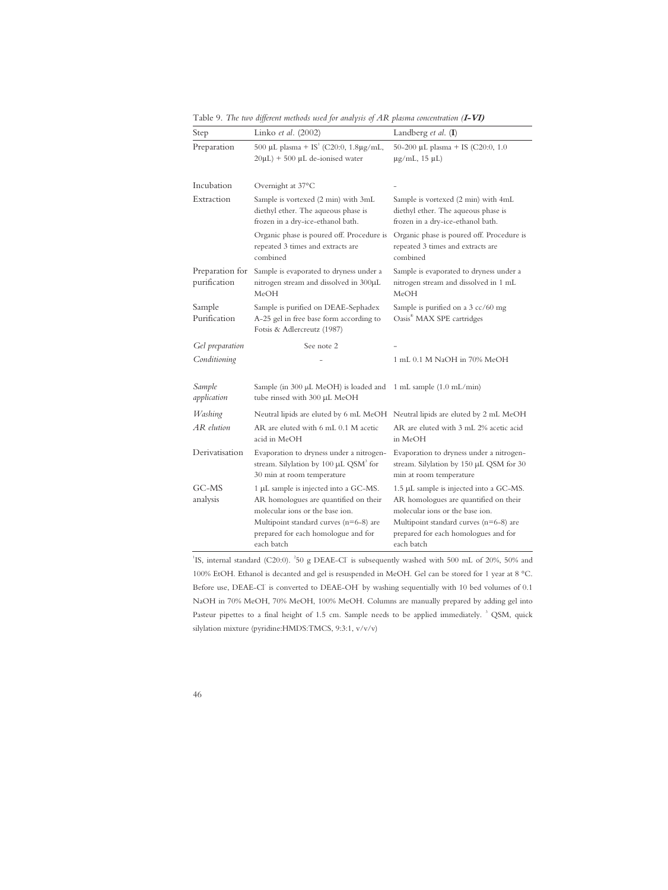Table 9. *The two different methods used for analysis of AR plasma concentration (**I-VI**)*

| Step | Linko *et al.* (2002) | Landberg *et al.* (**I**) |
|---|---|---|
| Preparation | 500 µL plasma + IS[1] (C20:0, 1.8µg/mL, 20µL) + 500 µL de-ionised water | 50-200 µL plasma + IS (C20:0, 1.0 µg/mL, 15 µL) |
| Incubation | Overnight at 37°C | - |
| Extraction | Sample is vortexed (2 min) with 3mL diethyl ether. The aqueous phase is frozen in a dry-ice-ethanol bath. | Sample is vortexed (2 min) with 4mL diethyl ether. The aqueous phase is frozen in a dry-ice-ethanol bath. |
| | Organic phase is poured off. Procedure is repeated 3 times and extracts are combined | Organic phase is poured off. Procedure is repeated 3 times and extracts are combined |
| Preparation for purification | Sample is evaporated to dryness under a nitrogen stream and dissolved in 300µL MeOH | Sample is evaporated to dryness under a nitrogen stream and dissolved in 1 mL MeOH |
| Sample Purification | Sample is purified on DEAE-Sephadex A-25 gel in free base form according to Fotsis & Adlercreutz (1987) | Sample is purified on a 3 cc/60 mg Oasis® MAX SPE cartridges |
| *Gel preparation* | See note 2 | - |
| *Conditioning* | - | 1 mL 0.1 M NaOH in 70% MeOH |
| *Sample application* | Sample (in 300 µL MeOH) is loaded and tube rinsed with 300 µL MeOH | 1 mL sample (1.0 mL/min) |
| *Washing* | Neutral lipids are eluted by 6 mL MeOH | Neutral lipids are eluted by 2 mL MeOH |
| *AR elution* | AR are eluted with 6 mL 0.1 M acetic acid in MeOH | AR are eluted with 3 mL 2% acetic acid in MeOH |
| Derivatisation | Evaporation to dryness under a nitrogen-stream. Silylation by 100 µL QSM[3] for 30 min at room temperature | Evaporation to dryness under a nitrogen-stream. Silylation by 150 µL QSM for 30 min at room temperature |
| GC-MS analysis | 1 µL sample is injected into a GC-MS. AR homologues are quantified on their molecular ions or the base ion. Multipoint standard curves (n=6-8) are prepared for each homologue and for each batch | 1.5 µL sample is injected into a GC-MS. AR homologues are quantified on their molecular ions or the base ion. Multipoint standard curves (n=6-8) are prepared for each homologues and for each batch |

[1]IS, internal standard (C20:0). [2]50 g DEAE-Cl⁻ is subsequently washed with 500 mL of 20%, 50% and 100% EtOH. Ethanol is decanted and gel is resuspended in MeOH. Gel can be stored for 1 year at 8 °C. Before use, DEAE-Cl⁻ is converted to DEAE-OH⁻ by washing sequentially with 10 bed volumes of 0.1 NaOH in 70% MeOH, 70% MeOH, 100% MeOH. Columns are manually prepared by adding gel into Pasteur pipettes to a final height of 1.5 cm. Sample needs to be applied immediately. [3] QSM, quick silylation mixture (pyridine:HMDS:TMCS, 9:3:1, v/v/v)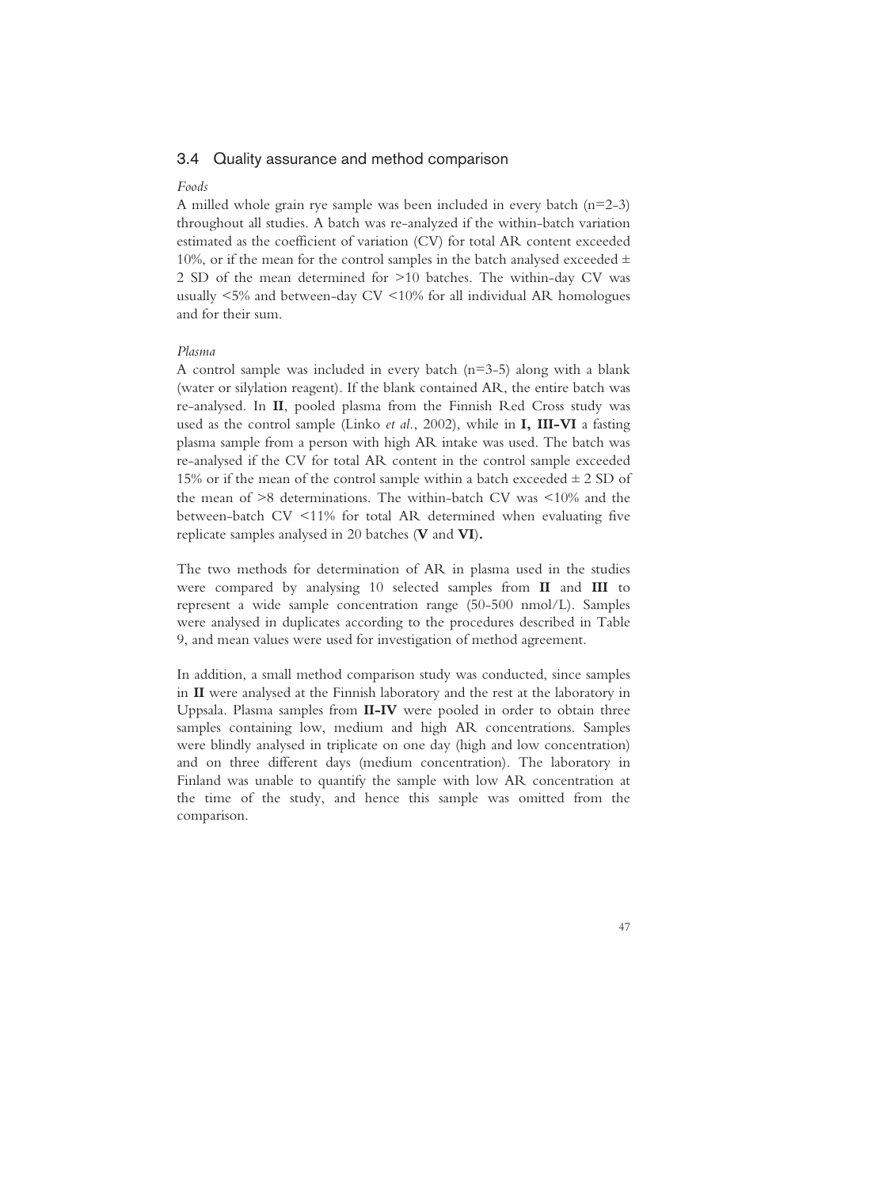## 3.4 Quality assurance and method comparison

*Foods*

A milled whole grain rye sample was been included in every batch (n=2-3) throughout all studies. A batch was re-analyzed if the within-batch variation estimated as the coefficient of variation (CV) for total AR content exceeded 10%, or if the mean for the control samples in the batch analysed exceeded ± 2 SD of the mean determined for >10 batches. The within-day CV was usually <5% and between-day CV <10% for all individual AR homologues and for their sum.

*Plasma*

A control sample was included in every batch (n=3-5) along with a blank (water or silylation reagent). If the blank contained AR, the entire batch was re-analysed. In **II**, pooled plasma from the Finnish Red Cross study was used as the control sample (Linko *et al.*, 2002), while in **I, III-VI** a fasting plasma sample from a person with high AR intake was used. The batch was re-analysed if the CV for total AR content in the control sample exceeded 15% or if the mean of the control sample within a batch exceeded ± 2 SD of the mean of >8 determinations. The within-batch CV was <10% and the between-batch CV <11% for total AR determined when evaluating five replicate samples analysed in 20 batches (**V** and **VI**).

The two methods for determination of AR in plasma used in the studies were compared by analysing 10 selected samples from **II** and **III** to represent a wide sample concentration range (50-500 nmol/L). Samples were analysed in duplicates according to the procedures described in Table 9, and mean values were used for investigation of method agreement.

In addition, a small method comparison study was conducted, since samples in **II** were analysed at the Finnish laboratory and the rest at the laboratory in Uppsala. Plasma samples from **II-IV** were pooled in order to obtain three samples containing low, medium and high AR concentrations. Samples were blindly analysed in triplicate on one day (high and low concentration) and on three different days (medium concentration). The laboratory in Finland was unable to quantify the sample with low AR concentration at the time of the study, and hence this sample was omitted from the comparison.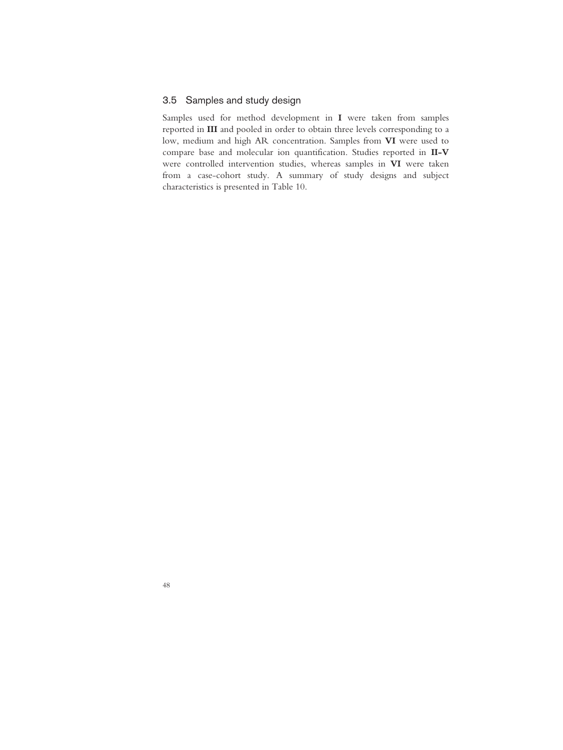## 3.5 Samples and study design

Samples used for method development in **I** were taken from samples reported in **III** and pooled in order to obtain three levels corresponding to a low, medium and high AR concentration. Samples from **VI** were used to compare base and molecular ion quantification. Studies reported in **II-V** were controlled intervention studies, whereas samples in **VI** were taken from a case-cohort study. A summary of study designs and subject characteristics is presented in Table 10.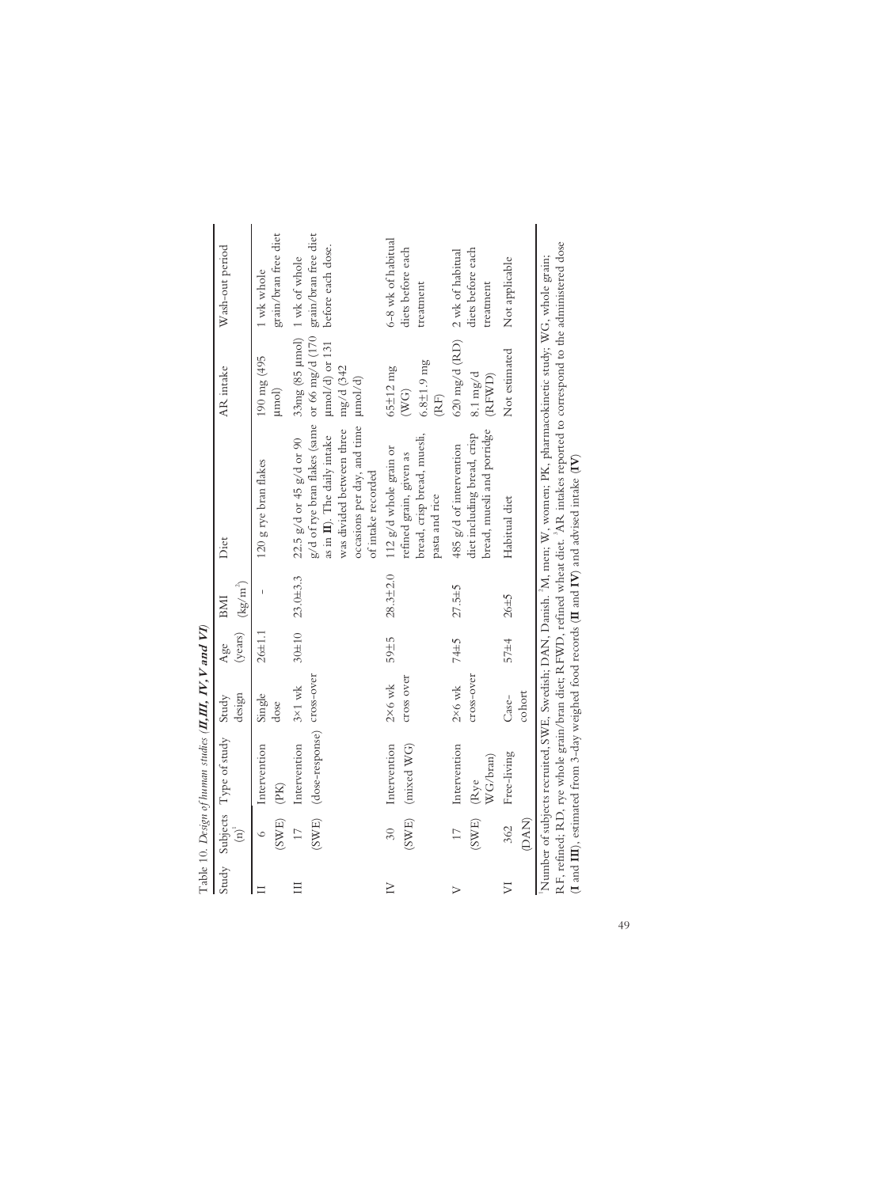Table 10. *Design of human studies (**II**, **III**, **IV**, **V** and **VI**)*

| Study | Subjects (n)[1] | Type of study | Study design | Age (years) | BMI (kg/m[2]) | Diet | AR intake | Wash-out period |
|---|---|---|---|---|---|---|---|---|
| II | 6 (SWE) | Intervention (PK) | Single dose | 26±1.1 | - | 120 g rye bran flakes | 190 mg (495 µmol) | 1 wk whole grain/bran free diet |
| III | 17 (SWE) | Intervention (dose-response) | 3×1 wk cross-over | 30±10 | 23.0±3.3 | 22.5 g/d or 45 g/d or 90 g/d of rye bran flakes (same as in **II**). The daily intake was divided between three occasions per day, and time of intake recorded | 33mg (85 µmol) or 66 mg/d (170 µmol/d) or 131 mg/d (342 µmol/d) | 1 wk of whole grain/bran free diet before each dose. |
| IV | 30 (SWE) | Intervention (mixed WG) | 2×6 wk cross over | 59±5 | 28.3±2.0 | 112 g/d whole grain or refined grain, given as bread, crisp bread, muesli, pasta and rice | 65±12 mg (WG) 6.8±1.9 mg (RF) | 6-8 wk of habitual diets before each treatment |
| V | 17 (SWE) | Intervention (Rye WG/bran) | 2×6 wk cross-over | 74±5 | 27.5±5 | 485 g/d of intervention diet including bread, crisp bread, muesli and porridge | 620 mg/d (RD) 8.1 mg/d (RFWD) | 2 wk of habitual diets before each treatment |
| VI | 362 (DAN) | Free-living | Case-cohort | 57±4 | 26±5 | Habitual diet | Not estimated | Not applicable |

[1]Number of subjects recruited, SWE, Swedish; DAN, Danish. [2]M, men; W, women; PK, pharmacokinetic study; WG, whole grain; RF, refined; RD, rye whole grain/bran diet; RFWD, refined wheat diet. [3]AR intakes reported to correspond to the administered dose (**I** and **III**), estimated from 3-day weighed food records (**II** and **IV**) and advised intake (**IV**)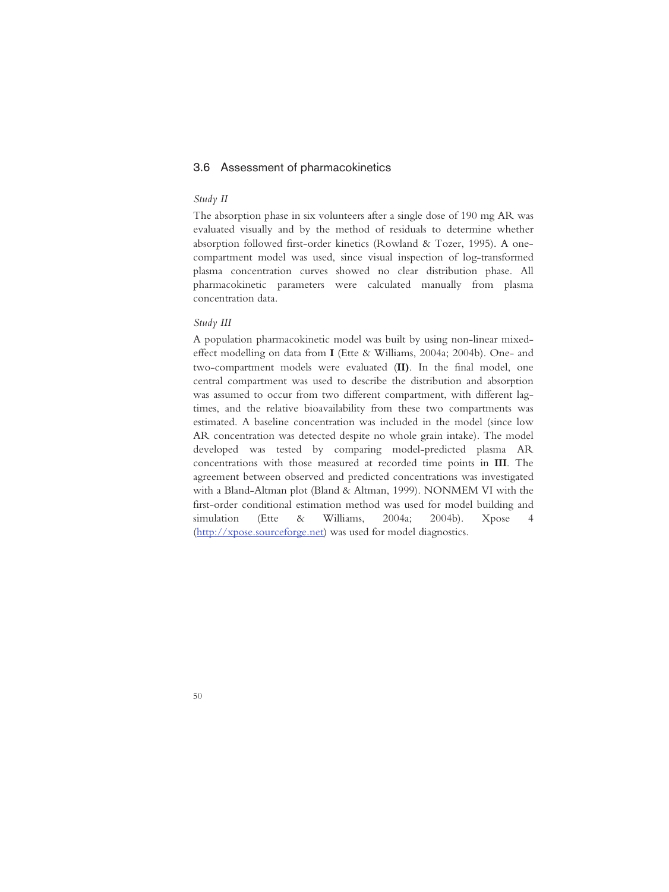## 3.6 Assessment of pharmacokinetics

*Study II*

The absorption phase in six volunteers after a single dose of 190 mg AR was evaluated visually and by the method of residuals to determine whether absorption followed first-order kinetics (Rowland & Tozer, 1995). A one-compartment model was used, since visual inspection of log-transformed plasma concentration curves showed no clear distribution phase. All pharmacokinetic parameters were calculated manually from plasma concentration data.

*Study III*

A population pharmacokinetic model was built by using non-linear mixed-effect modelling on data from **I** (Ette & Williams, 2004a; 2004b). One- and two-compartment models were evaluated (**II)**. In the final model, one central compartment was used to describe the distribution and absorption was assumed to occur from two different compartment, with different lag-times, and the relative bioavailability from these two compartments was estimated. A baseline concentration was included in the model (since low AR concentration was detected despite no whole grain intake). The model developed was tested by comparing model-predicted plasma AR concentrations with those measured at recorded time points in **III**. The agreement between observed and predicted concentrations was investigated with a Bland-Altman plot (Bland & Altman, 1999). NONMEM VI with the first-order conditional estimation method was used for model building and simulation (Ette & Williams, 2004a; 2004b). Xpose 4 (http://xpose.sourceforge.net) was used for model diagnostics.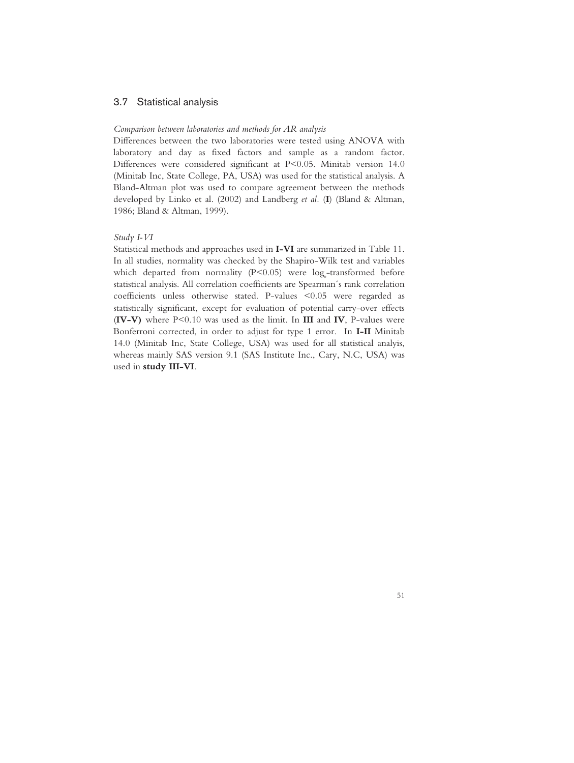## 3.7 Statistical analysis

*Comparison between laboratories and methods for AR analysis*

Differences between the two laboratories were tested using ANOVA with laboratory and day as fixed factors and sample as a random factor. Differences were considered significant at $P<0.05$. Minitab version 14.0 (Minitab Inc, State College, PA, USA) was used for the statistical analysis. A Bland-Altman plot was used to compare agreement between the methods developed by Linko et al. (2002) and Landberg *et al.* (**I**) (Bland & Altman, 1986; Bland & Altman, 1999).

*Study I-VI*

Statistical methods and approaches used in **I-VI** are summarized in Table 11. In all studies, normality was checked by the Shapiro-Wilk test and variables which departed from normality ($P<0.05$) were $\log_e$-transformed before statistical analysis. All correlation coefficients are Spearman´s rank correlation coefficients unless otherwise stated. P-values $<0.05$ were regarded as statistically significant, except for evaluation of potential carry-over effects (**IV-V)** where $P<0.10$ was used as the limit. In **III** and **IV**, P-values were Bonferroni corrected, in order to adjust for type 1 error. In **I-II** Minitab 14.0 (Minitab Inc, State College, USA) was used for all statistical analyis, whereas mainly SAS version 9.1 (SAS Institute Inc., Cary, N.C, USA) was used in **study III-VI**.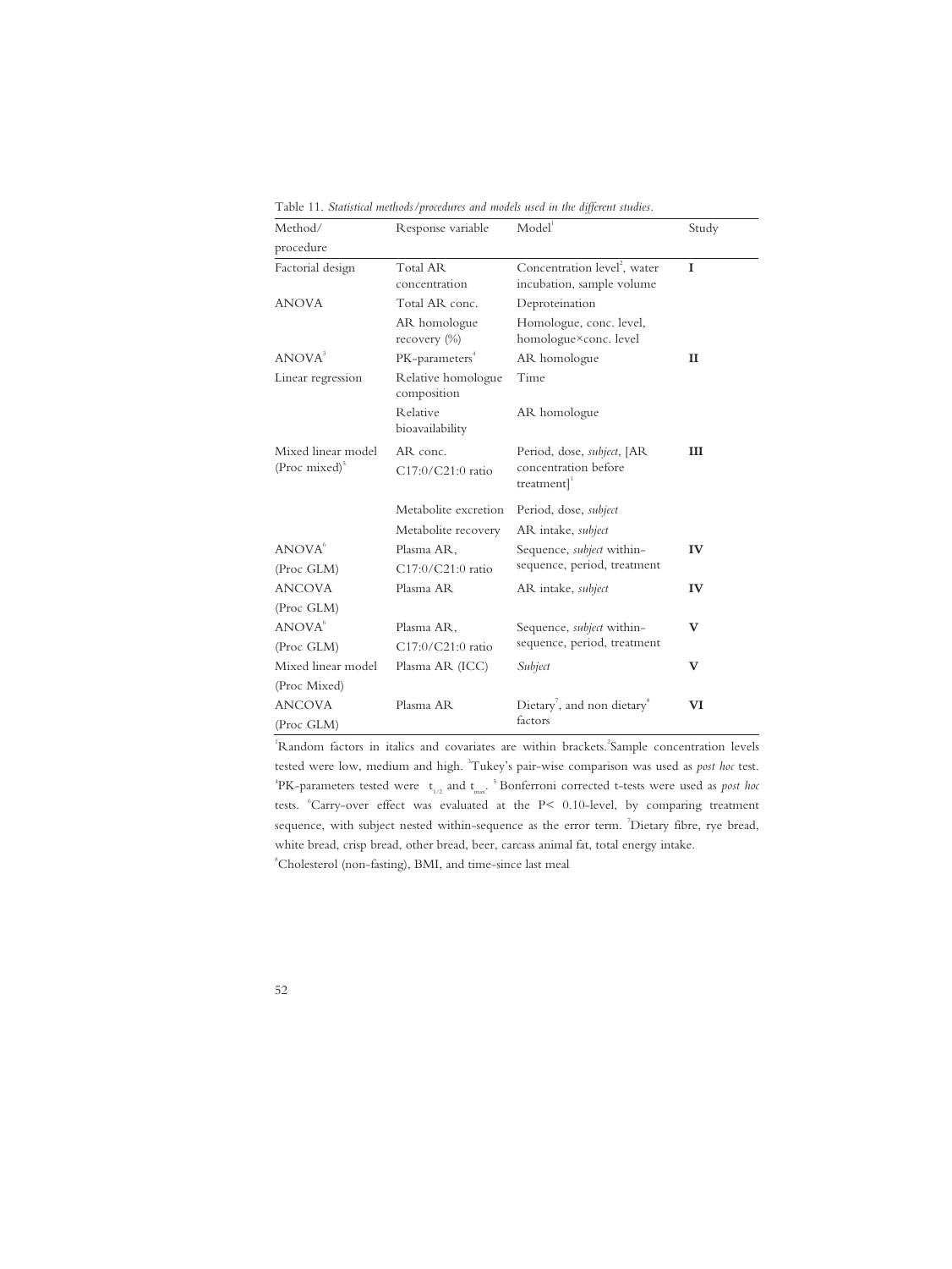Table 11. *Statistical methods/procedures and models used in the different studies.*

| Method/ procedure | Response variable | Model[1] | Study |
|---|---|---|---|
| Factorial design | Total AR concentration | Concentration level[2], water incubation, sample volume | **I** |
| ANOVA | Total AR conc. | Deproteination | |
| | AR homologue recovery (%) | Homologue, conc. level, homologue×conc. level | |
| ANOVA[3] | PK-parameters[4] | AR homologue | **II** |
| Linear regression | Relative homologue composition | Time | |
| | Relative bioavailability | AR homologue | |
| Mixed linear model (Proc mixed)[5] | AR conc. C17:0/C21:0 ratio | Period, dose, *subject*, [AR concentration before treatment][1] | **III** |
| | Metabolite excretion | Period, dose, *subject* | |
| | Metabolite recovery | AR intake, *subject* | |
| ANOVA[6] (Proc GLM) | Plasma AR, C17:0/C21:0 ratio | Sequence, *subject* within-sequence, period, treatment | **IV** |
| ANCOVA (Proc GLM) | Plasma AR | AR intake, *subject* | **IV** |
| ANOVA[6] (Proc GLM) | Plasma AR, C17:0/C21:0 ratio | Sequence, *subject* within-sequence, period, treatment | **V** |
| Mixed linear model (Proc Mixed) | Plasma AR (ICC) | *Subject* | **V** |
| ANCOVA (Proc GLM) | Plasma AR | Dietary[7], and non dietary[8] factors | **VI** |

[1]Random factors in italics and covariates are within brackets. [2]Sample concentration levels tested were low, medium and high. [3]Tukey's pair-wise comparison was used as *post hoc* test. [4]PK-parameters tested were $t_{1/2}$ and $t_{max}$. [5]Bonferroni corrected t-tests were used as *post hoc* tests. [6]Carry-over effect was evaluated at the $P < 0.10$-level, by comparing treatment sequence, with subject nested within-sequence as the error term. [7]Dietary fibre, rye bread, white bread, crisp bread, other bread, beer, carcass animal fat, total energy intake.
[8]Cholesterol (non-fasting), BMI, and time-since last meal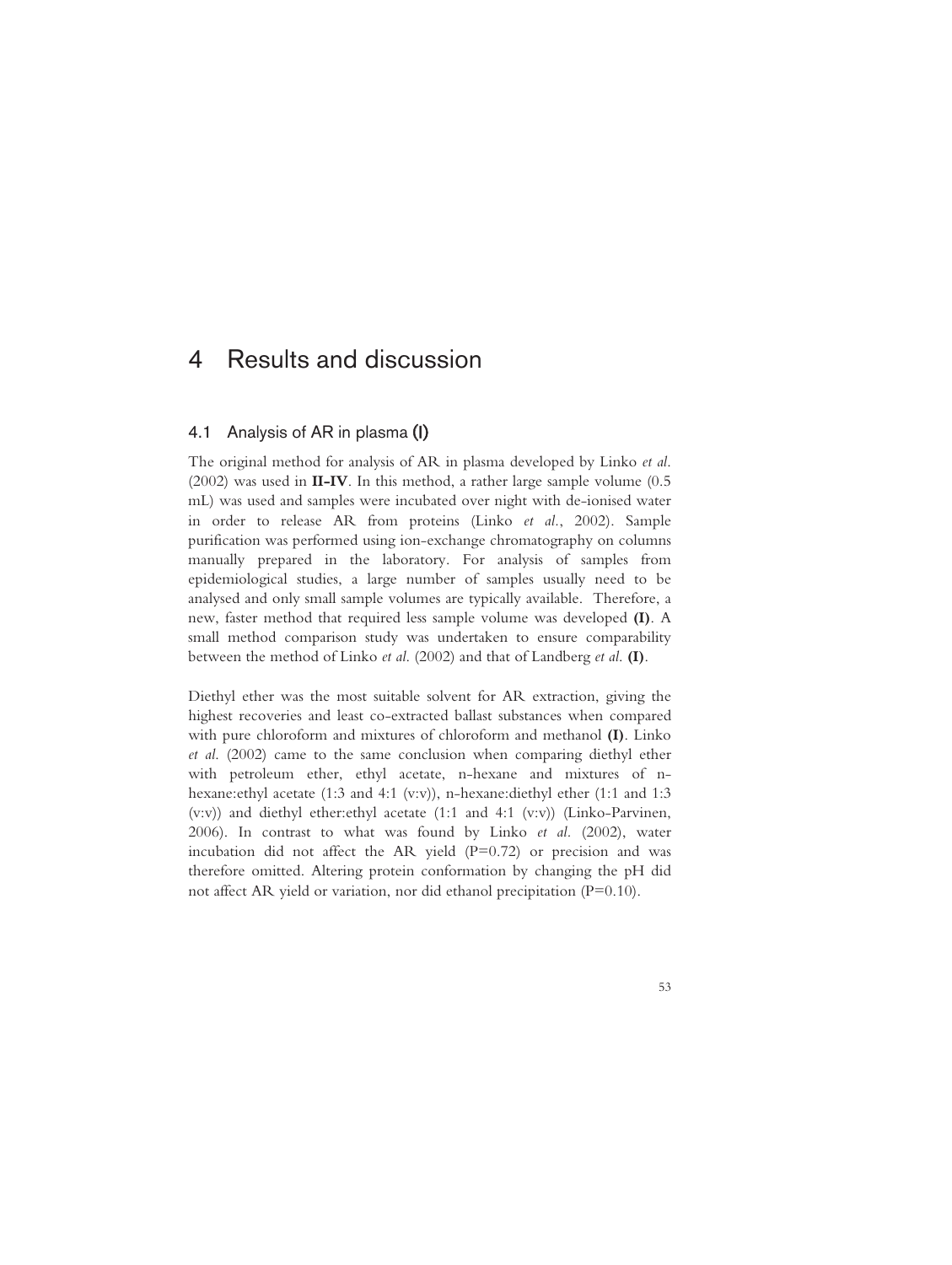# 4 Results and discussion

## 4.1 Analysis of AR in plasma (I)

The original method for analysis of AR in plasma developed by Linko *et al.* (2002) was used in **II-IV**. In this method, a rather large sample volume (0.5 mL) was used and samples were incubated over night with de-ionised water in order to release AR from proteins (Linko *et al.*, 2002). Sample purification was performed using ion-exchange chromatography on columns manually prepared in the laboratory. For analysis of samples from epidemiological studies, a large number of samples usually need to be analysed and only small sample volumes are typically available. Therefore, a new, faster method that required less sample volume was developed **(I)**. A small method comparison study was undertaken to ensure comparability between the method of Linko *et al.* (2002) and that of Landberg *et al.* **(I)**.

Diethyl ether was the most suitable solvent for AR extraction, giving the highest recoveries and least co-extracted ballast substances when compared with pure chloroform and mixtures of chloroform and methanol **(I)**. Linko *et al.* (2002) came to the same conclusion when comparing diethyl ether with petroleum ether, ethyl acetate, n-hexane and mixtures of n-hexane:ethyl acetate (1:3 and 4:1 (v:v)), n-hexane:diethyl ether (1:1 and 1:3 (v:v)) and diethyl ether:ethyl acetate (1:1 and 4:1 (v:v)) (Linko-Parvinen, 2006). In contrast to what was found by Linko *et al.* (2002), water incubation did not affect the AR yield ($P=0.72$) or precision and was therefore omitted. Altering protein conformation by changing the pH did not affect AR yield or variation, nor did ethanol precipitation ($P=0.10$).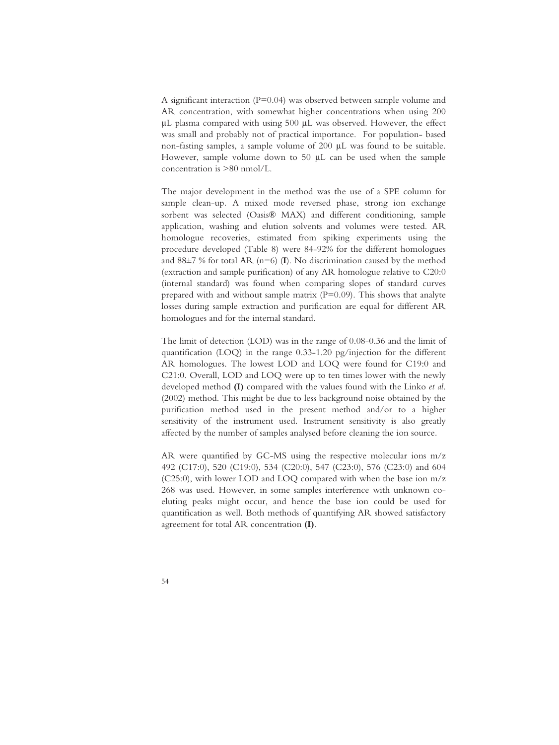A significant interaction (P=0.04) was observed between sample volume and AR concentration, with somewhat higher concentrations when using 200 µL plasma compared with using 500 µL was observed. However, the effect was small and probably not of practical importance. For population- based non-fasting samples, a sample volume of 200 µL was found to be suitable. However, sample volume down to 50 µL can be used when the sample concentration is >80 nmol/L.

The major development in the method was the use of a SPE column for sample clean-up. A mixed mode reversed phase, strong ion exchange sorbent was selected (Oasis® MAX) and different conditioning, sample application, washing and elution solvents and volumes were tested. AR homologue recoveries, estimated from spiking experiments using the procedure developed (Table 8) were 84-92% for the different homologues and 88±7 % for total AR (n=6) (**I**). No discrimination caused by the method (extraction and sample purification) of any AR homologue relative to C20:0 (internal standard) was found when comparing slopes of standard curves prepared with and without sample matrix (P=0.09). This shows that analyte losses during sample extraction and purification are equal for different AR homologues and for the internal standard.

The limit of detection (LOD) was in the range of 0.08-0.36 and the limit of quantification (LOQ) in the range 0.33-1.20 pg/injection for the different AR homologues. The lowest LOD and LOQ were found for C19:0 and C21:0. Overall, LOD and LOQ were up to ten times lower with the newly developed method **(I)** compared with the values found with the Linko *et al.* (2002) method. This might be due to less background noise obtained by the purification method used in the present method and/or to a higher sensitivity of the instrument used. Instrument sensitivity is also greatly affected by the number of samples analysed before cleaning the ion source.

AR were quantified by GC-MS using the respective molecular ions m/z 492 (C17:0), 520 (C19:0), 534 (C20:0), 547 (C23:0), 576 (C23:0) and 604 (C25:0), with lower LOD and LOQ compared with when the base ion m/z 268 was used. However, in some samples interference with unknown co-eluting peaks might occur, and hence the base ion could be used for quantification as well. Both methods of quantifying AR showed satisfactory agreement for total AR concentration **(I)**.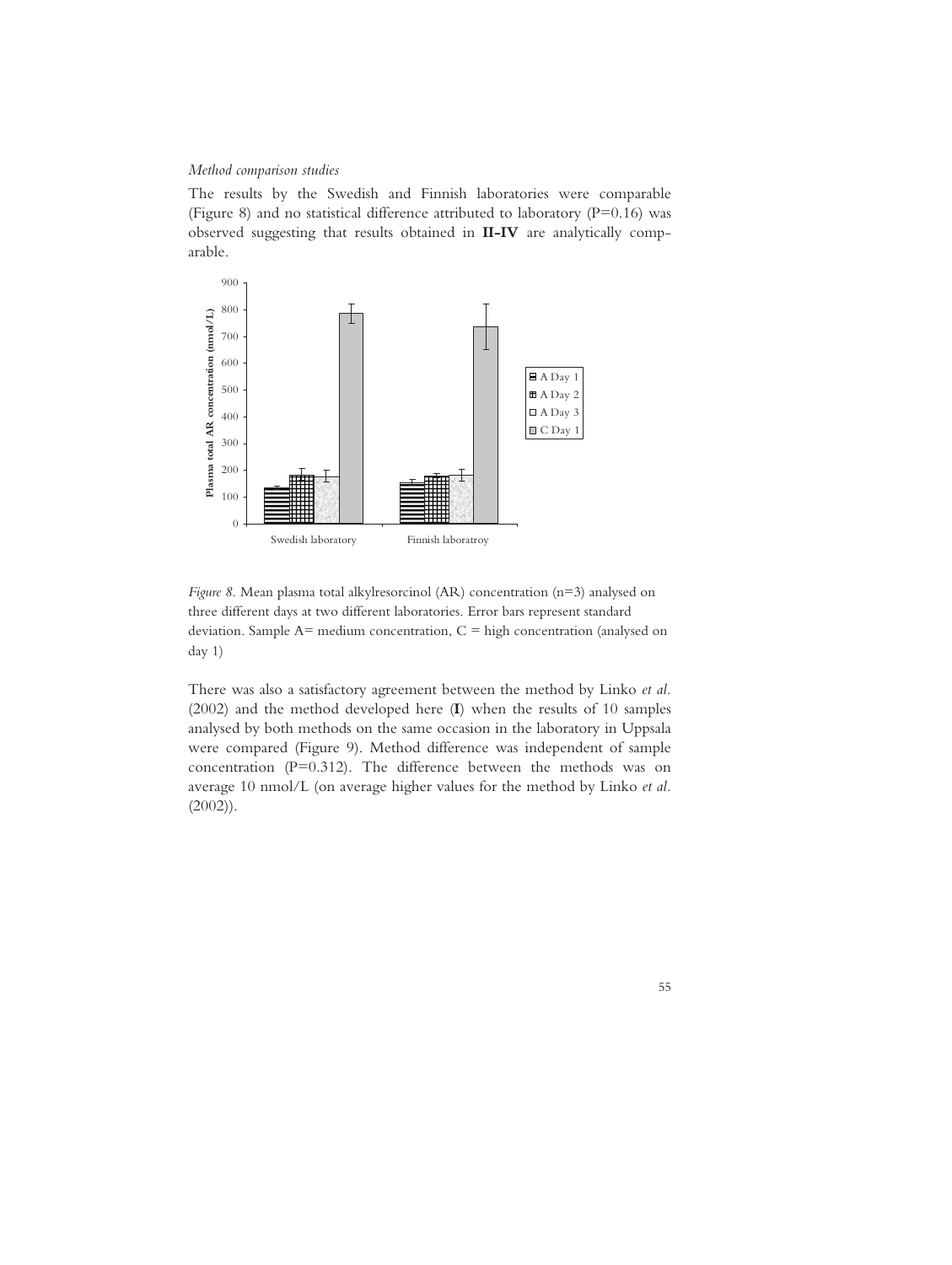*Method comparison studies*

The results by the Swedish and Finnish laboratories were comparable (Figure 8) and no statistical difference attributed to laboratory (P=0.16) was observed suggesting that results obtained in **II-IV** are analytically comparable.

*Figure 8.* Mean plasma total alkylresorcinol (AR) concentration (n=3) analysed on three different days at two different laboratories. Error bars represent standard deviation. Sample A= medium concentration, C = high concentration (analysed on day 1)

There was also a satisfactory agreement between the method by Linko *et al.* (2002) and the method developed here (**I**) when the results of 10 samples analysed by both methods on the same occasion in the laboratory in Uppsala were compared (Figure 9). Method difference was independent of sample concentration (P=0.312). The difference between the methods was on average 10 nmol/L (on average higher values for the method by Linko *et al.* (2002)).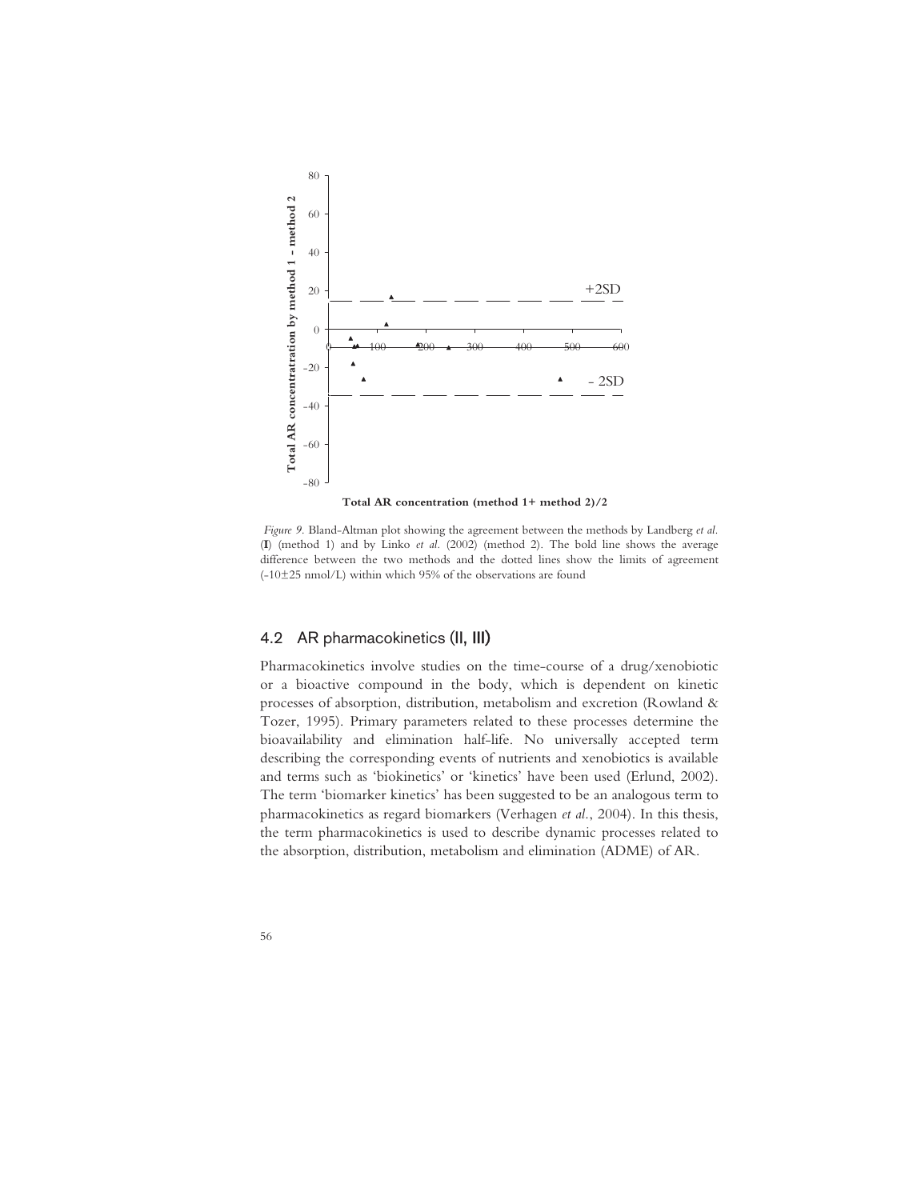*Figure 9.* Bland-Altman plot showing the agreement between the methods by Landberg *et al.* (**I**) (method 1) and by Linko *et al.* (2002) (method 2). The bold line shows the average difference between the two methods and the dotted lines show the limits of agreement (-10±25 nmol/L) within which 95% of the observations are found

## 4.2 AR pharmacokinetics (II, III)

Pharmacokinetics involve studies on the time-course of a drug/xenobiotic or a bioactive compound in the body, which is dependent on kinetic processes of absorption, distribution, metabolism and excretion (Rowland & Tozer, 1995). Primary parameters related to these processes determine the bioavailability and elimination half-life. No universally accepted term describing the corresponding events of nutrients and xenobiotics is available and terms such as 'biokinetics' or 'kinetics' have been used (Erlund, 2002). The term 'biomarker kinetics' has been suggested to be an analogous term to pharmacokinetics as regard biomarkers (Verhagen *et al.*, 2004). In this thesis, the term pharmacokinetics is used to describe dynamic processes related to the absorption, distribution, metabolism and elimination (ADME) of AR.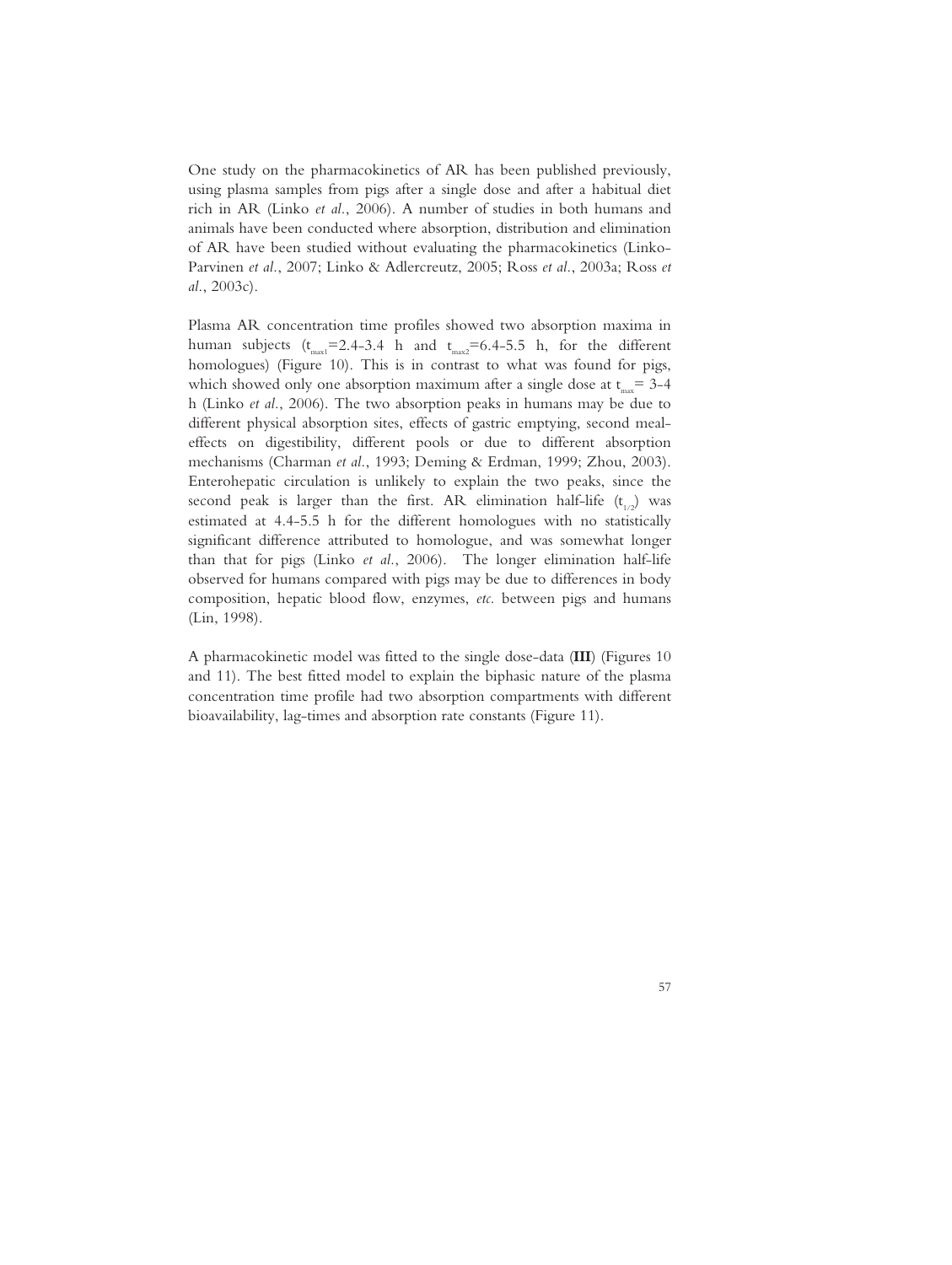One study on the pharmacokinetics of AR has been published previously, using plasma samples from pigs after a single dose and after a habitual diet rich in AR (Linko *et al.*, 2006). A number of studies in both humans and animals have been conducted where absorption, distribution and elimination of AR have been studied without evaluating the pharmacokinetics (Linko-Parvinen *et al.*, 2007; Linko & Adlercreutz, 2005; Ross *et al.*, 2003a; Ross *et al.*, 2003c).

Plasma AR concentration time profiles showed two absorption maxima in human subjects ($t_{max1}$=2.4-3.4 h and $t_{max2}$=6.4-5.5 h, for the different homologues) (Figure 10). This is in contrast to what was found for pigs, which showed only one absorption maximum after a single dose at $t_{max}$= 3-4 h (Linko *et al.*, 2006). The two absorption peaks in humans may be due to different physical absorption sites, effects of gastric emptying, second meal-effects on digestibility, different pools or due to different absorption mechanisms (Charman *et al.*, 1993; Deming & Erdman, 1999; Zhou, 2003). Enterohepatic circulation is unlikely to explain the two peaks, since the second peak is larger than the first. AR elimination half-life ($t_{1/2}$) was estimated at 4.4-5.5 h for the different homologues with no statistically significant difference attributed to homologue, and was somewhat longer than that for pigs (Linko *et al.*, 2006). The longer elimination half-life observed for humans compared with pigs may be due to differences in body composition, hepatic blood flow, enzymes, *etc.* between pigs and humans (Lin, 1998).

A pharmacokinetic model was fitted to the single dose-data (**III**) (Figures 10 and 11). The best fitted model to explain the biphasic nature of the plasma concentration time profile had two absorption compartments with different bioavailability, lag-times and absorption rate constants (Figure 11).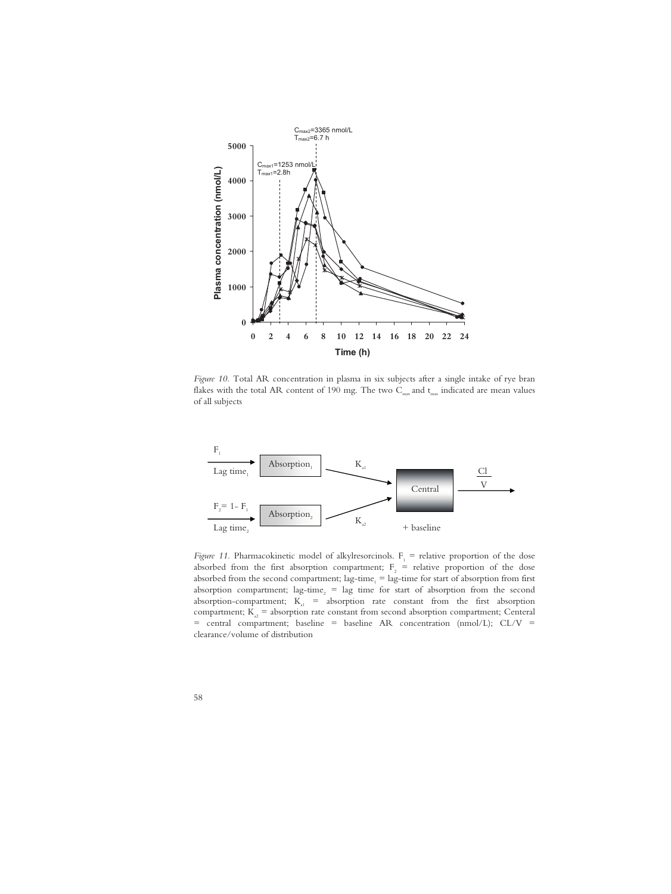*Figure 10.* Total AR concentration in plasma in six subjects after a single intake of rye bran flakes with the total AR content of 190 mg. The two $C_{max}$ and $t_{max}$ indicated are mean values of all subjects

*Figure 11.* Pharmacokinetic model of alkylresorcinols. $F_1$ = relative proportion of the dose absorbed from the first absorption compartment; $F_2$ = relative proportion of the dose absorbed from the second compartment; lag-time$_1$ = lag-time for start of absorption from first absorption compartment; lag-time$_2$ = lag time for start of absorption from the second absorption-compartment; $K_{a1}$ = absorption rate constant from the first absorption compartment; $K_{a2}$ = absorption rate constant from second absorption compartment; Centeral = central compartment; baseline = baseline AR concentration (nmol/L); CL/V = clearance/volume of distribution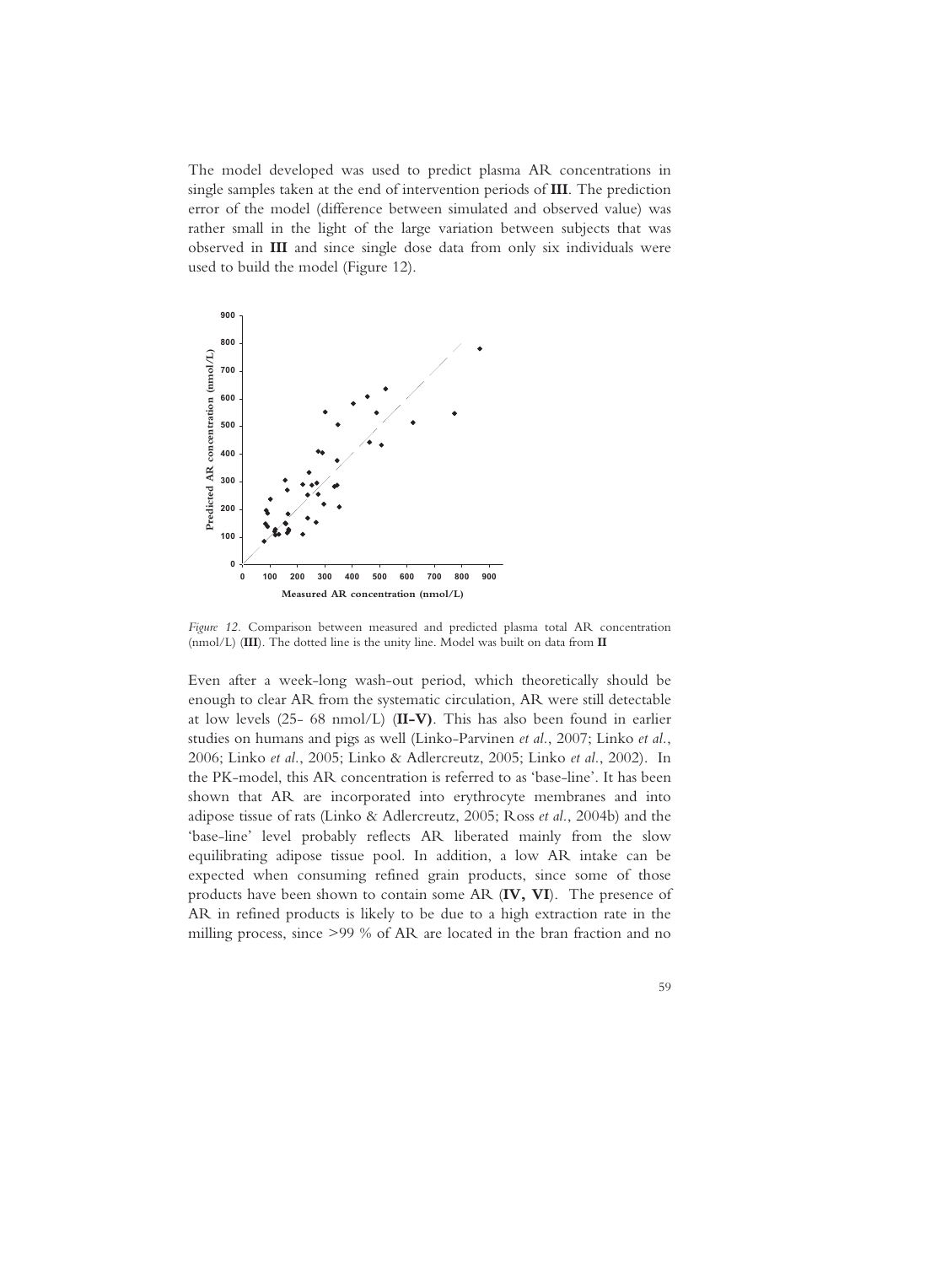The model developed was used to predict plasma AR concentrations in single samples taken at the end of intervention periods of **III**. The prediction error of the model (difference between simulated and observed value) was rather small in the light of the large variation between subjects that was observed in **III** and since single dose data from only six individuals were used to build the model (Figure 12).

*Figure 12.* Comparison between measured and predicted plasma total AR concentration (nmol/L) (**III**). The dotted line is the unity line. Model was built on data from **II**

Even after a week-long wash-out period, which theoretically should be enough to clear AR from the systematic circulation, AR were still detectable at low levels (25- 68 nmol/L) (**II-V)**. This has also been found in earlier studies on humans and pigs as well (Linko-Parvinen *et al.*, 2007; Linko *et al.*, 2006; Linko *et al.*, 2005; Linko & Adlercreutz, 2005; Linko *et al.*, 2002). In the PK-model, this AR concentration is referred to as 'base-line'. It has been shown that AR are incorporated into erythrocyte membranes and into adipose tissue of rats (Linko & Adlercreutz, 2005; Ross *et al.*, 2004b) and the 'base-line' level probably reflects AR liberated mainly from the slow equilibrating adipose tissue pool. In addition, a low AR intake can be expected when consuming refined grain products, since some of those products have been shown to contain some AR (**IV, VI**). The presence of AR in refined products is likely to be due to a high extraction rate in the milling process, since >99 % of AR are located in the bran fraction and no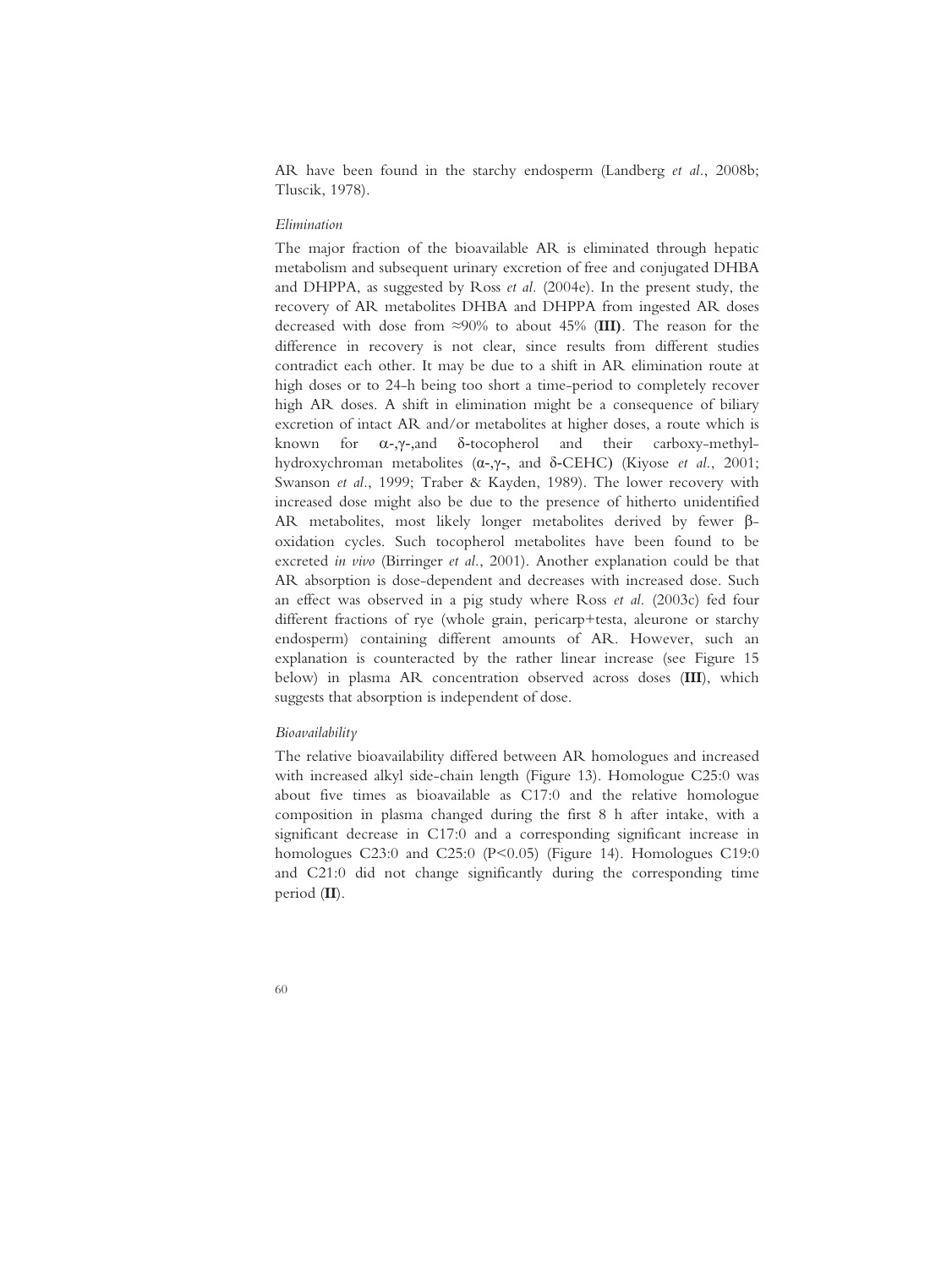AR have been found in the starchy endosperm (Landberg *et al*., 2008b; Tluscik, 1978).

*Elimination*

The major fraction of the bioavailable AR is eliminated through hepatic metabolism and subsequent urinary excretion of free and conjugated DHBA and DHPPA, as suggested by Ross *et al*. (2004e). In the present study, the recovery of AR metabolites DHBA and DHPPA from ingested AR doses decreased with dose from ≈90% to about 45% (**III**). The reason for the difference in recovery is not clear, since results from different studies contradict each other. It may be due to a shift in AR elimination route at high doses or to 24-h being too short a time-period to completely recover high AR doses. A shift in elimination might be a consequence of biliary excretion of intact AR and/or metabolites at higher doses, a route which is known for α-,γ-,and δ-tocopherol and their carboxy-methyl-hydroxychroman metabolites (α-,γ-, and δ-CEHC) (Kiyose *et al*., 2001; Swanson *et al*., 1999; Traber & Kayden, 1989). The lower recovery with increased dose might also be due to the presence of hitherto unidentified AR metabolites, most likely longer metabolites derived by fewer β-oxidation cycles. Such tocopherol metabolites have been found to be excreted *in vivo* (Birringer *et al*., 2001). Another explanation could be that AR absorption is dose-dependent and decreases with increased dose. Such an effect was observed in a pig study where Ross *et al*. (2003c) fed four different fractions of rye (whole grain, pericarp+testa, aleurone or starchy endosperm) containing different amounts of AR. However, such an explanation is counteracted by the rather linear increase (see Figure 15 below) in plasma AR concentration observed across doses (**III**), which suggests that absorption is independent of dose.

*Bioavailability*

The relative bioavailability differed between AR homologues and increased with increased alkyl side-chain length (Figure 13). Homologue C17:0 was about five times as bioavailable as C17:0 and the relative homologue composition in plasma changed during the first 8 h after intake, with a significant decrease in C17:0 and a corresponding significant increase in homologues C23:0 and C25:0 ($P<0.05$) (Figure 14). Homologues C19:0 and C21:0 did not change significantly during the corresponding time period (**II**).

AR have been found in the starchy endosperm (Landberg *et al*., 2008b; Tluscik, 1978).

*Elimination*

The major fraction of the bioavailable AR is eliminated through hepatic metabolism and subsequent urinary excretion of free and conjugated DHBA and DHPPA, as suggested by Ross *et al*. (2004e). In the present study, the recovery of AR metabolites DHBA and DHPPA from ingested AR doses decreased with dose from ≈90% to about 45% (**III**). The reason for the difference in recovery is not clear, since results from different studies contradict each other. It may be due to a shift in AR elimination route at high doses or to 24-h being too short a time-period to completely recover high AR doses. A shift in elimination might be a consequence of biliary excretion of intact AR and/or metabolites at higher doses, a route which is known for α-,γ-,and δ-tocopherol and their carboxy-methyl-hydroxychroman metabolites (α-,γ-, and δ-CEHC) (Kiyose *et al*., 2001; Swanson *et al*., 1999; Traber & Kayden, 1989). The lower recovery with increased dose might also be due to the presence of hitherto unidentified AR metabolites, most likely longer metabolites derived by fewer β-oxidation cycles. Such tocopherol metabolites have been found to be excreted *in vivo* (Birringer *et al*., 2001). Another explanation could be that AR absorption is dose-dependent and decreases with increased dose. Such an effect was observed in a pig study where Ross *et al*. (2003c) fed four different fractions of rye (whole grain, pericarp+testa, aleurone or starchy endosperm) containing different amounts of AR. However, such an explanation is counteracted by the rather linear increase (see Figure 15 below) in plasma AR concentration observed across doses (**III**), which suggests that absorption is independent of dose.

*Bioavailability*

The relative bioavailability differed between AR homologues and increased with increased alkyl side-chain length (Figure 13). Homologue C25:0 was about five times as bioavailable as C17:0 and the relative homologue composition in plasma changed during the first 8 h after intake, with a significant decrease in C17:0 and a corresponding significant increase in homologues C23:0 and C25:0 ($P<0.05$) (Figure 14). Homologues C19:0 and C21:0 did not change significantly during the corresponding time period (**II**).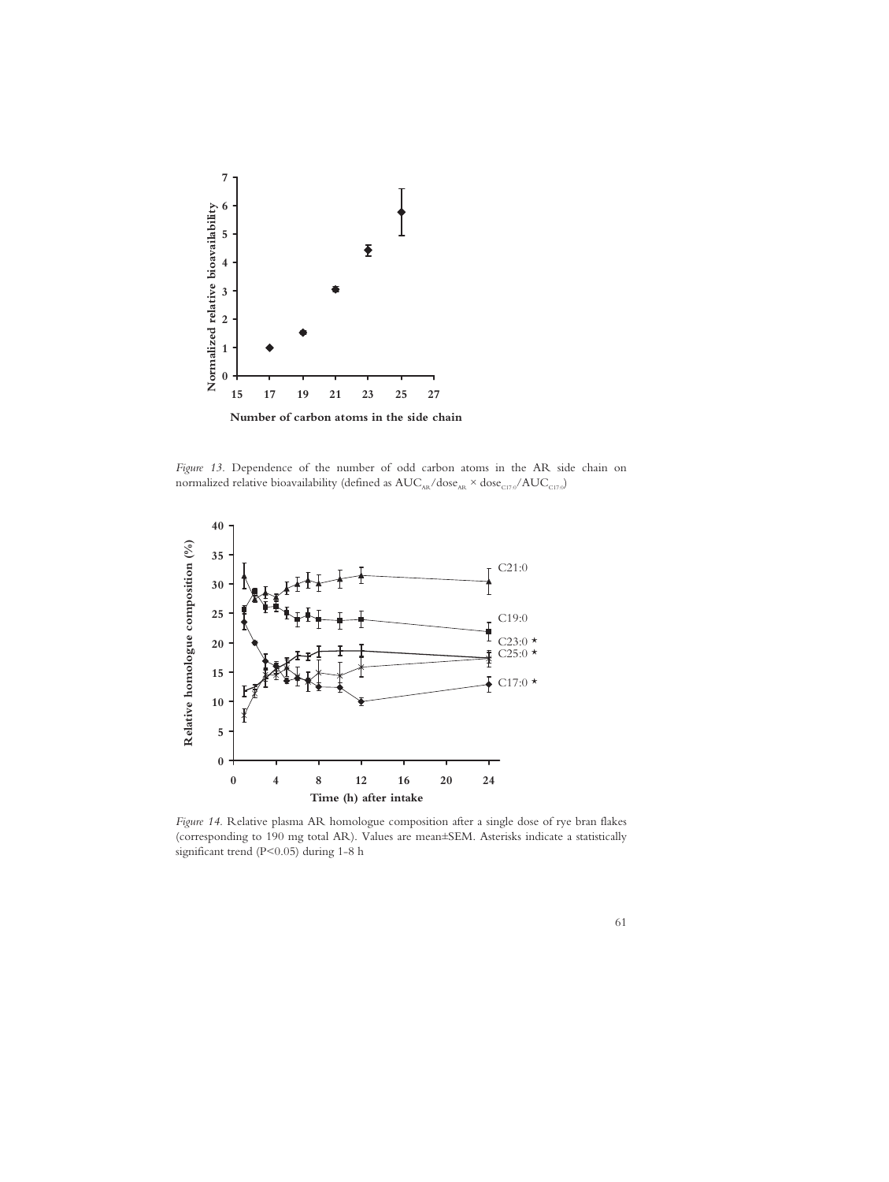*Figure 13.* Dependence of the number of odd carbon atoms in the AR side chain on normalized relative bioavailability (defined as $AUC_{AR}/dose_{AR} \times dose_{C17:0}/AUC_{C17:0}$)

*Figure 14.* Relative plasma AR homologue composition after a single dose of rye bran flakes (corresponding to 190 mg total AR). Values are mean±SEM. Asterisks indicate a statistically significant trend ($P<0.05$) during 1-8 h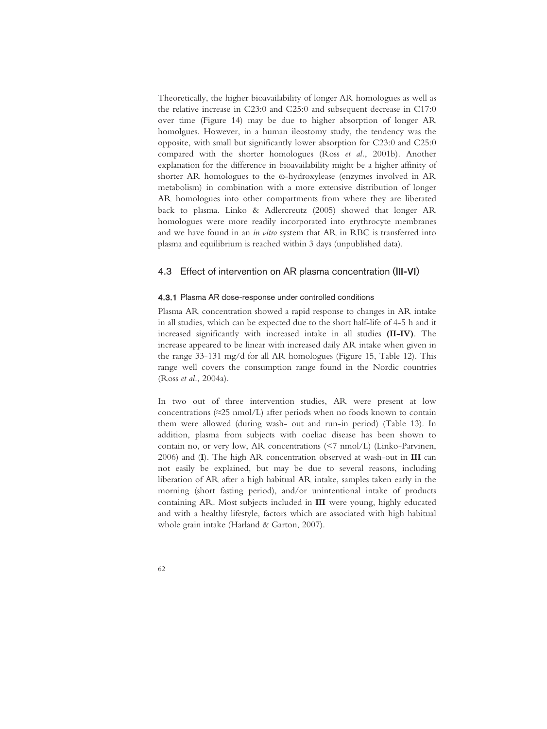Theoretically, the higher bioavailability of longer AR homologues as well as the relative increase in C23:0 and C25:0 and subsequent decrease in C17:0 over time (Figure 14) may be due to higher absorption of longer AR homolgues. However, in a human ileostomy study, the tendency was the opposite, with small but significantly lower absorption for C23:0 and C25:0 compared with the shorter homologues (Ross *et al.*, 2001b). Another explanation for the difference in bioavailability might be a higher affinity of shorter AR homologues to the ω-hydroxylease (enzymes involved in AR metabolism) in combination with a more extensive distribution of longer AR homologues into other compartments from where they are liberated back to plasma. Linko & Adlercreutz (2005) showed that longer AR homologues were more readily incorporated into erythrocyte membranes and we have found in an *in vitro* system that AR in RBC is transferred into plasma and equilibrium is reached within 3 days (unpublished data).

## 4.3 Effect of intervention on AR plasma concentration (III-VI)

### 4.3.1 Plasma AR dose-response under controlled conditions

Plasma AR concentration showed a rapid response to changes in AR intake in all studies, which can be expected due to the short half-life of 4-5 h and it increased significantly with increased intake in all studies **(II-IV)**. The increase appeared to be linear with increased daily AR intake when given in the range 33-131 mg/d for all AR homologues (Figure 15, Table 12). This range well covers the consumption range found in the Nordic countries (Ross *et al.*, 2004a).

In two out of three intervention studies, AR were present at low concentrations (≈25 nmol/L) after periods when no foods known to contain them were allowed (during wash- out and run-in period) (Table 13). In addition, plasma from subjects with coeliac disease has been shown to contain no, or very low, AR concentrations (<7 nmol/L) (Linko-Parvinen, 2006) and (**I**). The high AR concentration observed at wash-out in **III** can not easily be explained, but may be due to several reasons, including liberation of AR after a high habitual AR intake, samples taken early in the morning (short fasting period), and/or unintentional intake of products containing AR. Most subjects included in **III** were young, highly educated and with a healthy lifestyle, factors which are associated with high habitual whole grain intake (Harland & Garton, 2007).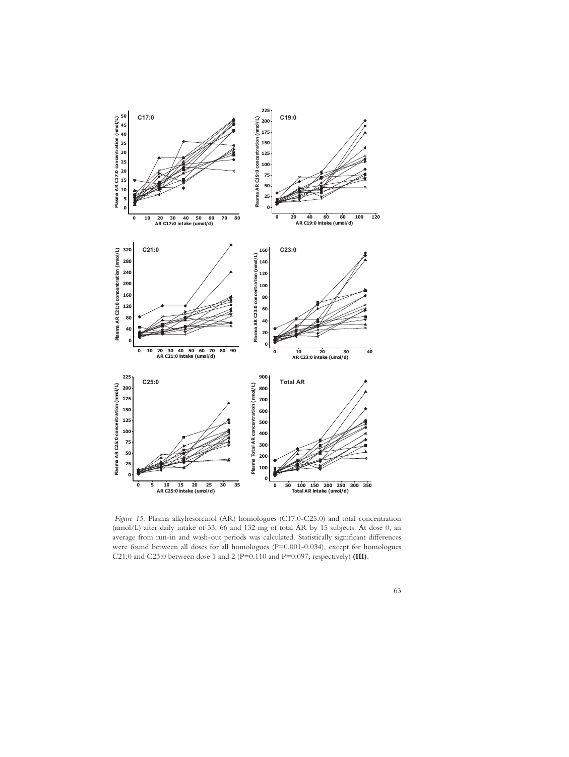*Figure 15.* Plasma alkylresorcinol (AR) homologues (C17:0-C25:0) and total concentration (nmol/L) after daily intake of 33, 66 and 132 mg of total AR by 15 subjects. At dose 0, an average from run-in and wash-out periods was calculated. Statistically significant differences were found between all doses for all homologues (P=0.001-0.034), except for homologues C21:0 and C23:0 between dose 1 and 2 (P=0.110 and P=0.097, respectively) **(III)**.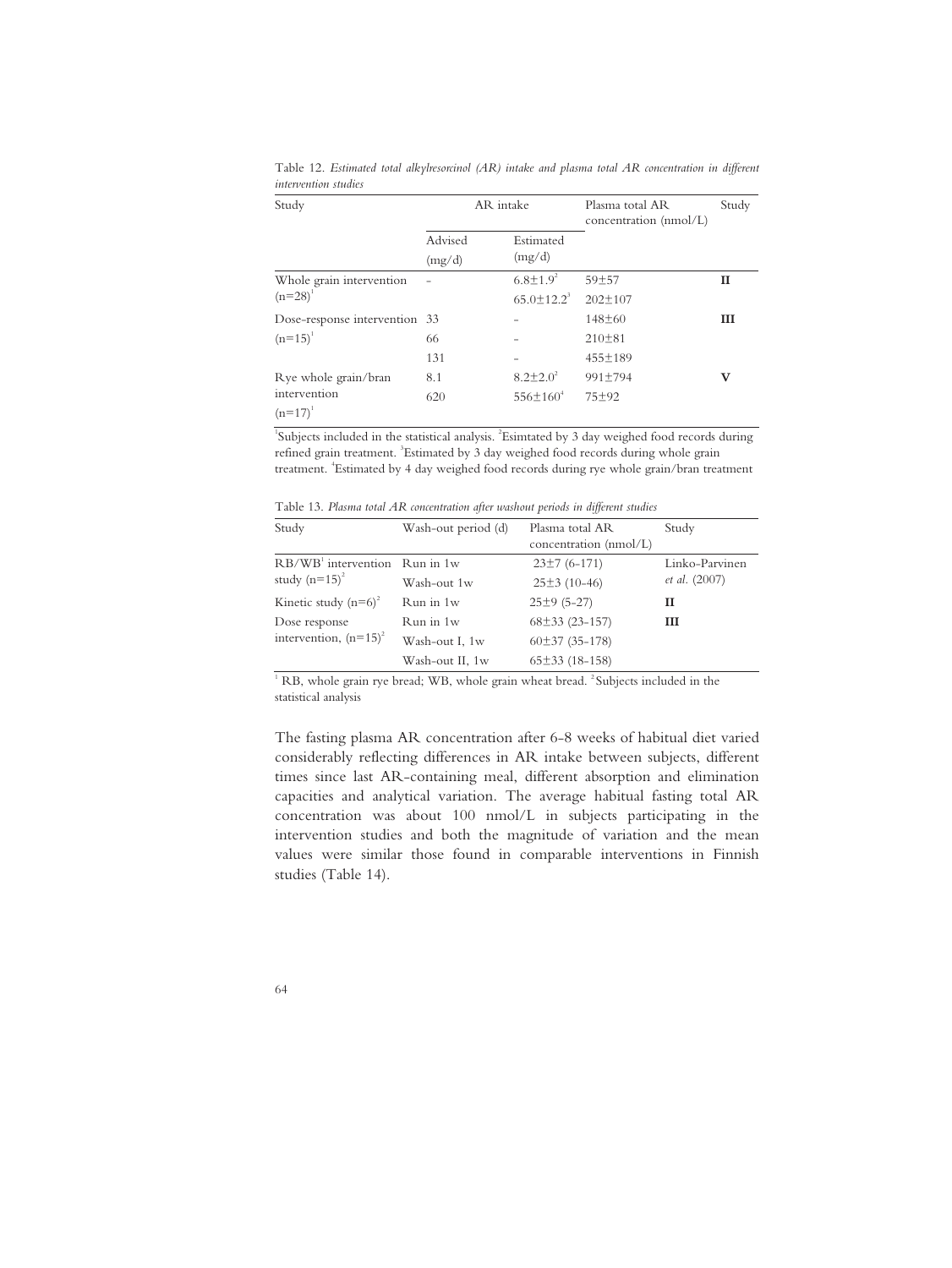Table 12. *Estimated total alkylresorcinol (AR) intake and plasma total AR concentration in different intervention studies*

| Study | AR intake | | Plasma total AR concentration (nmol/L) | Study |
|---|---|---|---|---|
| | Advised (mg/d) | Estimated (mg/d) | | |
| Whole grain intervention (n=28)[1] | - | 6.8±1.9[2] | 59±57 | **II** |
| | | 65.0±12.2[3] | 202±107 | |
| Dose-response intervention (n=15)[1] | 33 | - | 148±60 | **III** |
| | 66 | - | 210±81 | |
| | 131 | - | 455±189 | |
| Rye whole grain/bran intervention (n=17)[1] | 8.1 | 8.2±2.0[2] | 991±794 | **V** |
| | 620 | 556±160[4] | 75±92 | |

[1]Subjects included in the statistical analysis. [2]Esimtated by 3 day weighed food records during refined grain treatment. [3]Estimated by 3 day weighed food records during whole grain treatment. [4]Estimated by 4 day weighed food records during rye whole grain/bran treatment

Table 13. *Plasma total AR concentration after washout periods in different studies*

| Study | Wash-out period (d) | Plasma total AR concentration (nmol/L) | Study |
|---|---|---|---|
| RB/WB[1] intervention study (n=15)[2] | Run in 1w | 23±7 (6-171) | Linko-Parvinen *et al.* (2007) |
| | Wash-out 1w | 25±3 (10-46) | |
| Kinetic study (n=6)[2] | Run in 1w | 25±9 (5-27) | **II** |
| Dose response intervention, (n=15)[2] | Run in 1w | 68±33 (23-157) | **III** |
| | Wash-out I, 1w | 60±37 (35-178) | |
| | Wash-out II, 1w | 65±33 (18-158) | |

[1] RB, whole grain rye bread; WB, whole grain wheat bread. [2]Subjects included in the statistical analysis

The fasting plasma AR concentration after 6-8 weeks of habitual diet varied considerably reflecting differences in AR intake between subjects, different times since last AR-containing meal, different absorption and elimination capacities and analytical variation. The average habitual fasting total AR concentration was about 100 nmol/L in subjects participating in the intervention studies and both the magnitude of variation and the mean values were similar those found in comparable interventions in Finnish studies (Table 14).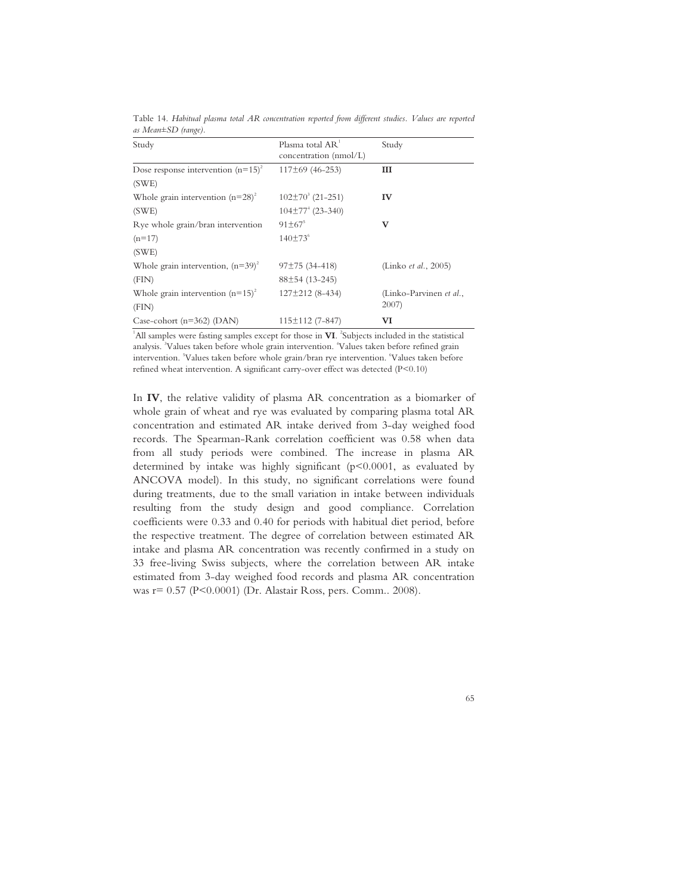Table 14. *Habitual plasma total AR concentration reported from different studies. Values are reported as Mean±SD (range).*

| Study | Plasma total AR[1] concentration (nmol/L) | Study |
|---|---|---|
| Dose response intervention (n=15)[2] (SWE) | 117±69 (46-253) | **III** |
| Whole grain intervention (n=28)[2] (SWE) | 102±70[3] (21-251)<br>104±77[4] (23-340) | **IV** |
| Rye whole grain/bran intervention (n=17) (SWE) | 91±67[5]<br>140±73[6] | **V** |
| Whole grain intervention, (n=39)[2] (FIN) | 97±75 (34-418)<br>88±54 (13-245) | (Linko *et al.*, 2005) |
| Whole grain intervention (n=15)[2] (FIN) | 127±212 (8-434) | (Linko-Parvinen *et al.*, 2007) |
| Case-cohort (n=362) (DAN) | 115±112 (7-847) | **VI** |

[1]All samples were fasting samples except for those in **VI**. [2]Subjects included in the statistical analysis. [3]Values taken before whole grain intervention. [4]Values taken before refined grain intervention. [5]Values taken before whole grain/bran rye intervention. [6]Values taken before refined wheat intervention. A significant carry-over effect was detected (P<0.10)

In **IV**, the relative validity of plasma AR concentration as a biomarker of whole grain of wheat and rye was evaluated by comparing plasma total AR concentration and estimated AR intake derived from 3-day weighed food records. The Spearman-Rank correlation coefficient was 0.58 when data from all study periods were combined. The increase in plasma AR determined by intake was highly significant (p<0.0001, as evaluated by ANCOVA model). In this study, no significant correlations were found during treatments, due to the small variation in intake between individuals resulting from the study design and good compliance. Correlation coefficients were 0.33 and 0.40 for periods with habitual diet period, before the respective treatment. The degree of correlation between estimated AR intake and plasma AR concentration was recently confirmed in a study on 33 free-living Swiss subjects, where the correlation between AR intake estimated from 3-day weighed food records and plasma AR concentration was r= 0.57 (P<0.0001) (Dr. Alastair Ross, pers. Comm.. 2008).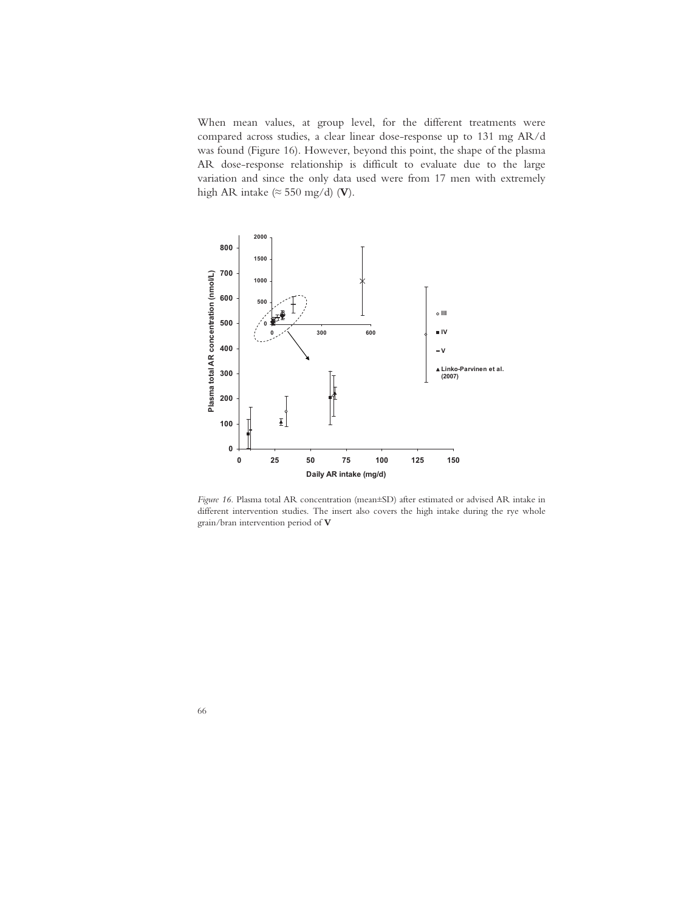When mean values, at group level, for the different treatments were compared across studies, a clear linear dose-response up to 131 mg AR/d was found (Figure 16). However, beyond this point, the shape of the plasma AR dose-response relationship is difficult to evaluate due to the large variation and since the only data used were from 17 men with extremely high AR intake (≈ 550 mg/d) (**V**).

*Figure 16.* Plasma total AR concentration (mean±SD) after estimated or advised AR intake in different intervention studies. The insert also covers the high intake during the rye whole grain/bran intervention period of **V**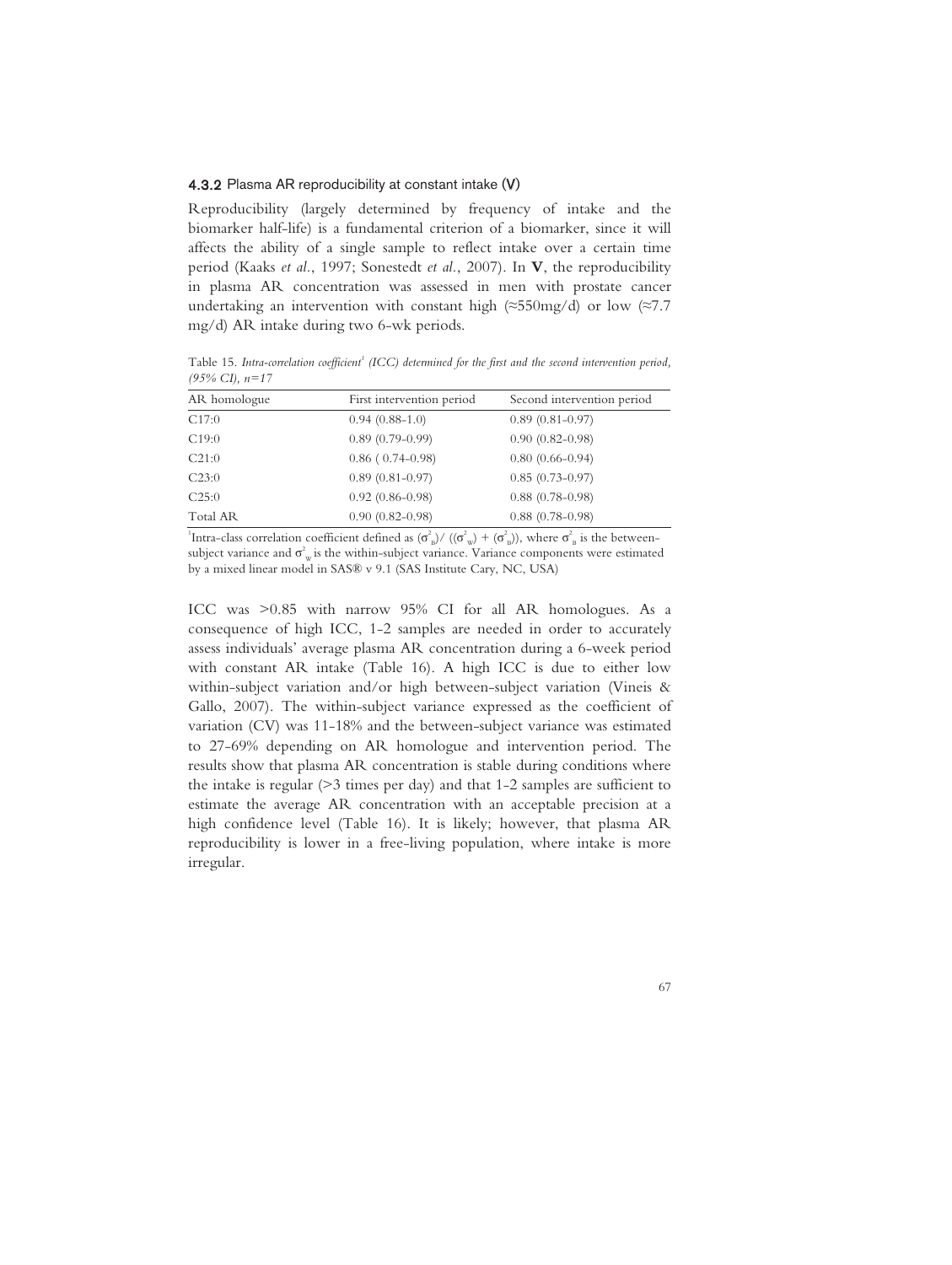### 4.3.2 Plasma AR reproducibility at constant intake (V)

Reproducibility (largely determined by frequency of intake and the biomarker half-life) is a fundamental criterion of a biomarker, since it will affects the ability of a single sample to reflect intake over a certain time period (Kaaks *et al.*, 1997; Sonestedt *et al.*, 2007). In **V**, the reproducibility in plasma AR concentration was assessed in men with prostate cancer undertaking an intervention with constant high (≈550mg/d) or low (≈7.7 mg/d) AR intake during two 6-wk periods.

Table 15. *Intra-correlation coefficient[1] (ICC) determined for the first and the second intervention period, (95% CI), n=17*

| AR homologue | First intervention period | Second intervention period |
|---|---|---|
| C17:0 | 0.94 (0.88-1.0) | 0.89 (0.81-0.97) |
| C19:0 | 0.89 (0.79-0.99) | 0.90 (0.82-0.98) |
| C21:0 | 0.86 ( 0.74-0.98) | 0.80 (0.66-0.94) |
| C23:0 | 0.89 (0.81-0.97) | 0.85 (0.73-0.97) |
| C25:0 | 0.92 (0.86-0.98) | 0.88 (0.78-0.98) |
| Total AR | 0.90 (0.82-0.98) | 0.88 (0.78-0.98) |

[1]Intra-class correlation coefficient defined as $(\sigma^2_B)/((\sigma^2_w) + (\sigma^2_B))$, where $\sigma^2_B$ is the between-subject variance and $\sigma^2_w$ is the within-subject variance. Variance components were estimated by a mixed linear model in SAS® v 9.1 (SAS Institute Cary, NC, USA)

ICC was >0.85 with narrow 95% CI for all AR homologues. As a consequence of high ICC, 1-2 samples are needed in order to accurately assess individuals' average plasma AR concentration during a 6-week period with constant AR intake (Table 16). A high ICC is due to either low within-subject variation and/or high between-subject variation (Vineis & Gallo, 2007). The within-subject variance expressed as the coefficient of variation (CV) was 11-18% and the between-subject variance was estimated to 27-69% depending on AR homologue and intervention period. The results show that plasma AR concentration is stable during conditions where the intake is regular (>3 times per day) and that 1-2 samples are sufficient to estimate the average AR concentration with an acceptable precision at a high confidence level (Table 16). It is likely; however, that plasma AR reproducibility is lower in a free-living population, where intake is more irregular.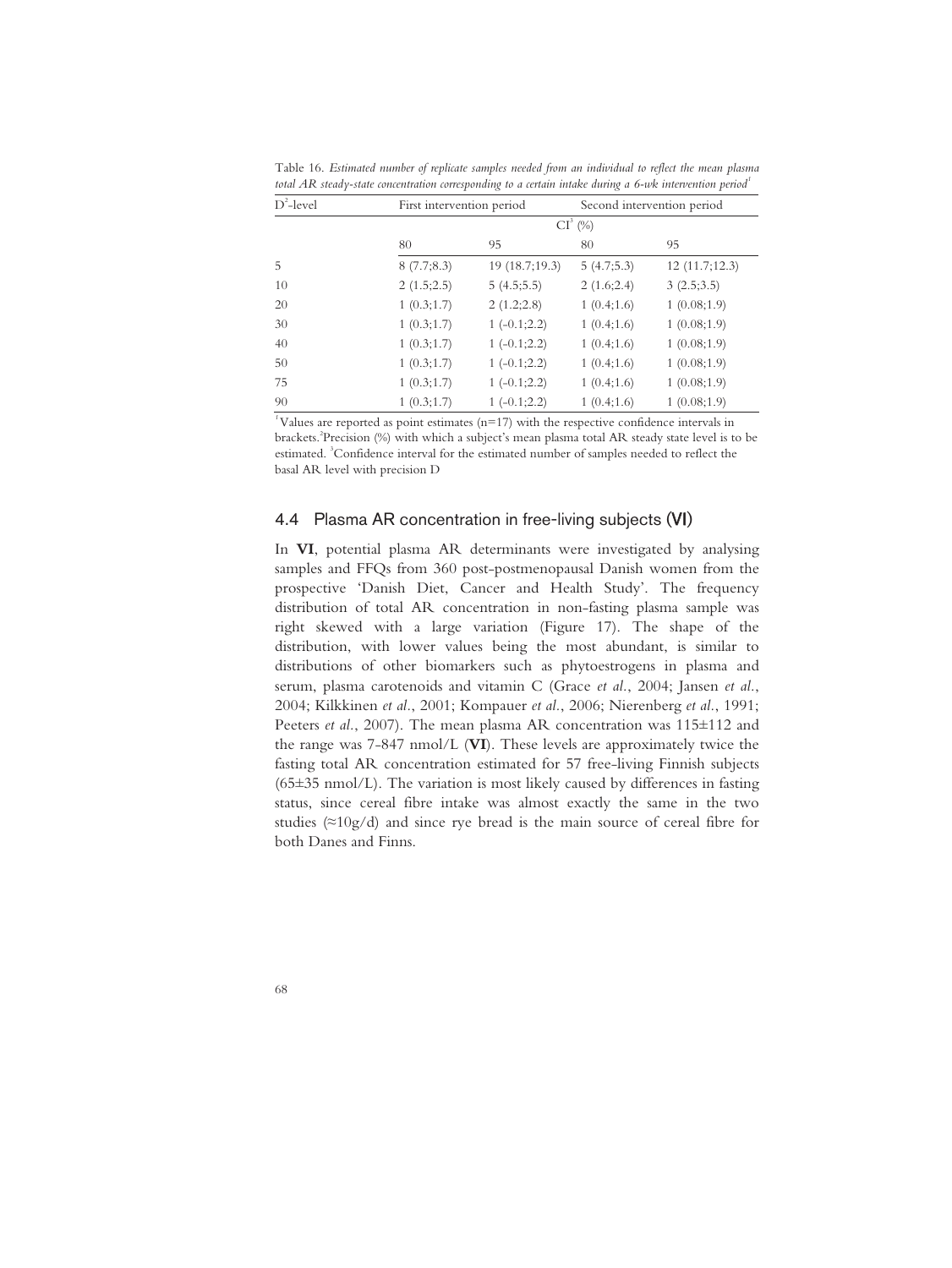Table 16. *Estimated number of replicate samples needed from an individual to reflect the mean plasma total AR steady-state concentration corresponding to a certain intake during a 6-wk intervention period*[1]

| $D^2$-level | First intervention period | | Second intervention period | |
|---|---|---|---|---|
| | CI[3] (%) | | | |
| | 80 | 95 | 80 | 95 |
| 5 | 8 (7.7;8.3) | 19 (18.7;19.3) | 5 (4.7;5.3) | 12 (11.7;12.3) |
| 10 | 2 (1.5;2.5) | 5 (4.5;5.5) | 2 (1.6;2.4) | 3 (2.5;3.5) |
| 20 | 1 (0.3;1.7) | 2 (1.2;2.8) | 1 (0.4;1.6) | 1 (0.08;1.9) |
| 30 | 1 (0.3;1.7) | 1 (-0.1;2.2) | 1 (0.4;1.6) | 1 (0.08;1.9) |
| 40 | 1 (0.3;1.7) | 1 (-0.1;2.2) | 1 (0.4;1.6) | 1 (0.08;1.9) |
| 50 | 1 (0.3;1.7) | 1 (-0.1;2.2) | 1 (0.4;1.6) | 1 (0.08;1.9) |
| 75 | 1 (0.3;1.7) | 1 (-0.1;2.2) | 1 (0.4;1.6) | 1 (0.08;1.9) |
| 90 | 1 (0.3;1.7) | 1 (-0.1;2.2) | 1 (0.4;1.6) | 1 (0.08;1.9) |

[1]Values are reported as point estimates (n=17) with the respective confidence intervals in brackets.[2]Precision (%) with which a subject's mean plasma total AR steady state level is to be estimated. [3]Confidence interval for the estimated number of samples needed to reflect the basal AR level with precision D

## 4.4 Plasma AR concentration in free-living subjects (VI)

In **VI**, potential plasma AR determinants were investigated by analysing samples and FFQs from 360 post-postmenopausal Danish women from the prospective 'Danish Diet, Cancer and Health Study'. The frequency distribution of total AR concentration in non-fasting plasma sample was right skewed with a large variation (Figure 17). The shape of the distribution, with lower values being the most abundant, is similar to distributions of other biomarkers such as phytoestrogens in plasma and serum, plasma carotenoids and vitamin C (Grace *et al.*, 2004; Jansen *et al.*, 2004; Kilkkinen *et al.*, 2001; Kompauer *et al.*, 2006; Nierenberg *et al.*, 1991; Peeters *et al.*, 2007). The mean plasma AR concentration was 115±112 and the range was 7-847 nmol/L (**VI**). These levels are approximately twice the fasting total AR concentration estimated for 57 free-living Finnish subjects (65±35 nmol/L). The variation is most likely caused by differences in fasting status, since cereal fibre intake was almost exactly the same in the two studies (≈10g/d) and since rye bread is the main source of cereal fibre for both Danes and Finns.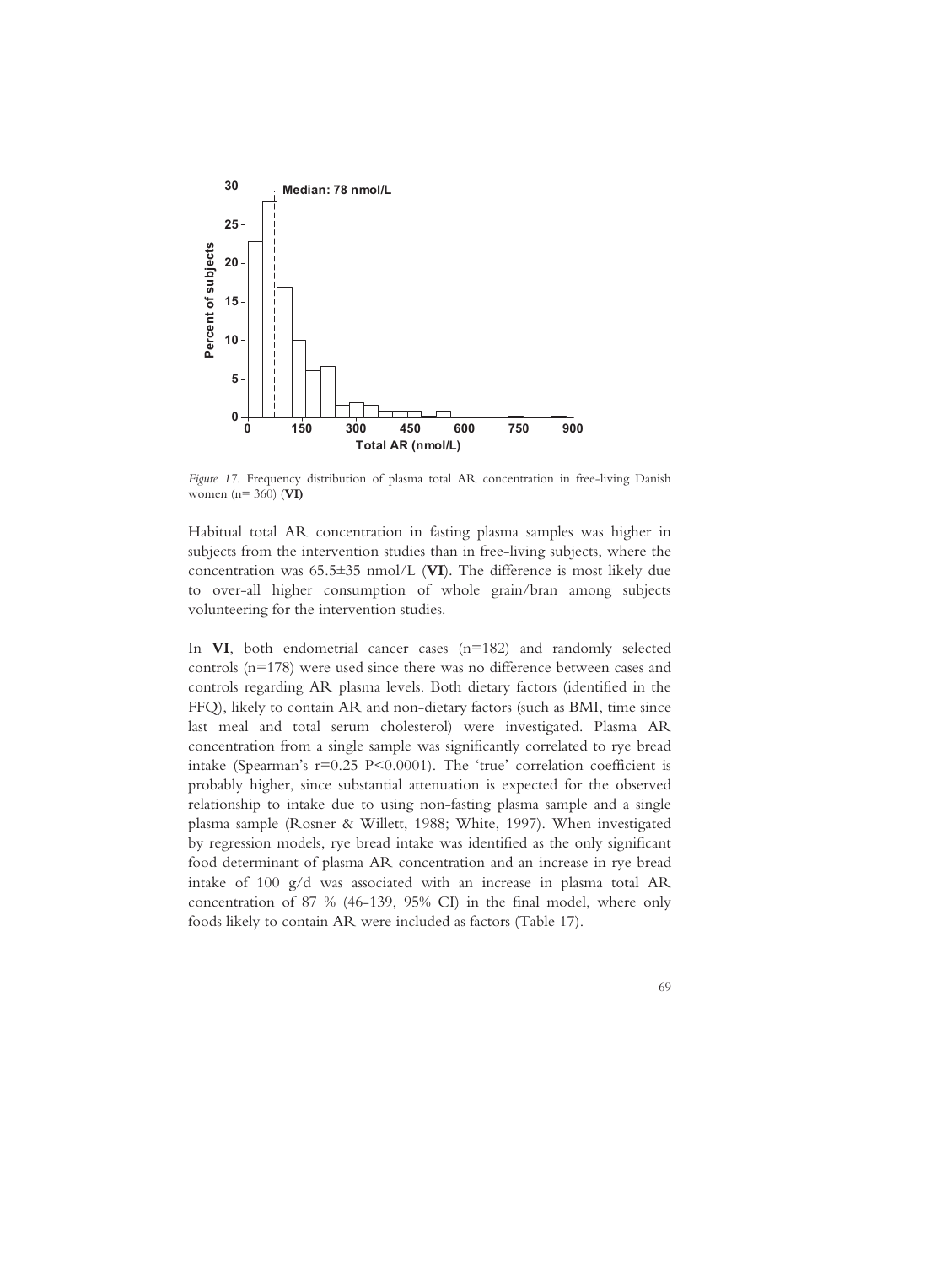*Figure 17.* Frequency distribution of plasma total AR concentration in free-living Danish women (n= 360) (**VI**)

Habitual total AR concentration in fasting plasma samples was higher in subjects from the intervention studies than in free-living subjects, where the concentration was 65.5±35 nmol/L (**VI**). The difference is most likely due to over-all higher consumption of whole grain/bran among subjects volunteering for the intervention studies.

In **VI**, both endometrial cancer cases (n=182) and randomly selected controls (n=178) were used since there was no difference between cases and controls regarding AR plasma levels. Both dietary factors (identified in the FFQ), likely to contain AR and non-dietary factors (such as BMI, time since last meal and total serum cholesterol) were investigated. Plasma AR concentration from a single sample was significantly correlated to rye bread intake (Spearman's r=0.25 P<0.0001). The 'true' correlation coefficient is probably higher, since substantial attenuation is expected for the observed relationship to intake due to using non-fasting plasma sample and a single plasma sample (Rosner & Willett, 1988; White, 1997). When investigated by regression models, rye bread intake was identified as the only significant food determinant of plasma AR concentration and an increase in rye bread intake of 100 g/d was associated with an increase in plasma total AR concentration of 87 % (46-139, 95% CI) in the final model, where only foods likely to contain AR were included as factors (Table 17).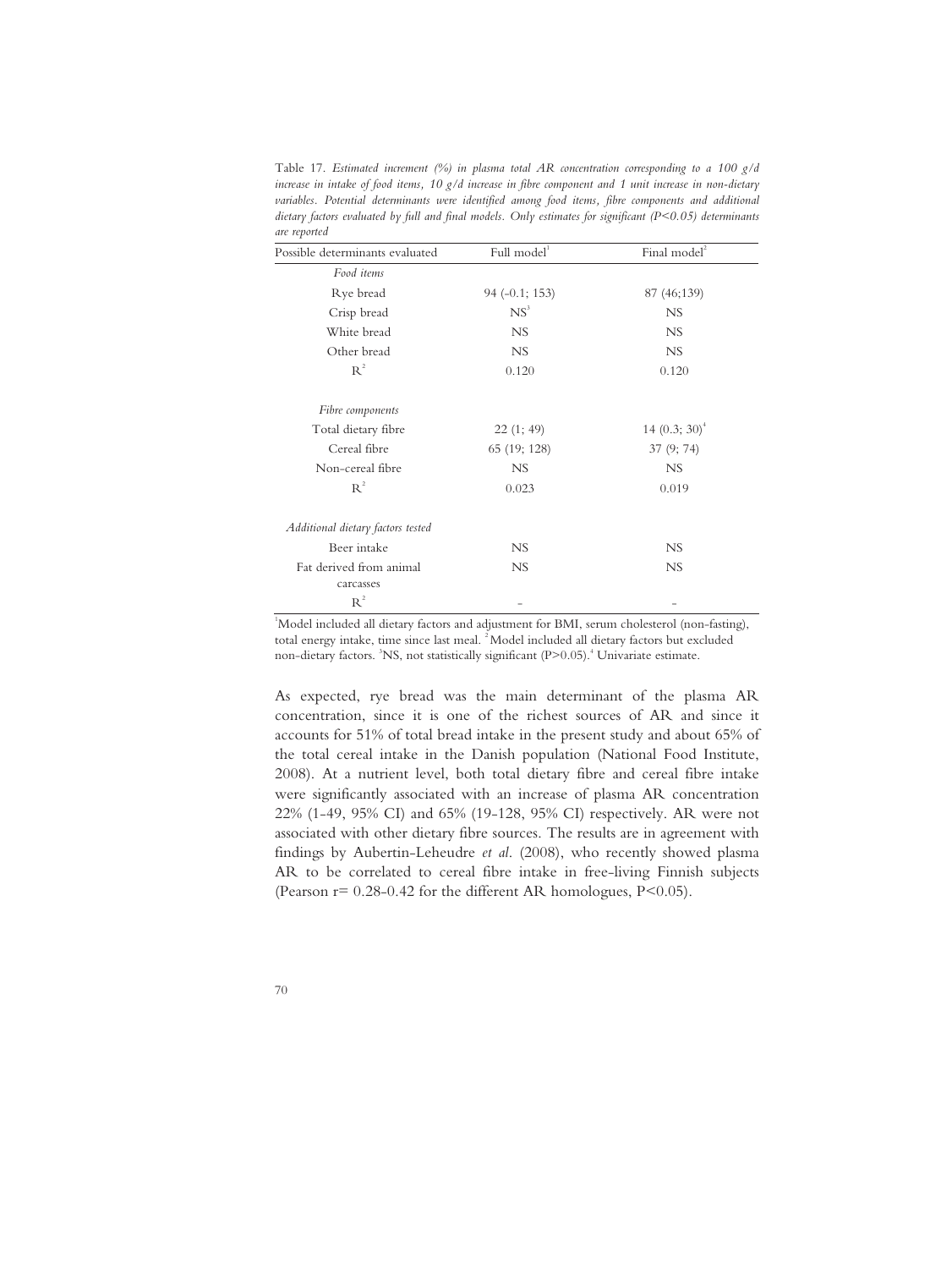Table 17. *Estimated increment (%) in plasma total AR concentration corresponding to a 100 g/d increase in intake of food items, 10 g/d increase in fibre component and 1 unit increase in non-dietary variables. Potential determinants were identified among food items, fibre components and additional dietary factors evaluated by full and final models. Only estimates for significant (P<0.05) determinants are reported*

| Possible determinants evaluated | Full model[1] | Final model[2] |
|---|---|---|
| *Food items* | | |
| Rye bread | 94 (-0.1; 153) | 87 (46;139) |
| Crisp bread | NS[3] | NS |
| White bread | NS | NS |
| Other bread | NS | NS |
| $R^2$ | 0.120 | 0.120 |
| *Fibre components* | | |
| Total dietary fibre | 22 (1; 49) | 14 (0.3; 30)[4] |
| Cereal fibre | 65 (19; 128) | 37 (9; 74) |
| Non-cereal fibre | NS | NS |
| $R^2$ | 0.023 | 0.019 |
| *Additional dietary factors tested* | | |
| Beer intake | NS | NS |
| Fat derived from animal carcasses | NS | NS |
| $R^2$ | - | - |

[1]Model included all dietary factors and adjustment for BMI, serum cholesterol (non-fasting), total energy intake, time since last meal. [2]Model included all dietary factors but excluded non-dietary factors. [3]NS, not statistically significant (P>0.05).[4] Univariate estimate.

As expected, rye bread was the main determinant of the plasma AR concentration, since it is one of the richest sources of AR and since it accounts for 51% of total bread intake in the present study and about 65% of the total cereal intake in the Danish population (National Food Institute, 2008). At a nutrient level, both total dietary fibre and cereal fibre intake were significantly associated with an increase of plasma AR concentration 22% (1-49, 95% CI) and 65% (19-128, 95% CI) respectively. AR were not associated with other dietary fibre sources. The results are in agreement with findings by Aubertin-Leheudre *et al.* (2008), who recently showed plasma AR to be correlated to cereal fibre intake in free-living Finnish subjects (Pearson r= 0.28-0.42 for the different AR homologues, P<0.05).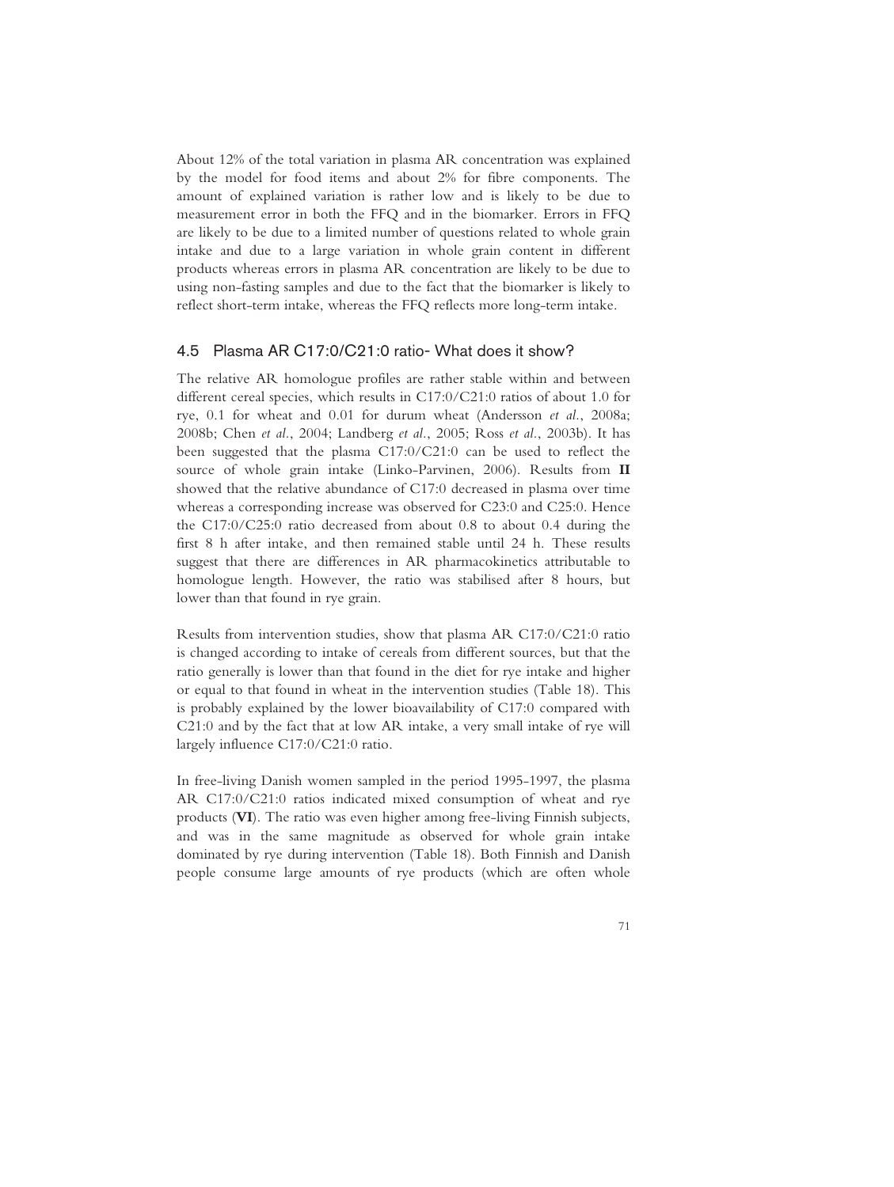About 12% of the total variation in plasma AR concentration was explained by the model for food items and about 2% for fibre components. The amount of explained variation is rather low and is likely to be due to measurement error in both the FFQ and in the biomarker. Errors in FFQ are likely to be due to a limited number of questions related to whole grain intake and due to a large variation in whole grain content in different products whereas errors in plasma AR concentration are likely to be due to using non-fasting samples and due to the fact that the biomarker is likely to reflect short-term intake, whereas the FFQ reflects more long-term intake.

## 4.5 Plasma AR C17:0/C21:0 ratio- What does it show?

The relative AR homologue profiles are rather stable within and between different cereal species, which results in C17:0/C21:0 ratios of about 1.0 for rye, 0.1 for wheat and 0.01 for durum wheat (Andersson *et al.*, 2008a; 2008b; Chen *et al.*, 2004; Landberg *et al.*, 2005; Ross *et al.*, 2003b). It has been suggested that the plasma C17:0/C21:0 can be used to reflect the source of whole grain intake (Linko-Parvinen, 2006). Results from **II** showed that the relative abundance of C17:0 decreased in plasma over time whereas a corresponding increase was observed for C23:0 and C25:0. Hence the C17:0/C25:0 ratio decreased from about 0.8 to about 0.4 during the first 8 h after intake, and then remained stable until 24 h. These results suggest that there are differences in AR pharmacokinetics attributable to homologue length. However, the ratio was stabilised after 8 hours, but lower than that found in rye grain.

Results from intervention studies, show that plasma AR C17:0/C21:0 ratio is changed according to intake of cereals from different sources, but that the ratio generally is lower than that found in the diet for rye intake and higher or equal to that found in wheat in the intervention studies (Table 18). This is probably explained by the lower bioavailability of C17:0 compared with C21:0 and by the fact that at low AR intake, a very small intake of rye will largely influence C17:0/C21:0 ratio.

In free-living Danish women sampled in the period 1995-1997, the plasma AR C17:0/C21:0 ratios indicated mixed consumption of wheat and rye products (**VI**). The ratio was even higher among free-living Finnish subjects, and was in the same magnitude as observed for whole grain intake dominated by rye during intervention (Table 18). Both Finnish and Danish people consume large amounts of rye products (which are often whole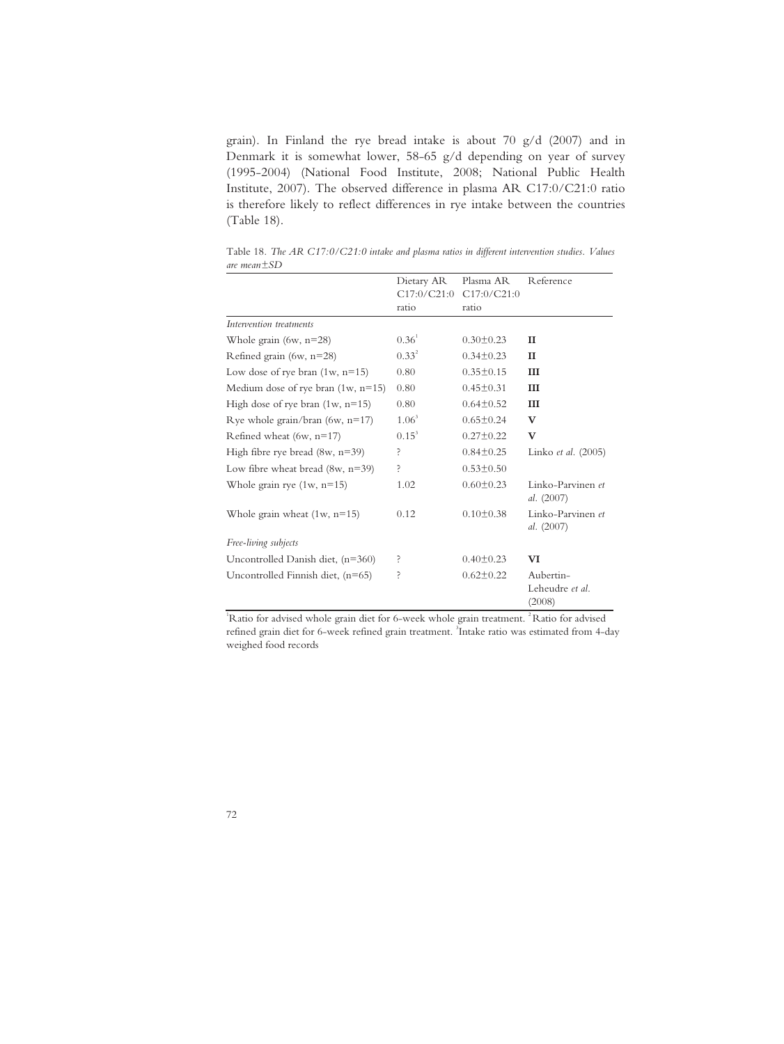grain). In Finland the rye bread intake is about 70 g/d (2007) and in Denmark it is somewhat lower, 58-65 g/d depending on year of survey (1995-2004) (National Food Institute, 2008; National Public Health Institute, 2007). The observed difference in plasma AR C17:0/C21:0 ratio is therefore likely to reflect differences in rye intake between the countries (Table 18).

Table 18. *The AR C17:0/C21:0 intake and plasma ratios in different intervention studies. Values are mean±SD*

| | Dietary AR C17:0/C21:0 ratio | Plasma AR C17:0/C21:0 ratio | Reference |
|---|---|---|---|
| *Intervention treatments* | | | |
| Whole grain (6w, n=28) | 0.36[1] | 0.30±0.23 | **II** |
| Refined grain (6w, n=28) | 0.33[2] | 0.34±0.23 | **II** |
| Low dose of rye bran (1w, n=15) | 0.80 | 0.35±0.15 | **III** |
| Medium dose of rye bran (1w, n=15) | 0.80 | 0.45±0.31 | **III** |
| High dose of rye bran (1w, n=15) | 0.80 | 0.64±0.52 | **III** |
| Rye whole grain/bran (6w, n=17) | 1.06[3] | 0.65±0.24 | **V** |
| Refined wheat (6w, n=17) | 0.15[3] | 0.27±0.22 | **V** |
| High fibre rye bread (8w, n=39) | ? | 0.84±0.25 | Linko *et al.* (2005) |
| Low fibre wheat bread (8w, n=39) | ? | 0.53±0.50 | |
| Whole grain rye (1w, n=15) | 1.02 | 0.60±0.23 | Linko-Parvinen *et al.* (2007) |
| Whole grain wheat (1w, n=15) | 0.12 | 0.10±0.38 | Linko-Parvinen *et al.* (2007) |
| *Free-living subjects* | | | |
| Uncontrolled Danish diet, (n=360) | ? | 0.40±0.23 | **VI** |
| Uncontrolled Finnish diet, (n=65) | ? | 0.62±0.22 | Aubertin-Leheudre *et al.* (2008) |

[1]Ratio for advised whole grain diet for 6-week whole grain treatment. [2]Ratio for advised refined grain diet for 6-week refined grain treatment. [3]Intake ratio was estimated from 4-day weighed food records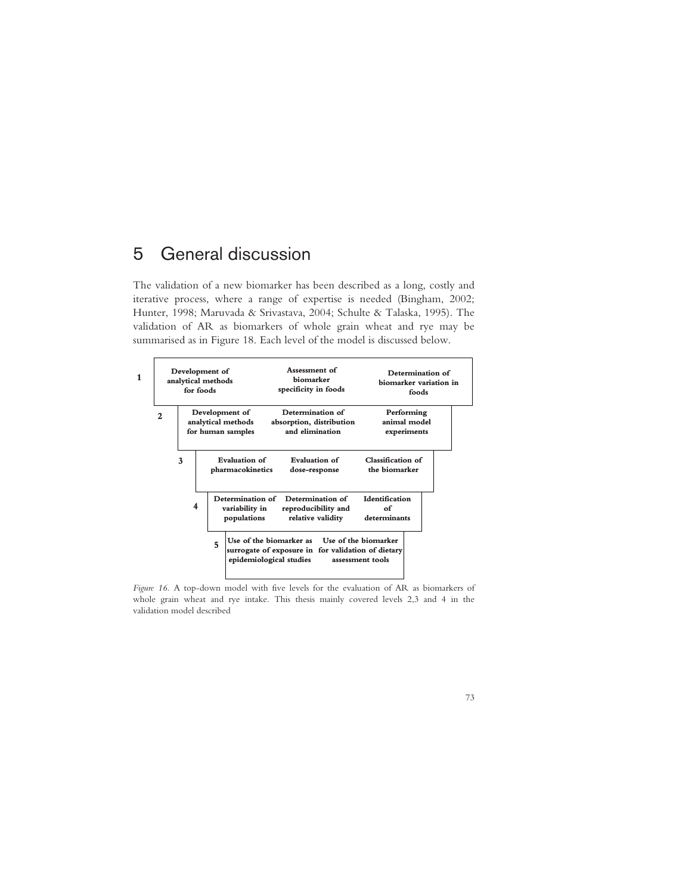# 5 General discussion

The validation of a new biomarker has been described as a long, costly and iterative process, where a range of expertise is needed (Bingham, 2002; Hunter, 1998; Maruvada & Srivastava, 2004; Schulte & Talaska, 1995). The validation of AR as biomarkers of whole grain wheat and rye may be summarised as in Figure 18. Each level of the model is discussed below.

| Level | | | |
|---|---|---|---|
| 1 | **Development of analytical methods for foods** | **Assessment of biomarker specificity in foods** | **Determination of biomarker variation in foods** |
| 2 | **Development of analytical methods for human samples** | **Determination of absorption, distribution and elimination** | **Performing animal model experiments** |
| 3 | **Evaluation of pharmacokinetics** | **Evaluation of dose-response** | **Classification of the biomarker** |
| 4 | **Determination of variability in populations** | **Determination of reproducibility and relative validity** | **Identification of determinants** |
| 5 | **Use of the biomarker as surrogate of exposure in epidemiological studies** | **Use of the biomarker for validation of dietary assessment tools** | |

*Figure 16.* A top-down model with five levels for the evaluation of AR as biomarkers of whole grain wheat and rye intake. This thesis mainly covered levels 2,3 and 4 in the validation model described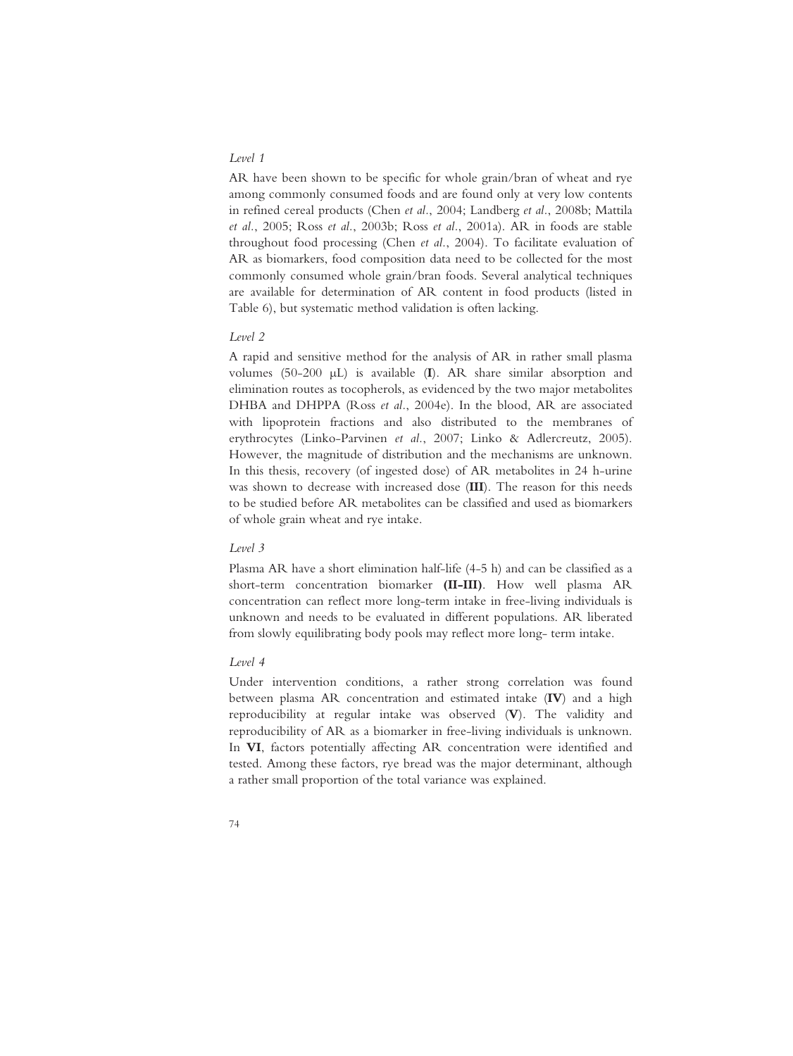*Level 1*

AR have been shown to be specific for whole grain/bran of wheat and rye among commonly consumed foods and are found only at very low contents in refined cereal products (Chen *et al*., 2004; Landberg *et al*., 2008b; Mattila *et al*., 2005; Ross *et al*., 2003b; Ross *et al*., 2001a). AR in foods are stable throughout food processing (Chen *et al*., 2004). To facilitate evaluation of AR as biomarkers, food composition data need to be collected for the most commonly consumed whole grain/bran foods. Several analytical techniques are available for determination of AR content in food products (listed in Table 6), but systematic method validation is often lacking.

*Level 2*

A rapid and sensitive method for the analysis of AR in rather small plasma volumes (50-200 μL) is available (**I**). AR share similar absorption and elimination routes as tocopherols, as evidenced by the two major metabolites DHBA and DHPPA (Ross *et al*., 2004e). In the blood, AR are associated with lipoprotein fractions and also distributed to the membranes of erythrocytes (Linko-Parvinen *et al*., 2007; Linko & Adlercreutz, 2005). However, the magnitude of distribution and the mechanisms are unknown. In this thesis, recovery (of ingested dose) of AR metabolites in 24 h-urine was shown to decrease with increased dose (**III**). The reason for this needs to be studied before AR metabolites can be classified and used as biomarkers of whole grain wheat and rye intake.

*Level 3*

Plasma AR have a short elimination half-life (4-5 h) and can be classified as a short-term concentration biomarker **(II-III)**. How well plasma AR concentration can reflect more long-term intake in free-living individuals is unknown and needs to be evaluated in different populations. AR liberated from slowly equilibrating body pools may reflect more long- term intake.

*Level 4*

Under intervention conditions, a rather strong correlation was found between plasma AR concentration and estimated intake (**IV**) and a high reproducibility at regular intake was observed (**V**). The validity and reproducibility of AR as a biomarker in free-living individuals is unknown. In **VI**, factors potentially affecting AR concentration were identified and tested. Among these factors, rye bread was the major determinant, although a rather small proportion of the total variance was explained.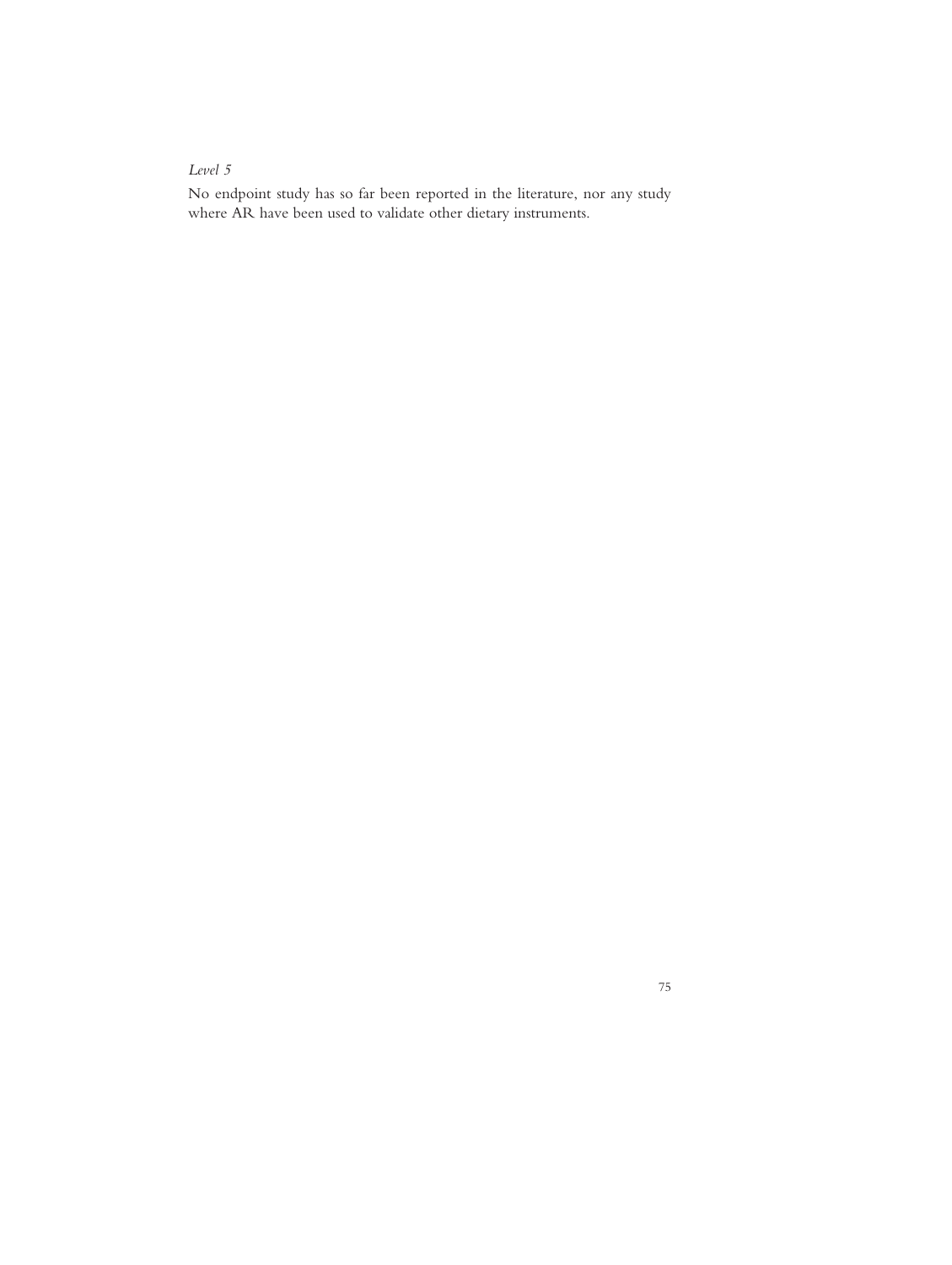*Level 5*

No endpoint study has so far been reported in the literature, nor any study where AR have been used to validate other dietary instruments.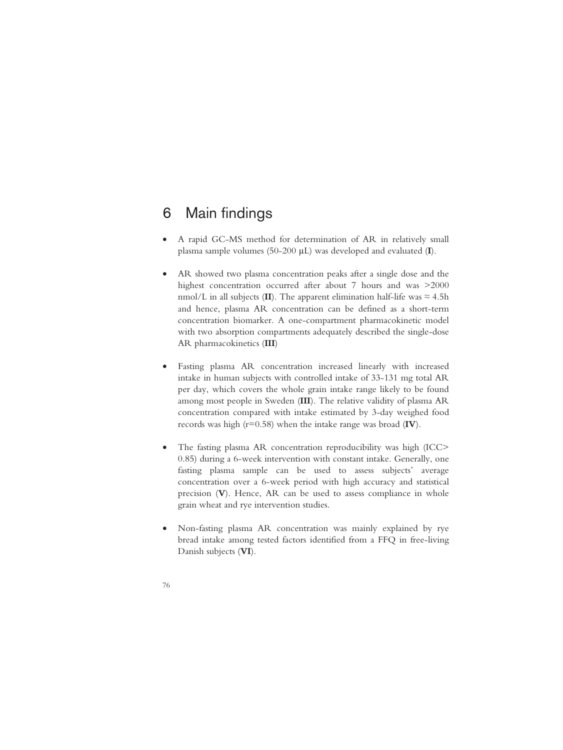# 6 Main findings

- A rapid GC-MS method for determination of AR in relatively small plasma sample volumes (50-200 µL) was developed and evaluated (**I**).
- AR showed two plasma concentration peaks after a single dose and the highest concentration occurred after about 7 hours and was >2000 nmol/L in all subjects (**II**). The apparent elimination half-life was ≈ 4.5h and hence, plasma AR concentration can be defined as a short-term concentration biomarker. A one-compartment pharmacokinetic model with two absorption compartments adequately described the single-dose AR pharmacokinetics (**III**)
- Fasting plasma AR concentration increased linearly with increased intake in human subjects with controlled intake of 33-131 mg total AR per day, which covers the whole grain intake range likely to be found among most people in Sweden (**III**). The relative validity of plasma AR concentration compared with intake estimated by 3-day weighed food records was high (r=0.58) when the intake range was broad (**IV**).
- The fasting plasma AR concentration reproducibility was high (ICC> 0.85) during a 6-week intervention with constant intake. Generally, one fasting plasma sample can be used to assess subjects' average concentration over a 6-week period with high accuracy and statistical precision (**V**). Hence, AR can be used to assess compliance in whole grain wheat and rye intervention studies.
- Non-fasting plasma AR concentration was mainly explained by rye bread intake among tested factors identified from a FFQ in free-living Danish subjects (**VI**).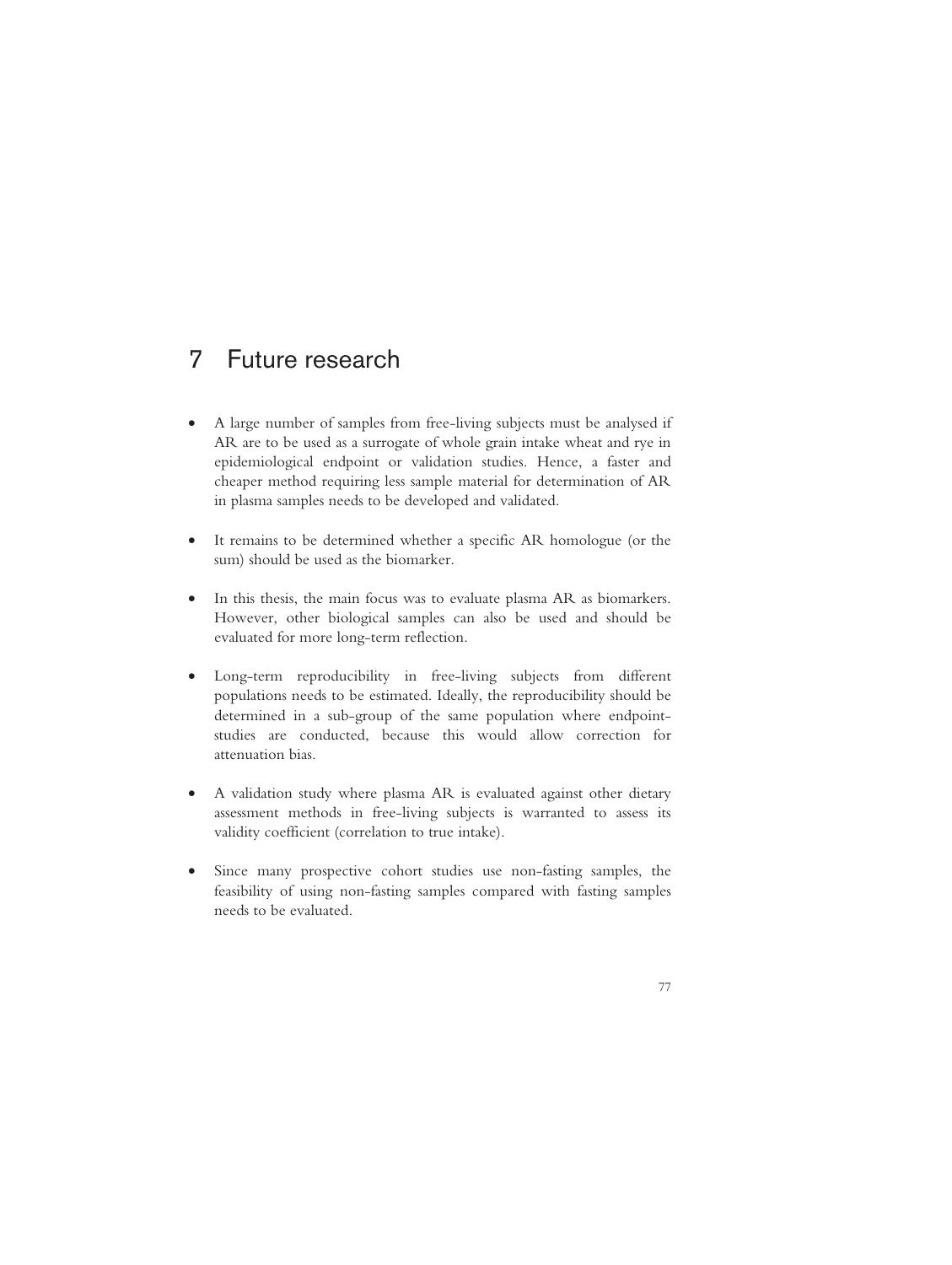# 7 Future research

- A large number of samples from free-living subjects must be analysed if AR are to be used as a surrogate of whole grain intake wheat and rye in epidemiological endpoint or validation studies. Hence, a faster and cheaper method requiring less sample material for determination of AR in plasma samples needs to be developed and validated.
- It remains to be determined whether a specific AR homologue (or the sum) should be used as the biomarker.
- In this thesis, the main focus was to evaluate plasma AR as biomarkers. However, other biological samples can also be used and should be evaluated for more long-term reflection.
- Long-term reproducibility in free-living subjects from different populations needs to be estimated. Ideally, the reproducibility should be determined in a sub-group of the same population where endpoint-studies are conducted, because this would allow correction for attenuation bias.
- A validation study where plasma AR is evaluated against other dietary assessment methods in free-living subjects is warranted to assess its validity coefficient (correlation to true intake).
- Since many prospective cohort studies use non-fasting samples, the feasibility of using non-fasting samples compared with fasting samples needs to be evaluated.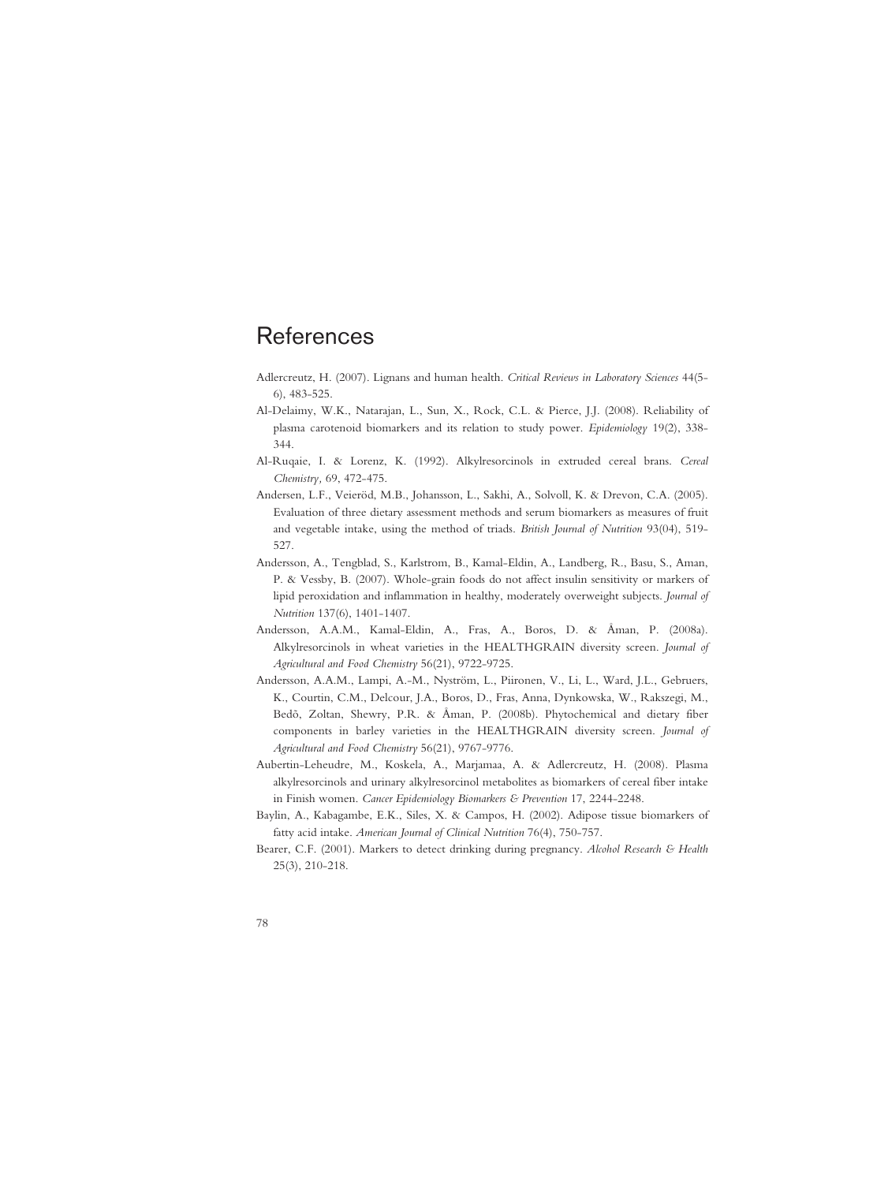# References

Adlercreutz, H. (2007). Lignans and human health. *Critical Reviews in Laboratory Sciences* 44(5-6), 483-525.

Al-Delaimy, W.K., Natarajan, L., Sun, X., Rock, C.L. & Pierce, J.J. (2008). Reliability of plasma carotenoid biomarkers and its relation to study power. *Epidemiology* 19(2), 338-344.

Al-Ruqaie, I. & Lorenz, K. (1992). Alkylresorcinols in extruded cereal brans. *Cereal Chemistry,* 69, 472-475.

Andersen, L.F., Veieröd, M.B., Johansson, L., Sakhi, A., Solvoll, K. & Drevon, C.A. (2005). Evaluation of three dietary assessment methods and serum biomarkers as measures of fruit and vegetable intake, using the method of triads. *British Journal of Nutrition* 93(04), 519-527.

Andersson, A., Tengblad, S., Karlstrom, B., Kamal-Eldin, A., Landberg, R., Basu, S., Aman, P. & Vessby, B. (2007). Whole-grain foods do not affect insulin sensitivity or markers of lipid peroxidation and inflammation in healthy, moderately overweight subjects. *Journal of Nutrition* 137(6), 1401-1407.

Andersson, A.A.M., Kamal-Eldin, A., Fras, A., Boros, D. & Åman, P. (2008a). Alkylresorcinols in wheat varieties in the HEALTHGRAIN diversity screen. *Journal of Agricultural and Food Chemistry* 56(21), 9722-9725.

Andersson, A.A.M., Lampi, A.-M., Nyström, L., Piironen, V., Li, L., Ward, J.L., Gebruers, K., Courtin, C.M., Delcour, J.A., Boros, D., Fras, Anna, Dynkowska, W., Rakszegi, M., Bedõ, Zoltan, Shewry, P.R. & Åman, P. (2008b). Phytochemical and dietary fiber components in barley varieties in the HEALTHGRAIN diversity screen. *Journal of Agricultural and Food Chemistry* 56(21), 9767-9776.

Aubertin-Leheudre, M., Koskela, A., Marjamaa, A. & Adlercreutz, H. (2008). Plasma alkylresorcinols and urinary alkylresorcinol metabolites as biomarkers of cereal fiber intake in Finish women. *Cancer Epidemiology Biomarkers & Prevention* 17, 2244-2248.

Baylin, A., Kabagambe, E.K., Siles, X. & Campos, H. (2002). Adipose tissue biomarkers of fatty acid intake. *American Journal of Clinical Nutrition* 76(4), 750-757.

Bearer, C.F. (2001). Markers to detect drinking during pregnancy. *Alcohol Research & Health* 25(3), 210-218.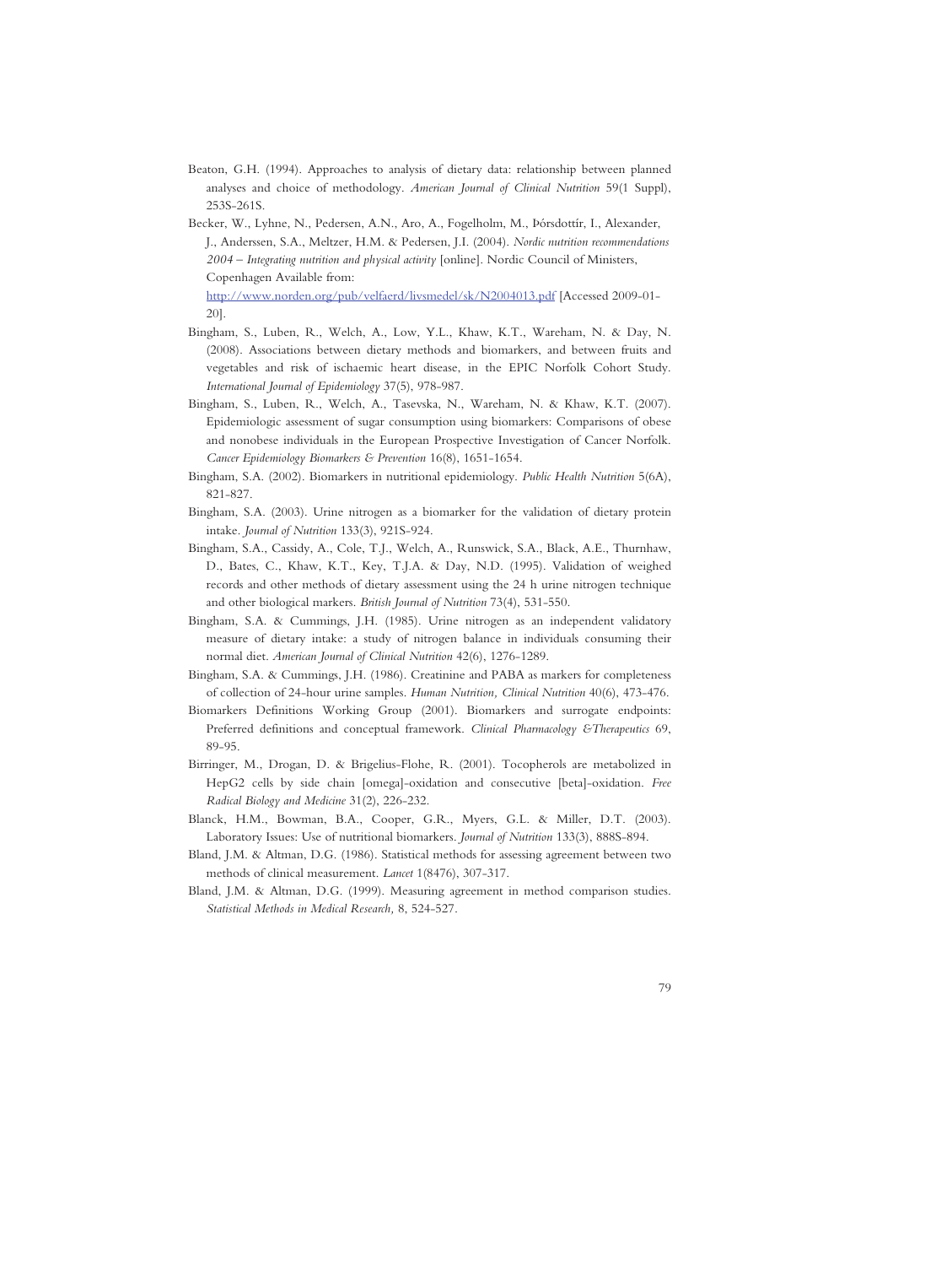Beaton, G.H. (1994). Approaches to analysis of dietary data: relationship between planned analyses and choice of methodology. *American Journal of Clinical Nutrition* 59(1 Suppl), 253S-261S.

Becker, W., Lyhne, N., Pedersen, A.N., Aro, A., Fogelholm, M., Þórsdottír, I., Alexander, J., Anderssen, S.A., Meltzer, H.M. & Pedersen, J.I. (2004). *Nordic nutrition recommendations 2004 – Integrating nutrition and physical activity* [online]. Nordic Council of Ministers, Copenhagen Available from: http://www.norden.org/pub/velfaerd/livsmedel/sk/N2004013.pdf [Accessed 2009-01-20].

Bingham, S., Luben, R., Welch, A., Low, Y.L., Khaw, K.T., Wareham, N. & Day, N. (2008). Associations between dietary methods and biomarkers, and between fruits and vegetables and risk of ischaemic heart disease, in the EPIC Norfolk Cohort Study. *International Journal of Epidemiology* 37(5), 978-987.

Bingham, S., Luben, R., Welch, A., Tasevska, N., Wareham, N. & Khaw, K.T. (2007). Epidemiologic assessment of sugar consumption using biomarkers: Comparisons of obese and nonobese individuals in the European Prospective Investigation of Cancer Norfolk. *Cancer Epidemiology Biomarkers & Prevention* 16(8), 1651-1654.

Bingham, S.A. (2002). Biomarkers in nutritional epidemiology. *Public Health Nutrition* 5(6A), 821-827.

Bingham, S.A. (2003). Urine nitrogen as a biomarker for the validation of dietary protein intake. *Journal of Nutrition* 133(3), 921S-924.

Bingham, S.A., Cassidy, A., Cole, T.J., Welch, A., Runswick, S.A., Black, A.E., Thurnhaw, D., Bates, C., Khaw, K.T., Key, T.J.A. & Day, N.D. (1995). Validation of weighed records and other methods of dietary assessment using the 24 h urine nitrogen technique and other biological markers. *British Journal of Nutrition* 73(4), 531-550.

Bingham, S.A. & Cummings, J.H. (1985). Urine nitrogen as an independent validatory measure of dietary intake: a study of nitrogen balance in individuals consuming their normal diet. *American Journal of Clinical Nutrition* 42(6), 1276-1289.

Bingham, S.A. & Cummings, J.H. (1986). Creatinine and PABA as markers for completeness of collection of 24-hour urine samples. *Human Nutrition, Clinical Nutrition* 40(6), 473-476.

Biomarkers Definitions Working Group (2001). Biomarkers and surrogate endpoints: Preferred definitions and conceptual framework. *Clinical Pharmacology &Therapeutics* 69, 89-95.

Birringer, M., Drogan, D. & Brigelius-Flohe, R. (2001). Tocopherols are metabolized in HepG2 cells by side chain [omega]-oxidation and consecutive [beta]-oxidation. *Free Radical Biology and Medicine* 31(2), 226-232.

Blanck, H.M., Bowman, B.A., Cooper, G.R., Myers, G.L. & Miller, D.T. (2003). Laboratory Issues: Use of nutritional biomarkers. *Journal of Nutrition* 133(3), 888S-894.

Bland, J.M. & Altman, D.G. (1986). Statistical methods for assessing agreement between two methods of clinical measurement. *Lancet* 1(8476), 307-317.

Bland, J.M. & Altman, D.G. (1999). Measuring agreement in method comparison studies. *Statistical Methods in Medical Research,* 8, 524-527.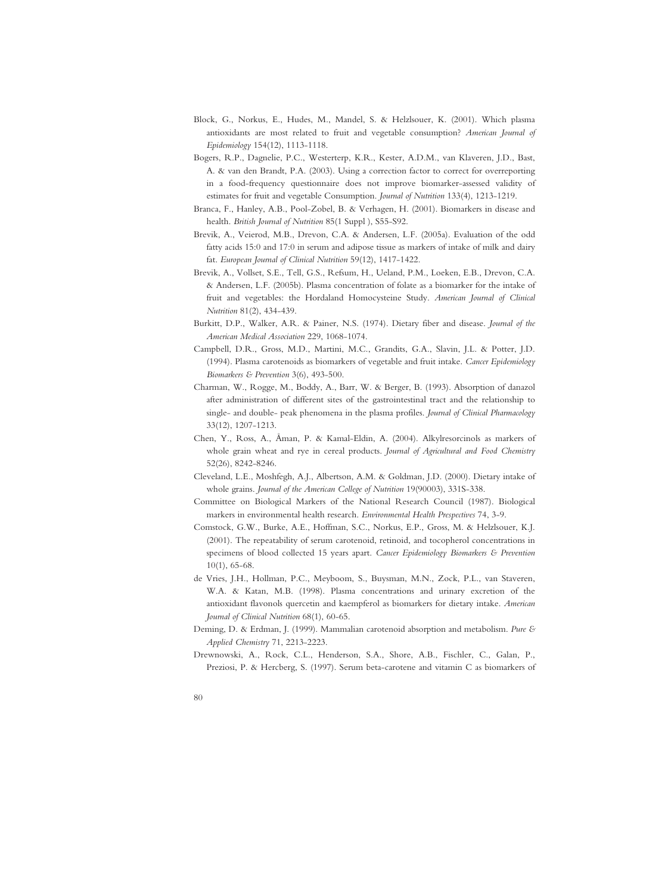Block, G., Norkus, E., Hudes, M., Mandel, S. & Helzlsouer, K. (2001). Which plasma antioxidants are most related to fruit and vegetable consumption? *American Journal of Epidemiology* 154(12), 1113-1118.

Bogers, R.P., Dagnelie, P.C., Westerterp, K.R., Kester, A.D.M., van Klaveren, J.D., Bast, A. & van den Brandt, P.A. (2003). Using a correction factor to correct for overreporting in a food-frequency questionnaire does not improve biomarker-assessed validity of estimates for fruit and vegetable Consumption. *Journal of Nutrition* 133(4), 1213-1219.

Branca, F., Hanley, A.B., Pool-Zobel, B. & Verhagen, H. (2001). Biomarkers in disease and health. *British Journal of Nutrition* 85(1 Suppl ), S55-S92.

Brevik, A., Veierod, M.B., Drevon, C.A. & Andersen, L.F. (2005a). Evaluation of the odd fatty acids 15:0 and 17:0 in serum and adipose tissue as markers of intake of milk and dairy fat. *European Journal of Clinical Nutrition* 59(12), 1417-1422.

Brevik, A., Vollset, S.E., Tell, G.S., Refsum, H., Ueland, P.M., Loeken, E.B., Drevon, C.A. & Andersen, L.F. (2005b). Plasma concentration of folate as a biomarker for the intake of fruit and vegetables: the Hordaland Homocysteine Study. *American Journal of Clinical Nutrition* 81(2), 434-439.

Burkitt, D.P., Walker, A.R. & Painer, N.S. (1974). Dietary fiber and disease. *Journal of the American Medical Association* 229, 1068-1074.

Campbell, D.R., Gross, M.D., Martini, M.C., Grandits, G.A., Slavin, J.L. & Potter, J.D. (1994). Plasma carotenoids as biomarkers of vegetable and fruit intake. *Cancer Epidemiology Biomarkers & Prevention* 3(6), 493-500.

Charman, W., Rogge, M., Boddy, A., Barr, W. & Berger, B. (1993). Absorption of danazol after administration of different sites of the gastrointestinal tract and the relationship to single- and double- peak phenomena in the plasma profiles. *Journal of Clinical Pharmacology* 33(12), 1207-1213.

Chen, Y., Ross, A., Åman, P. & Kamal-Eldin, A. (2004). Alkylresorcinols as markers of whole grain wheat and rye in cereal products. *Journal of Agricultural and Food Chemistry* 52(26), 8242-8246.

Cleveland, L.E., Moshfegh, A.J., Albertson, A.M. & Goldman, J.D. (2000). Dietary intake of whole grains. *Journal of the American College of Nutrition* 19(90003), 331S-338.

Committee on Biological Markers of the National Research Council (1987). Biological markers in environmental health research. *Environmental Health Perspectives* 74, 3-9.

Comstock, G.W., Burke, A.E., Hoffman, S.C., Norkus, E.P., Gross, M. & Helzlsouer, K.J. (2001). The repeatability of serum carotenoid, retinoid, and tocopherol concentrations in specimens of blood collected 15 years apart. *Cancer Epidemiology Biomarkers & Prevention* 10(1), 65-68.

de Vries, J.H., Hollman, P.C., Meyboom, S., Buysman, M.N., Zock, P.L., van Staveren, W.A. & Katan, M.B. (1998). Plasma concentrations and urinary excretion of the antioxidant flavonols quercetin and kaempferol as biomarkers for dietary intake. *American Journal of Clinical Nutrition* 68(1), 60-65.

Deming, D. & Erdman, J. (1999). Mammalian carotenoid absorption and metabolism. *Pure & Applied Chemistry* 71, 2213-2223.

Drewnowski, A., Rock, C.L., Henderson, S.A., Shore, A.B., Fischler, C., Galan, P., Preziosi, P. & Hercberg, S. (1997). Serum beta-carotene and vitamin C as biomarkers of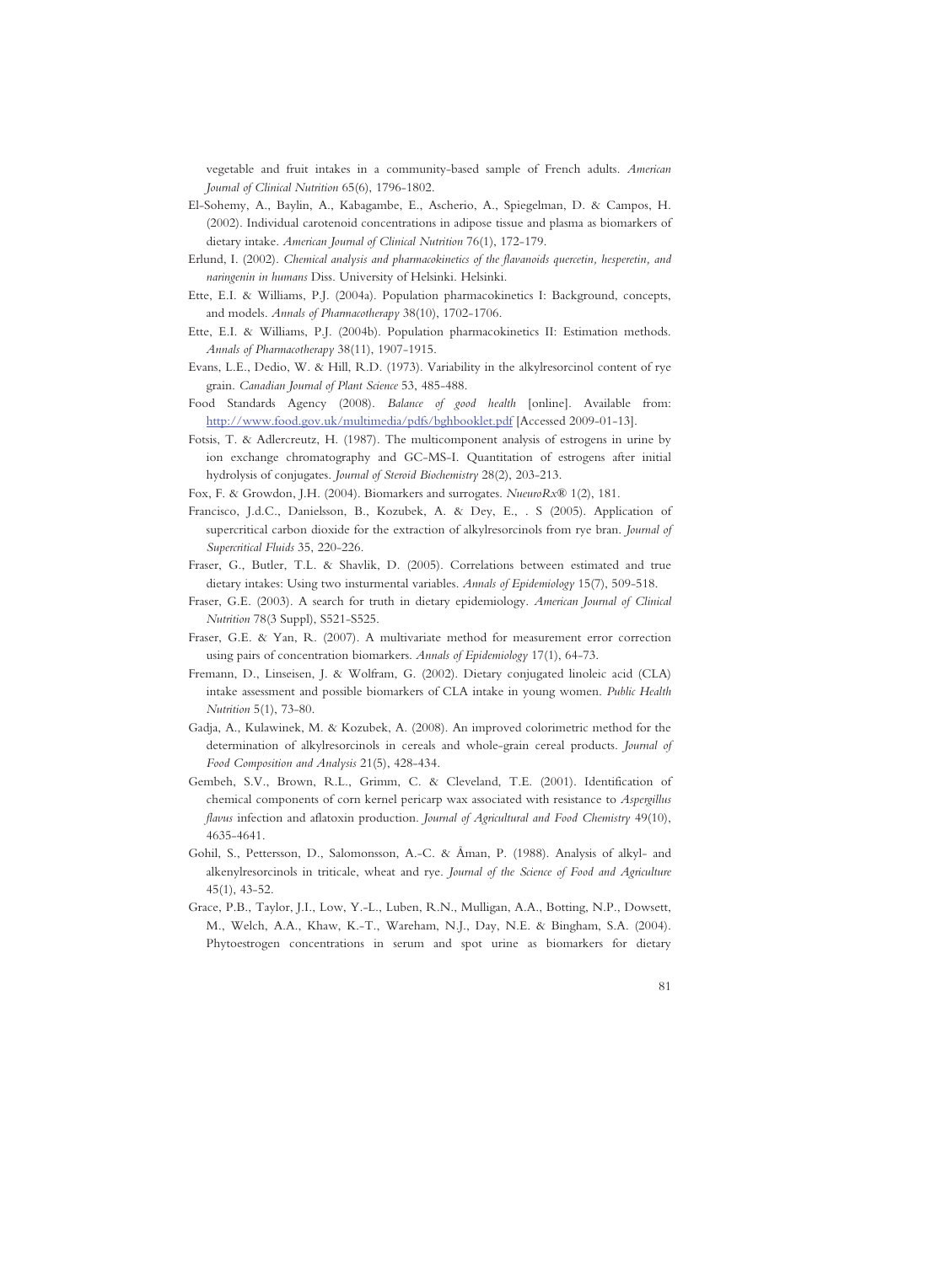vegetable and fruit intakes in a community-based sample of French adults. *American Journal of Clinical Nutrition* 65(6), 1796-1802.

El-Sohemy, A., Baylin, A., Kabagambe, E., Ascherio, A., Spiegelman, D. & Campos, H. (2002). Individual carotenoid concentrations in adipose tissue and plasma as biomarkers of dietary intake. *American Journal of Clinical Nutrition* 76(1), 172-179.

Erlund, I. (2002). *Chemical analysis and pharmacokinetics of the flavanoids quercetin, hesperetin, and naringenin in humans* Diss. University of Helsinki. Helsinki.

Ette, E.I. & Williams, P.J. (2004a). Population pharmacokinetics I: Background, concepts, and models. *Annals of Pharmacotherapy* 38(10), 1702-1706.

Ette, E.I. & Williams, P.J. (2004b). Population pharmacokinetics II: Estimation methods. *Annals of Pharmacotherapy* 38(11), 1907-1915.

Evans, L.E., Dedio, W. & Hill, R.D. (1973). Variability in the alkylresorcinol content of rye grain. *Canadian Journal of Plant Science* 53, 485-488.

Food Standards Agency (2008). *Balance of good health* [online]. Available from: http://www.food.gov.uk/multimedia/pdfs/bghbooklet.pdf [Accessed 2009-01-13].

Fotsis, T. & Adlercreutz, H. (1987). The multicomponent analysis of estrogens in urine by ion exchange chromatography and GC-MS-I. Quantitation of estrogens after initial hydrolysis of conjugates. *Journal of Steroid Biochemistry* 28(2), 203-213.

Fox, F. & Growdon, J.H. (2004). Biomarkers and surrogates. *NueuroRx®* 1(2), 181.

Francisco, J.d.C., Danielsson, B., Kozubek, A. & Dey, E., . S (2005). Application of supercritical carbon dioxide for the extraction of alkylresorcinols from rye bran. *Journal of Supercritical Fluids* 35, 220-226.

Fraser, G., Butler, T.L. & Shavlik, D. (2005). Correlations between estimated and true dietary intakes: Using two insturmental variables. *Annals of Epidemiology* 15(7), 509-518.

Fraser, G.E. (2003). A search for truth in dietary epidemiology. *American Journal of Clinical Nutrition* 78(3 Suppl), S521-S525.

Fraser, G.E. & Yan, R. (2007). A multivariate method for measurement error correction using pairs of concentration biomarkers. *Annals of Epidemiology* 17(1), 64-73.

Fremann, D., Linseisen, J. & Wolfram, G. (2002). Dietary conjugated linoleic acid (CLA) intake assessment and possible biomarkers of CLA intake in young women. *Public Health Nutrition* 5(1), 73-80.

Gadja, A., Kulawinek, M. & Kozubek, A. (2008). An improved colorimetric method for the determination of alkylresorcinols in cereals and whole-grain cereal products. *Journal of Food Composition and Analysis* 21(5), 428-434.

Gembeh, S.V., Brown, R.L., Grimm, C. & Cleveland, T.E. (2001). Identification of chemical components of corn kernel pericarp wax associated with resistance to *Aspergillus flavus* infection and aflatoxin production. *Journal of Agricultural and Food Chemistry* 49(10), 4635-4641.

Gohil, S., Pettersson, D., Salomonsson, A.-C. & Åman, P. (1988). Analysis of alkyl- and alkenylresorcinols in triticale, wheat and rye. *Journal of the Science of Food and Agriculture* 45(1), 43-52.

Grace, P.B., Taylor, J.I., Low, Y.-L., Luben, R.N., Mulligan, A.A., Botting, N.P., Dowsett, M., Welch, A.A., Khaw, K.-T., Wareham, N.J., Day, N.E. & Bingham, S.A. (2004). Phytoestrogen concentrations in serum and spot urine as biomarkers for dietary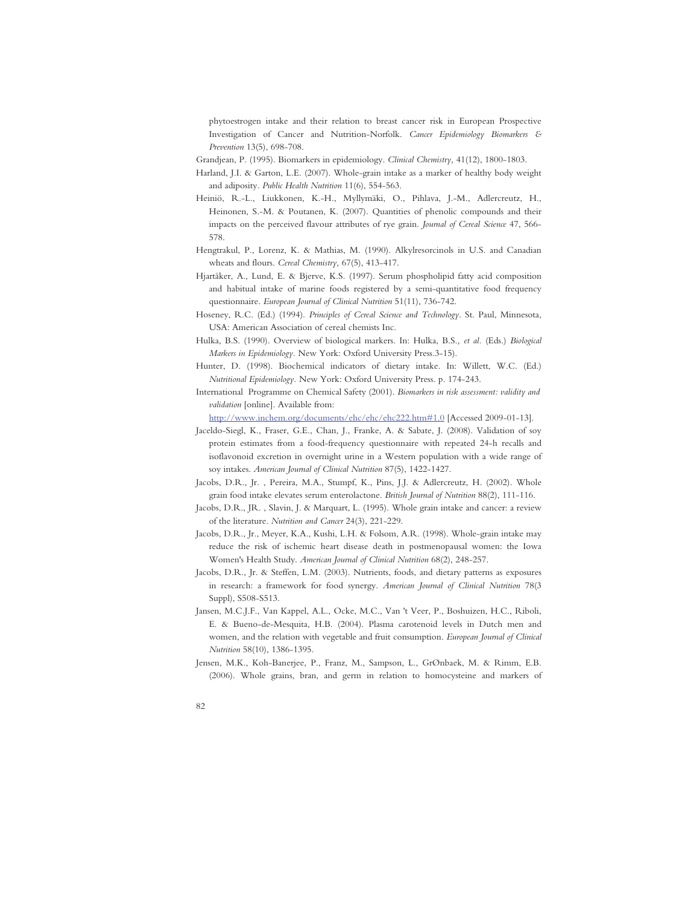phytoestrogen intake and their relation to breast cancer risk in European Prospective Investigation of Cancer and Nutrition-Norfolk. *Cancer Epidemiology Biomarkers & Prevention* 13(5), 698-708.

Grandjean, P. (1995). Biomarkers in epidemiology. *Clinical Chemistry,* 41(12), 1800-1803.

Harland, J.I. & Garton, L.E. (2007). Whole-grain intake as a marker of healthy body weight and adiposity. *Public Health Nutrition* 11(6), 554-563.

Heiniö, R.-L., Liukkonen, K.-H., Myllymäki, O., Pihlava, J.-M., Adlercreutz, H., Heinonen, S.-M. & Poutanen, K. (2007). Quantities of phenolic compounds and their impacts on the perceived flavour attributes of rye grain. *Journal of Cereal Science* 47, 566-578.

Hengtrakul, P., Lorenz, K. & Mathias, M. (1990). Alkylresorcinols in U.S. and Canadian wheats and flours. *Cereal Chemistry,* 67(5), 413-417.

Hjartåker, A., Lund, E. & Bjerve, K.S. (1997). Serum phospholipid fatty acid composition and habitual intake of marine foods registered by a semi-quantitative food frequency questionnaire. *European Journal of Clinical Nutrition* 51(11), 736-742.

Hoseney, R.C. (Ed.) (1994). *Principles of Cereal Science and Technology*. St. Paul, Minnesota, USA: American Association of cereal chemists Inc.

Hulka, B.S. (1990). Overview of biological markers. In: Hulka, B.S., *et al*. (Eds.) *Biological Markers in Epidemiology*. New York: Oxford University Press.3-15).

Hunter, D. (1998). Biochemical indicators of dietary intake. In: Willett, W.C. (Ed.) *Nutritional Epidemiology*. New York: Oxford University Press. p. 174-243.

International Programme on Chemical Safety (2001). *Biomarkers in risk assessment: validity and validation* [online]. Available from: http://www.inchem.org/documents/ehc/ehc/ehc222.htm#1.0 [Accessed 2009-01-13].

Jaceldo-Siegl, K., Fraser, G.E., Chan, J., Franke, A. & Sabate, J. (2008). Validation of soy protein estimates from a food-frequency questionnaire with repeated 24-h recalls and isoflavonoid excretion in overnight urine in a Western population with a wide range of soy intakes. *American Journal of Clinical Nutrition* 87(5), 1422-1427.

Jacobs, D.R., Jr. , Pereira, M.A., Stumpf, K., Pins, J.J. & Adlercreutz, H. (2002). Whole grain food intake elevates serum enterolactone. *British Journal of Nutrition* 88(2), 111-116.

Jacobs, D.R., JR. , Slavin, J. & Marquart, L. (1995). Whole grain intake and cancer: a review of the literature. *Nutrition and Cancer* 24(3), 221-229.

Jacobs, D.R., Jr., Meyer, K.A., Kushi, L.H. & Folsom, A.R. (1998). Whole-grain intake may reduce the risk of ischemic heart disease death in postmenopausal women: the Iowa Women's Health Study. *American Journal of Clinical Nutrition* 68(2), 248-257.

Jacobs, D.R., Jr. & Steffen, L.M. (2003). Nutrients, foods, and dietary patterns as exposures in research: a framework for food synergy. *American Journal of Clinical Nutrition* 78(3 Suppl), S508-S513.

Jansen, M.C.J.F., Van Kappel, A.L., Ocke, M.C., Van 't Veer, P., Boshuizen, H.C., Riboli, E. & Bueno-de-Mesquita, H.B. (2004). Plasma carotenoid levels in Dutch men and women, and the relation with vegetable and fruit consumption. *European Journal of Clinical Nutrition* 58(10), 1386-1395.

Jensen, M.K., Koh-Banerjee, P., Franz, M., Sampson, L., GrØnbaek, M. & Rimm, E.B. (2006). Whole grains, bran, and germ in relation to homocysteine and markers of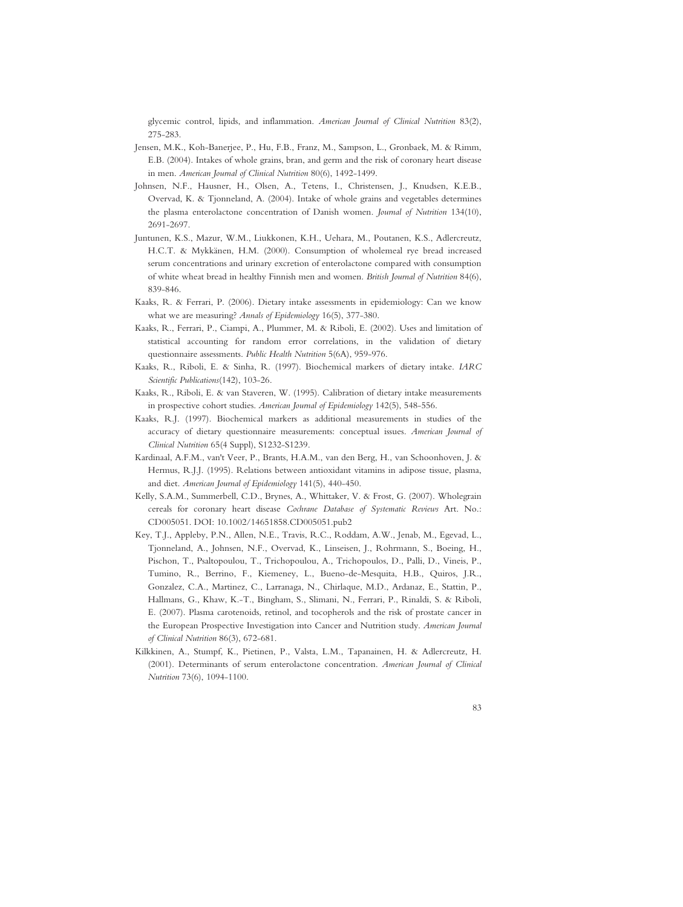glycemic control, lipids, and inflammation. *American Journal of Clinical Nutrition* 83(2), 275-283.

Jensen, M.K., Koh-Banerjee, P., Hu, F.B., Franz, M., Sampson, L., Gronbaek, M. & Rimm, E.B. (2004). Intakes of whole grains, bran, and germ and the risk of coronary heart disease in men. *American Journal of Clinical Nutrition* 80(6), 1492-1499.

Johnsen, N.F., Hausner, H., Olsen, A., Tetens, I., Christensen, J., Knudsen, K.E.B., Overvad, K. & Tjonneland, A. (2004). Intake of whole grains and vegetables determines the plasma enterolactone concentration of Danish women. *Journal of Nutrition* 134(10), 2691-2697.

Juntunen, K.S., Mazur, W.M., Liukkonen, K.H., Uehara, M., Poutanen, K.S., Adlercreutz, H.C.T. & Mykkänen, H.M. (2000). Consumption of wholemeal rye bread increased serum concentrations and urinary excretion of enterolactone compared with consumption of white wheat bread in healthy Finnish men and women. *British Journal of Nutrition* 84(6), 839-846.

Kaaks, R. & Ferrari, P. (2006). Dietary intake assessments in epidemiology: Can we know what we are measuring? *Annals of Epidemiology* 16(5), 377-380.

Kaaks, R., Ferrari, P., Ciampi, A., Plummer, M. & Riboli, E. (2002). Uses and limitation of statistical accounting for random error correlations, in the validation of dietary questionnaire assessments. *Public Health Nutrition* 5(6A), 959-976.

Kaaks, R., Riboli, E. & Sinha, R. (1997). Biochemical markers of dietary intake. *IARC Scientific Publications*(142), 103-26.

Kaaks, R., Riboli, E. & van Staveren, W. (1995). Calibration of dietary intake measurements in prospective cohort studies. *American Journal of Epidemiology* 142(5), 548-556.

Kaaks, R.J. (1997). Biochemical markers as additional measurements in studies of the accuracy of dietary questionnaire measurements: conceptual issues. *American Journal of Clinical Nutrition* 65(4 Suppl), S1232-S1239.

Kardinaal, A.F.M., van't Veer, P., Brants, H.A.M., van den Berg, H., van Schoonhoven, J. & Hermus, R.J.J. (1995). Relations between antioxidant vitamins in adipose tissue, plasma, and diet. *American Journal of Epidemiology* 141(5), 440-450.

Kelly, S.A.M., Summerbell, C.D., Brynes, A., Whittaker, V. & Frost, G. (2007). Wholegrain cereals for coronary heart disease *Cochrane Database of Systematic Reviews* Art. No.: CD005051. DOI: 10.1002/14651858.CD005051.pub2

Key, T.J., Appleby, P.N., Allen, N.E., Travis, R.C., Roddam, A.W., Jenab, M., Egevad, L., Tjonneland, A., Johnsen, N.F., Overvad, K., Linseisen, J., Rohrmann, S., Boeing, H., Pischon, T., Psaltopoulou, T., Trichopoulou, A., Trichopoulos, D., Palli, D., Vineis, P., Tumino, R., Berrino, F., Kiemeney, L., Bueno-de-Mesquita, H.B., Quiros, J.R., Gonzalez, C.A., Martinez, C., Larranaga, N., Chirlaque, M.D., Ardanaz, E., Stattin, P., Hallmans, G., Khaw, K.-T., Bingham, S., Slimani, N., Ferrari, P., Rinaldi, S. & Riboli, E. (2007). Plasma carotenoids, retinol, and tocopherols and the risk of prostate cancer in the European Prospective Investigation into Cancer and Nutrition study. *American Journal of Clinical Nutrition* 86(3), 672-681.

Kilkkinen, A., Stumpf, K., Pietinen, P., Valsta, L.M., Tapanainen, H. & Adlercreutz, H. (2001). Determinants of serum enterolactone concentration. *American Journal of Clinical Nutrition* 73(6), 1094-1100.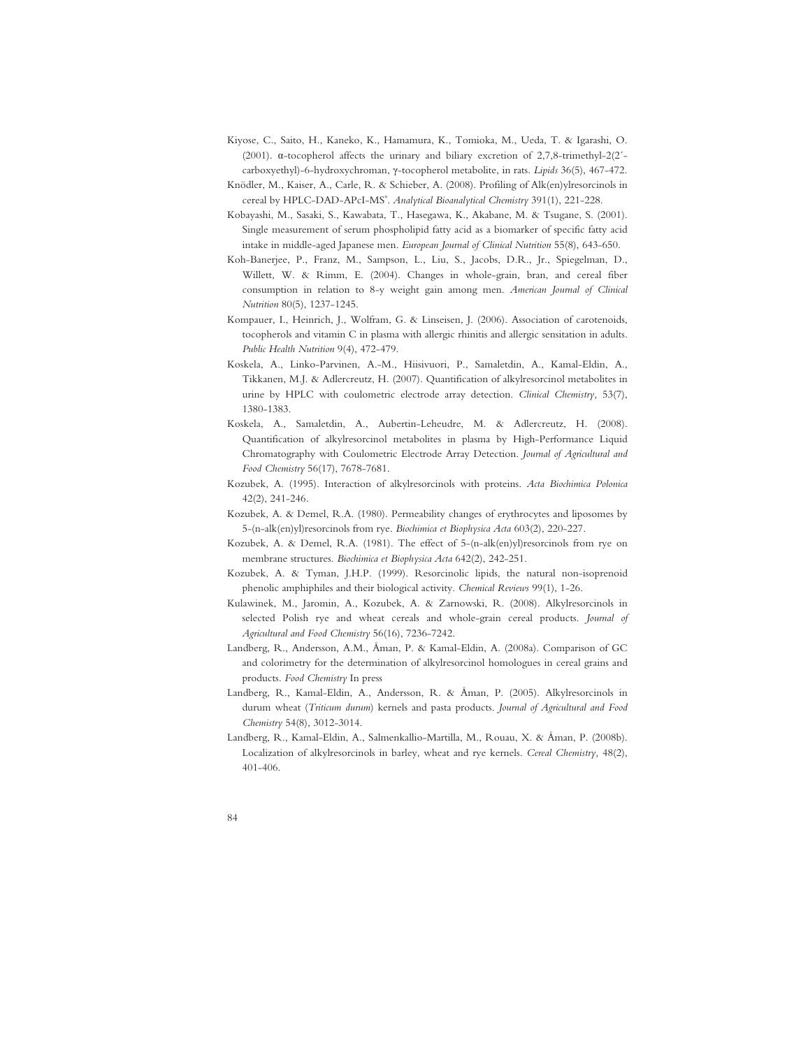Kiyose, C., Saito, H., Kaneko, K., Hamamura, K., Tomioka, M., Ueda, T. & Igarashi, O. (2001). α-tocopherol affects the urinary and biliary excretion of 2,7,8-trimethyl-2(2´-carboxyethyl)-6-hydroxychroman, γ-tocopherol metabolite, in rats. *Lipids* 36(5), 467-472.

Knödler, M., Kaiser, A., Carle, R. & Schieber, A. (2008). Profiling of Alk(en)ylresorcinols in cereal by HPLC-DAD-APcI-MS^n. *Analytical Bioanalytical Chemistry* 391(1), 221-228.

Kobayashi, M., Sasaki, S., Kawabata, T., Hasegawa, K., Akabane, M. & Tsugane, S. (2001). Single measurement of serum phospholipid fatty acid as a biomarker of specific fatty acid intake in middle-aged Japanese men. *European Journal of Clinical Nutrition* 55(8), 643-650.

Koh-Banerjee, P., Franz, M., Sampson, L., Liu, S., Jacobs, D.R., Jr., Spiegelman, D., Willett, W. & Rimm, E. (2004). Changes in whole-grain, bran, and cereal fiber consumption in relation to 8-y weight gain among men. *American Journal of Clinical Nutrition* 80(5), 1237-1245.

Kompauer, I., Heinrich, J., Wolfram, G. & Linseisen, J. (2006). Association of carotenoids, tocopherols and vitamin C in plasma with allergic rhinitis and allergic sensitation in adults. *Public Health Nutrition* 9(4), 472-479.

Koskela, A., Linko-Parvinen, A.-M., Hiisivuori, P., Samaletdin, A., Kamal-Eldin, A., Tikkanen, M.J. & Adlercreutz, H. (2007). Quantification of alkylresorcinol metabolites in urine by HPLC with coulometric electrode array detection. *Clinical Chemistry,* 53(7), 1380-1383.

Koskela, A., Samaletdin, A., Aubertin-Leheudre, M. & Adlercreutz, H. (2008). Quantification of alkylresorcinol metabolites in plasma by High-Performance Liquid Chromatography with Coulometric Electrode Array Detection. *Journal of Agricultural and Food Chemistry* 56(17), 7678-7681.

Kozubek, A. (1995). Interaction of alkylresorcinols with proteins. *Acta Biochimica Polonica* 42(2), 241-246.

Kozubek, A. & Demel, R.A. (1980). Permeability changes of erythrocytes and liposomes by 5-(n-alk(en)yl)resorcinols from rye. *Biochimica et Biophysica Acta* 603(2), 220-227.

Kozubek, A. & Demel, R.A. (1981). The effect of 5-(n-alk(en)yl)resorcinols from rye on membrane structures. *Biochimica et Biophysica Acta* 642(2), 242-251.

Kozubek, A. & Tyman, J.H.P. (1999). Resorcinolic lipids, the natural non-isoprenoid phenolic amphiphiles and their biological activity. *Chemical Reviews* 99(1), 1-26.

Kulawinek, M., Jaromin, A., Kozubek, A. & Zarnowski, R. (2008). Alkylresorcinols in selected Polish rye and wheat cereals and whole-grain cereal products. *Journal of Agricultural and Food Chemistry* 56(16), 7236-7242.

Landberg, R., Andersson, A.M., Åman, P. & Kamal-Eldin, A. (2008a). Comparison of GC and colorimetry for the determination of alkylresorcinol homologues in cereal grains and products. *Food Chemistry* In press

Landberg, R., Kamal-Eldin, A., Andersson, R. & Åman, P. (2005). Alkylresorcinols in durum wheat (*Triticum durum*) kernels and pasta products. *Journal of Agricultural and Food Chemistry* 54(8), 3012-3014.

Landberg, R., Kamal-Eldin, A., Salmenkallio-Martilla, M., Rouau, X. & Åman, P. (2008b). Localization of alkylresorcinols in barley, wheat and rye kernels. *Cereal Chemistry,* 48(2), 401-406.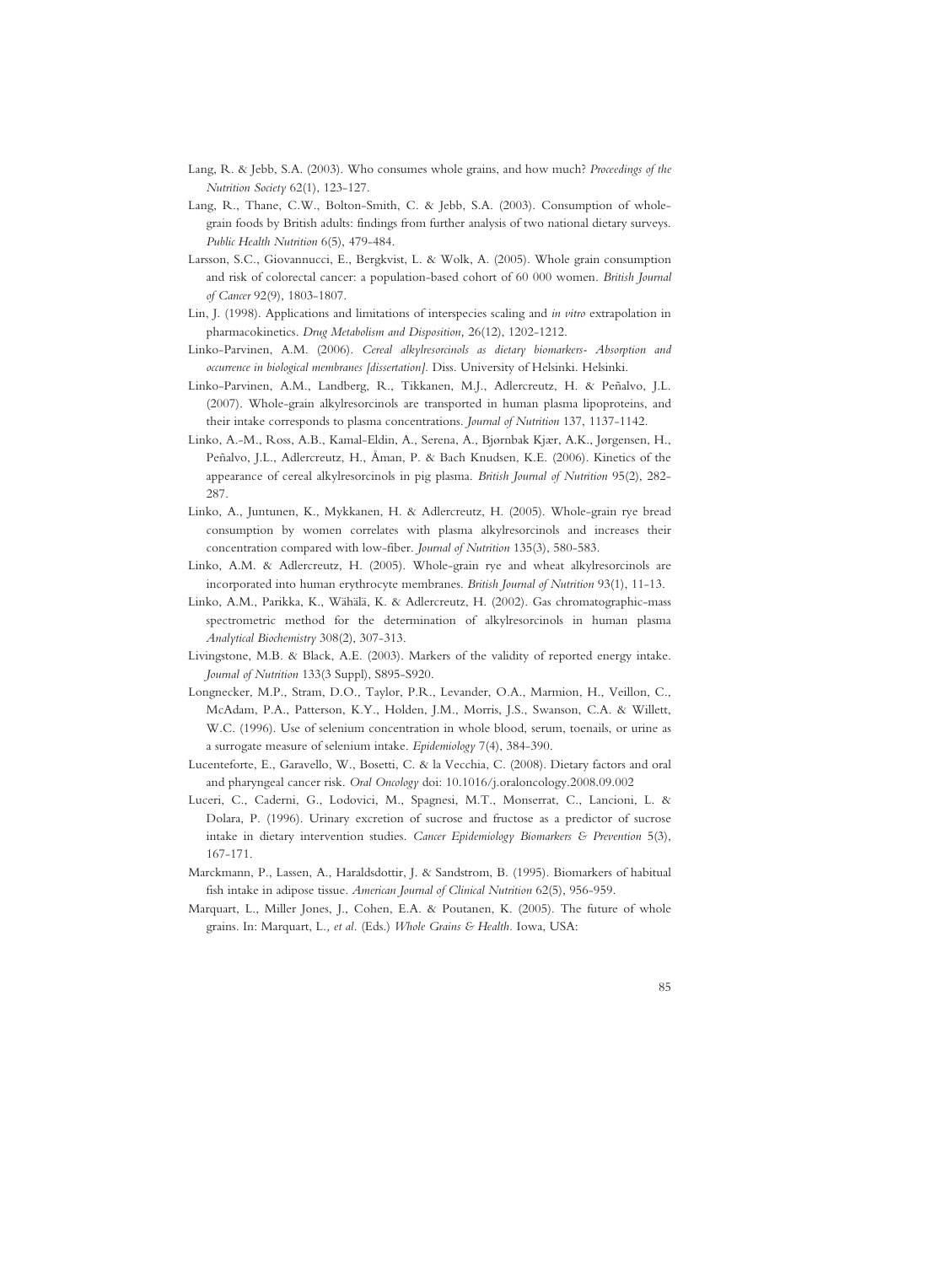Lang, R. & Jebb, S.A. (2003). Who consumes whole grains, and how much? *Proceedings of the Nutrition Society* 62(1), 123-127.

Lang, R., Thane, C.W., Bolton-Smith, C. & Jebb, S.A. (2003). Consumption of whole-grain foods by British adults: findings from further analysis of two national dietary surveys. *Public Health Nutrition* 6(5), 479-484.

Larsson, S.C., Giovannucci, E., Bergkvist, L. & Wolk, A. (2005). Whole grain consumption and risk of colorectal cancer: a population-based cohort of 60 000 women. *British Journal of Cancer* 92(9), 1803-1807.

Lin, J. (1998). Applications and limitations of interspecies scaling and *in vitro* extrapolation in pharmacokinetics. *Drug Metabolism and Disposition,* 26(12), 1202-1212.

Linko-Parvinen, A.M. (2006). *Cereal alkylresorcinols as dietary biomarkers- Absorption and occurrence in biological membranes [dissertation].* Diss. University of Helsinki. Helsinki.

Linko-Parvinen, A.M., Landberg, R., Tikkanen, M.J., Adlercreutz, H. & Peñalvo, J.L. (2007). Whole-grain alkylresorcinols are transported in human plasma lipoproteins, and their intake corresponds to plasma concentrations. *Journal of Nutrition* 137, 1137-1142.

Linko, A.-M., Ross, A.B., Kamal-Eldin, A., Serena, A., Bjørnbak Kjær, A.K., Jørgensen, H., Peñalvo, J.L., Adlercreutz, H., Åman, P. & Bach Knudsen, K.E. (2006). Kinetics of the appearance of cereal alkylresorcinols in pig plasma. *British Journal of Nutrition* 95(2), 282-287.

Linko, A., Juntunen, K., Mykkanen, H. & Adlercreutz, H. (2005). Whole-grain rye bread consumption by women correlates with plasma alkylresorcinols and increases their concentration compared with low-fiber. *Journal of Nutrition* 135(3), 580-583.

Linko, A.M. & Adlercreutz, H. (2005). Whole-grain rye and wheat alkylresorcinols are incorporated into human erythrocyte membranes. *British Journal of Nutrition* 93(1), 11-13.

Linko, A.M., Parikka, K., Wähälä, K. & Adlercreutz, H. (2002). Gas chromatographic-mass spectrometric method for the determination of alkylresorcinols in human plasma *Analytical Biochemistry* 308(2), 307-313.

Livingstone, M.B. & Black, A.E. (2003). Markers of the validity of reported energy intake. *Journal of Nutrition* 133(3 Suppl), S895-S920.

Longnecker, M.P., Stram, D.O., Taylor, P.R., Levander, O.A., Marmion, H., Veillon, C., McAdam, P.A., Patterson, K.Y., Holden, J.M., Morris, J.S., Swanson, C.A. & Willett, W.C. (1996). Use of selenium concentration in whole blood, serum, toenails, or urine as a surrogate measure of selenium intake. *Epidemiology* 7(4), 384-390.

Lucenteforte, E., Garavello, W., Bosetti, C. & la Vecchia, C. (2008). Dietary factors and oral and pharyngeal cancer risk. *Oral Oncology* doi: 10.1016/j.oraloncology.2008.09.002

Luceri, C., Caderni, G., Lodovici, M., Spagnesi, M.T., Monserrat, C., Lancioni, L. & Dolara, P. (1996). Urinary excretion of sucrose and fructose as a predictor of sucrose intake in dietary intervention studies. *Cancer Epidemiology Biomarkers & Prevention* 5(3), 167-171.

Marckmann, P., Lassen, A., Haraldsdottir, J. & Sandstrom, B. (1995). Biomarkers of habitual fish intake in adipose tissue. *American Journal of Clinical Nutrition* 62(5), 956-959.

Marquart, L., Miller Jones, J., Cohen, E.A. & Poutanen, K. (2005). The future of whole grains. In: Marquart, L.*, et al.* (Eds.) *Whole Grains & Health.* Iowa, USA: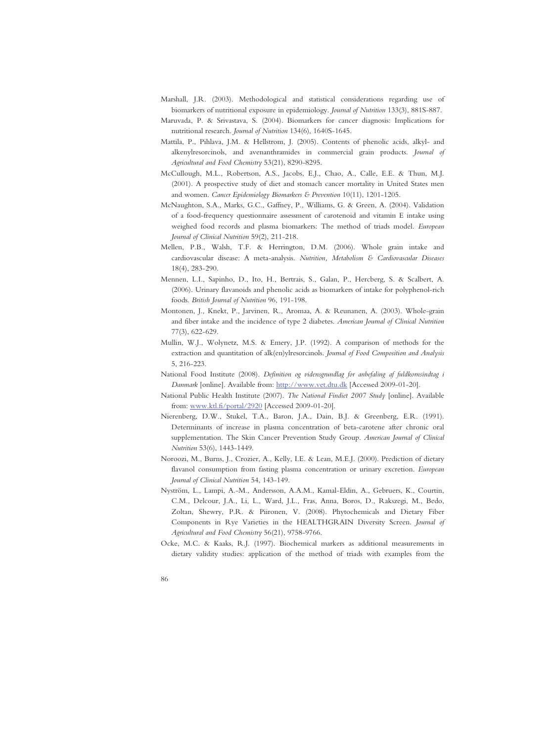Marshall, J.R. (2003). Methodological and statistical considerations regarding use of biomarkers of nutritional exposure in epidemiology. *Journal of Nutrition* 133(3), 881S-887.

Maruvada, P. & Srivastava, S. (2004). Biomarkers for cancer diagnosis: Implications for nutritional research. *Journal of Nutrition* 134(6), 1640S-1645.

Mattila, P., Pihlava, J.M. & Hellstrom, J. (2005). Contents of phenolic acids, alkyl- and alkenylresorcinols, and avenanthramides in commercial grain products. *Journal of Agricultural and Food Chemistry* 53(21), 8290-8295.

McCullough, M.L., Robertson, A.S., Jacobs, E.J., Chao, A., Calle, E.E. & Thun, M.J. (2001). A prospective study of diet and stomach cancer mortality in United States men and women. *Cancer Epidemiology Biomarkers & Prevention* 10(11), 1201-1205.

McNaughton, S.A., Marks, G.C., Gaffney, P., Williams, G. & Green, A. (2004). Validation of a food-frequency questionnaire assessment of carotenoid and vitamin E intake using weighed food records and plasma biomarkers: The method of triads model. *European Journal of Clinical Nutrition* 59(2), 211-218.

Mellen, P.B., Walsh, T.F. & Herrington, D.M. (2006). Whole grain intake and cardiovascular disease: A meta-analysis. *Nutrition, Metabolism & Cardiovascular Diseases* 18(4), 283-290.

Mennen, L.I., Sapinho, D., Ito, H., Bertrais, S., Galan, P., Hercberg, S. & Scalbert, A. (2006). Urinary flavanoids and phenolic acids as biomarkers of intake for polyphenol-rich foods. *British Journal of Nutrition* 96, 191-198.

Montonen, J., Knekt, P., Jarvinen, R., Aromaa, A. & Reunanen, A. (2003). Whole-grain and fiber intake and the incidence of type 2 diabetes. *American Journal of Clinical Nutrition* 77(3), 622-629.

Mullin, W.J., Wolynetz, M.S. & Emery, J.P. (1992). A comparison of methods for the extraction and quantitation of alk(en)ylresorcinols. *Journal of Food Composition and Analysis* 5, 216-223.

National Food Institute (2008). *Definition og vidensgrundlag for anbefaling af fuldkornsindtag i Danmark* [online]. Available from: http://www.vet.dtu.dk [Accessed 2009-01-20].

National Public Health Institute (2007). *The National Findiet 2007 Study* [online]. Available from: www.ktl.fi/portal/2920 [Accessed 2009-01-20].

Nierenberg, D.W., Stukel, T.A., Baron, J.A., Dain, B.J. & Greenberg, E.R. (1991). Determinants of increase in plasma concentration of beta-carotene after chronic oral supplementation. The Skin Cancer Prevention Study Group. *American Journal of Clinical Nutrition* 53(6), 1443-1449.

Noroozi, M., Burns, J., Crozier, A., Kelly, I.E. & Lean, M.E.J. (2000). Prediction of dietary flavanol consumption from fasting plasma concentration or urinary excretion. *European Journal of Clinical Nutrition* 54, 143-149.

Nyström, L., Lampi, A.-M., Andersson, A.A.M., Kamal-Eldin, A., Gebruers, K., Courtin, C.M., Delcour, J.A., Li, L., Ward, J.L., Fras, Anna, Boros, D., Rakszegi, M., Bedo, Zoltan, Shewry, P.R. & Piironen, V. (2008). Phytochemicals and Dietary Fiber Components in Rye Varieties in the HEALTHGRAIN Diversity Screen. *Journal of Agricultural and Food Chemistry* 56(21), 9758-9766.

Ocke, M.C. & Kaaks, R.J. (1997). Biochemical markers as additional measurements in dietary validity studies: application of the method of triads with examples from the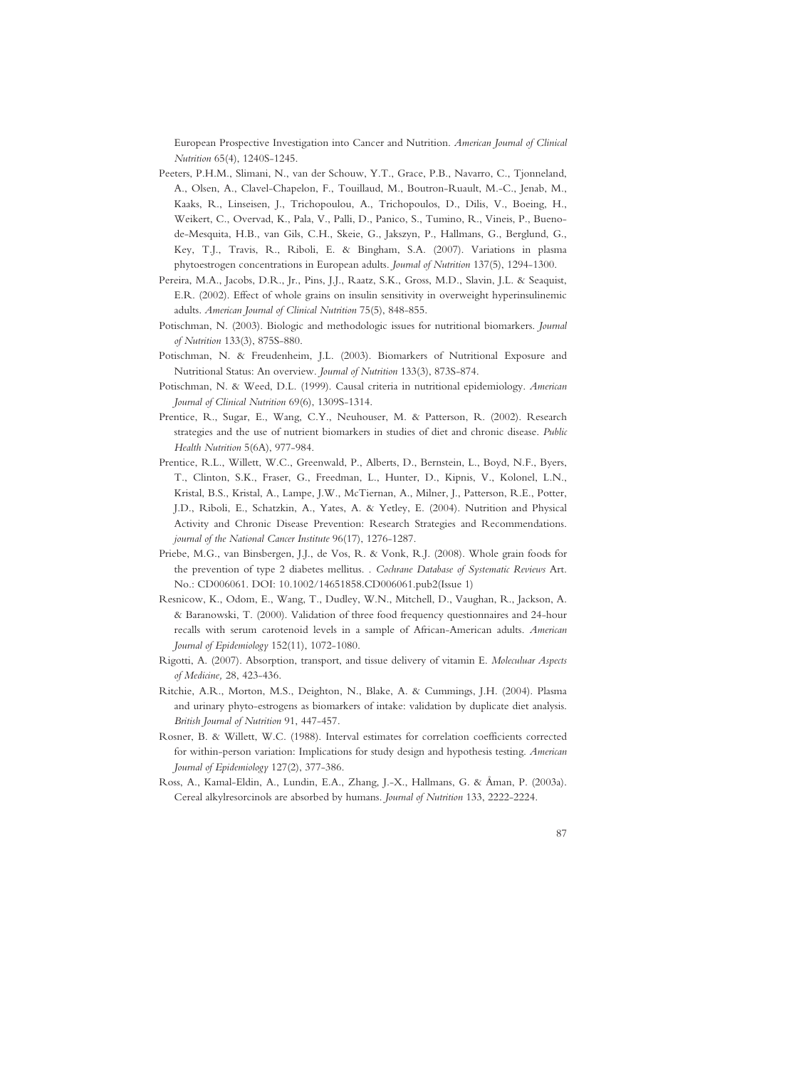European Prospective Investigation into Cancer and Nutrition. *American Journal of Clinical Nutrition* 65(4), 1240S-1245.

Peeters, P.H.M., Slimani, N., van der Schouw, Y.T., Grace, P.B., Navarro, C., Tjonneland, A., Olsen, A., Clavel-Chapelon, F., Touillaud, M., Boutron-Ruault, M.-C., Jenab, M., Kaaks, R., Linseisen, J., Trichopoulou, A., Trichopoulos, D., Dilis, V., Boeing, H., Weikert, C., Overvad, K., Pala, V., Palli, D., Panico, S., Tumino, R., Vineis, P., Bueno-de-Mesquita, H.B., van Gils, C.H., Skeie, G., Jakszyn, P., Hallmans, G., Berglund, G., Key, T.J., Travis, R., Riboli, E. & Bingham, S.A. (2007). Variations in plasma phytoestrogen concentrations in European adults. *Journal of Nutrition* 137(5), 1294-1300.

Pereira, M.A., Jacobs, D.R., Jr., Pins, J.J., Raatz, S.K., Gross, M.D., Slavin, J.L. & Seaquist, E.R. (2002). Effect of whole grains on insulin sensitivity in overweight hyperinsulinemic adults. *American Journal of Clinical Nutrition* 75(5), 848-855.

Potischman, N. (2003). Biologic and methodologic issues for nutritional biomarkers. *Journal of Nutrition* 133(3), 875S-880.

Potischman, N. & Freudenheim, J.L. (2003). Biomarkers of Nutritional Exposure and Nutritional Status: An overview. *Journal of Nutrition* 133(3), 873S-874.

Potischman, N. & Weed, D.L. (1999). Causal criteria in nutritional epidemiology. *American Journal of Clinical Nutrition* 69(6), 1309S-1314.

Prentice, R., Sugar, E., Wang, C.Y., Neuhouser, M. & Patterson, R. (2002). Research strategies and the use of nutrient biomarkers in studies of diet and chronic disease. *Public Health Nutrition* 5(6A), 977-984.

Prentice, R.L., Willett, W.C., Greenwald, P., Alberts, D., Bernstein, L., Boyd, N.F., Byers, T., Clinton, S.K., Fraser, G., Freedman, L., Hunter, D., Kipnis, V., Kolonel, L.N., Kristal, B.S., Kristal, A., Lampe, J.W., McTiernan, A., Milner, J., Patterson, R.E., Potter, J.D., Riboli, E., Schatzkin, A., Yates, A. & Yetley, E. (2004). Nutrition and Physical Activity and Chronic Disease Prevention: Research Strategies and Recommendations. *journal of the National Cancer Institute* 96(17), 1276-1287.

Priebe, M.G., van Binsbergen, J.J., de Vos, R. & Vonk, R.J. (2008). Whole grain foods for the prevention of type 2 diabetes mellitus. . *Cochrane Database of Systematic Reviews* Art. No.: CD006061. DOI: 10.1002/14651858.CD006061.pub2(Issue 1)

Resnicow, K., Odom, E., Wang, T., Dudley, W.N., Mitchell, D., Vaughan, R., Jackson, A. & Baranowski, T. (2000). Validation of three food frequency questionnaires and 24-hour recalls with serum carotenoid levels in a sample of African-American adults. *American Journal of Epidemiology* 152(11), 1072-1080.

Rigotti, A. (2007). Absorption, transport, and tissue delivery of vitamin E. *Moleculuar Aspects of Medicine,* 28, 423-436.

Ritchie, A.R., Morton, M.S., Deighton, N., Blake, A. & Cummings, J.H. (2004). Plasma and urinary phyto-estrogens as biomarkers of intake: validation by duplicate diet analysis. *British Journal of Nutrition* 91, 447-457.

Rosner, B. & Willett, W.C. (1988). Interval estimates for correlation coefficients corrected for within-person variation: Implications for study design and hypothesis testing. *American Journal of Epidemiology* 127(2), 377-386.

Ross, A., Kamal-Eldin, A., Lundin, E.A., Zhang, J.-X., Hallmans, G. & Åman, P. (2003a). Cereal alkylresorcinols are absorbed by humans. *Journal of Nutrition* 133, 2222-2224.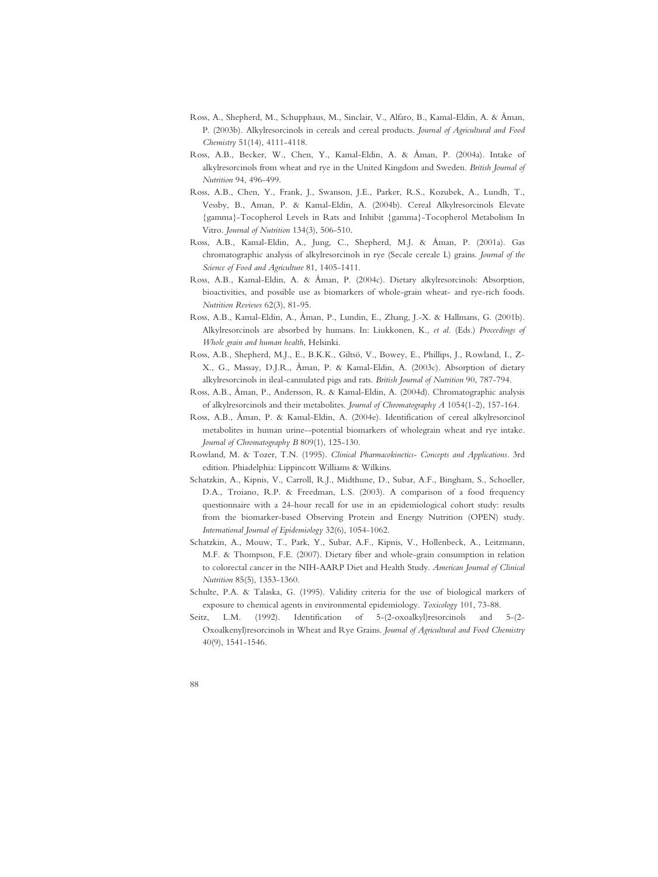Ross, A., Shepherd, M., Schupphaus, M., Sinclair, V., Alfaro, B., Kamal-Eldin, A. & Åman, P. (2003b). Alkylresorcinols in cereals and cereal products. *Journal of Agricultural and Food Chemistry* 51(14), 4111-4118.

Ross, A.B., Becker, W., Chen, Y., Kamal-Eldin, A. & Åman, P. (2004a). Intake of alkylresorcinols from wheat and rye in the United Kingdom and Sweden. *British Journal of Nutrition* 94, 496-499.

Ross, A.B., Chen, Y., Frank, J., Swanson, J.E., Parker, R.S., Kozubek, A., Lundh, T., Vessby, B., Aman, P. & Kamal-Eldin, A. (2004b). Cereal Alkylresorcinols Elevate {gamma}-Tocopherol Levels in Rats and Inhibit {gamma}-Tocopherol Metabolism In Vitro. *Journal of Nutrition* 134(3), 506-510.

Ross, A.B., Kamal-Eldin, A., Jung, C., Shepherd, M.J. & Åman, P. (2001a). Gas chromatographic analysis of alkylresorcinols in rye (Secale cereale L) grains. *Journal of the Science of Food and Agriculture* 81, 1405-1411.

Ross, A.B., Kamal-Eldin, A. & Åman, P. (2004c). Dietary alkylresorcinols: Absorption, bioactivities, and possible use as biomarkers of whole-grain wheat- and rye-rich foods. *Nutrition Reviews* 62(3), 81-95.

Ross, A.B., Kamal-Eldin, A., Åman, P., Lundin, E., Zhang, J.-X. & Hallmans, G. (2001b). Alkylresorcinols are absorbed by humans. In: Liukkonen, K.*, et al.* (Eds.) *Proceedings of Whole grain and human health*, Helsinki.

Ross, A.B., Shepherd, M.J., E., B.K.K., Giltsö, V., Bowey, E., Phillips, J., Rowland, I., Z-X., G., Massay, D.J.R., Åman, P. & Kamal-Eldin, A. (2003c). Absorption of dietary alkylresorcinols in ileal-cannulated pigs and rats. *British Journal of Nutrition* 90, 787-794.

Ross, A.B., Åman, P., Andersson, R. & Kamal-Eldin, A. (2004d). Chromatographic analysis of alkylresorcinols and their metabolites. *Journal of Chromatography A* 1054(1-2), 157-164.

Ross, A.B., Åman, P. & Kamal-Eldin, A. (2004e). Identification of cereal alkylresorcinol metabolites in human urine--potential biomarkers of wholegrain wheat and rye intake. *Journal of Chromatography B* 809(1), 125-130.

Rowland, M. & Tozer, T.N. (1995). *Clinical Pharmacokinetics- Concepts and Applications*. 3rd edition. Phiadelphia: Lippincott Williams & Wilkins.

Schatzkin, A., Kipnis, V., Carroll, R.J., Midthune, D., Subar, A.F., Bingham, S., Schoeller, D.A., Troiano, R.P. & Freedman, L.S. (2003). A comparison of a food frequency questionnaire with a 24-hour recall for use in an epidemiological cohort study: results from the biomarker-based Observing Protein and Energy Nutrition (OPEN) study. *International Journal of Epidemiology* 32(6), 1054-1062.

Schatzkin, A., Mouw, T., Park, Y., Subar, A.F., Kipnis, V., Hollenbeck, A., Leitzmann, M.F. & Thompson, F.E. (2007). Dietary fiber and whole-grain consumption in relation to colorectal cancer in the NIH-AARP Diet and Health Study. *American Journal of Clinical Nutrition* 85(5), 1353-1360.

Schulte, P.A. & Talaska, G. (1995). Validity criteria for the use of biological markers of exposure to chemical agents in environmental epidemiology. *Toxicology* 101, 73-88.

Seitz, L.M. (1992). Identification of 5-(2-oxoalkyl)resorcinols and 5-(2-Oxoalkenyl)resorcinols in Wheat and Rye Grains. *Journal of Agricultural and Food Chemistry* 40(9), 1541-1546.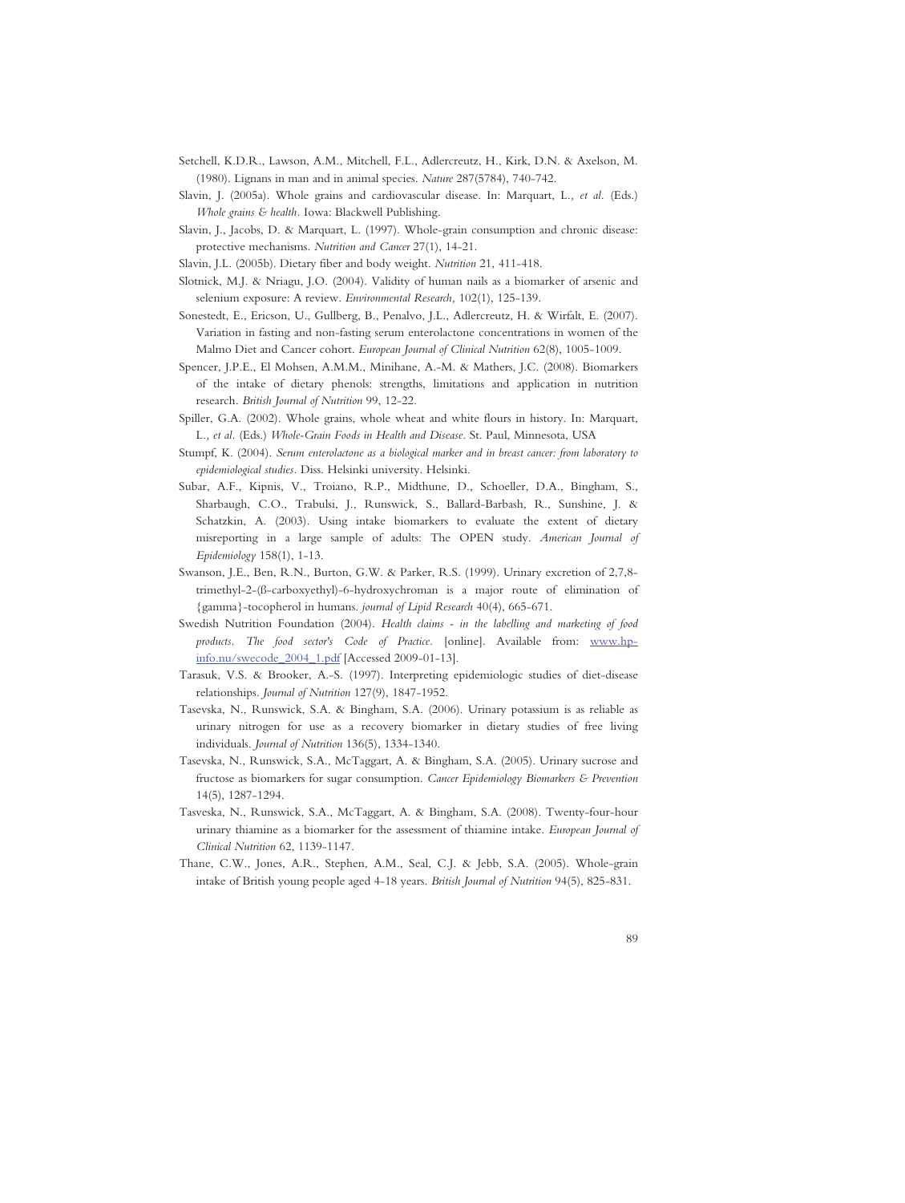Setchell, K.D.R., Lawson, A.M., Mitchell, F.L., Adlercreutz, H., Kirk, D.N. & Axelson, M. (1980). Lignans in man and in animal species. *Nature* 287(5784), 740-742.

Slavin, J. (2005a). Whole grains and cardiovascular disease. In: Marquart, L., *et al.* (Eds.) *Whole grains & health.* Iowa: Blackwell Publishing.

Slavin, J., Jacobs, D. & Marquart, L. (1997). Whole-grain consumption and chronic disease: protective mechanisms. *Nutrition and Cancer* 27(1), 14-21.

Slavin, J.L. (2005b). Dietary fiber and body weight. *Nutrition* 21, 411-418.

Slotnick, M.J. & Nriagu, J.O. (2004). Validity of human nails as a biomarker of arsenic and selenium exposure: A review. *Environmental Research,* 102(1), 125-139.

Sonestedt, E., Ericson, U., Gullberg, B., Penalvo, J.L., Adlercreutz, H. & Wirfalt, E. (2007). Variation in fasting and non-fasting serum enterolactone concentrations in women of the Malmo Diet and Cancer cohort. *European Journal of Clinical Nutrition* 62(8), 1005-1009.

Spencer, J.P.E., El Mohsen, A.M.M., Minihane, A.-M. & Mathers, J.C. (2008). Biomarkers of the intake of dietary phenols: strengths, limitations and application in nutrition research. *British Journal of Nutrition* 99, 12-22.

Spiller, G.A. (2002). Whole grains, whole wheat and white flours in history. In: Marquart, L., *et al.* (Eds.) *Whole-Grain Foods in Health and Disease.* St. Paul, Minnesota, USA

Stumpf, K. (2004). *Serum enterolactone as a biological marker and in breast cancer: from laboratory to epidemiological studies*. Diss. Helsinki university. Helsinki.

Subar, A.F., Kipnis, V., Troiano, R.P., Midthune, D., Schoeller, D.A., Bingham, S., Sharbaugh, C.O., Trabulsi, J., Runswick, S., Ballard-Barbash, R., Sunshine, J. & Schatzkin, A. (2003). Using intake biomarkers to evaluate the extent of dietary misreporting in a large sample of adults: The OPEN study. *American Journal of Epidemiology* 158(1), 1-13.

Swanson, J.E., Ben, R.N., Burton, G.W. & Parker, R.S. (1999). Urinary excretion of 2,7,8-trimethyl-2-(ß-carboxyethyl)-6-hydroxychroman is a major route of elimination of {gamma}-tocopherol in humans. *journal of Lipid Research* 40(4), 665-671.

Swedish Nutrition Foundation (2004). *Health claims - in the labelling and marketing of food products. The food sector's Code of Practice.* [online]. Available from: www.hp-info.nu/swecode_2004_1.pdf [Accessed 2009-01-13].

Tarasuk, V.S. & Brooker, A.-S. (1997). Interpreting epidemiologic studies of diet-disease relationships. *Journal of Nutrition* 127(9), 1847-1952.

Tasevska, N., Runswick, S.A. & Bingham, S.A. (2006). Urinary potassium is as reliable as urinary nitrogen for use as a recovery biomarker in dietary studies of free living individuals. *Journal of Nutrition* 136(5), 1334-1340.

Tasevska, N., Runswick, S.A., McTaggart, A. & Bingham, S.A. (2005). Urinary sucrose and fructose as biomarkers for sugar consumption. *Cancer Epidemiology Biomarkers & Prevention* 14(5), 1287-1294.

Tasveska, N., Runswick, S.A., McTaggart, A. & Bingham, S.A. (2008). Twenty-four-hour urinary thiamine as a biomarker for the assessment of thiamine intake. *European Journal of Clinical Nutrition* 62, 1139-1147.

Thane, C.W., Jones, A.R., Stephen, A.M., Seal, C.J. & Jebb, S.A. (2005). Whole-grain intake of British young people aged 4-18 years. *British Journal of Nutrition* 94(5), 825-831.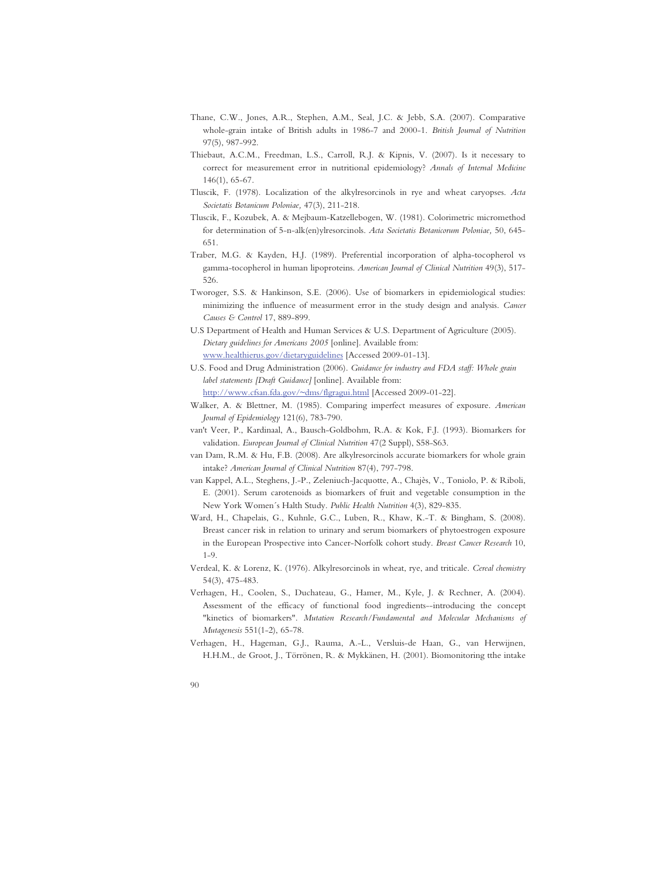Thane, C.W., Jones, A.R., Stephen, A.M., Seal, J.C. & Jebb, S.A. (2007). Comparative whole-grain intake of British adults in 1986-7 and 2000-1. *British Journal of Nutrition* 97(5), 987-992.

Thiebaut, A.C.M., Freedman, L.S., Carroll, R.J. & Kipnis, V. (2007). Is it necessary to correct for measurement error in nutritional epidemiology? *Annals of Internal Medicine* 146(1), 65-67.

Tluscik, F. (1978). Localization of the alkylresorcinols in rye and wheat caryopses. *Acta Societatis Botanicum Poloniae,* 47(3), 211-218.

Tluscik, F., Kozubek, A. & Mejbaum-Katzellebogen, W. (1981). Colorimetric micromethod for determination of 5-n-alk(en)ylresorcinols. *Acta Societatis Botanicorum Poloniae,* 50, 645-651.

Traber, M.G. & Kayden, H.J. (1989). Preferential incorporation of alpha-tocopherol vs gamma-tocopherol in human lipoproteins. *American Journal of Clinical Nutrition* 49(3), 517-526.

Tworoger, S.S. & Hankinson, S.E. (2006). Use of biomarkers in epidemiological studies: minimizing the influence of measurment error in the study design and analysis. *Cancer Causes & Control* 17, 889-899.

U.S Department of Health and Human Services & U.S. Department of Agriculture (2005). *Dietary guidelines for Americans 2005* [online]. Available from: www.healthierus.gov/dietaryguidelines [Accessed 2009-01-13].

U.S. Food and Drug Administration (2006). *Guidance for industry and FDA staff: Whole grain label statements [Draft Guidance]* [online]. Available from: http://www.cfsan.fda.gov/~dms/flgragui.html [Accessed 2009-01-22].

Walker, A. & Blettner, M. (1985). Comparing imperfect measures of exposure. *American Journal of Epidemiology* 121(6), 783-790.

van't Veer, P., Kardinaal, A., Bausch-Goldbohm, R.A. & Kok, F.J. (1993). Biomarkers for validation. *European Journal of Clinical Nutrition* 47(2 Suppl), S58-S63.

van Dam, R.M. & Hu, F.B. (2008). Are alkylresorcinols accurate biomarkers for whole grain intake? *American Journal of Clinical Nutrition* 87(4), 797-798.

van Kappel, A.L., Steghens, J.-P., Zeleniuch-Jacquotte, A., Chajès, V., Toniolo, P. & Riboli, E. (2001). Serum carotenoids as biomarkers of fruit and vegetable consumption in the New York Women´s Halth Study. *Public Health Nutrition* 4(3), 829-835.

Ward, H., Chapelais, G., Kuhnle, G.C., Luben, R., Khaw, K.-T. & Bingham, S. (2008). Breast cancer risk in relation to urinary and serum biomarkers of phytoestrogen exposure in the European Prospective into Cancer-Norfolk cohort study. *Breast Cancer Research* 10, 1-9.

Verdeal, K. & Lorenz, K. (1976). Alkylresorcinols in wheat, rye, and triticale. *Cereal chemistry* 54(3), 475-483.

Verhagen, H., Coolen, S., Duchateau, G., Hamer, M., Kyle, J. & Rechner, A. (2004). Assessment of the efficacy of functional food ingredients--introducing the concept "kinetics of biomarkers". *Mutation Research/Fundamental and Molecular Mechanisms of Mutagenesis* 551(1-2), 65-78.

Verhagen, H., Hageman, G.J., Rauma, A.-L., Versluis-de Haan, G., van Herwijnen, H.H.M., de Groot, J., Törrönen, R. & Mykkänen, H. (2001). Biomonitoring tthe intake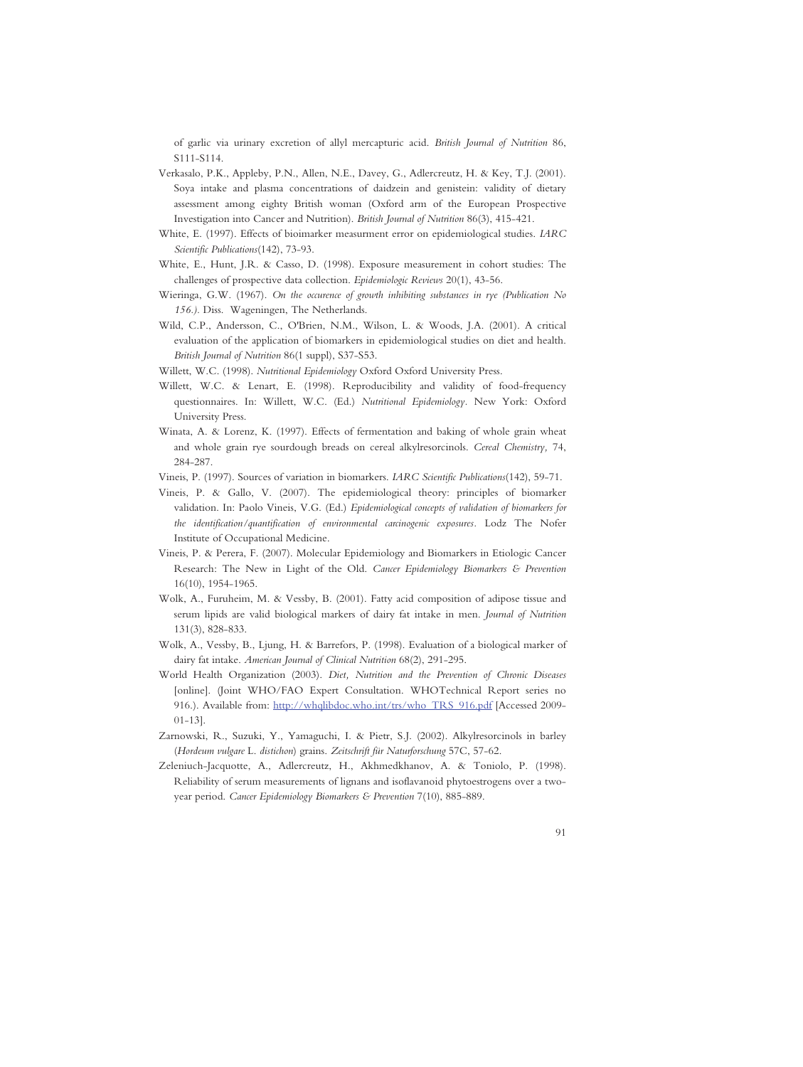of garlic via urinary excretion of allyl mercapturic acid. *British Journal of Nutrition* 86, S111-S114.

Verkasalo, P.K., Appleby, P.N., Allen, N.E., Davey, G., Adlercreutz, H. & Key, T.J. (2001). Soya intake and plasma concentrations of daidzein and genistein: validity of dietary assessment among eighty British woman (Oxford arm of the European Prospective Investigation into Cancer and Nutrition). *British Journal of Nutrition* 86(3), 415-421.

White, E. (1997). Effects of bioimarker measurment error on epidemiological studies. *IARC Scientific Publications*(142), 73-93.

White, E., Hunt, J.R. & Casso, D. (1998). Exposure measurement in cohort studies: The challenges of prospective data collection. *Epidemiologic Reviews* 20(1), 43-56.

Wieringa, G.W. (1967). *On the occurence of growth inhibiting substances in rye (Publication No 156.)*. Diss. Wageningen, The Netherlands.

Wild, C.P., Andersson, C., O'Brien, N.M., Wilson, L. & Woods, J.A. (2001). A critical evaluation of the application of biomarkers in epidemiological studies on diet and health. *British Journal of Nutrition* 86(1 suppl), S37-S53.

Willett, W.C. (1998). *Nutritional Epidemiology* Oxford Oxford University Press.

Willett, W.C. & Lenart, E. (1998). Reproducibility and validity of food-frequency questionnaires. In: Willett, W.C. (Ed.) *Nutritional Epidemiology*. New York: Oxford University Press.

Winata, A. & Lorenz, K. (1997). Effects of fermentation and baking of whole grain wheat and whole grain rye sourdough breads on cereal alkylresorcinols. *Cereal Chemistry*, 74, 284-287.

Vineis, P. (1997). Sources of variation in biomarkers. *IARC Scientific Publications*(142), 59-71.

Vineis, P. & Gallo, V. (2007). The epidemiological theory: principles of biomarker validation. In: Paolo Vineis, V.G. (Ed.) *Epidemiological concepts of validation of biomarkers for the identification/quantification of environmental carcinogenic exposures*. Lodz The Nofer Institute of Occupational Medicine.

Vineis, P. & Perera, F. (2007). Molecular Epidemiology and Biomarkers in Etiologic Cancer Research: The New in Light of the Old. *Cancer Epidemiology Biomarkers & Prevention* 16(10), 1954-1965.

Wolk, A., Furuheim, M. & Vessby, B. (2001). Fatty acid composition of adipose tissue and serum lipids are valid biological markers of dairy fat intake in men. *Journal of Nutrition* 131(3), 828-833.

Wolk, A., Vessby, B., Ljung, H. & Barrefors, P. (1998). Evaluation of a biological marker of dairy fat intake. *American Journal of Clinical Nutrition* 68(2), 291-295.

World Health Organization (2003). *Diet, Nutrition and the Prevention of Chronic Diseases* [online]. (Joint WHO/FAO Expert Consultation. WHOTechnical Report series no 916.). Available from: http://whqlibdoc.who.int/trs/who_TRS_916.pdf [Accessed 2009-01-13].

Zarnowski, R., Suzuki, Y., Yamaguchi, I. & Pietr, S.J. (2002). Alkylresorcinols in barley (*Hordeum vulgare* L. *distichon*) grains. *Zeitschrift für Naturforschung* 57C, 57-62.

Zeleniuch-Jacquotte, A., Adlercreutz, H., Akhmedkhanov, A. & Toniolo, P. (1998). Reliability of serum measurements of lignans and isoflavanoid phytoestrogens over a two-year period. *Cancer Epidemiology Biomarkers & Prevention* 7(10), 885-889.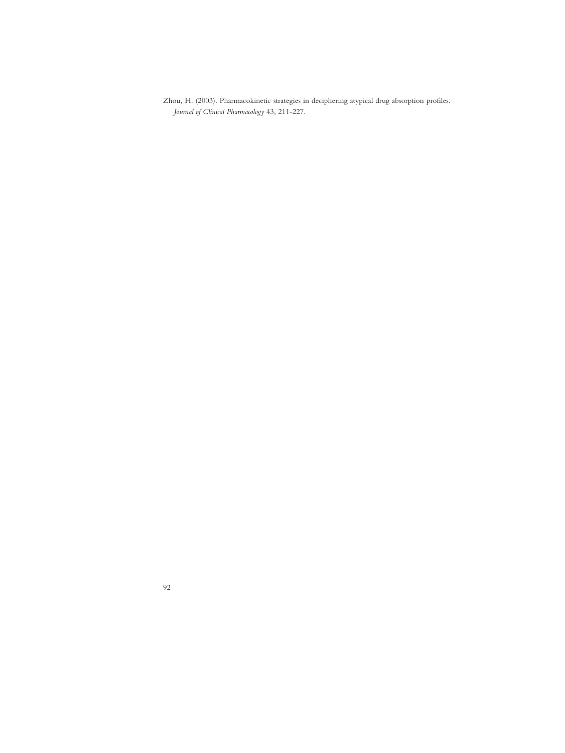Zhou, H. (2003). Pharmacokinetic strategies in deciphering atypical drug absorption profiles. *Journal of Clinical Pharmacology* 43, 211-227.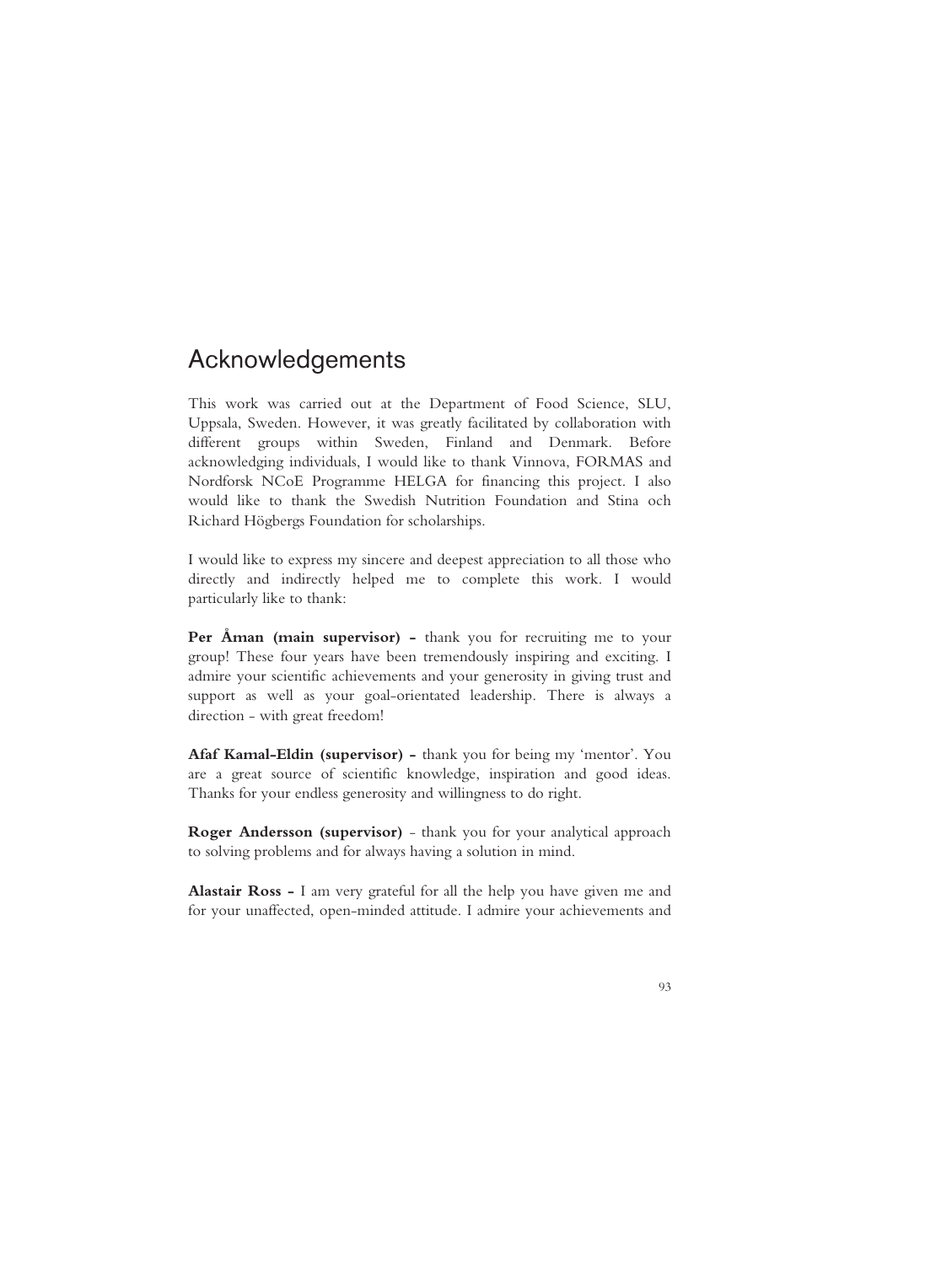# Acknowledgements

This work was carried out at the Department of Food Science, SLU, Uppsala, Sweden. However, it was greatly facilitated by collaboration with different groups within Sweden, Finland and Denmark. Before acknowledging individuals, I would like to thank Vinnova, FORMAS and Nordforsk NCoE Programme HELGA for financing this project. I also would like to thank the Swedish Nutrition Foundation and Stina och Richard Högbergs Foundation for scholarships.

I would like to express my sincere and deepest appreciation to all those who directly and indirectly helped me to complete this work. I would particularly like to thank:

**Per Åman (main supervisor) -** thank you for recruiting me to your group! These four years have been tremendously inspiring and exciting. I admire your scientific achievements and your generosity in giving trust and support as well as your goal-orientated leadership. There is always a direction - with great freedom!

**Afaf Kamal-Eldin (supervisor) -** thank you for being my 'mentor'. You are a great source of scientific knowledge, inspiration and good ideas. Thanks for your endless generosity and willingness to do right.

**Roger Andersson (supervisor)** - thank you for your analytical approach to solving problems and for always having a solution in mind.

**Alastair Ross -** I am very grateful for all the help you have given me and for your unaffected, open-minded attitude. I admire your achievements and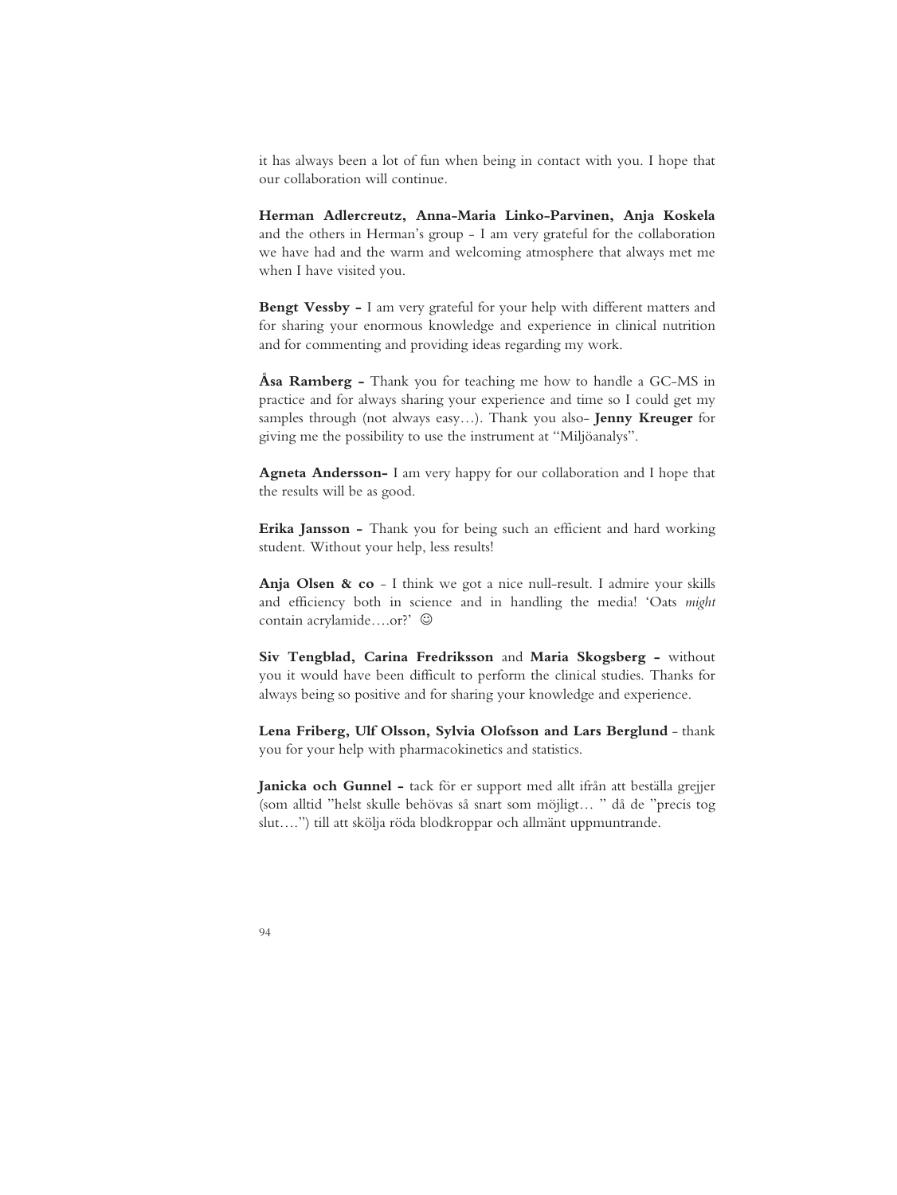it has always been a lot of fun when being in contact with you. I hope that our collaboration will continue.

**Herman Adlercreutz, Anna-Maria Linko-Parvinen, Anja Koskela** and the others in Herman's group - I am very grateful for the collaboration we have had and the warm and welcoming atmosphere that always met me when I have visited you.

**Bengt Vessby -** I am very grateful for your help with different matters and for sharing your enormous knowledge and experience in clinical nutrition and for commenting and providing ideas regarding my work.

**Åsa Ramberg -** Thank you for teaching me how to handle a GC-MS in practice and for always sharing your experience and time so I could get my samples through (not always easy…). Thank you also- **Jenny Kreuger** for giving me the possibility to use the instrument at "Miljöanalys".

**Agneta Andersson-** I am very happy for our collaboration and I hope that the results will be as good.

**Erika Jansson -** Thank you for being such an efficient and hard working student. Without your help, less results!

**Anja Olsen & co** - I think we got a nice null-result. I admire your skills and efficiency both in science and in handling the media! 'Oats *might* contain acrylamide….or?' ☺

**Siv Tengblad, Carina Fredriksson** and **Maria Skogsberg -** without you it would have been difficult to perform the clinical studies. Thanks for always being so positive and for sharing your knowledge and experience.

**Lena Friberg, Ulf Olsson, Sylvia Olofsson and Lars Berglund** - thank you for your help with pharmacokinetics and statistics.

**Janicka och Gunnel -** tack för er support med allt ifrån att beställa grejjer (som alltid "helst skulle behövas så snart som möjligt… " då de "precis tog slut….") till att skölja röda blodkroppar och allmänt uppmuntrande.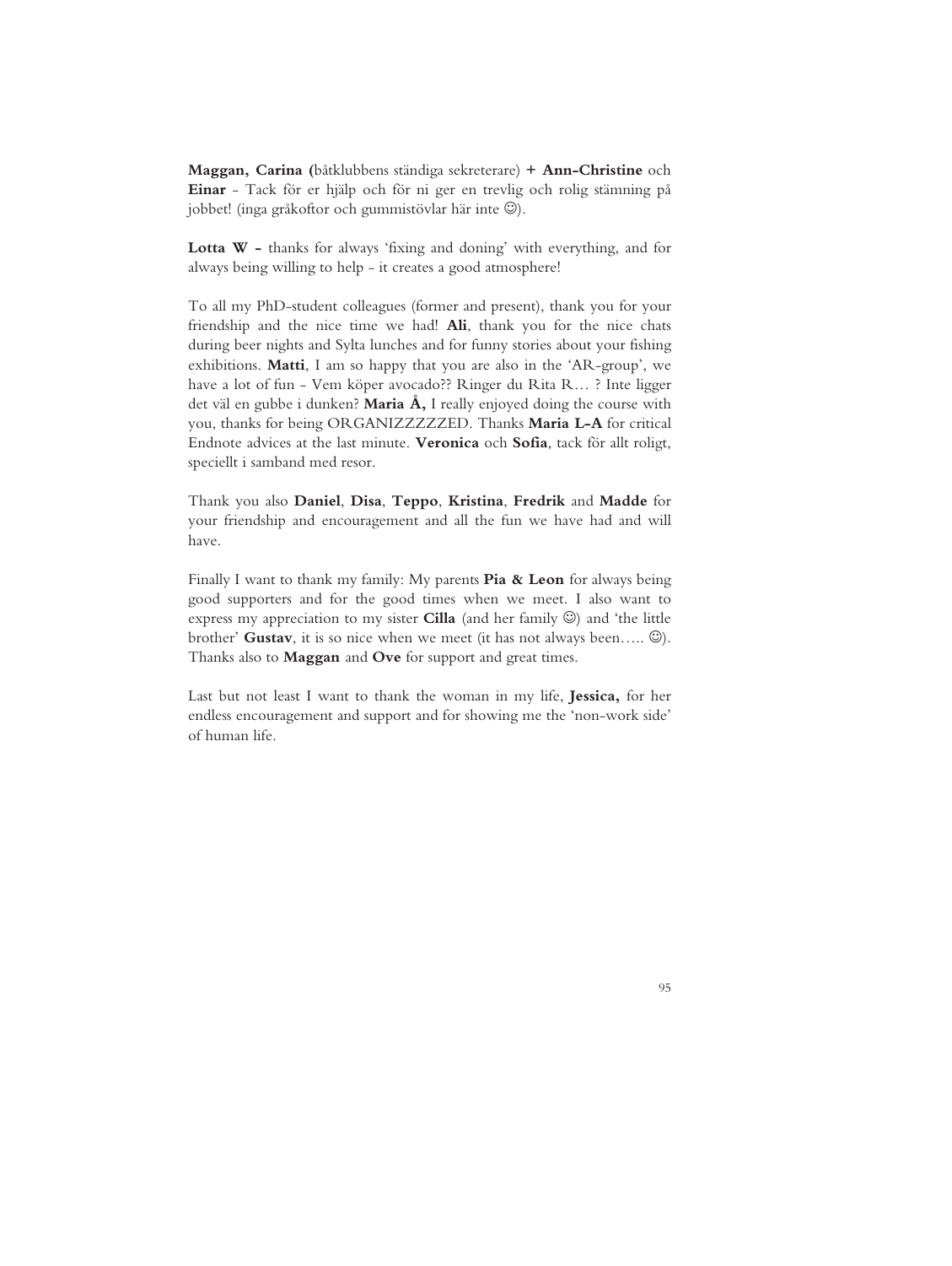**Maggan, Carina (**båtklubbens ständiga sekreterare) **+ Ann-Christine** och **Einar** - Tack för er hjälp och för ni ger en trevlig och rolig stämning på jobbet! (inga gråkoftor och gummistövlar här inte ☺).

**Lotta W -** thanks for always 'fixing and doning' with everything, and for always being willing to help - it creates a good atmosphere!

To all my PhD-student colleagues (former and present), thank you for your friendship and the nice time we had! **Ali**, thank you for the nice chats during beer nights and Sylta lunches and for funny stories about your fishing exhibitions. **Matti**, I am so happy that you are also in the 'AR-group', we have a lot of fun - Vem köper avocado?? Ringer du Rita R… ? Inte ligger det väl en gubbe i dunken? **Maria Å,** I really enjoyed doing the course with you, thanks for being ORGANIZZZZZED. Thanks **Maria L-A** for critical Endnote advices at the last minute. **Veronica** och **Sofia**, tack för allt roligt, speciellt i samband med resor.

Thank you also **Daniel**, **Disa**, **Teppo**, **Kristina**, **Fredrik** and **Madde** for your friendship and encouragement and all the fun we have had and will have.

Finally I want to thank my family: My parents **Pia & Leon** for always being good supporters and for the good times when we meet. I also want to express my appreciation to my sister **Cilla** (and her family ☺) and 'the little brother' **Gustav**, it is so nice when we meet (it has not always been….. ☺). Thanks also to **Maggan** and **Ove** for support and great times.

Last but not least I want to thank the woman in my life, **Jessica,** for her endless encouragement and support and for showing me the 'non-work side' of human life.